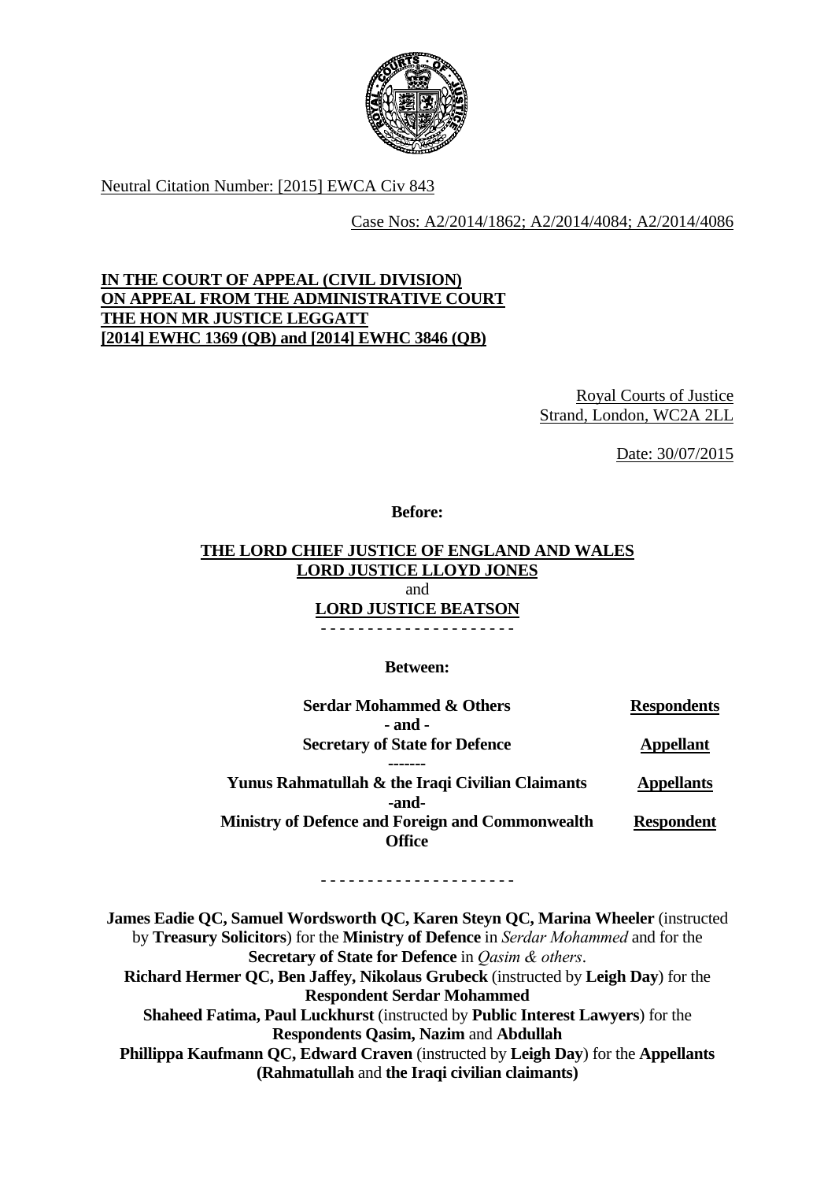Neutral Citation Number: [2015] EWCA Civ 843

Case Nos: A2/2014/1862; A2/2014/4084; A2/2014/4086

**IN THE COURT OF APPEAL (CIVIL DIVISION)**
**ON APPEAL FROM THE ADMINISTRATIVE COURT**
**THE HON MR JUSTICE LEGGATT**
**[2014] EWHC 1369 (QB) and [2014] EWHC 3846 (QB)**

Royal Courts of Justice
Strand, London, WC2A 2LL

Date: 30/07/2015

**Before:**

**THE LORD CHIEF JUSTICE OF ENGLAND AND WALES**
**LORD JUSTICE LLOYD JONES**
and
**LORD JUSTICE BEATSON**

- - - - - - - - - - - - - - - - - - - - -

**Between:**

| | |
|---|---|
| **Serdar Mohammed & Others** | **Respondents** |
| **- and -** | |
| **Secretary of State for Defence** | **Appellant** |
| **-------** | |
| **Yunus Rahmatullah & the Iraqi Civilian Claimants** | **Appellants** |
| **-and-** | |
| **Ministry of Defence and Foreign and Commonwealth Office** | **Respondent** |

- - - - - - - - - - - - - - - - - - - - -

**James Eadie QC, Samuel Wordsworth QC, Karen Steyn QC, Marina Wheeler** (instructed by **Treasury Solicitors**) for the **Ministry of Defence** in *Serdar Mohammed* and for the **Secretary of State for Defence** in *Qasim & others*.
**Richard Hermer QC, Ben Jaffey, Nikolaus Grubeck** (instructed by **Leigh Day**) for the **Respondent Serdar Mohammed**
**Shaheed Fatima, Paul Luckhurst** (instructed by **Public Interest Lawyers**) for the **Respondents Qasim, Nazim** and **Abdullah**
**Phillippa Kaufmann QC, Edward Craven** (instructed by **Leigh Day**) for the **Appellants (Rahmatullah** and **the Iraqi civilian claimants)**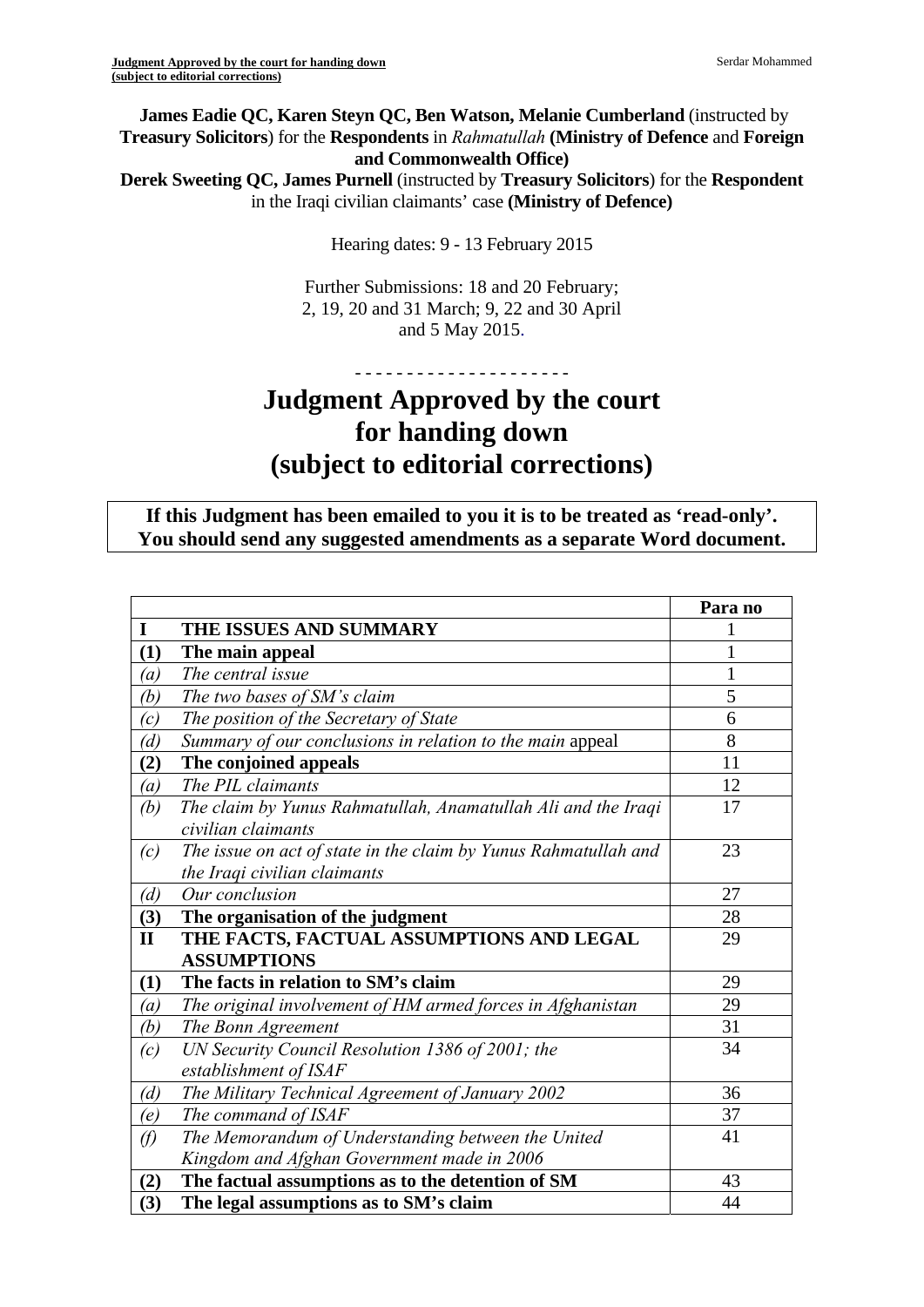**James Eadie QC, Karen Steyn QC, Ben Watson, Melanie Cumberland** (instructed by **Treasury Solicitors**) for the **Respondents** in *Rahmatullah* **(Ministry of Defence** and **Foreign and Commonwealth Office)**

**Derek Sweeting QC, James Purnell** (instructed by **Treasury Solicitors**) for the **Respondent** in the Iraqi civilian claimants' case **(Ministry of Defence)**

Hearing dates: 9 - 13 February 2015

Further Submissions: 18 and 20 February; 2, 19, 20 and 31 March; 9, 22 and 30 April and 5 May 2015.

- - - - - - - - - - - - - - - - - - - - -

# Judgment Approved by the court for handing down (subject to editorial corrections)

**If this Judgment has been emailed to you it is to be treated as 'read-only'. You should send any suggested amendments as a separate Word document.**

| | | Para no |
|---|---|---|
| **I** | **THE ISSUES AND SUMMARY** | 1 |
| **(1)** | **The main appeal** | 1 |
| *(a)* | *The central issue* | 1 |
| *(b)* | *The two bases of SM's claim* | 5 |
| *(c)* | *The position of the Secretary of State* | 6 |
| *(d)* | *Summary of our conclusions in relation to the main* appeal | 8 |
| **(2)** | **The conjoined appeals** | 11 |
| *(a)* | *The PIL claimants* | 12 |
| *(b)* | *The claim by Yunus Rahmatullah, Anamatullah Ali and the Iraqi civilian claimants* | 17 |
| *(c)* | *The issue on act of state in the claim by Yunus Rahmatullah and the Iraqi civilian claimants* | 23 |
| *(d)* | *Our conclusion* | 27 |
| **(3)** | **The organisation of the judgment** | 28 |
| **II** | **THE FACTS, FACTUAL ASSUMPTIONS AND LEGAL ASSUMPTIONS** | 29 |
| **(1)** | **The facts in relation to SM's claim** | 29 |
| *(a)* | *The original involvement of HM armed forces in Afghanistan* | 29 |
| *(b)* | *The Bonn Agreement* | 31 |
| *(c)* | *UN Security Council Resolution 1386 of 2001; the establishment of ISAF* | 34 |
| *(d)* | *The Military Technical Agreement of January 2002* | 36 |
| *(e)* | *The command of ISAF* | 37 |
| *(f)* | *The Memorandum of Understanding between the United Kingdom and Afghan Government made in 2006* | 41 |
| **(2)** | **The factual assumptions as to the detention of SM** | 43 |
| **(3)** | **The legal assumptions as to SM's claim** | 44 |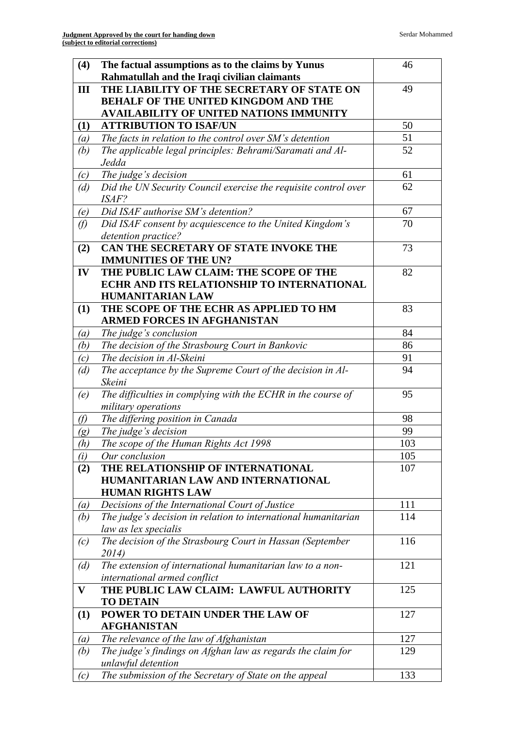| | | |
|---|---|---|
| **(4)** | **The factual assumptions as to the claims by Yunus Rahmatullah and the Iraqi civilian claimants** | 46 |
| **III** | **THE LIABILITY OF THE SECRETARY OF STATE ON BEHALF OF THE UNITED KINGDOM AND THE AVAILABILITY OF UNITED NATIONS IMMUNITY** | 49 |
| **(1)** | **ATTRIBUTION TO ISAF/UN** | 50 |
| *(a)* | *The facts in relation to the control over SM's detention* | 51 |
| *(b)* | *The applicable legal principles: Behrami/Saramati and Al-Jedda* | 52 |
| *(c)* | *The judge's decision* | 61 |
| *(d)* | *Did the UN Security Council exercise the requisite control over ISAF?* | 62 |
| *(e)* | *Did ISAF authorise SM's detention?* | 67 |
| *(f)* | *Did ISAF consent by acquiescence to the United Kingdom's detention practice?* | 70 |
| **(2)** | **CAN THE SECRETARY OF STATE INVOKE THE IMMUNITIES OF THE UN?** | 73 |
| **IV** | **THE PUBLIC LAW CLAIM: THE SCOPE OF THE ECHR AND ITS RELATIONSHIP TO INTERNATIONAL HUMANITARIAN LAW** | 82 |
| **(1)** | **THE SCOPE OF THE ECHR AS APPLIED TO HM ARMED FORCES IN AFGHANISTAN** | 83 |
| *(a)* | *The judge's conclusion* | 84 |
| *(b)* | *The decision of the Strasbourg Court in Bankovic* | 86 |
| *(c)* | *The decision in Al-Skeini* | 91 |
| *(d)* | *The acceptance by the Supreme Court of the decision in Al-Skeini* | 94 |
| *(e)* | *The difficulties in complying with the ECHR in the course of military operations* | 95 |
| *(f)* | *The differing position in Canada* | 98 |
| *(g)* | *The judge's decision* | 99 |
| *(h)* | *The scope of the Human Rights Act 1998* | 103 |
| *(i)* | *Our conclusion* | 105 |
| **(2)** | **THE RELATIONSHIP OF INTERNATIONAL HUMANITARIAN LAW AND INTERNATIONAL HUMAN RIGHTS LAW** | 107 |
| *(a)* | *Decisions of the International Court of Justice* | 111 |
| *(b)* | *The judge's decision in relation to international humanitarian law as lex specialis* | 114 |
| *(c)* | *The decision of the Strasbourg Court in Hassan (September 2014)* | 116 |
| *(d)* | *The extension of international humanitarian law to a non-international armed conflict* | 121 |
| **V** | **THE PUBLIC LAW CLAIM: LAWFUL AUTHORITY TO DETAIN** | 125 |
| **(1)** | **POWER TO DETAIN UNDER THE LAW OF AFGHANISTAN** | 127 |
| *(a)* | *The relevance of the law of Afghanistan* | 127 |
| *(b)* | *The judge's findings on Afghan law as regards the claim for unlawful detention* | 129 |
| *(c)* | *The submission of the Secretary of State on the appeal* | 133 |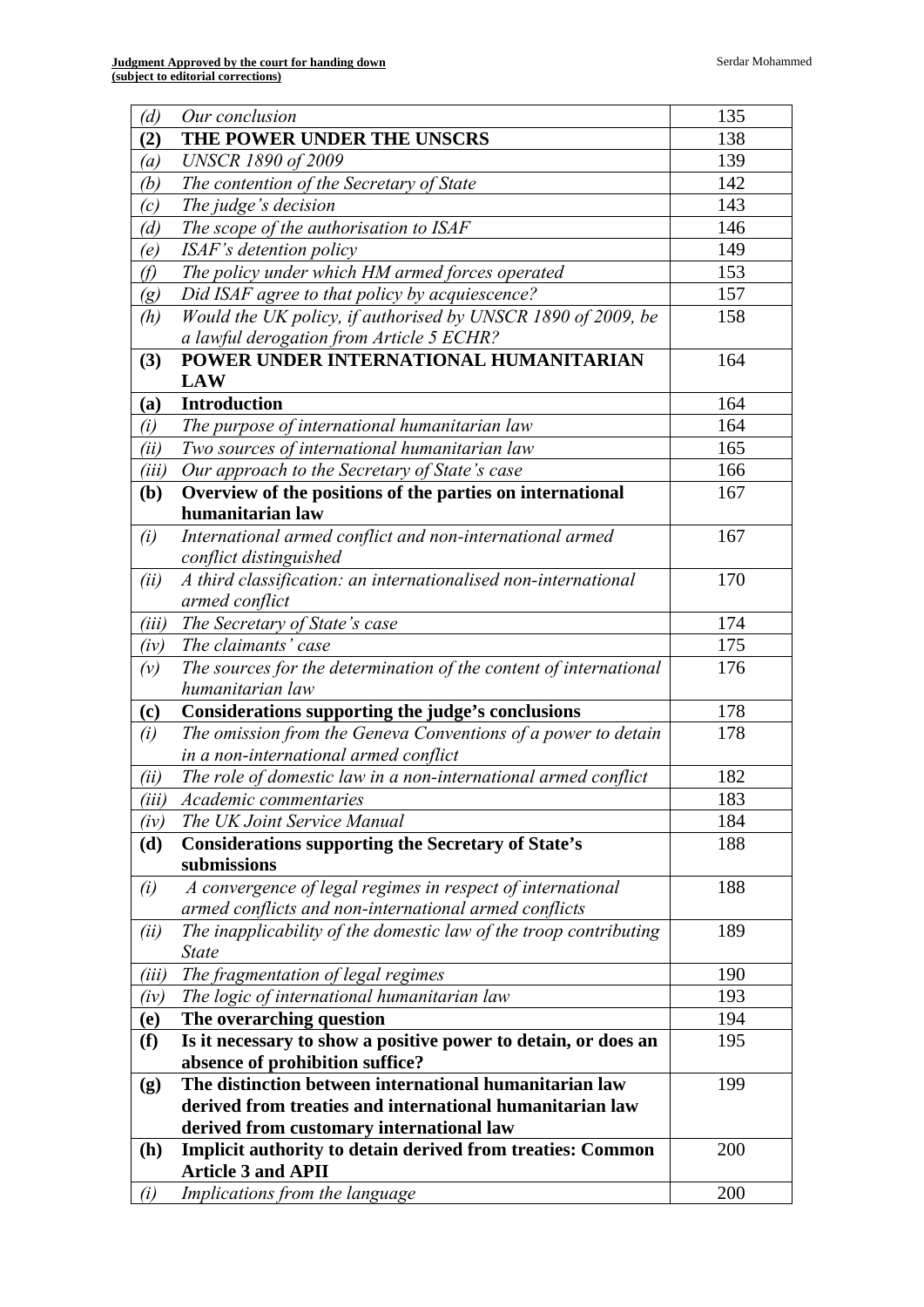| | | |
|---|---|---|
| *(d)* | *Our conclusion* | 135 |
| **(2)** | **THE POWER UNDER THE UNSCRS** | 138 |
| *(a)* | *UNSCR 1890 of 2009* | 139 |
| *(b)* | *The contention of the Secretary of State* | 142 |
| *(c)* | *The judge's decision* | 143 |
| *(d)* | *The scope of the authorisation to ISAF* | 146 |
| *(e)* | *ISAF's detention policy* | 149 |
| *(f)* | *The policy under which HM armed forces operated* | 153 |
| *(g)* | *Did ISAF agree to that policy by acquiescence?* | 157 |
| *(h)* | *Would the UK policy, if authorised by UNSCR 1890 of 2009, be a lawful derogation from Article 5 ECHR?* | 158 |
| **(3)** | **POWER UNDER INTERNATIONAL HUMANITARIAN LAW** | 164 |
| **(a)** | **Introduction** | 164 |
| *(i)* | *The purpose of international humanitarian law* | 164 |
| *(ii)* | *Two sources of international humanitarian law* | 165 |
| *(iii)* | *Our approach to the Secretary of State's case* | 166 |
| **(b)** | **Overview of the positions of the parties on international humanitarian law** | 167 |
| *(i)* | *International armed conflict and non-international armed conflict distinguished* | 167 |
| *(ii)* | *A third classification: an internationalised non-international armed conflict* | 170 |
| *(iii)* | *The Secretary of State's case* | 174 |
| *(iv)* | *The claimants' case* | 175 |
| *(v)* | *The sources for the determination of the content of international humanitarian law* | 176 |
| **(c)** | **Considerations supporting the judge's conclusions** | 178 |
| *(i)* | *The omission from the Geneva Conventions of a power to detain in a non-international armed conflict* | 178 |
| *(ii)* | *The role of domestic law in a non-international armed conflict* | 182 |
| *(iii)* | *Academic commentaries* | 183 |
| *(iv)* | *The UK Joint Service Manual* | 184 |
| **(d)** | **Considerations supporting the Secretary of State's submissions** | 188 |
| *(i)* | *A convergence of legal regimes in respect of international armed conflicts and non-international armed conflicts* | 188 |
| *(ii)* | *The inapplicability of the domestic law of the troop contributing State* | 189 |
| *(iii)* | *The fragmentation of legal regimes* | 190 |
| *(iv)* | *The logic of international humanitarian law* | 193 |
| **(e)** | **The overarching question** | 194 |
| **(f)** | **Is it necessary to show a positive power to detain, or does an absence of prohibition suffice?** | 195 |
| **(g)** | **The distinction between international humanitarian law derived from treaties and international humanitarian law derived from customary international law** | 199 |
| **(h)** | **Implicit authority to detain derived from treaties: Common Article 3 and APII** | 200 |
| *(i)* | *Implications from the language* | 200 |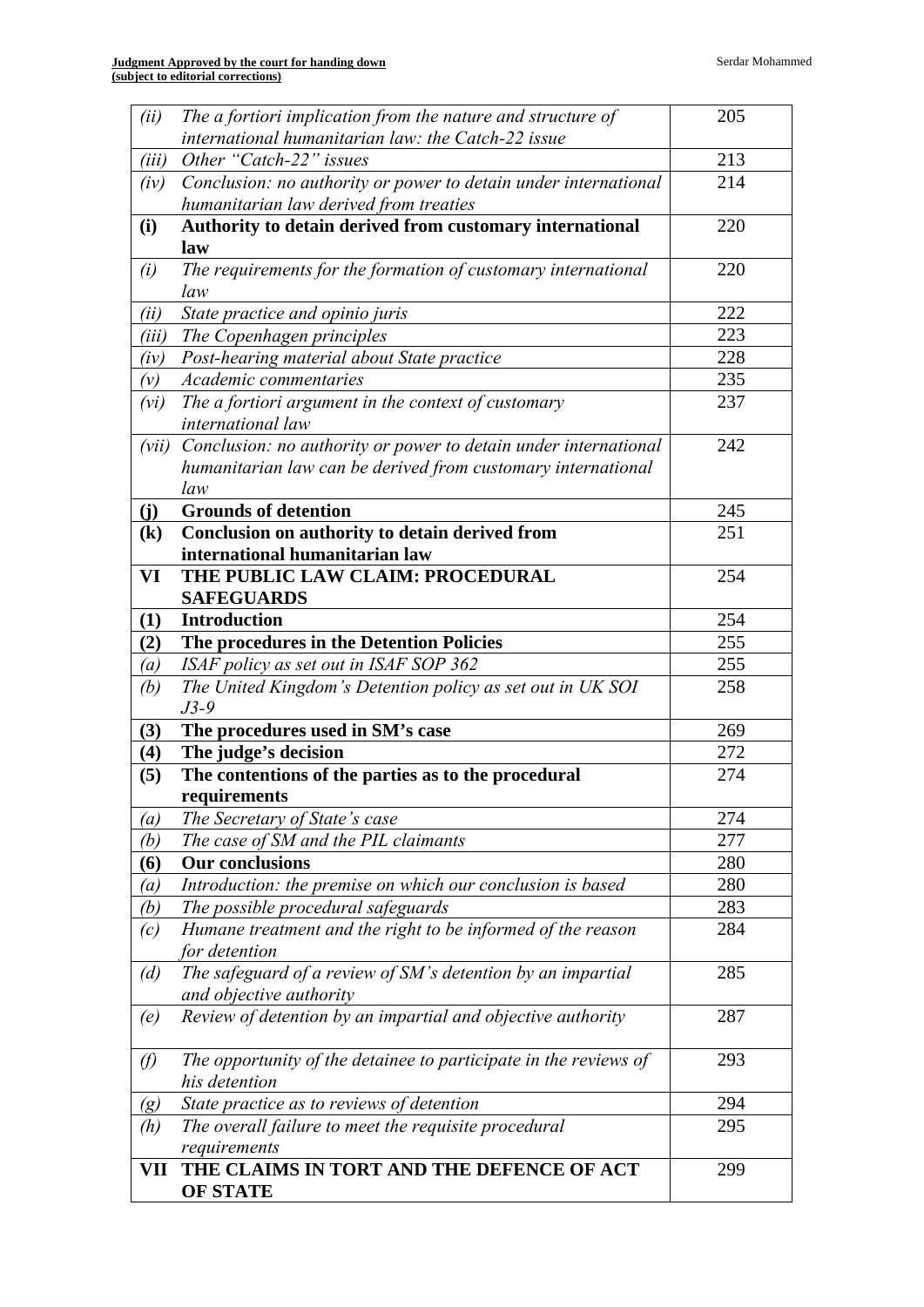| | | |
|---|---|---|
| *(ii)* | *The a fortiori implication from the nature and structure of international humanitarian law: the Catch-22 issue* | 205 |
| *(iii)* | *Other "Catch-22" issues* | 213 |
| *(iv)* | *Conclusion: no authority or power to detain under international humanitarian law derived from treaties* | 214 |
| **(i)** | **Authority to detain derived from customary international law** | 220 |
| *(i)* | *The requirements for the formation of customary international law* | 220 |
| *(ii)* | *State practice and opinio juris* | 222 |
| *(iii)* | *The Copenhagen principles* | 223 |
| *(iv)* | *Post-hearing material about State practice* | 228 |
| *(v)* | *Academic commentaries* | 235 |
| *(vi)* | *The a fortiori argument in the context of customary international law* | 237 |
| *(vii)* | *Conclusion: no authority or power to detain under international humanitarian law can be derived from customary international law* | 242 |
| **(j)** | **Grounds of detention** | 245 |
| **(k)** | **Conclusion on authority to detain derived from international humanitarian law** | 251 |
| **VI** | **THE PUBLIC LAW CLAIM: PROCEDURAL SAFEGUARDS** | 254 |
| **(1)** | **Introduction** | 254 |
| **(2)** | **The procedures in the Detention Policies** | 255 |
| *(a)* | *ISAF policy as set out in ISAF SOP 362* | 255 |
| *(b)* | *The United Kingdom's Detention policy as set out in UK SOI J3-9* | 258 |
| **(3)** | **The procedures used in SM's case** | 269 |
| **(4)** | **The judge's decision** | 272 |
| **(5)** | **The contentions of the parties as to the procedural requirements** | 274 |
| *(a)* | *The Secretary of State's case* | 274 |
| *(b)* | *The case of SM and the PIL claimants* | 277 |
| **(6)** | **Our conclusions** | 280 |
| *(a)* | *Introduction: the premise on which our conclusion is based* | 280 |
| *(b)* | *The possible procedural safeguards* | 283 |
| *(c)* | *Humane treatment and the right to be informed of the reason for detention* | 284 |
| *(d)* | *The safeguard of a review of SM's detention by an impartial and objective authority* | 285 |
| *(e)* | *Review of detention by an impartial and objective authority* | 287 |
| *(f)* | *The opportunity of the detainee to participate in the reviews of his detention* | 293 |
| *(g)* | *State practice as to reviews of detention* | 294 |
| *(h)* | *The overall failure to meet the requisite procedural requirements* | 295 |
| **VII** | **THE CLAIMS IN TORT AND THE DEFENCE OF ACT OF STATE** | 299 |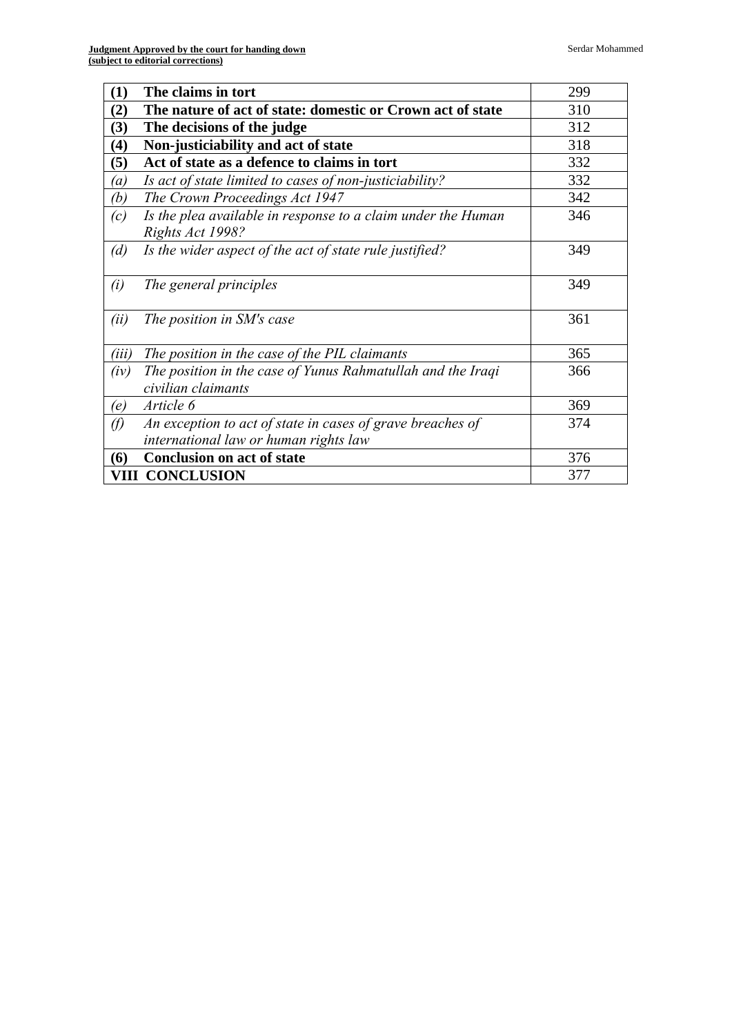| | | |
|---|---|---|
| **(1)** | **The claims in tort** | 299 |
| **(2)** | **The nature of act of state: domestic or Crown act of state** | 310 |
| **(3)** | **The decisions of the judge** | 312 |
| **(4)** | **Non-justiciability and act of state** | 318 |
| **(5)** | **Act of state as a defence to claims in tort** | 332 |
| *(a)* | *Is act of state limited to cases of non-justiciability?* | 332 |
| *(b)* | *The Crown Proceedings Act 1947* | 342 |
| *(c)* | *Is the plea available in response to a claim under the Human Rights Act 1998?* | 346 |
| *(d)* | *Is the wider aspect of the act of state rule justified?* | 349 |
| *(i)* | *The general principles* | 349 |
| *(ii)* | *The position in SM's case* | 361 |
| *(iii)* | *The position in the case of the PIL claimants* | 365 |
| *(iv)* | *The position in the case of Yunus Rahmatullah and the Iraqi civilian claimants* | 366 |
| *(e)* | *Article 6* | 369 |
| *(f)* | *An exception to act of state in cases of grave breaches of international law or human rights law* | 374 |
| **(6)** | **Conclusion on act of state** | 376 |
| **VIII** | **CONCLUSION** | 377 |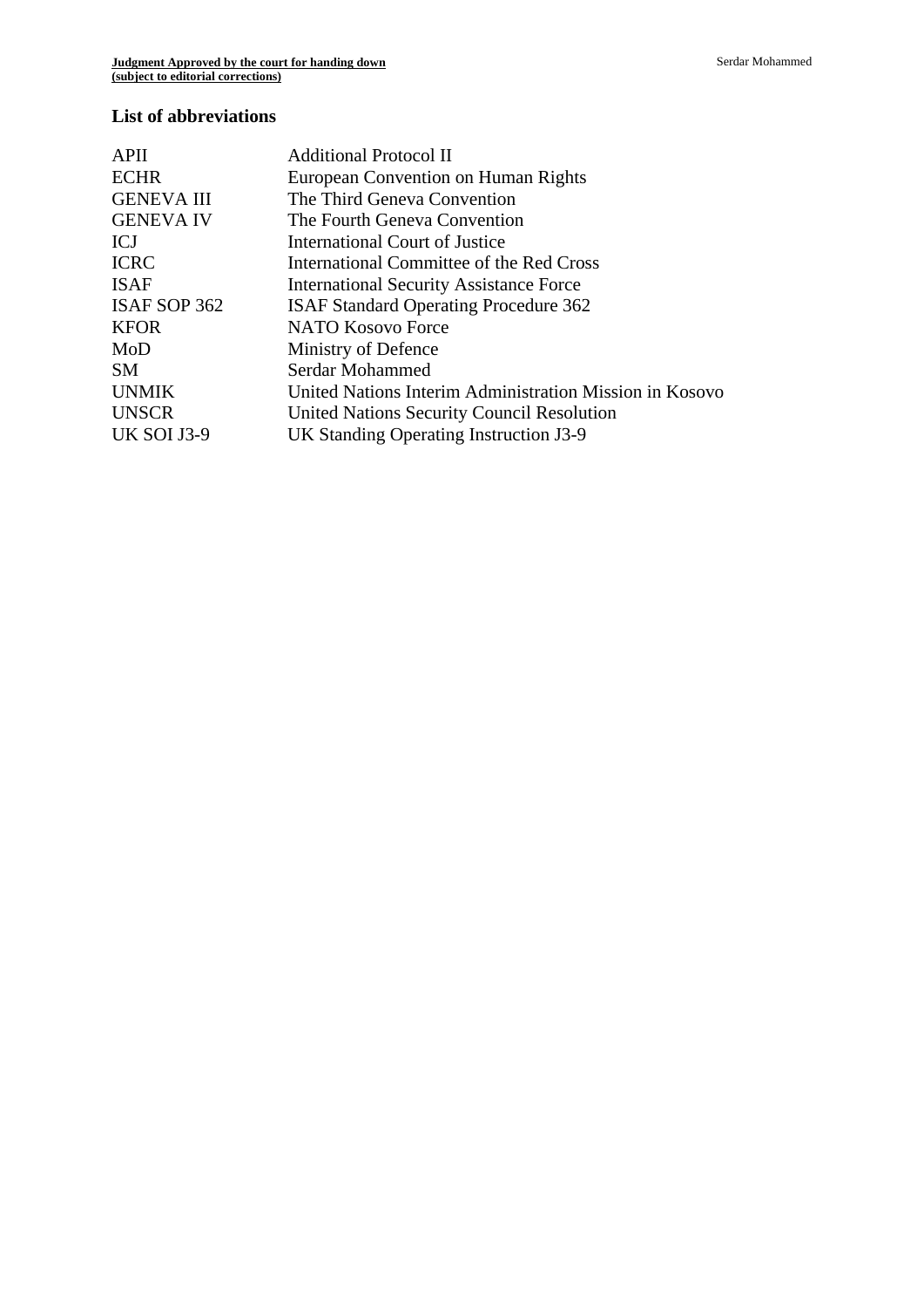## List of abbreviations

| | |
|---|---|
| APII | Additional Protocol II |
| ECHR | European Convention on Human Rights |
| GENEVA III | The Third Geneva Convention |
| GENEVA IV | The Fourth Geneva Convention |
| ICJ | International Court of Justice |
| ICRC | International Committee of the Red Cross |
| ISAF | International Security Assistance Force |
| ISAF SOP 362 | ISAF Standard Operating Procedure 362 |
| KFOR | NATO Kosovo Force |
| MoD | Ministry of Defence |
| SM | Serdar Mohammed |
| UNMIK | United Nations Interim Administration Mission in Kosovo |
| UNSCR | United Nations Security Council Resolution |
| UK SOI J3-9 | UK Standing Operating Instruction J3-9 |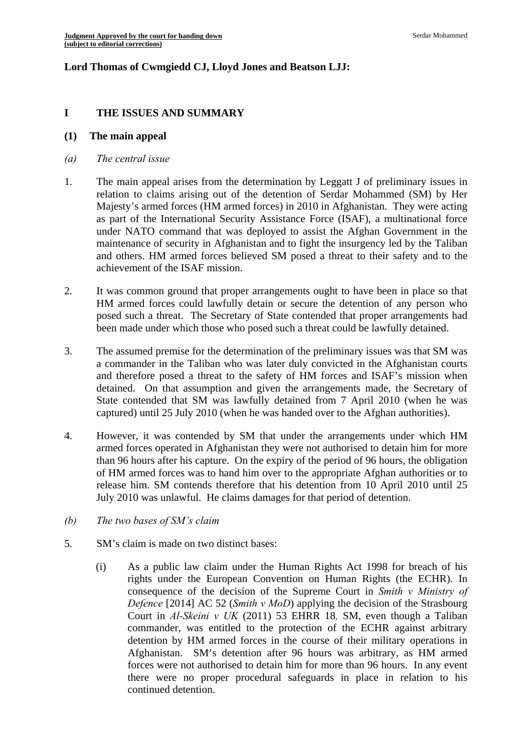**Lord Thomas of Cwmgiedd CJ, Lloyd Jones and Beatson LJJ:**

## I THE ISSUES AND SUMMARY

### (1) The main appeal

#### *(a) The central issue*

1. The main appeal arises from the determination by Leggatt J of preliminary issues in relation to claims arising out of the detention of Serdar Mohammed (SM) by Her Majesty's armed forces (HM armed forces) in 2010 in Afghanistan. They were acting as part of the International Security Assistance Force (ISAF), a multinational force under NATO command that was deployed to assist the Afghan Government in the maintenance of security in Afghanistan and to fight the insurgency led by the Taliban and others. HM armed forces believed SM posed a threat to their safety and to the achievement of the ISAF mission.

2. It was common ground that proper arrangements ought to have been in place so that HM armed forces could lawfully detain or secure the detention of any person who posed such a threat. The Secretary of State contended that proper arrangements had been made under which those who posed such a threat could be lawfully detained.

3. The assumed premise for the determination of the preliminary issues was that SM was a commander in the Taliban who was later duly convicted in the Afghanistan courts and therefore posed a threat to the safety of HM forces and ISAF's mission when detained. On that assumption and given the arrangements made, the Secretary of State contended that SM was lawfully detained from 7 April 2010 (when he was captured) until 25 July 2010 (when he was handed over to the Afghan authorities).

4. However, it was contended by SM that under the arrangements under which HM armed forces operated in Afghanistan they were not authorised to detain him for more than 96 hours after his capture. On the expiry of the period of 96 hours, the obligation of HM armed forces was to hand him over to the appropriate Afghan authorities or to release him. SM contends therefore that his detention from 10 April 2010 until 25 July 2010 was unlawful. He claims damages for that period of detention.

#### *(b) The two bases of SM's claim*

5. SM's claim is made on two distinct bases:

   (i) As a public law claim under the Human Rights Act 1998 for breach of his rights under the European Convention on Human Rights (the ECHR). In consequence of the decision of the Supreme Court in *Smith v Ministry of Defence* [2014] AC 52 (*Smith v MoD*) applying the decision of the Strasbourg Court in *Al-Skeini v UK* (2011) 53 EHRR 18*,* SM, even though a Taliban commander, was entitled to the protection of the ECHR against arbitrary detention by HM armed forces in the course of their military operations in Afghanistan. SM's detention after 96 hours was arbitrary, as HM armed forces were not authorised to detain him for more than 96 hours. In any event there were no proper procedural safeguards in place in relation to his continued detention.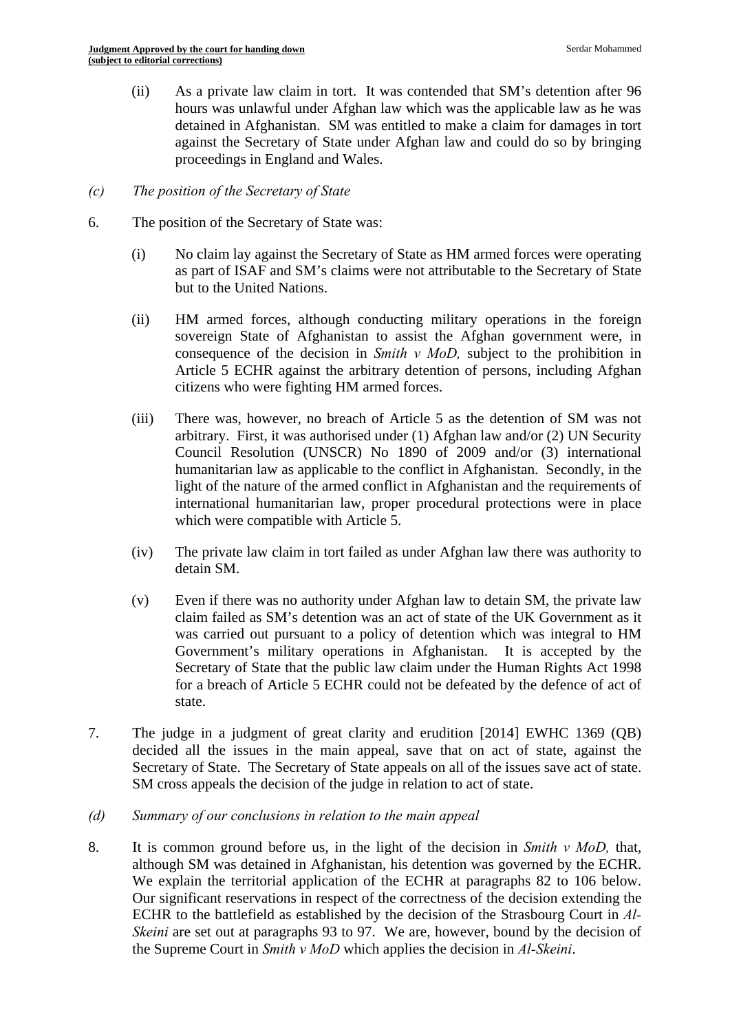(ii) As a private law claim in tort. It was contended that SM's detention after 96 hours was unlawful under Afghan law which was the applicable law as he was detained in Afghanistan. SM was entitled to make a claim for damages in tort against the Secretary of State under Afghan law and could do so by bringing proceedings in England and Wales.

*(c) The position of the Secretary of State*

6. The position of the Secretary of State was:

   (i) No claim lay against the Secretary of State as HM armed forces were operating as part of ISAF and SM's claims were not attributable to the Secretary of State but to the United Nations.

   (ii) HM armed forces, although conducting military operations in the foreign sovereign State of Afghanistan to assist the Afghan government were, in consequence of the decision in *Smith v MoD,* subject to the prohibition in Article 5 ECHR against the arbitrary detention of persons, including Afghan citizens who were fighting HM armed forces.

   (iii) There was, however, no breach of Article 5 as the detention of SM was not arbitrary. First, it was authorised under (1) Afghan law and/or (2) UN Security Council Resolution (UNSCR) No 1890 of 2009 and/or (3) international humanitarian law as applicable to the conflict in Afghanistan. Secondly, in the light of the nature of the armed conflict in Afghanistan and the requirements of international humanitarian law, proper procedural protections were in place which were compatible with Article 5.

   (iv) The private law claim in tort failed as under Afghan law there was authority to detain SM.

   (v) Even if there was no authority under Afghan law to detain SM, the private law claim failed as SM's detention was an act of state of the UK Government as it was carried out pursuant to a policy of detention which was integral to HM Government's military operations in Afghanistan. It is accepted by the Secretary of State that the public law claim under the Human Rights Act 1998 for a breach of Article 5 ECHR could not be defeated by the defence of act of state.

7. The judge in a judgment of great clarity and erudition [2014] EWHC 1369 (QB) decided all the issues in the main appeal, save that on act of state, against the Secretary of State. The Secretary of State appeals on all of the issues save act of state. SM cross appeals the decision of the judge in relation to act of state.

*(d) Summary of our conclusions in relation to the main appeal*

8. It is common ground before us, in the light of the decision in *Smith v MoD,* that, although SM was detained in Afghanistan, his detention was governed by the ECHR. We explain the territorial application of the ECHR at paragraphs 82 to 106 below. Our significant reservations in respect of the correctness of the decision extending the ECHR to the battlefield as established by the decision of the Strasbourg Court in *Al-Skeini* are set out at paragraphs 93 to 97. We are, however, bound by the decision of the Supreme Court in *Smith v MoD* which applies the decision in *Al-Skeini*.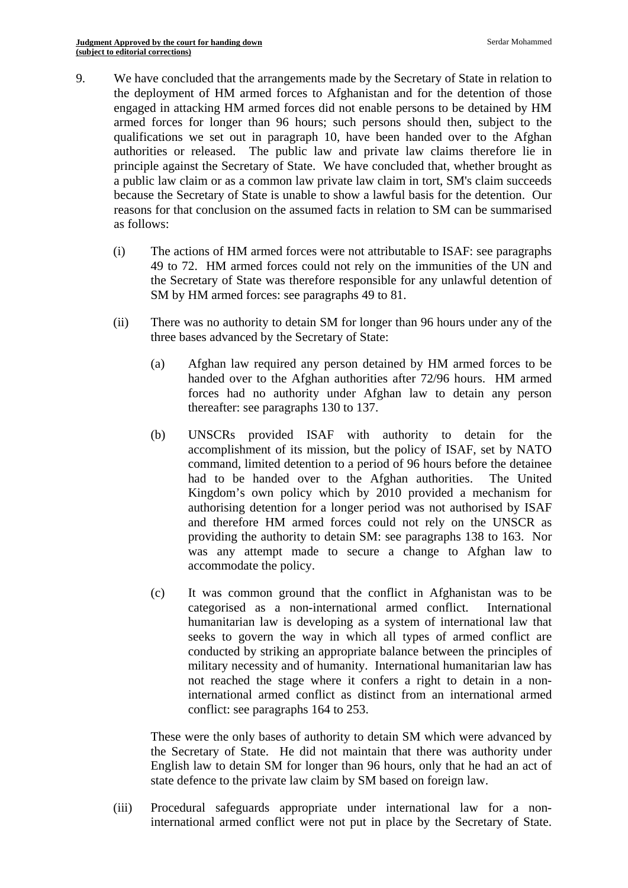9. We have concluded that the arrangements made by the Secretary of State in relation to the deployment of HM armed forces to Afghanistan and for the detention of those engaged in attacking HM armed forces did not enable persons to be detained by HM armed forces for longer than 96 hours; such persons should then, subject to the qualifications we set out in paragraph 10, have been handed over to the Afghan authorities or released. The public law and private law claims therefore lie in principle against the Secretary of State. We have concluded that, whether brought as a public law claim or as a common law private law claim in tort, SM's claim succeeds because the Secretary of State is unable to show a lawful basis for the detention. Our reasons for that conclusion on the assumed facts in relation to SM can be summarised as follows:

   (i) The actions of HM armed forces were not attributable to ISAF: see paragraphs 49 to 72. HM armed forces could not rely on the immunities of the UN and the Secretary of State was therefore responsible for any unlawful detention of SM by HM armed forces: see paragraphs 49 to 81.

   (ii) There was no authority to detain SM for longer than 96 hours under any of the three bases advanced by the Secretary of State:

      (a) Afghan law required any person detained by HM armed forces to be handed over to the Afghan authorities after 72/96 hours. HM armed forces had no authority under Afghan law to detain any person thereafter: see paragraphs 130 to 137.

      (b) UNSCRs provided ISAF with authority to detain for the accomplishment of its mission, but the policy of ISAF, set by NATO command, limited detention to a period of 96 hours before the detainee had to be handed over to the Afghan authorities. The United Kingdom's own policy which by 2010 provided a mechanism for authorising detention for a longer period was not authorised by ISAF and therefore HM armed forces could not rely on the UNSCR as providing the authority to detain SM: see paragraphs 138 to 163. Nor was any attempt made to secure a change to Afghan law to accommodate the policy.

      (c) It was common ground that the conflict in Afghanistan was to be categorised as a non-international armed conflict. International humanitarian law is developing as a system of international law that seeks to govern the way in which all types of armed conflict are conducted by striking an appropriate balance between the principles of military necessity and of humanity. International humanitarian law has not reached the stage where it confers a right to detain in a non-international armed conflict as distinct from an international armed conflict: see paragraphs 164 to 253.

   These were the only bases of authority to detain SM which were advanced by the Secretary of State. He did not maintain that there was authority under English law to detain SM for longer than 96 hours, only that he had an act of state defence to the private law claim by SM based on foreign law.

   (iii) Procedural safeguards appropriate under international law for a non-international armed conflict were not put in place by the Secretary of State.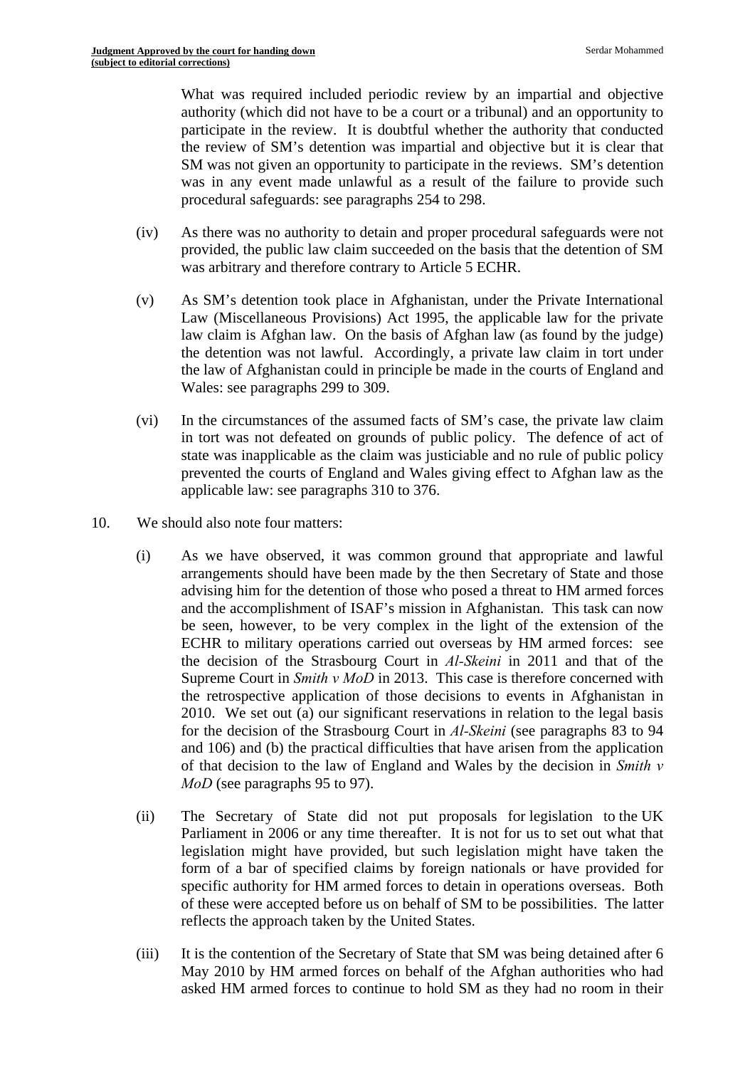What was required included periodic review by an impartial and objective authority (which did not have to be a court or a tribunal) and an opportunity to participate in the review. It is doubtful whether the authority that conducted the review of SM's detention was impartial and objective but it is clear that SM was not given an opportunity to participate in the reviews. SM's detention was in any event made unlawful as a result of the failure to provide such procedural safeguards: see paragraphs 254 to 298.

(iv) As there was no authority to detain and proper procedural safeguards were not provided, the public law claim succeeded on the basis that the detention of SM was arbitrary and therefore contrary to Article 5 ECHR.

(v) As SM's detention took place in Afghanistan, under the Private International Law (Miscellaneous Provisions) Act 1995, the applicable law for the private law claim is Afghan law. On the basis of Afghan law (as found by the judge) the detention was not lawful. Accordingly, a private law claim in tort under the law of Afghanistan could in principle be made in the courts of England and Wales: see paragraphs 299 to 309.

(vi) In the circumstances of the assumed facts of SM's case, the private law claim in tort was not defeated on grounds of public policy. The defence of act of state was inapplicable as the claim was justiciable and no rule of public policy prevented the courts of England and Wales giving effect to Afghan law as the applicable law: see paragraphs 310 to 376.

10. We should also note four matters:

(i) As we have observed, it was common ground that appropriate and lawful arrangements should have been made by the then Secretary of State and those advising him for the detention of those who posed a threat to HM armed forces and the accomplishment of ISAF's mission in Afghanistan. This task can now be seen, however, to be very complex in the light of the extension of the ECHR to military operations carried out overseas by HM armed forces: see the decision of the Strasbourg Court in *Al-Skeini* in 2011 and that of the Supreme Court in *Smith v MoD* in 2013. This case is therefore concerned with the retrospective application of those decisions to events in Afghanistan in 2010. We set out (a) our significant reservations in relation to the legal basis for the decision of the Strasbourg Court in *Al-Skeini* (see paragraphs 83 to 94 and 106) and (b) the practical difficulties that have arisen from the application of that decision to the law of England and Wales by the decision in *Smith v MoD* (see paragraphs 95 to 97).

(ii) The Secretary of State did not put proposals for legislation to the UK Parliament in 2006 or any time thereafter. It is not for us to set out what that legislation might have provided, but such legislation might have taken the form of a bar of specified claims by foreign nationals or have provided for specific authority for HM armed forces to detain in operations overseas. Both of these were accepted before us on behalf of SM to be possibilities. The latter reflects the approach taken by the United States.

(iii) It is the contention of the Secretary of State that SM was being detained after 6 May 2010 by HM armed forces on behalf of the Afghan authorities who had asked HM armed forces to continue to hold SM as they had no room in their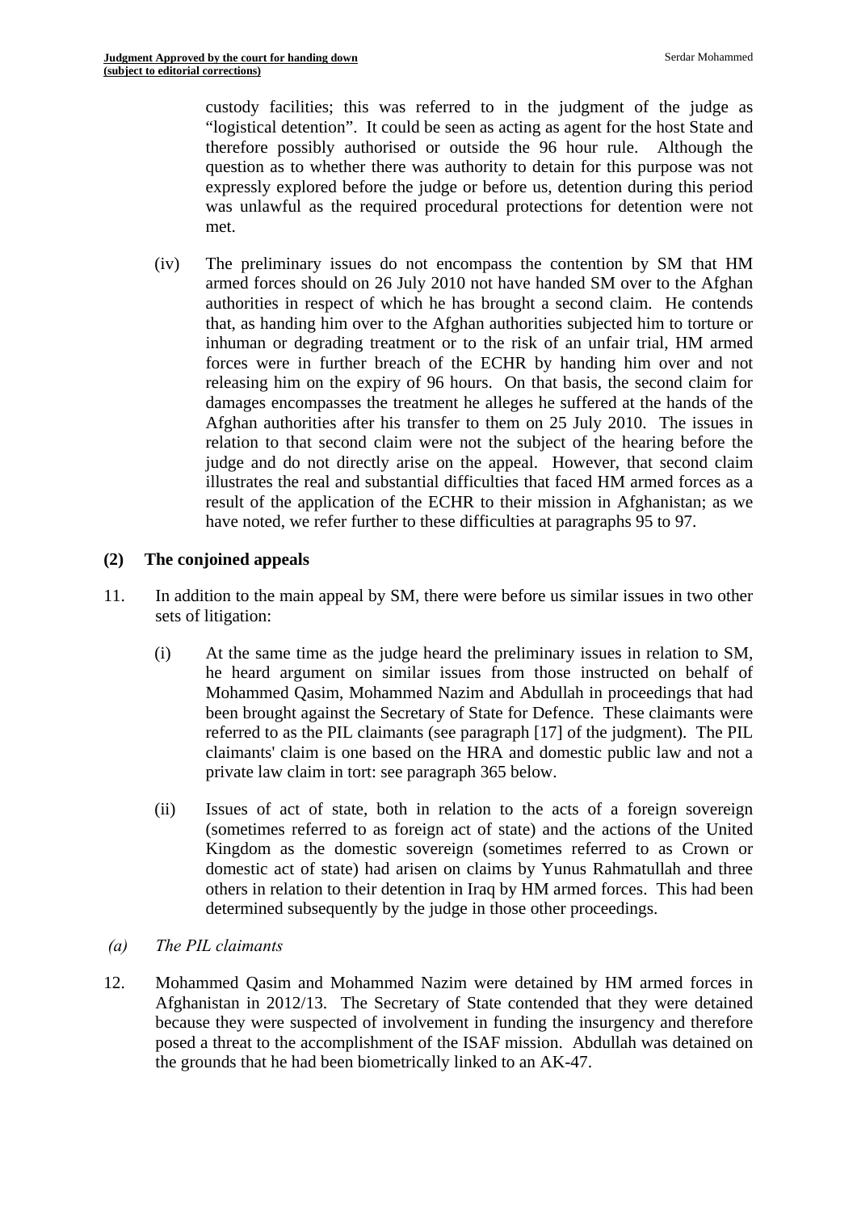custody facilities; this was referred to in the judgment of the judge as "logistical detention". It could be seen as acting as agent for the host State and therefore possibly authorised or outside the 96 hour rule. Although the question as to whether there was authority to detain for this purpose was not expressly explored before the judge or before us, detention during this period was unlawful as the required procedural protections for detention were not met.

(iv) The preliminary issues do not encompass the contention by SM that HM armed forces should on 26 July 2010 not have handed SM over to the Afghan authorities in respect of which he has brought a second claim. He contends that, as handing him over to the Afghan authorities subjected him to torture or inhuman or degrading treatment or to the risk of an unfair trial, HM armed forces were in further breach of the ECHR by handing him over and not releasing him on the expiry of 96 hours. On that basis, the second claim for damages encompasses the treatment he alleges he suffered at the hands of the Afghan authorities after his transfer to them on 25 July 2010. The issues in relation to that second claim were not the subject of the hearing before the judge and do not directly arise on the appeal. However, that second claim illustrates the real and substantial difficulties that faced HM armed forces as a result of the application of the ECHR to their mission in Afghanistan; as we have noted, we refer further to these difficulties at paragraphs 95 to 97.

## (2) The conjoined appeals

11. In addition to the main appeal by SM, there were before us similar issues in two other sets of litigation:

   (i) At the same time as the judge heard the preliminary issues in relation to SM, he heard argument on similar issues from those instructed on behalf of Mohammed Qasim, Mohammed Nazim and Abdullah in proceedings that had been brought against the Secretary of State for Defence. These claimants were referred to as the PIL claimants (see paragraph [17] of the judgment). The PIL claimants' claim is one based on the HRA and domestic public law and not a private law claim in tort: see paragraph 365 below.

   (ii) Issues of act of state, both in relation to the acts of a foreign sovereign (sometimes referred to as foreign act of state) and the actions of the United Kingdom as the domestic sovereign (sometimes referred to as Crown or domestic act of state) had arisen on claims by Yunus Rahmatullah and three others in relation to their detention in Iraq by HM armed forces. This had been determined subsequently by the judge in those other proceedings.

### *(a) The PIL claimants*

12. Mohammed Qasim and Mohammed Nazim were detained by HM armed forces in Afghanistan in 2012/13. The Secretary of State contended that they were detained because they were suspected of involvement in funding the insurgency and therefore posed a threat to the accomplishment of the ISAF mission. Abdullah was detained on the grounds that he had been biometrically linked to an AK-47.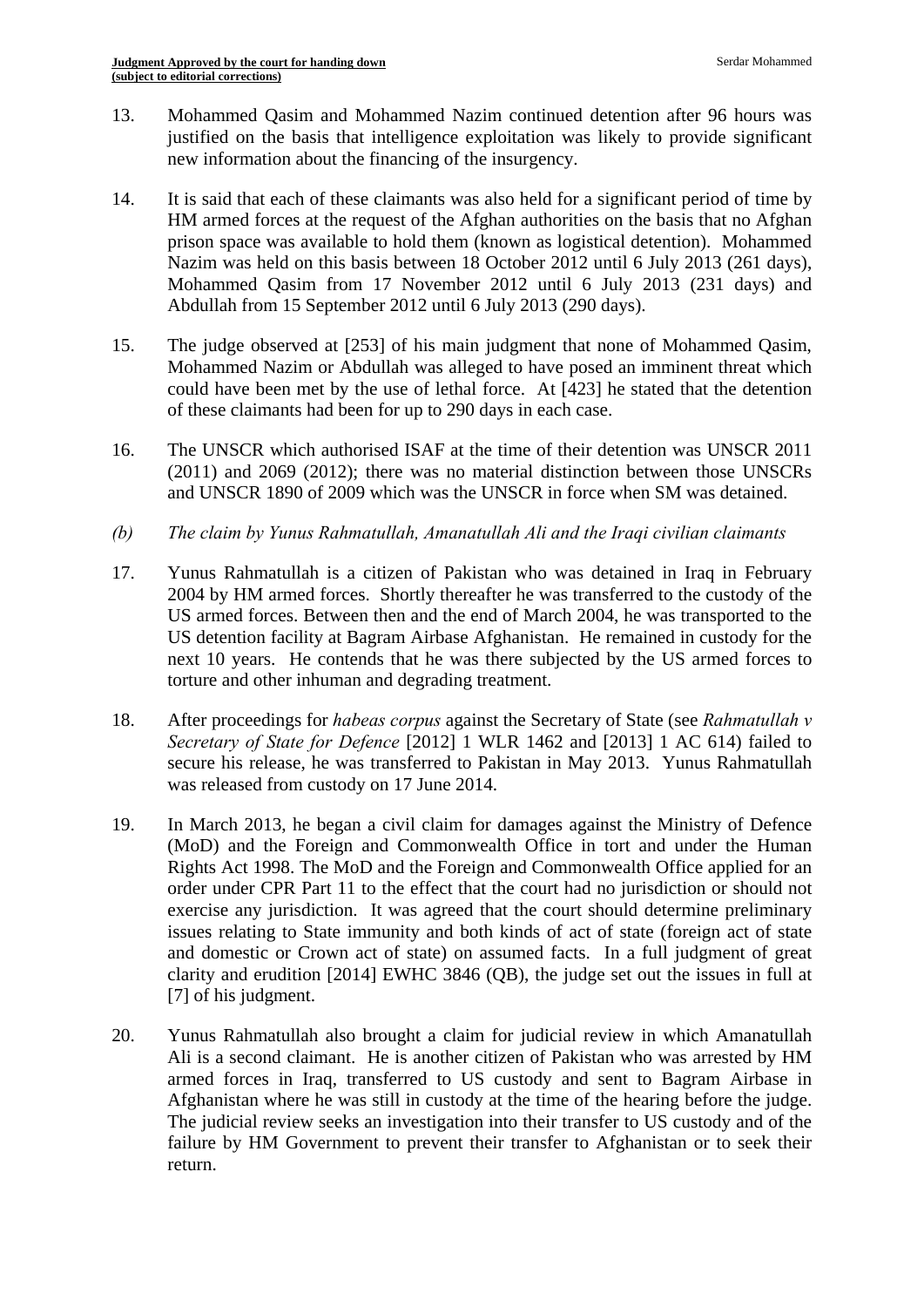13. Mohammed Qasim and Mohammed Nazim continued detention after 96 hours was justified on the basis that intelligence exploitation was likely to provide significant new information about the financing of the insurgency.

14. It is said that each of these claimants was also held for a significant period of time by HM armed forces at the request of the Afghan authorities on the basis that no Afghan prison space was available to hold them (known as logistical detention). Mohammed Nazim was held on this basis between 18 October 2012 until 6 July 2013 (261 days), Mohammed Qasim from 17 November 2012 until 6 July 2013 (231 days) and Abdullah from 15 September 2012 until 6 July 2013 (290 days).

15. The judge observed at [253] of his main judgment that none of Mohammed Qasim, Mohammed Nazim or Abdullah was alleged to have posed an imminent threat which could have been met by the use of lethal force. At [423] he stated that the detention of these claimants had been for up to 290 days in each case.

16. The UNSCR which authorised ISAF at the time of their detention was UNSCR 2011 (2011) and 2069 (2012); there was no material distinction between those UNSCRs and UNSCR 1890 of 2009 which was the UNSCR in force when SM was detained.

*(b) The claim by Yunus Rahmatullah, Amanatullah Ali and the Iraqi civilian claimants*

17. Yunus Rahmatullah is a citizen of Pakistan who was detained in Iraq in February 2004 by HM armed forces. Shortly thereafter he was transferred to the custody of the US armed forces. Between then and the end of March 2004, he was transported to the US detention facility at Bagram Airbase Afghanistan. He remained in custody for the next 10 years. He contends that he was there subjected by the US armed forces to torture and other inhuman and degrading treatment.

18. After proceedings for *habeas corpus* against the Secretary of State (see *Rahmatullah v Secretary of State for Defence* [2012] 1 WLR 1462 and [2013] 1 AC 614) failed to secure his release, he was transferred to Pakistan in May 2013. Yunus Rahmatullah was released from custody on 17 June 2014.

19. In March 2013, he began a civil claim for damages against the Ministry of Defence (MoD) and the Foreign and Commonwealth Office in tort and under the Human Rights Act 1998. The MoD and the Foreign and Commonwealth Office applied for an order under CPR Part 11 to the effect that the court had no jurisdiction or should not exercise any jurisdiction. It was agreed that the court should determine preliminary issues relating to State immunity and both kinds of act of state (foreign act of state and domestic or Crown act of state) on assumed facts. In a full judgment of great clarity and erudition [2014] EWHC 3846 (QB), the judge set out the issues in full at [7] of his judgment.

20. Yunus Rahmatullah also brought a claim for judicial review in which Amanatullah Ali is a second claimant. He is another citizen of Pakistan who was arrested by HM armed forces in Iraq, transferred to US custody and sent to Bagram Airbase in Afghanistan where he was still in custody at the time of the hearing before the judge. The judicial review seeks an investigation into their transfer to US custody and of the failure by HM Government to prevent their transfer to Afghanistan or to seek their return.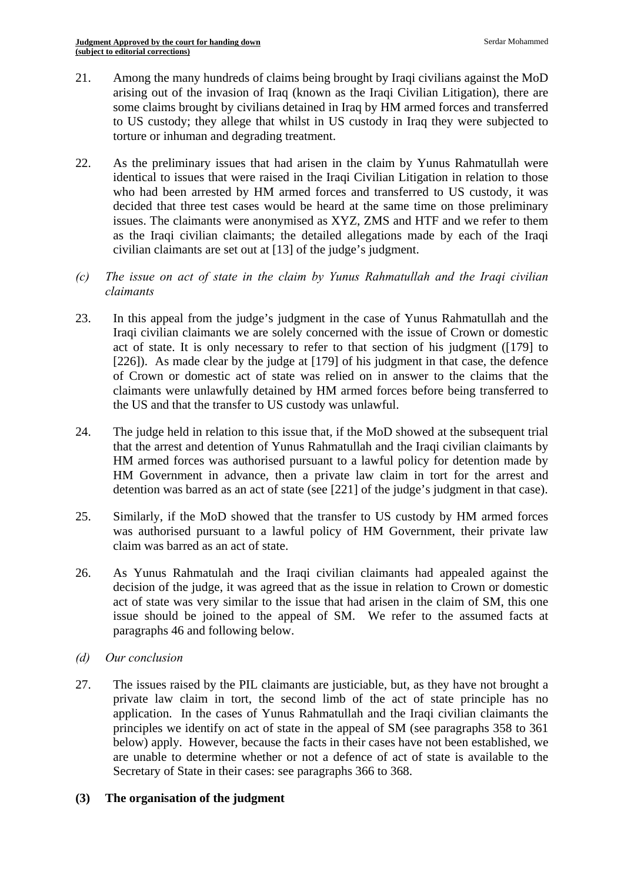21. Among the many hundreds of claims being brought by Iraqi civilians against the MoD arising out of the invasion of Iraq (known as the Iraqi Civilian Litigation), there are some claims brought by civilians detained in Iraq by HM armed forces and transferred to US custody; they allege that whilst in US custody in Iraq they were subjected to torture or inhuman and degrading treatment.

22. As the preliminary issues that had arisen in the claim by Yunus Rahmatullah were identical to issues that were raised in the Iraqi Civilian Litigation in relation to those who had been arrested by HM armed forces and transferred to US custody, it was decided that three test cases would be heard at the same time on those preliminary issues. The claimants were anonymised as XYZ, ZMS and HTF and we refer to them as the Iraqi civilian claimants; the detailed allegations made by each of the Iraqi civilian claimants are set out at [13] of the judge's judgment.

*(c) The issue on act of state in the claim by Yunus Rahmatullah and the Iraqi civilian claimants*

23. In this appeal from the judge's judgment in the case of Yunus Rahmatullah and the Iraqi civilian claimants we are solely concerned with the issue of Crown or domestic act of state. It is only necessary to refer to that section of his judgment ([179] to [226]). As made clear by the judge at [179] of his judgment in that case, the defence of Crown or domestic act of state was relied on in answer to the claims that the claimants were unlawfully detained by HM armed forces before being transferred to the US and that the transfer to US custody was unlawful.

24. The judge held in relation to this issue that, if the MoD showed at the subsequent trial that the arrest and detention of Yunus Rahmatullah and the Iraqi civilian claimants by HM armed forces was authorised pursuant to a lawful policy for detention made by HM Government in advance, then a private law claim in tort for the arrest and detention was barred as an act of state (see [221] of the judge's judgment in that case).

25. Similarly, if the MoD showed that the transfer to US custody by HM armed forces was authorised pursuant to a lawful policy of HM Government, their private law claim was barred as an act of state.

26. As Yunus Rahmatulah and the Iraqi civilian claimants had appealed against the decision of the judge, it was agreed that as the issue in relation to Crown or domestic act of state was very similar to the issue that had arisen in the claim of SM, this one issue should be joined to the appeal of SM. We refer to the assumed facts at paragraphs 46 and following below.

*(d) Our conclusion*

27. The issues raised by the PIL claimants are justiciable, but, as they have not brought a private law claim in tort, the second limb of the act of state principle has no application. In the cases of Yunus Rahmatullah and the Iraqi civilian claimants the principles we identify on act of state in the appeal of SM (see paragraphs 358 to 361 below) apply. However, because the facts in their cases have not been established, we are unable to determine whether or not a defence of act of state is available to the Secretary of State in their cases: see paragraphs 366 to 368.

## (3) The organisation of the judgment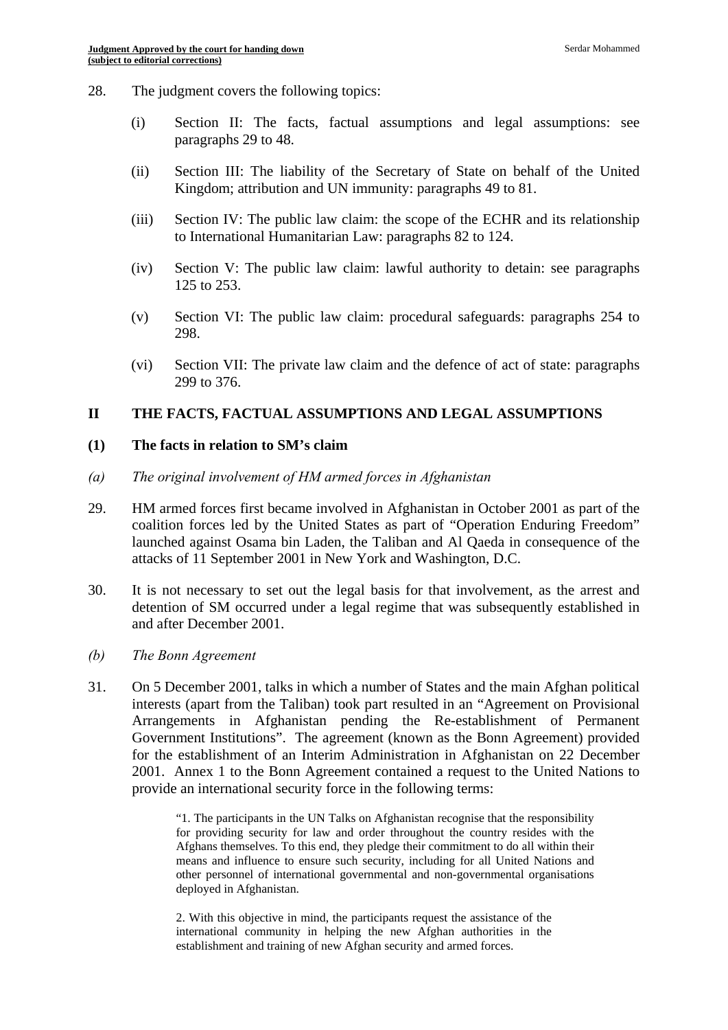28. The judgment covers the following topics:

    (i) Section II: The facts, factual assumptions and legal assumptions: see paragraphs 29 to 48.

    (ii) Section III: The liability of the Secretary of State on behalf of the United Kingdom; attribution and UN immunity: paragraphs 49 to 81.

    (iii) Section IV: The public law claim: the scope of the ECHR and its relationship to International Humanitarian Law: paragraphs 82 to 124.

    (iv) Section V: The public law claim: lawful authority to detain: see paragraphs 125 to 253.

    (v) Section VI: The public law claim: procedural safeguards: paragraphs 254 to 298.

    (vi) Section VII: The private law claim and the defence of act of state: paragraphs 299 to 376.

## II THE FACTS, FACTUAL ASSUMPTIONS AND LEGAL ASSUMPTIONS

### (1) The facts in relation to SM's claim

*(a) The original involvement of HM armed forces in Afghanistan*

29. HM armed forces first became involved in Afghanistan in October 2001 as part of the coalition forces led by the United States as part of "Operation Enduring Freedom" launched against Osama bin Laden, the Taliban and Al Qaeda in consequence of the attacks of 11 September 2001 in New York and Washington, D.C.

30. It is not necessary to set out the legal basis for that involvement, as the arrest and detention of SM occurred under a legal regime that was subsequently established in and after December 2001.

*(b) The Bonn Agreement*

31. On 5 December 2001, talks in which a number of States and the main Afghan political interests (apart from the Taliban) took part resulted in an "Agreement on Provisional Arrangements in Afghanistan pending the Re-establishment of Permanent Government Institutions". The agreement (known as the Bonn Agreement) provided for the establishment of an Interim Administration in Afghanistan on 22 December 2001. Annex 1 to the Bonn Agreement contained a request to the United Nations to provide an international security force in the following terms:

> "1. The participants in the UN Talks on Afghanistan recognise that the responsibility for providing security for law and order throughout the country resides with the Afghans themselves. To this end, they pledge their commitment to do all within their means and influence to ensure such security, including for all United Nations and other personnel of international governmental and non-governmental organisations deployed in Afghanistan.
>
> 2. With this objective in mind, the participants request the assistance of the international community in helping the new Afghan authorities in the establishment and training of new Afghan security and armed forces.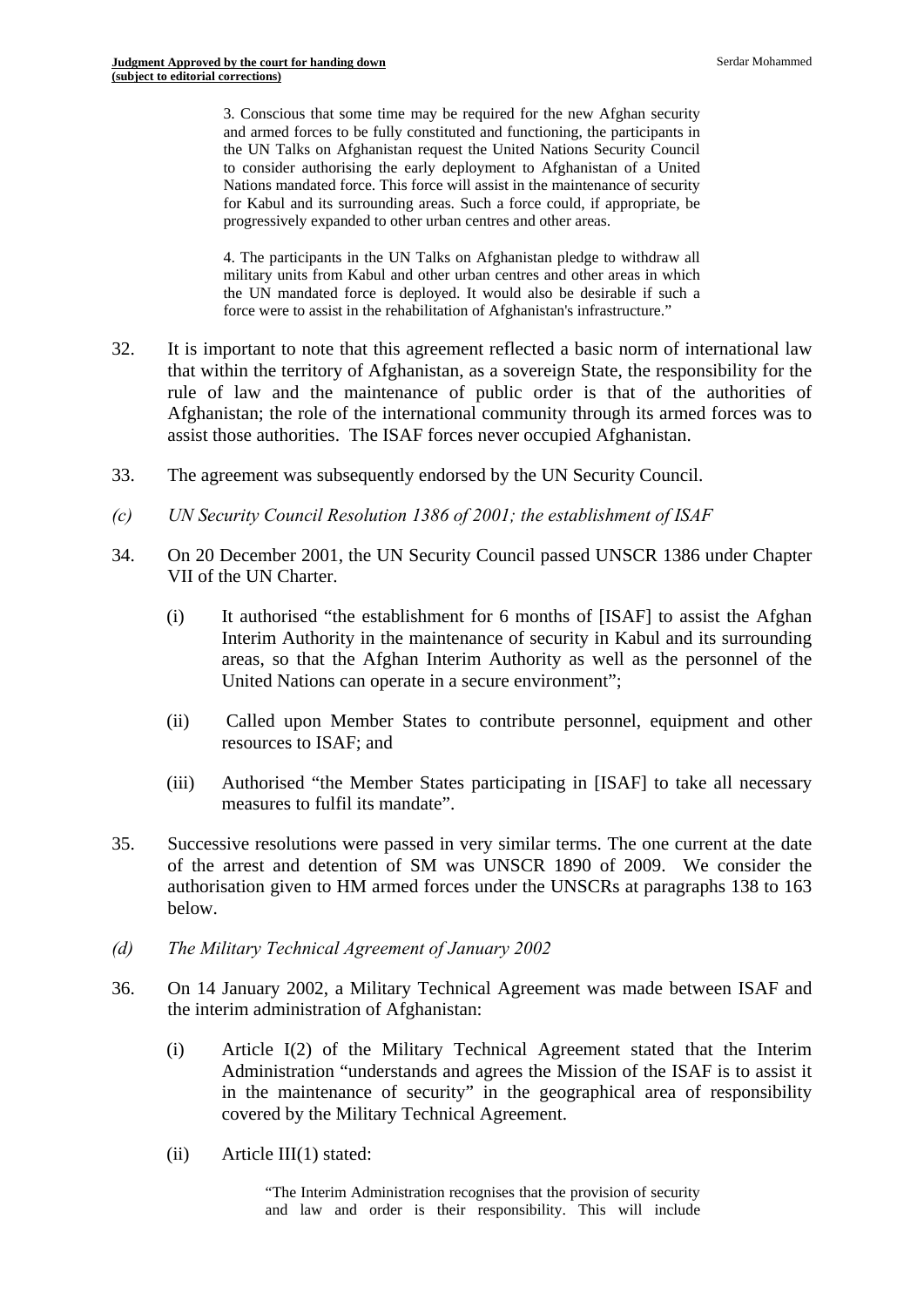> 3. Conscious that some time may be required for the new Afghan security and armed forces to be fully constituted and functioning, the participants in the UN Talks on Afghanistan request the United Nations Security Council to consider authorising the early deployment to Afghanistan of a United Nations mandated force. This force will assist in the maintenance of security for Kabul and its surrounding areas. Such a force could, if appropriate, be progressively expanded to other urban centres and other areas.
>
> 4. The participants in the UN Talks on Afghanistan pledge to withdraw all military units from Kabul and other urban centres and other areas in which the UN mandated force is deployed. It would also be desirable if such a force were to assist in the rehabilitation of Afghanistan's infrastructure."

32. It is important to note that this agreement reflected a basic norm of international law that within the territory of Afghanistan, as a sovereign State, the responsibility for the rule of law and the maintenance of public order is that of the authorities of Afghanistan; the role of the international community through its armed forces was to assist those authorities. The ISAF forces never occupied Afghanistan.

33. The agreement was subsequently endorsed by the UN Security Council.

*(c) UN Security Council Resolution 1386 of 2001; the establishment of ISAF*

34. On 20 December 2001, the UN Security Council passed UNSCR 1386 under Chapter VII of the UN Charter.

    (i) It authorised "the establishment for 6 months of [ISAF] to assist the Afghan Interim Authority in the maintenance of security in Kabul and its surrounding areas, so that the Afghan Interim Authority as well as the personnel of the United Nations can operate in a secure environment";

    (ii) Called upon Member States to contribute personnel, equipment and other resources to ISAF; and

    (iii) Authorised "the Member States participating in [ISAF] to take all necessary measures to fulfil its mandate".

35. Successive resolutions were passed in very similar terms. The one current at the date of the arrest and detention of SM was UNSCR 1890 of 2009. We consider the authorisation given to HM armed forces under the UNSCRs at paragraphs 138 to 163 below.

*(d) The Military Technical Agreement of January 2002*

36. On 14 January 2002, a Military Technical Agreement was made between ISAF and the interim administration of Afghanistan:

    (i) Article I(2) of the Military Technical Agreement stated that the Interim Administration "understands and agrees the Mission of the ISAF is to assist it in the maintenance of security" in the geographical area of responsibility covered by the Military Technical Agreement.

    (ii) Article III(1) stated:

    > "The Interim Administration recognises that the provision of security and law and order is their responsibility. This will include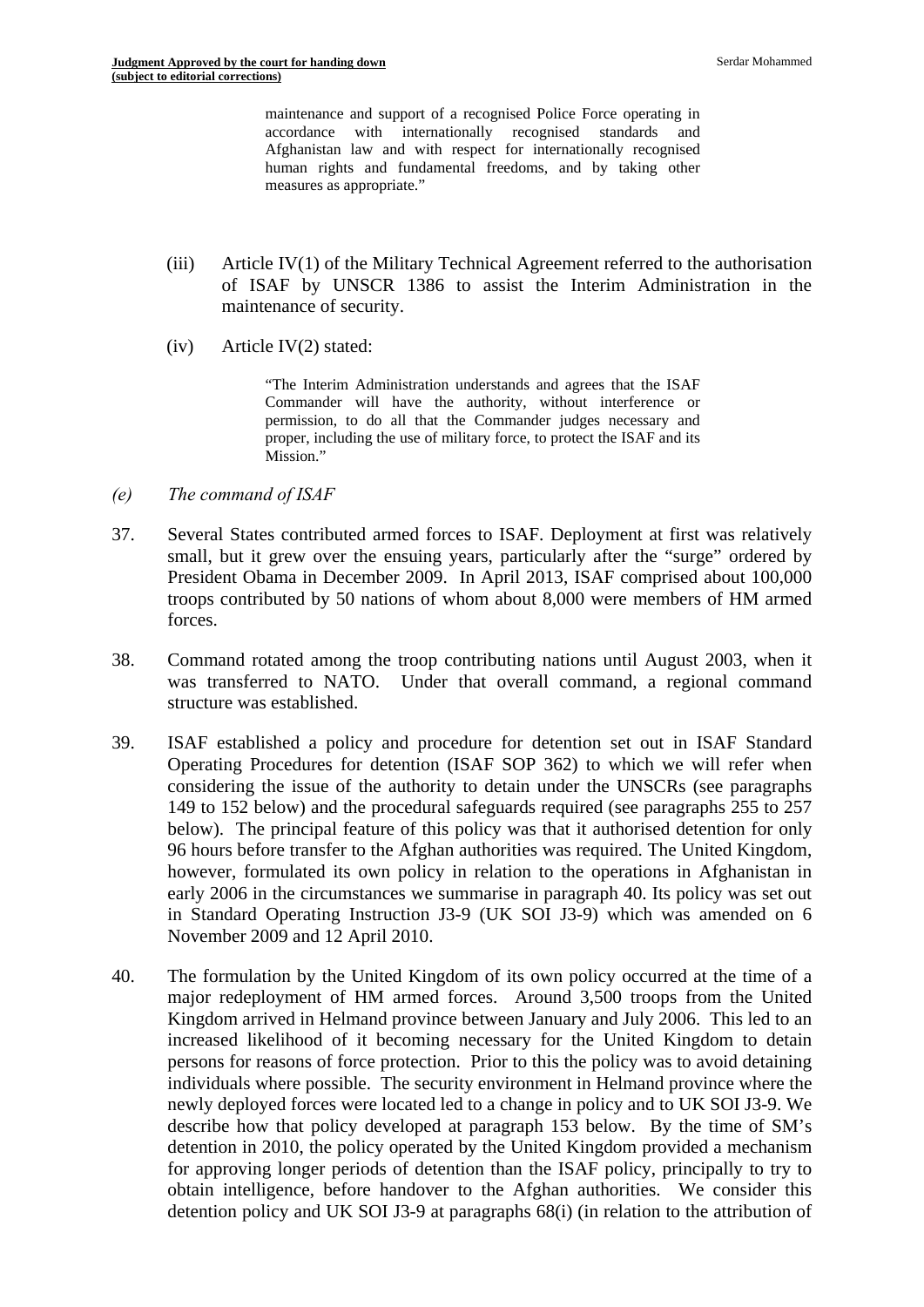> maintenance and support of a recognised Police Force operating in accordance with internationally recognised standards and Afghanistan law and with respect for internationally recognised human rights and fundamental freedoms, and by taking other measures as appropriate."

(iii) Article IV(1) of the Military Technical Agreement referred to the authorisation of ISAF by UNSCR 1386 to assist the Interim Administration in the maintenance of security.

(iv) Article IV(2) stated:

> "The Interim Administration understands and agrees that the ISAF Commander will have the authority, without interference or permission, to do all that the Commander judges necessary and proper, including the use of military force, to protect the ISAF and its Mission."

*(e) The command of ISAF*

37. Several States contributed armed forces to ISAF. Deployment at first was relatively small, but it grew over the ensuing years, particularly after the "surge" ordered by President Obama in December 2009. In April 2013, ISAF comprised about 100,000 troops contributed by 50 nations of whom about 8,000 were members of HM armed forces.

38. Command rotated among the troop contributing nations until August 2003, when it was transferred to NATO. Under that overall command, a regional command structure was established.

39. ISAF established a policy and procedure for detention set out in ISAF Standard Operating Procedures for detention (ISAF SOP 362) to which we will refer when considering the issue of the authority to detain under the UNSCRs (see paragraphs 149 to 152 below) and the procedural safeguards required (see paragraphs 255 to 257 below). The principal feature of this policy was that it authorised detention for only 96 hours before transfer to the Afghan authorities was required. The United Kingdom, however, formulated its own policy in relation to the operations in Afghanistan in early 2006 in the circumstances we summarise in paragraph 40. Its policy was set out in Standard Operating Instruction J3-9 (UK SOI J3-9) which was amended on 6 November 2009 and 12 April 2010.

40. The formulation by the United Kingdom of its own policy occurred at the time of a major redeployment of HM armed forces. Around 3,500 troops from the United Kingdom arrived in Helmand province between January and July 2006. This led to an increased likelihood of it becoming necessary for the United Kingdom to detain persons for reasons of force protection. Prior to this the policy was to avoid detaining individuals where possible. The security environment in Helmand province where the newly deployed forces were located led to a change in policy and to UK SOI J3-9. We describe how that policy developed at paragraph 153 below. By the time of SM's detention in 2010, the policy operated by the United Kingdom provided a mechanism for approving longer periods of detention than the ISAF policy, principally to try to obtain intelligence, before handover to the Afghan authorities. We consider this detention policy and UK SOI J3-9 at paragraphs 68(i) (in relation to the attribution of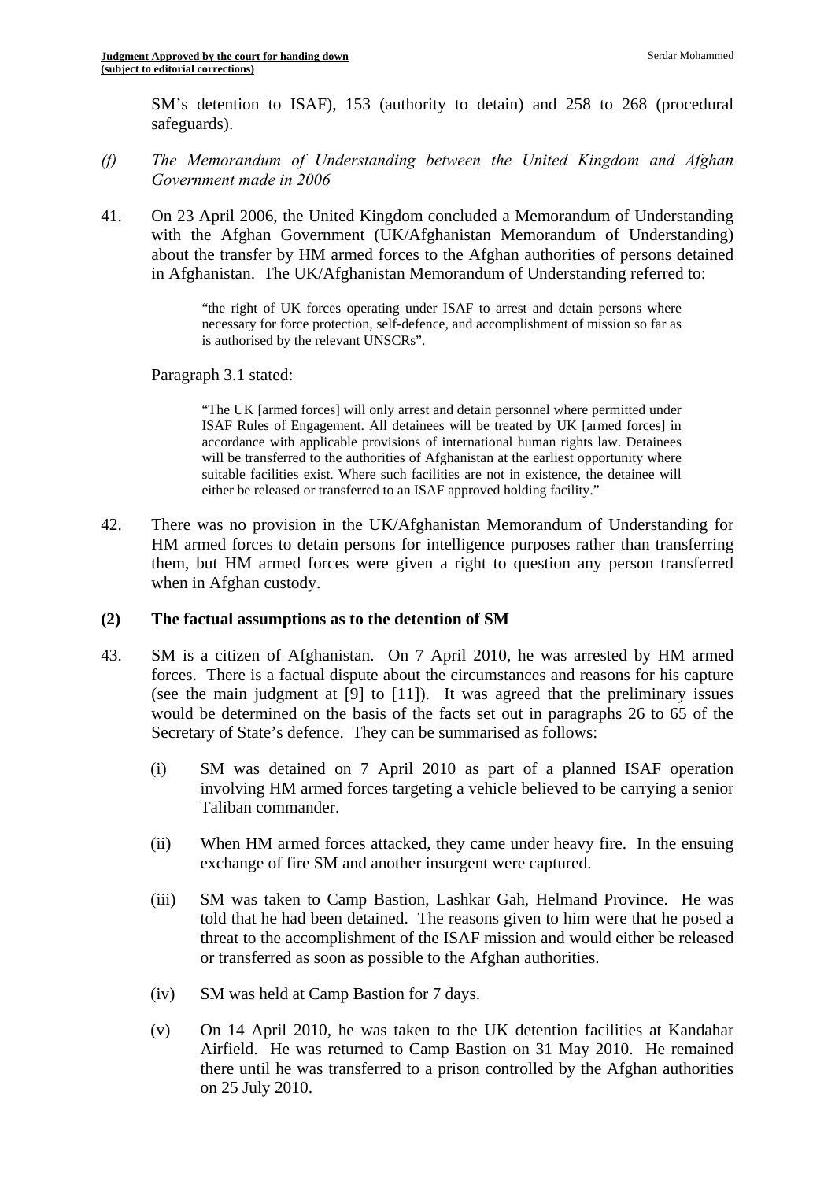SM's detention to ISAF), 153 (authority to detain) and 258 to 268 (procedural safeguards).

*(f) The Memorandum of Understanding between the United Kingdom and Afghan Government made in 2006*

41. On 23 April 2006, the United Kingdom concluded a Memorandum of Understanding with the Afghan Government (UK/Afghanistan Memorandum of Understanding) about the transfer by HM armed forces to the Afghan authorities of persons detained in Afghanistan. The UK/Afghanistan Memorandum of Understanding referred to:

> "the right of UK forces operating under ISAF to arrest and detain persons where necessary for force protection, self-defence, and accomplishment of mission so far as is authorised by the relevant UNSCRs".

Paragraph 3.1 stated:

> "The UK [armed forces] will only arrest and detain personnel where permitted under ISAF Rules of Engagement. All detainees will be treated by UK [armed forces] in accordance with applicable provisions of international human rights law. Detainees will be transferred to the authorities of Afghanistan at the earliest opportunity where suitable facilities exist. Where such facilities are not in existence, the detainee will either be released or transferred to an ISAF approved holding facility."

42. There was no provision in the UK/Afghanistan Memorandum of Understanding for HM armed forces to detain persons for intelligence purposes rather than transferring them, but HM armed forces were given a right to question any person transferred when in Afghan custody.

### (2) The factual assumptions as to the detention of SM

43. SM is a citizen of Afghanistan. On 7 April 2010, he was arrested by HM armed forces. There is a factual dispute about the circumstances and reasons for his capture (see the main judgment at [9] to [11]). It was agreed that the preliminary issues would be determined on the basis of the facts set out in paragraphs 26 to 65 of the Secretary of State's defence. They can be summarised as follows:

   (i) SM was detained on 7 April 2010 as part of a planned ISAF operation involving HM armed forces targeting a vehicle believed to be carrying a senior Taliban commander.

   (ii) When HM armed forces attacked, they came under heavy fire. In the ensuing exchange of fire SM and another insurgent were captured.

   (iii) SM was taken to Camp Bastion, Lashkar Gah, Helmand Province. He was told that he had been detained. The reasons given to him were that he posed a threat to the accomplishment of the ISAF mission and would either be released or transferred as soon as possible to the Afghan authorities.

   (iv) SM was held at Camp Bastion for 7 days.

   (v) On 14 April 2010, he was taken to the UK detention facilities at Kandahar Airfield. He was returned to Camp Bastion on 31 May 2010. He remained there until he was transferred to a prison controlled by the Afghan authorities on 25 July 2010.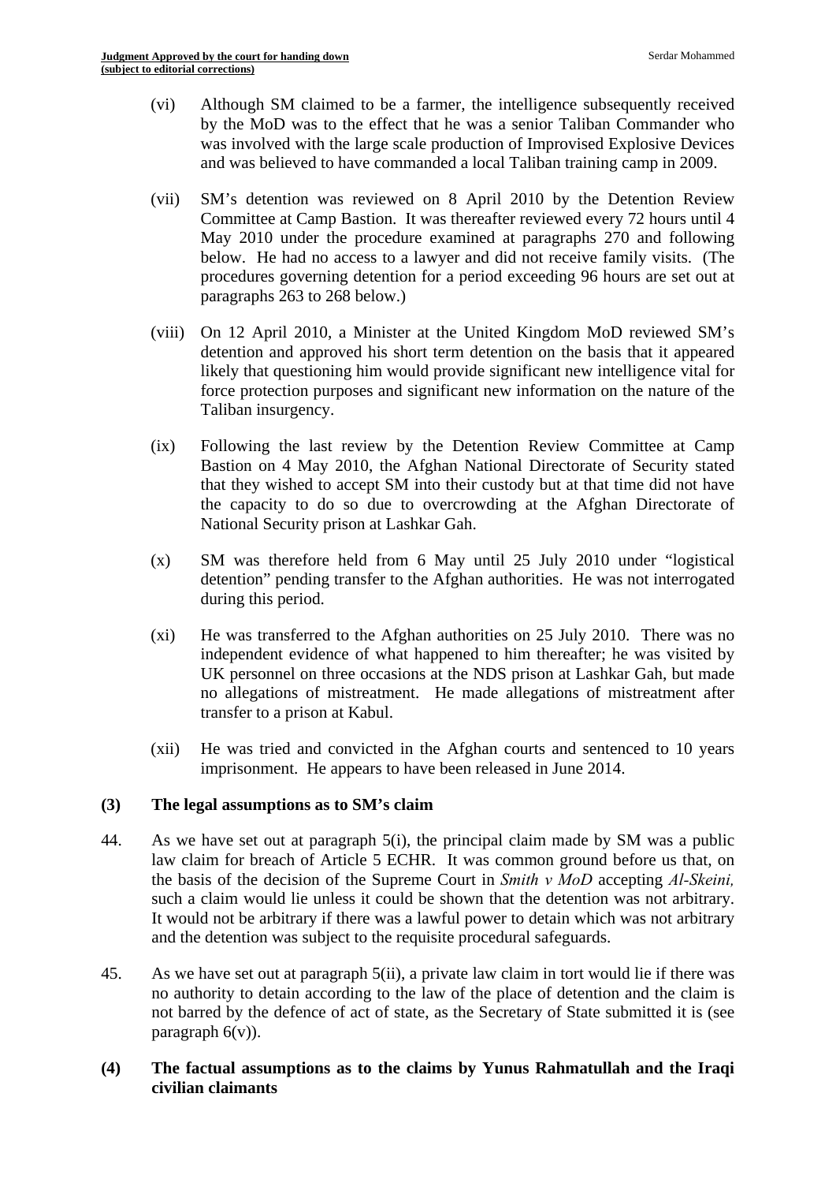(vi) Although SM claimed to be a farmer, the intelligence subsequently received by the MoD was to the effect that he was a senior Taliban Commander who was involved with the large scale production of Improvised Explosive Devices and was believed to have commanded a local Taliban training camp in 2009.

(vii) SM's detention was reviewed on 8 April 2010 by the Detention Review Committee at Camp Bastion. It was thereafter reviewed every 72 hours until 4 May 2010 under the procedure examined at paragraphs 270 and following below. He had no access to a lawyer and did not receive family visits. (The procedures governing detention for a period exceeding 96 hours are set out at paragraphs 263 to 268 below.)

(viii) On 12 April 2010, a Minister at the United Kingdom MoD reviewed SM's detention and approved his short term detention on the basis that it appeared likely that questioning him would provide significant new intelligence vital for force protection purposes and significant new information on the nature of the Taliban insurgency.

(ix) Following the last review by the Detention Review Committee at Camp Bastion on 4 May 2010, the Afghan National Directorate of Security stated that they wished to accept SM into their custody but at that time did not have the capacity to do so due to overcrowding at the Afghan Directorate of National Security prison at Lashkar Gah.

(x) SM was therefore held from 6 May until 25 July 2010 under "logistical detention" pending transfer to the Afghan authorities. He was not interrogated during this period.

(xi) He was transferred to the Afghan authorities on 25 July 2010. There was no independent evidence of what happened to him thereafter; he was visited by UK personnel on three occasions at the NDS prison at Lashkar Gah, but made no allegations of mistreatment. He made allegations of mistreatment after transfer to a prison at Kabul.

(xii) He was tried and convicted in the Afghan courts and sentenced to 10 years imprisonment. He appears to have been released in June 2014.

### (3) The legal assumptions as to SM's claim

44. As we have set out at paragraph 5(i), the principal claim made by SM was a public law claim for breach of Article 5 ECHR. It was common ground before us that, on the basis of the decision of the Supreme Court in *Smith v MoD* accepting *Al-Skeini,* such a claim would lie unless it could be shown that the detention was not arbitrary. It would not be arbitrary if there was a lawful power to detain which was not arbitrary and the detention was subject to the requisite procedural safeguards.

45. As we have set out at paragraph 5(ii), a private law claim in tort would lie if there was no authority to detain according to the law of the place of detention and the claim is not barred by the defence of act of state, as the Secretary of State submitted it is (see paragraph 6(v)).

### (4) The factual assumptions as to the claims by Yunus Rahmatullah and the Iraqi civilian claimants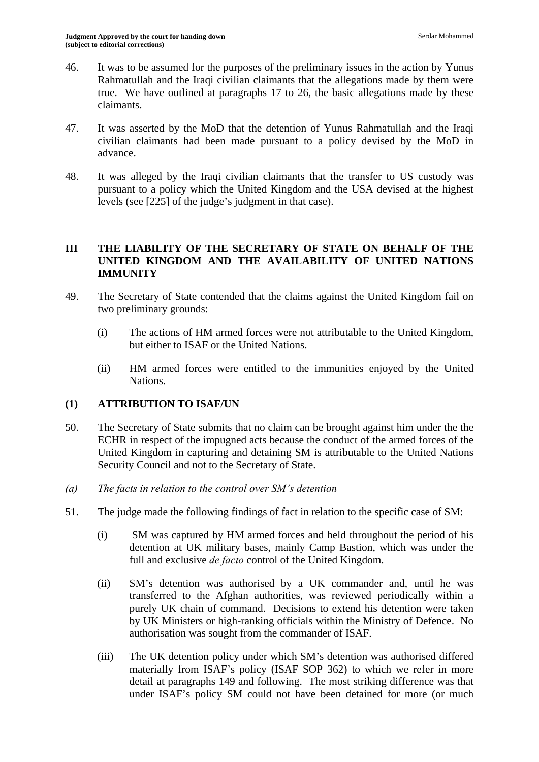46. It was to be assumed for the purposes of the preliminary issues in the action by Yunus Rahmatullah and the Iraqi civilian claimants that the allegations made by them were true. We have outlined at paragraphs 17 to 26, the basic allegations made by these claimants.

47. It was asserted by the MoD that the detention of Yunus Rahmatullah and the Iraqi civilian claimants had been made pursuant to a policy devised by the MoD in advance.

48. It was alleged by the Iraqi civilian claimants that the transfer to US custody was pursuant to a policy which the United Kingdom and the USA devised at the highest levels (see [225] of the judge's judgment in that case).

## III THE LIABILITY OF THE SECRETARY OF STATE ON BEHALF OF THE UNITED KINGDOM AND THE AVAILABILITY OF UNITED NATIONS IMMUNITY

49. The Secretary of State contended that the claims against the United Kingdom fail on two preliminary grounds:

    (i) The actions of HM armed forces were not attributable to the United Kingdom, but either to ISAF or the United Nations.

    (ii) HM armed forces were entitled to the immunities enjoyed by the United Nations.

### (1) ATTRIBUTION TO ISAF/UN

50. The Secretary of State submits that no claim can be brought against him under the the ECHR in respect of the impugned acts because the conduct of the armed forces of the United Kingdom in capturing and detaining SM is attributable to the United Nations Security Council and not to the Secretary of State.

*(a) The facts in relation to the control over SM's detention*

51. The judge made the following findings of fact in relation to the specific case of SM:

    (i) SM was captured by HM armed forces and held throughout the period of his detention at UK military bases, mainly Camp Bastion, which was under the full and exclusive *de facto* control of the United Kingdom.

    (ii) SM's detention was authorised by a UK commander and, until he was transferred to the Afghan authorities, was reviewed periodically within a purely UK chain of command. Decisions to extend his detention were taken by UK Ministers or high-ranking officials within the Ministry of Defence. No authorisation was sought from the commander of ISAF.

    (iii) The UK detention policy under which SM's detention was authorised differed materially from ISAF's policy (ISAF SOP 362) to which we refer in more detail at paragraphs 149 and following. The most striking difference was that under ISAF's policy SM could not have been detained for more (or much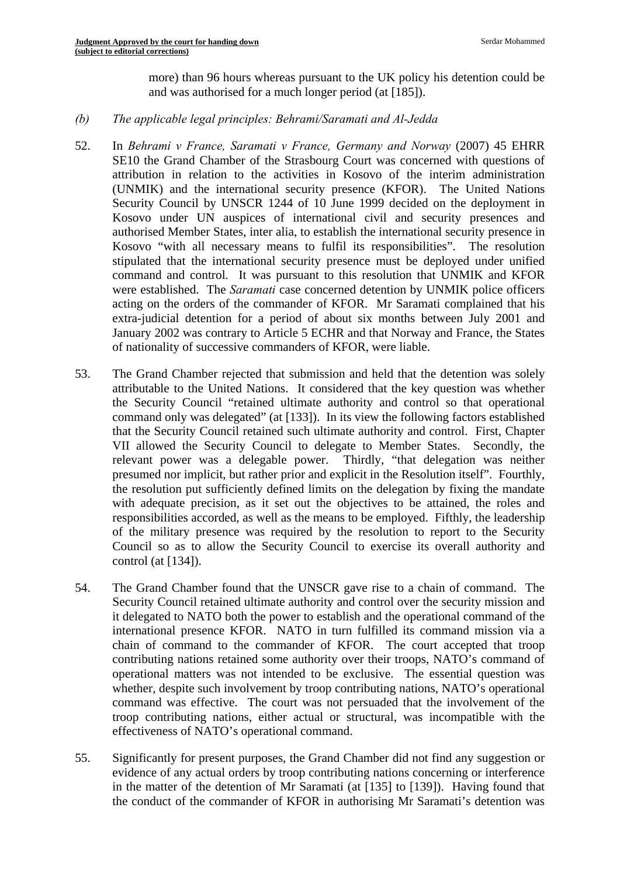more) than 96 hours whereas pursuant to the UK policy his detention could be and was authorised for a much longer period (at [185]).

*(b) The applicable legal principles: Behrami/Saramati and Al-Jedda*

52. In *Behrami v France, Saramati v France, Germany and Norway* (2007) 45 EHRR SE10 the Grand Chamber of the Strasbourg Court was concerned with questions of attribution in relation to the activities in Kosovo of the interim administration (UNMIK) and the international security presence (KFOR). The United Nations Security Council by UNSCR 1244 of 10 June 1999 decided on the deployment in Kosovo under UN auspices of international civil and security presences and authorised Member States, inter alia, to establish the international security presence in Kosovo "with all necessary means to fulfil its responsibilities". The resolution stipulated that the international security presence must be deployed under unified command and control. It was pursuant to this resolution that UNMIK and KFOR were established. The *Saramati* case concerned detention by UNMIK police officers acting on the orders of the commander of KFOR. Mr Saramati complained that his extra-judicial detention for a period of about six months between July 2001 and January 2002 was contrary to Article 5 ECHR and that Norway and France, the States of nationality of successive commanders of KFOR, were liable.

53. The Grand Chamber rejected that submission and held that the detention was solely attributable to the United Nations. It considered that the key question was whether the Security Council "retained ultimate authority and control so that operational command only was delegated" (at [133]). In its view the following factors established that the Security Council retained such ultimate authority and control. First, Chapter VII allowed the Security Council to delegate to Member States. Secondly, the relevant power was a delegable power. Thirdly, "that delegation was neither presumed nor implicit, but rather prior and explicit in the Resolution itself". Fourthly, the resolution put sufficiently defined limits on the delegation by fixing the mandate with adequate precision, as it set out the objectives to be attained, the roles and responsibilities accorded, as well as the means to be employed. Fifthly, the leadership of the military presence was required by the resolution to report to the Security Council so as to allow the Security Council to exercise its overall authority and control (at [134]).

54. The Grand Chamber found that the UNSCR gave rise to a chain of command. The Security Council retained ultimate authority and control over the security mission and it delegated to NATO both the power to establish and the operational command of the international presence KFOR. NATO in turn fulfilled its command mission via a chain of command to the commander of KFOR. The court accepted that troop contributing nations retained some authority over their troops, NATO's command of operational matters was not intended to be exclusive. The essential question was whether, despite such involvement by troop contributing nations, NATO's operational command was effective. The court was not persuaded that the involvement of the troop contributing nations, either actual or structural, was incompatible with the effectiveness of NATO's operational command.

55. Significantly for present purposes, the Grand Chamber did not find any suggestion or evidence of any actual orders by troop contributing nations concerning or interference in the matter of the detention of Mr Saramati (at [135] to [139]). Having found that the conduct of the commander of KFOR in authorising Mr Saramati's detention was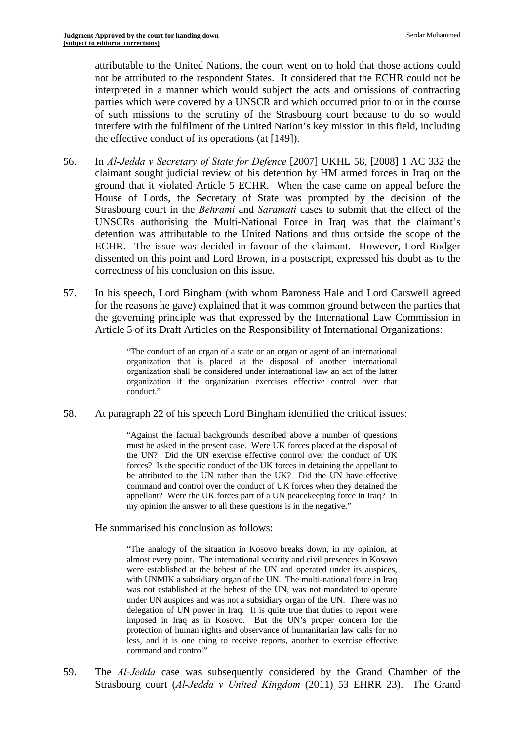attributable to the United Nations, the court went on to hold that those actions could not be attributed to the respondent States. It considered that the ECHR could not be interpreted in a manner which would subject the acts and omissions of contracting parties which were covered by a UNSCR and which occurred prior to or in the course of such missions to the scrutiny of the Strasbourg court because to do so would interfere with the fulfilment of the United Nation's key mission in this field, including the effective conduct of its operations (at [149]).

56. In *Al-Jedda v Secretary of State for Defence* [2007] UKHL 58, [2008] 1 AC 332 the claimant sought judicial review of his detention by HM armed forces in Iraq on the ground that it violated Article 5 ECHR. When the case came on appeal before the House of Lords, the Secretary of State was prompted by the decision of the Strasbourg court in the *Behrami* and *Saramati* cases to submit that the effect of the UNSCRs authorising the Multi-National Force in Iraq was that the claimant's detention was attributable to the United Nations and thus outside the scope of the ECHR. The issue was decided in favour of the claimant. However, Lord Rodger dissented on this point and Lord Brown, in a postscript, expressed his doubt as to the correctness of his conclusion on this issue.

57. In his speech, Lord Bingham (with whom Baroness Hale and Lord Carswell agreed for the reasons he gave) explained that it was common ground between the parties that the governing principle was that expressed by the International Law Commission in Article 5 of its Draft Articles on the Responsibility of International Organizations:

> "The conduct of an organ of a state or an organ or agent of an international organization that is placed at the disposal of another international organization shall be considered under international law an act of the latter organization if the organization exercises effective control over that conduct."

58. At paragraph 22 of his speech Lord Bingham identified the critical issues:

> "Against the factual backgrounds described above a number of questions must be asked in the present case. Were UK forces placed at the disposal of the UN? Did the UN exercise effective control over the conduct of UK forces? Is the specific conduct of the UK forces in detaining the appellant to be attributed to the UN rather than the UK? Did the UN have effective command and control over the conduct of UK forces when they detained the appellant? Were the UK forces part of a UN peacekeeping force in Iraq? In my opinion the answer to all these questions is in the negative."

He summarised his conclusion as follows:

> "The analogy of the situation in Kosovo breaks down, in my opinion, at almost every point. The international security and civil presences in Kosovo were established at the behest of the UN and operated under its auspices, with UNMIK a subsidiary organ of the UN. The multi-national force in Iraq was not established at the behest of the UN, was not mandated to operate under UN auspices and was not a subsidiary organ of the UN. There was no delegation of UN power in Iraq. It is quite true that duties to report were imposed in Iraq as in Kosovo. But the UN's proper concern for the protection of human rights and observance of humanitarian law calls for no less, and it is one thing to receive reports, another to exercise effective command and control"

59. The *Al-Jedda* case was subsequently considered by the Grand Chamber of the Strasbourg court (*Al-Jedda v United Kingdom* (2011) 53 EHRR 23). The Grand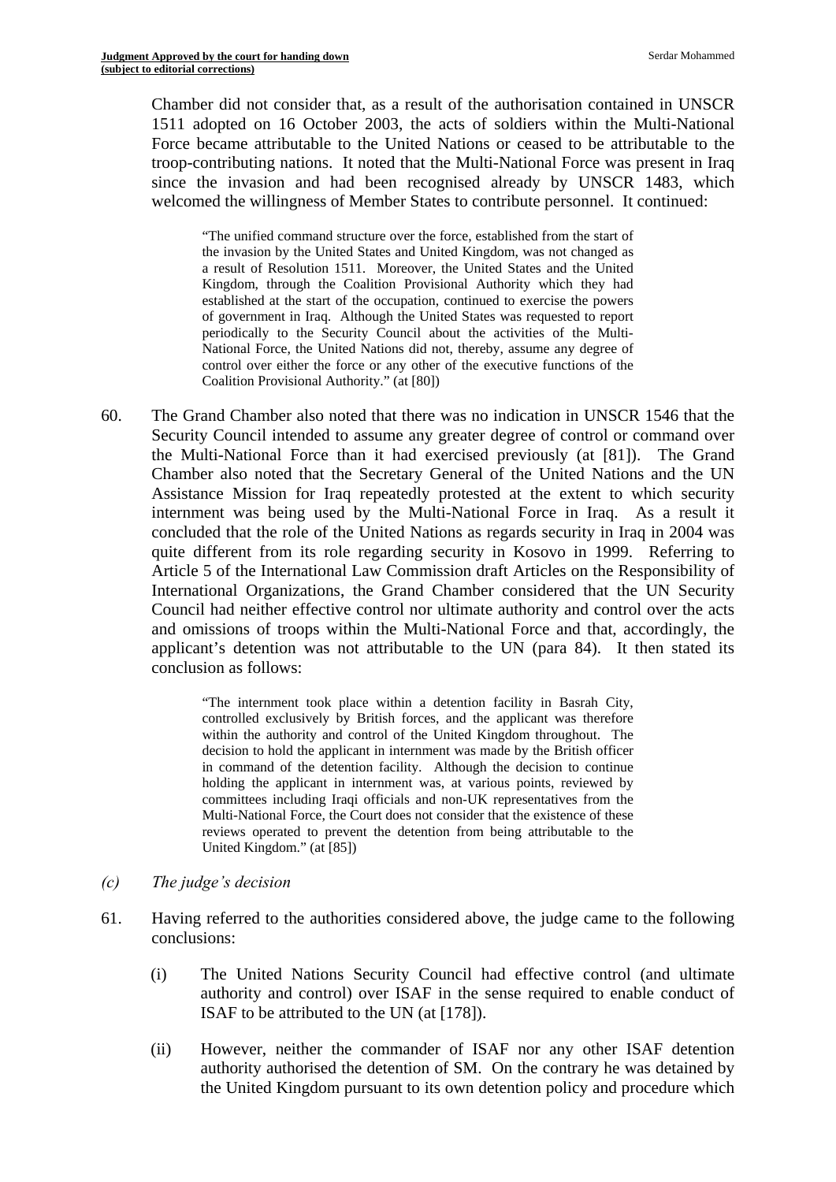Chamber did not consider that, as a result of the authorisation contained in UNSCR 1511 adopted on 16 October 2003, the acts of soldiers within the Multi-National Force became attributable to the United Nations or ceased to be attributable to the troop-contributing nations. It noted that the Multi-National Force was present in Iraq since the invasion and had been recognised already by UNSCR 1483, which welcomed the willingness of Member States to contribute personnel. It continued:

> "The unified command structure over the force, established from the start of the invasion by the United States and United Kingdom, was not changed as a result of Resolution 1511. Moreover, the United States and the United Kingdom, through the Coalition Provisional Authority which they had established at the start of the occupation, continued to exercise the powers of government in Iraq. Although the United States was requested to report periodically to the Security Council about the activities of the Multi-National Force, the United Nations did not, thereby, assume any degree of control over either the force or any other of the executive functions of the Coalition Provisional Authority." (at [80])

60. The Grand Chamber also noted that there was no indication in UNSCR 1546 that the Security Council intended to assume any greater degree of control or command over the Multi-National Force than it had exercised previously (at [81]). The Grand Chamber also noted that the Secretary General of the United Nations and the UN Assistance Mission for Iraq repeatedly protested at the extent to which security internment was being used by the Multi-National Force in Iraq. As a result it concluded that the role of the United Nations as regards security in Iraq in 2004 was quite different from its role regarding security in Kosovo in 1999. Referring to Article 5 of the International Law Commission draft Articles on the Responsibility of International Organizations, the Grand Chamber considered that the UN Security Council had neither effective control nor ultimate authority and control over the acts and omissions of troops within the Multi-National Force and that, accordingly, the applicant's detention was not attributable to the UN (para 84). It then stated its conclusion as follows:

> "The internment took place within a detention facility in Basrah City, controlled exclusively by British forces, and the applicant was therefore within the authority and control of the United Kingdom throughout. The decision to hold the applicant in internment was made by the British officer in command of the detention facility. Although the decision to continue holding the applicant in internment was, at various points, reviewed by committees including Iraqi officials and non-UK representatives from the Multi-National Force, the Court does not consider that the existence of these reviews operated to prevent the detention from being attributable to the United Kingdom." (at [85])

*(c) The judge's decision*

61. Having referred to the authorities considered above, the judge came to the following conclusions:

    (i) The United Nations Security Council had effective control (and ultimate authority and control) over ISAF in the sense required to enable conduct of ISAF to be attributed to the UN (at [178]).

    (ii) However, neither the commander of ISAF nor any other ISAF detention authority authorised the detention of SM. On the contrary he was detained by the United Kingdom pursuant to its own detention policy and procedure which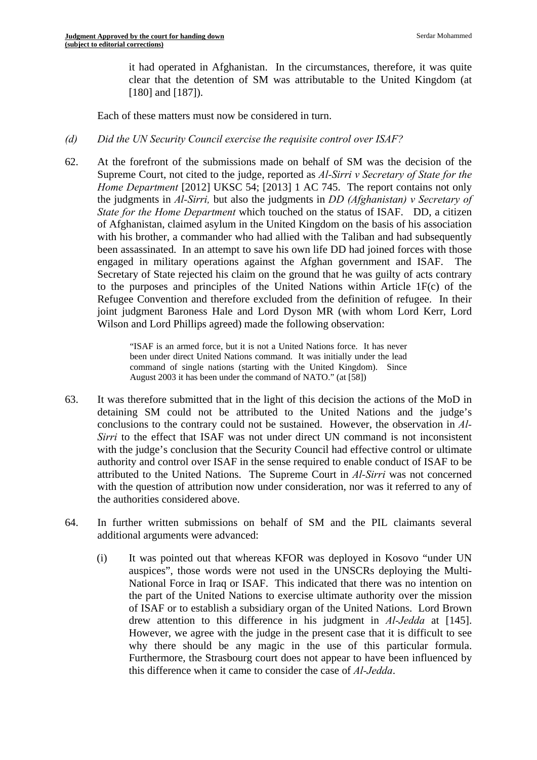it had operated in Afghanistan. In the circumstances, therefore, it was quite clear that the detention of SM was attributable to the United Kingdom (at [180] and [187]).

Each of these matters must now be considered in turn.

*(d) Did the UN Security Council exercise the requisite control over ISAF?*

62. At the forefront of the submissions made on behalf of SM was the decision of the Supreme Court, not cited to the judge, reported as *Al-Sirri v Secretary of State for the Home Department* [2012] UKSC 54; [2013] 1 AC 745. The report contains not only the judgments in *Al-Sirri,* but also the judgments in *DD (Afghanistan) v Secretary of State for the Home Department* which touched on the status of ISAF. DD, a citizen of Afghanistan, claimed asylum in the United Kingdom on the basis of his association with his brother, a commander who had allied with the Taliban and had subsequently been assassinated. In an attempt to save his own life DD had joined forces with those engaged in military operations against the Afghan government and ISAF. The Secretary of State rejected his claim on the ground that he was guilty of acts contrary to the purposes and principles of the United Nations within Article 1F(c) of the Refugee Convention and therefore excluded from the definition of refugee. In their joint judgment Baroness Hale and Lord Dyson MR (with whom Lord Kerr, Lord Wilson and Lord Phillips agreed) made the following observation:

> "ISAF is an armed force, but it is not a United Nations force. It has never been under direct United Nations command. It was initially under the lead command of single nations (starting with the United Kingdom). Since August 2003 it has been under the command of NATO." (at [58])

63. It was therefore submitted that in the light of this decision the actions of the MoD in detaining SM could not be attributed to the United Nations and the judge's conclusions to the contrary could not be sustained. However, the observation in *Al-Sirri* to the effect that ISAF was not under direct UN command is not inconsistent with the judge's conclusion that the Security Council had effective control or ultimate authority and control over ISAF in the sense required to enable conduct of ISAF to be attributed to the United Nations. The Supreme Court in *Al-Sirri* was not concerned with the question of attribution now under consideration, nor was it referred to any of the authorities considered above.

64. In further written submissions on behalf of SM and the PIL claimants several additional arguments were advanced:

    (i) It was pointed out that whereas KFOR was deployed in Kosovo "under UN auspices", those words were not used in the UNSCRs deploying the Multi-National Force in Iraq or ISAF. This indicated that there was no intention on the part of the United Nations to exercise ultimate authority over the mission of ISAF or to establish a subsidiary organ of the United Nations. Lord Brown drew attention to this difference in his judgment in *Al-Jedda* at [145]. However, we agree with the judge in the present case that it is difficult to see why there should be any magic in the use of this particular formula. Furthermore, the Strasbourg court does not appear to have been influenced by this difference when it came to consider the case of *Al-Jedda*.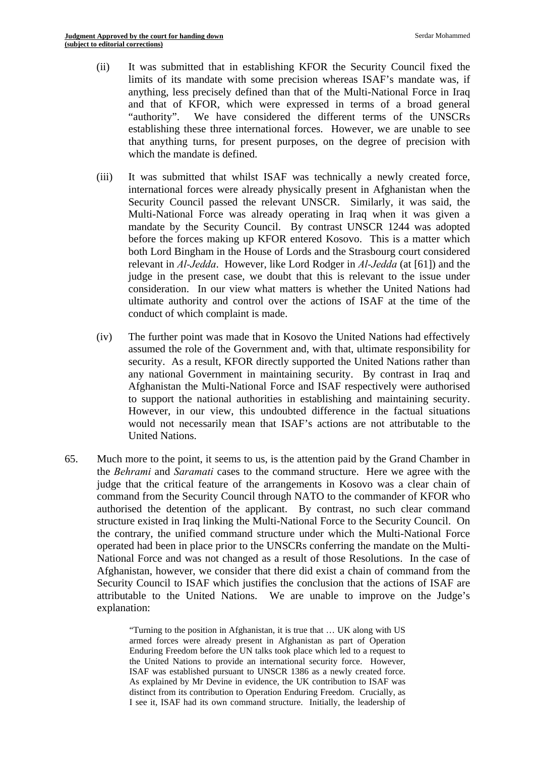(ii) It was submitted that in establishing KFOR the Security Council fixed the limits of its mandate with some precision whereas ISAF's mandate was, if anything, less precisely defined than that of the Multi-National Force in Iraq and that of KFOR, which were expressed in terms of a broad general "authority". We have considered the different terms of the UNSCRs establishing these three international forces. However, we are unable to see that anything turns, for present purposes, on the degree of precision with which the mandate is defined.

(iii) It was submitted that whilst ISAF was technically a newly created force, international forces were already physically present in Afghanistan when the Security Council passed the relevant UNSCR. Similarly, it was said, the Multi-National Force was already operating in Iraq when it was given a mandate by the Security Council. By contrast UNSCR 1244 was adopted before the forces making up KFOR entered Kosovo. This is a matter which both Lord Bingham in the House of Lords and the Strasbourg court considered relevant in *Al-Jedda*. However, like Lord Rodger in *Al-Jedda* (at [61]) and the judge in the present case, we doubt that this is relevant to the issue under consideration. In our view what matters is whether the United Nations had ultimate authority and control over the actions of ISAF at the time of the conduct of which complaint is made.

(iv) The further point was made that in Kosovo the United Nations had effectively assumed the role of the Government and, with that, ultimate responsibility for security. As a result, KFOR directly supported the United Nations rather than any national Government in maintaining security. By contrast in Iraq and Afghanistan the Multi-National Force and ISAF respectively were authorised to support the national authorities in establishing and maintaining security. However, in our view, this undoubted difference in the factual situations would not necessarily mean that ISAF's actions are not attributable to the United Nations.

65. Much more to the point, it seems to us, is the attention paid by the Grand Chamber in the *Behrami* and *Saramati* cases to the command structure. Here we agree with the judge that the critical feature of the arrangements in Kosovo was a clear chain of command from the Security Council through NATO to the commander of KFOR who authorised the detention of the applicant. By contrast, no such clear command structure existed in Iraq linking the Multi-National Force to the Security Council. On the contrary, the unified command structure under which the Multi-National Force operated had been in place prior to the UNSCRs conferring the mandate on the Multi-National Force and was not changed as a result of those Resolutions. In the case of Afghanistan, however, we consider that there did exist a chain of command from the Security Council to ISAF which justifies the conclusion that the actions of ISAF are attributable to the United Nations. We are unable to improve on the Judge's explanation:

> "Turning to the position in Afghanistan, it is true that … UK along with US armed forces were already present in Afghanistan as part of Operation Enduring Freedom before the UN talks took place which led to a request to the United Nations to provide an international security force. However, ISAF was established pursuant to UNSCR 1386 as a newly created force. As explained by Mr Devine in evidence, the UK contribution to ISAF was distinct from its contribution to Operation Enduring Freedom. Crucially, as I see it, ISAF had its own command structure. Initially, the leadership of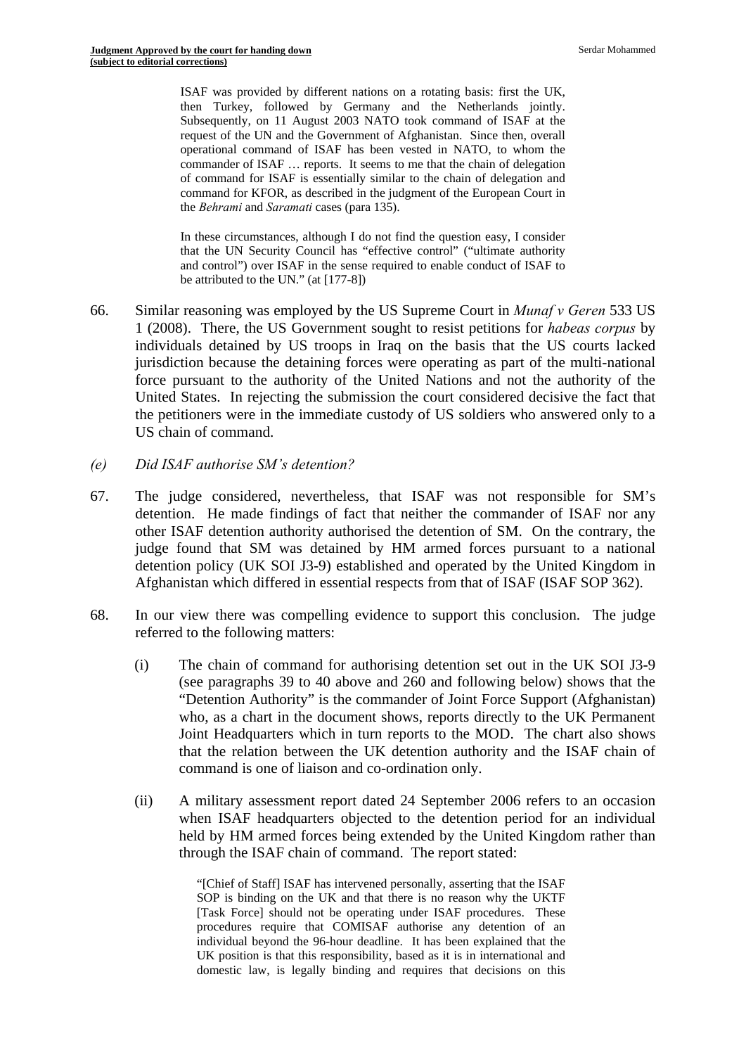> ISAF was provided by different nations on a rotating basis: first the UK, then Turkey, followed by Germany and the Netherlands jointly. Subsequently, on 11 August 2003 NATO took command of ISAF at the request of the UN and the Government of Afghanistan. Since then, overall operational command of ISAF has been vested in NATO, to whom the commander of ISAF … reports. It seems to me that the chain of delegation of command for ISAF is essentially similar to the chain of delegation and command for KFOR, as described in the judgment of the European Court in the *Behrami* and *Saramati* cases (para 135).
>
> In these circumstances, although I do not find the question easy, I consider that the UN Security Council has "effective control" ("ultimate authority and control") over ISAF in the sense required to enable conduct of ISAF to be attributed to the UN." (at [177-8])

66. Similar reasoning was employed by the US Supreme Court in *Munaf v Geren* 533 US 1 (2008). There, the US Government sought to resist petitions for *habeas corpus* by individuals detained by US troops in Iraq on the basis that the US courts lacked jurisdiction because the detaining forces were operating as part of the multi-national force pursuant to the authority of the United Nations and not the authority of the United States. In rejecting the submission the court considered decisive the fact that the petitioners were in the immediate custody of US soldiers who answered only to a US chain of command.

*(e) Did ISAF authorise SM's detention?*

67. The judge considered, nevertheless, that ISAF was not responsible for SM's detention. He made findings of fact that neither the commander of ISAF nor any other ISAF detention authority authorised the detention of SM. On the contrary, the judge found that SM was detained by HM armed forces pursuant to a national detention policy (UK SOI J3-9) established and operated by the United Kingdom in Afghanistan which differed in essential respects from that of ISAF (ISAF SOP 362).

68. In our view there was compelling evidence to support this conclusion. The judge referred to the following matters:

    (i) The chain of command for authorising detention set out in the UK SOI J3-9 (see paragraphs 39 to 40 above and 260 and following below) shows that the "Detention Authority" is the commander of Joint Force Support (Afghanistan) who, as a chart in the document shows, reports directly to the UK Permanent Joint Headquarters which in turn reports to the MOD. The chart also shows that the relation between the UK detention authority and the ISAF chain of command is one of liaison and co-ordination only.

    (ii) A military assessment report dated 24 September 2006 refers to an occasion when ISAF headquarters objected to the detention period for an individual held by HM armed forces being extended by the United Kingdom rather than through the ISAF chain of command. The report stated:

    > "[Chief of Staff] ISAF has intervened personally, asserting that the ISAF SOP is binding on the UK and that there is no reason why the UKTF [Task Force] should not be operating under ISAF procedures. These procedures require that COMISAF authorise any detention of an individual beyond the 96-hour deadline. It has been explained that the UK position is that this responsibility, based as it is in international and domestic law, is legally binding and requires that decisions on this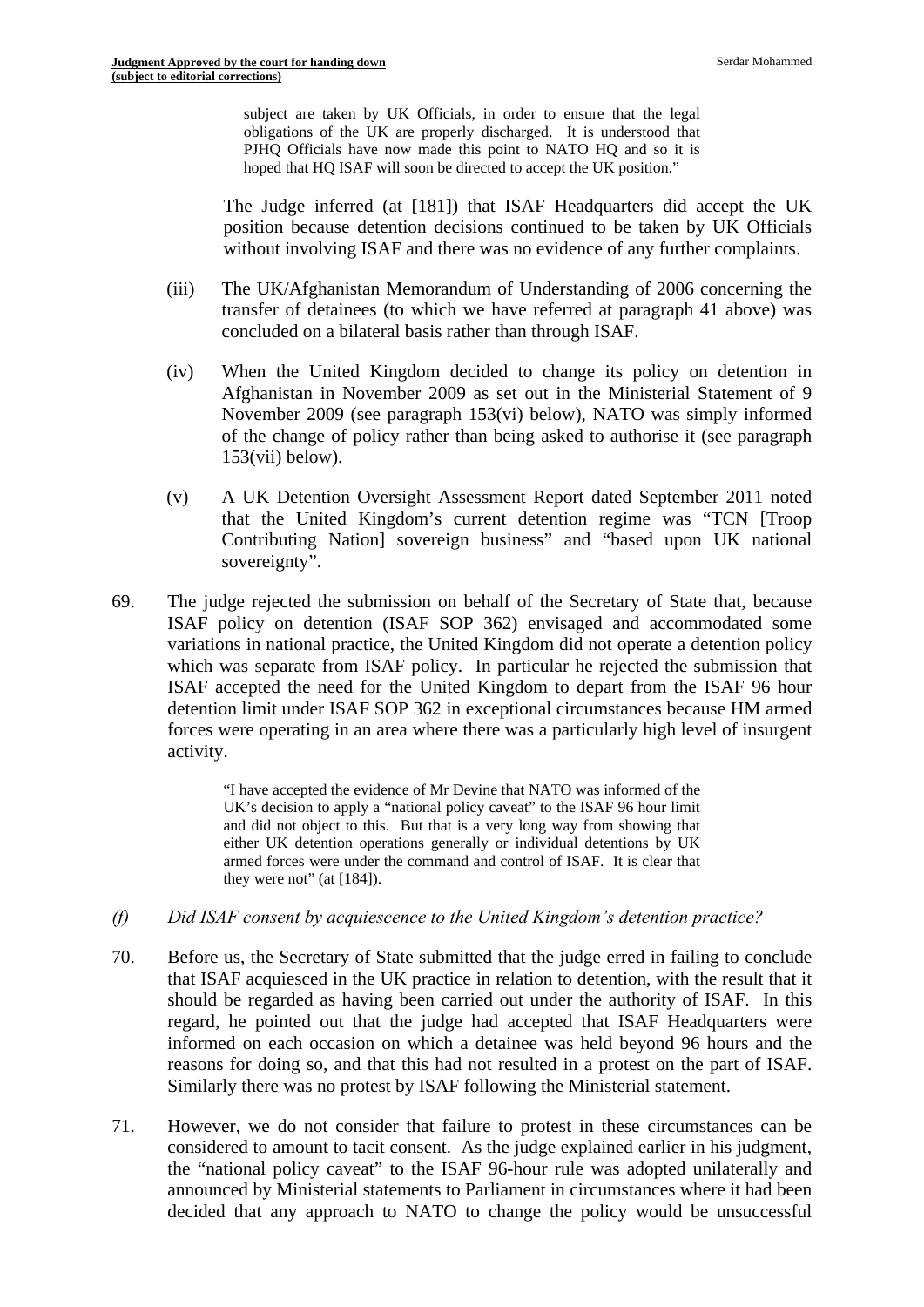> subject are taken by UK Officials, in order to ensure that the legal obligations of the UK are properly discharged. It is understood that PJHQ Officials have now made this point to NATO HQ and so it is hoped that HQ ISAF will soon be directed to accept the UK position."

The Judge inferred (at [181]) that ISAF Headquarters did accept the UK position because detention decisions continued to be taken by UK Officials without involving ISAF and there was no evidence of any further complaints.

(iii) The UK/Afghanistan Memorandum of Understanding of 2006 concerning the transfer of detainees (to which we have referred at paragraph 41 above) was concluded on a bilateral basis rather than through ISAF.

(iv) When the United Kingdom decided to change its policy on detention in Afghanistan in November 2009 as set out in the Ministerial Statement of 9 November 2009 (see paragraph 153(vi) below), NATO was simply informed of the change of policy rather than being asked to authorise it (see paragraph 153(vii) below).

(v) A UK Detention Oversight Assessment Report dated September 2011 noted that the United Kingdom's current detention regime was "TCN [Troop Contributing Nation] sovereign business" and "based upon UK national sovereignty".

69. The judge rejected the submission on behalf of the Secretary of State that, because ISAF policy on detention (ISAF SOP 362) envisaged and accommodated some variations in national practice, the United Kingdom did not operate a detention policy which was separate from ISAF policy. In particular he rejected the submission that ISAF accepted the need for the United Kingdom to depart from the ISAF 96 hour detention limit under ISAF SOP 362 in exceptional circumstances because HM armed forces were operating in an area where there was a particularly high level of insurgent activity.

> "I have accepted the evidence of Mr Devine that NATO was informed of the UK's decision to apply a "national policy caveat" to the ISAF 96 hour limit and did not object to this. But that is a very long way from showing that either UK detention operations generally or individual detentions by UK armed forces were under the command and control of ISAF. It is clear that they were not" (at [184]).

*(f) Did ISAF consent by acquiescence to the United Kingdom's detention practice?*

70. Before us, the Secretary of State submitted that the judge erred in failing to conclude that ISAF acquiesced in the UK practice in relation to detention, with the result that it should be regarded as having been carried out under the authority of ISAF. In this regard, he pointed out that the judge had accepted that ISAF Headquarters were informed on each occasion on which a detainee was held beyond 96 hours and the reasons for doing so, and that this had not resulted in a protest on the part of ISAF. Similarly there was no protest by ISAF following the Ministerial statement.

71. However, we do not consider that failure to protest in these circumstances can be considered to amount to tacit consent. As the judge explained earlier in his judgment, the "national policy caveat" to the ISAF 96-hour rule was adopted unilaterally and announced by Ministerial statements to Parliament in circumstances where it had been decided that any approach to NATO to change the policy would be unsuccessful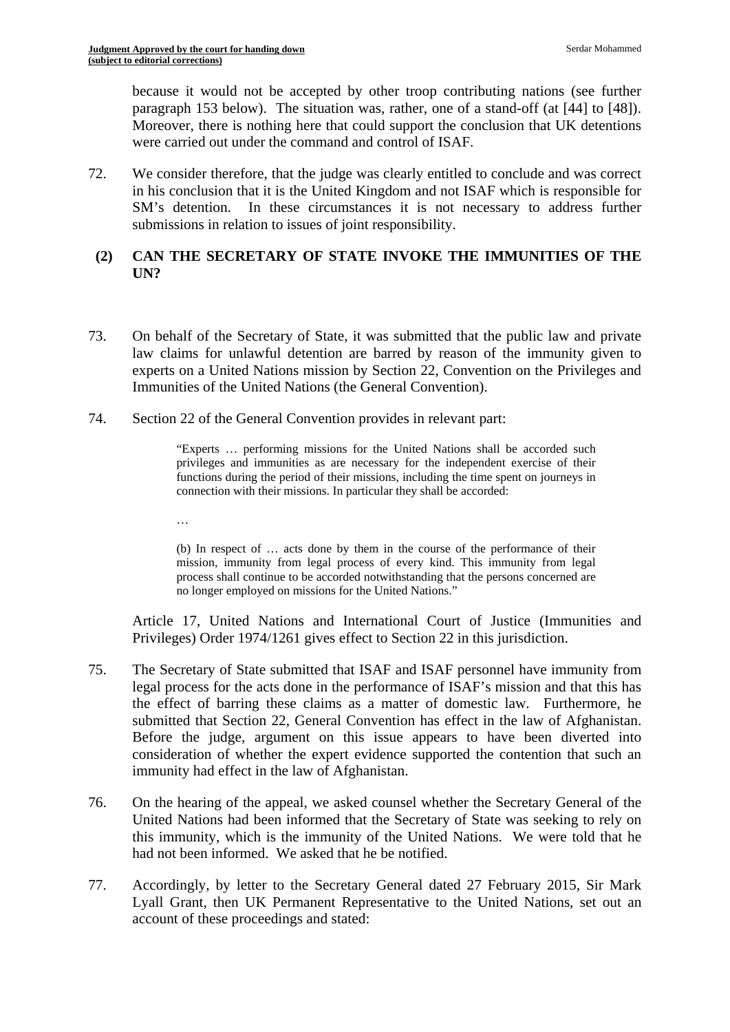because it would not be accepted by other troop contributing nations (see further paragraph 153 below). The situation was, rather, one of a stand-off (at [44] to [48]). Moreover, there is nothing here that could support the conclusion that UK detentions were carried out under the command and control of ISAF.

72. We consider therefore, that the judge was clearly entitled to conclude and was correct in his conclusion that it is the United Kingdom and not ISAF which is responsible for SM's detention. In these circumstances it is not necessary to address further submissions in relation to issues of joint responsibility.

## (2) CAN THE SECRETARY OF STATE INVOKE THE IMMUNITIES OF THE UN?

73. On behalf of the Secretary of State, it was submitted that the public law and private law claims for unlawful detention are barred by reason of the immunity given to experts on a United Nations mission by Section 22, Convention on the Privileges and Immunities of the United Nations (the General Convention).

74. Section 22 of the General Convention provides in relevant part:

> "Experts … performing missions for the United Nations shall be accorded such privileges and immunities as are necessary for the independent exercise of their functions during the period of their missions, including the time spent on journeys in connection with their missions. In particular they shall be accorded:
>
> …
>
> (b) In respect of … acts done by them in the course of the performance of their mission, immunity from legal process of every kind. This immunity from legal process shall continue to be accorded notwithstanding that the persons concerned are no longer employed on missions for the United Nations."

Article 17, United Nations and International Court of Justice (Immunities and Privileges) Order 1974/1261 gives effect to Section 22 in this jurisdiction.

75. The Secretary of State submitted that ISAF and ISAF personnel have immunity from legal process for the acts done in the performance of ISAF's mission and that this has the effect of barring these claims as a matter of domestic law. Furthermore, he submitted that Section 22, General Convention has effect in the law of Afghanistan. Before the judge, argument on this issue appears to have been diverted into consideration of whether the expert evidence supported the contention that such an immunity had effect in the law of Afghanistan.

76. On the hearing of the appeal, we asked counsel whether the Secretary General of the United Nations had been informed that the Secretary of State was seeking to rely on this immunity, which is the immunity of the United Nations. We were told that he had not been informed. We asked that he be notified.

77. Accordingly, by letter to the Secretary General dated 27 February 2015, Sir Mark Lyall Grant, then UK Permanent Representative to the United Nations, set out an account of these proceedings and stated: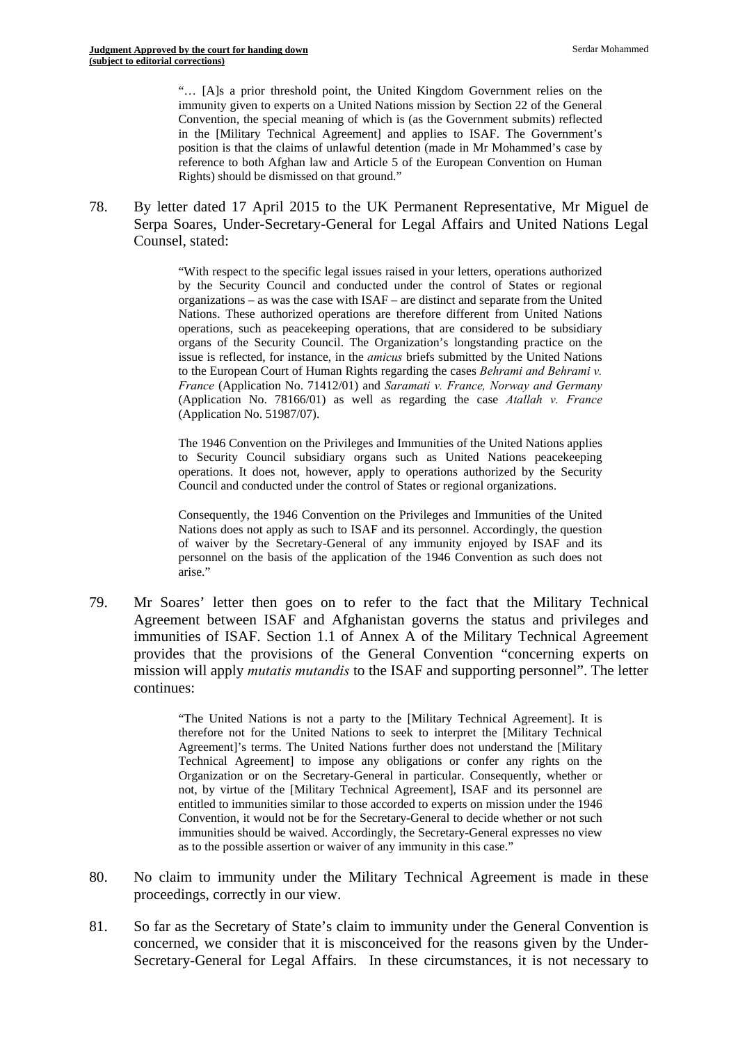> "… [A]s a prior threshold point, the United Kingdom Government relies on the immunity given to experts on a United Nations mission by Section 22 of the General Convention, the special meaning of which is (as the Government submits) reflected in the [Military Technical Agreement] and applies to ISAF. The Government's position is that the claims of unlawful detention (made in Mr Mohammed's case by reference to both Afghan law and Article 5 of the European Convention on Human Rights) should be dismissed on that ground."

78. By letter dated 17 April 2015 to the UK Permanent Representative, Mr Miguel de Serpa Soares, Under-Secretary-General for Legal Affairs and United Nations Legal Counsel, stated:

> "With respect to the specific legal issues raised in your letters, operations authorized by the Security Council and conducted under the control of States or regional organizations – as was the case with ISAF – are distinct and separate from the United Nations. These authorized operations are therefore different from United Nations operations, such as peacekeeping operations, that are considered to be subsidiary organs of the Security Council. The Organization's longstanding practice on the issue is reflected, for instance, in the *amicus* briefs submitted by the United Nations to the European Court of Human Rights regarding the cases *Behrami and Behrami v. France* (Application No. 71412/01) and *Saramati v. France, Norway and Germany* (Application No. 78166/01) as well as regarding the case *Atallah v. France* (Application No. 51987/07).
>
> The 1946 Convention on the Privileges and Immunities of the United Nations applies to Security Council subsidiary organs such as United Nations peacekeeping operations. It does not, however, apply to operations authorized by the Security Council and conducted under the control of States or regional organizations.
>
> Consequently, the 1946 Convention on the Privileges and Immunities of the United Nations does not apply as such to ISAF and its personnel. Accordingly, the question of waiver by the Secretary-General of any immunity enjoyed by ISAF and its personnel on the basis of the application of the 1946 Convention as such does not arise."

79. Mr Soares' letter then goes on to refer to the fact that the Military Technical Agreement between ISAF and Afghanistan governs the status and privileges and immunities of ISAF. Section 1.1 of Annex A of the Military Technical Agreement provides that the provisions of the General Convention "concerning experts on mission will apply *mutatis mutandis* to the ISAF and supporting personnel". The letter continues:

> "The United Nations is not a party to the [Military Technical Agreement]. It is therefore not for the United Nations to seek to interpret the [Military Technical Agreement]'s terms. The United Nations further does not understand the [Military Technical Agreement] to impose any obligations or confer any rights on the Organization or on the Secretary-General in particular. Consequently, whether or not, by virtue of the [Military Technical Agreement], ISAF and its personnel are entitled to immunities similar to those accorded to experts on mission under the 1946 Convention, it would not be for the Secretary-General to decide whether or not such immunities should be waived. Accordingly, the Secretary-General expresses no view as to the possible assertion or waiver of any immunity in this case."

80. No claim to immunity under the Military Technical Agreement is made in these proceedings, correctly in our view.

81. So far as the Secretary of State's claim to immunity under the General Convention is concerned, we consider that it is misconceived for the reasons given by the Under-Secretary-General for Legal Affairs. In these circumstances, it is not necessary to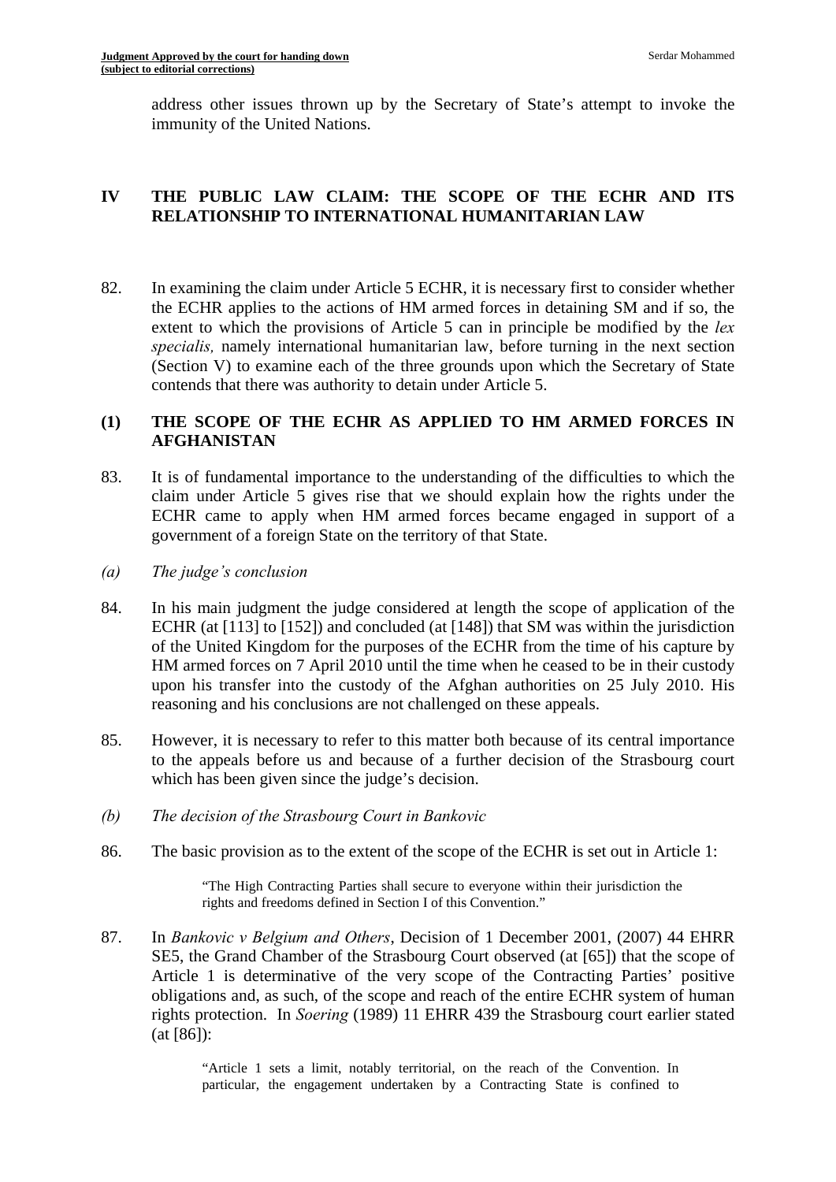address other issues thrown up by the Secretary of State's attempt to invoke the immunity of the United Nations.

## IV THE PUBLIC LAW CLAIM: THE SCOPE OF THE ECHR AND ITS RELATIONSHIP TO INTERNATIONAL HUMANITARIAN LAW

82. In examining the claim under Article 5 ECHR, it is necessary first to consider whether the ECHR applies to the actions of HM armed forces in detaining SM and if so, the extent to which the provisions of Article 5 can in principle be modified by the *lex specialis,* namely international humanitarian law, before turning in the next section (Section V) to examine each of the three grounds upon which the Secretary of State contends that there was authority to detain under Article 5.

### (1) THE SCOPE OF THE ECHR AS APPLIED TO HM ARMED FORCES IN AFGHANISTAN

83. It is of fundamental importance to the understanding of the difficulties to which the claim under Article 5 gives rise that we should explain how the rights under the ECHR came to apply when HM armed forces became engaged in support of a government of a foreign State on the territory of that State.

*(a) The judge's conclusion*

84. In his main judgment the judge considered at length the scope of application of the ECHR (at [113] to [152]) and concluded (at [148]) that SM was within the jurisdiction of the United Kingdom for the purposes of the ECHR from the time of his capture by HM armed forces on 7 April 2010 until the time when he ceased to be in their custody upon his transfer into the custody of the Afghan authorities on 25 July 2010. His reasoning and his conclusions are not challenged on these appeals.

85. However, it is necessary to refer to this matter both because of its central importance to the appeals before us and because of a further decision of the Strasbourg court which has been given since the judge's decision.

*(b) The decision of the Strasbourg Court in Bankovic*

86. The basic provision as to the extent of the scope of the ECHR is set out in Article 1:

> "The High Contracting Parties shall secure to everyone within their jurisdiction the rights and freedoms defined in Section I of this Convention."

87. In *Bankovic v Belgium and Others*, Decision of 1 December 2001, (2007) 44 EHRR SE5, the Grand Chamber of the Strasbourg Court observed (at [65]) that the scope of Article 1 is determinative of the very scope of the Contracting Parties' positive obligations and, as such, of the scope and reach of the entire ECHR system of human rights protection. In *Soering* (1989) 11 EHRR 439 the Strasbourg court earlier stated (at [86]):

> "Article 1 sets a limit, notably territorial, on the reach of the Convention. In particular, the engagement undertaken by a Contracting State is confined to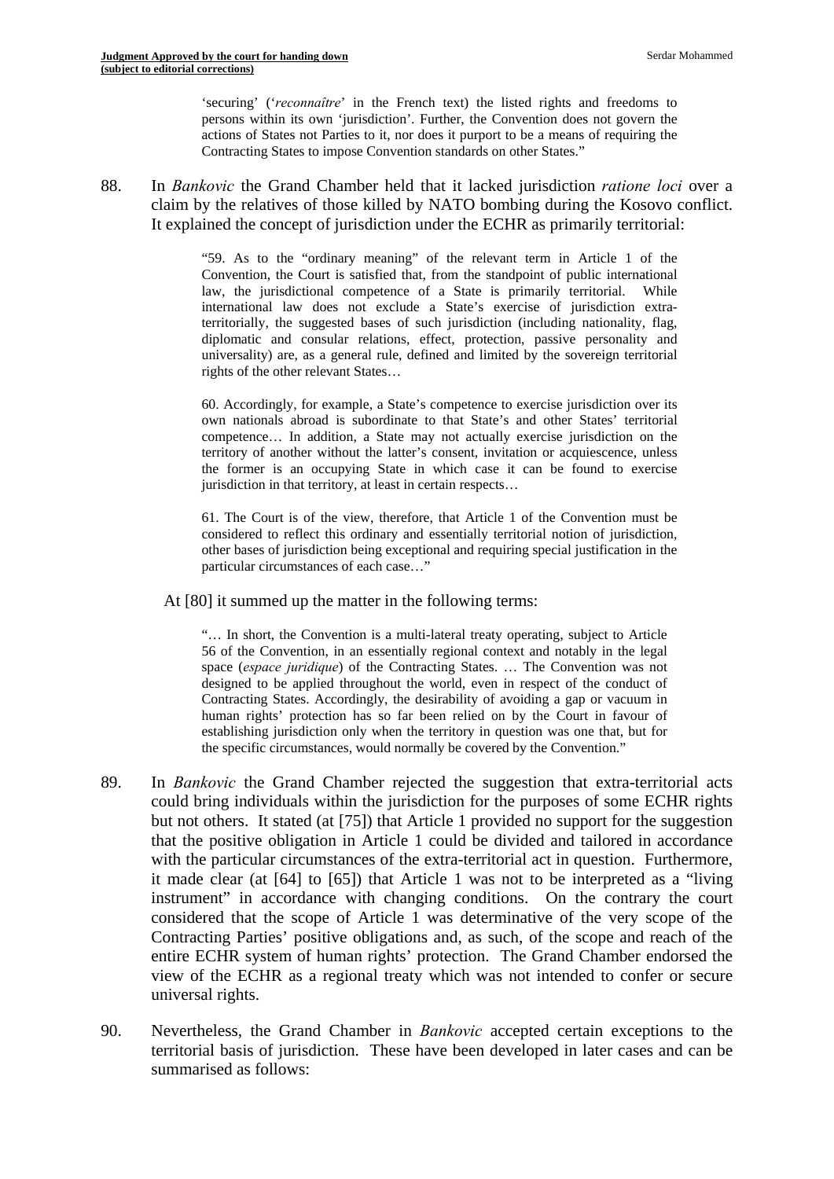'securing' ('*reconnaître*' in the French text) the listed rights and freedoms to persons within its own 'jurisdiction'. Further, the Convention does not govern the actions of States not Parties to it, nor does it purport to be a means of requiring the Contracting States to impose Convention standards on other States."

88. In *Bankovic* the Grand Chamber held that it lacked jurisdiction *ratione loci* over a claim by the relatives of those killed by NATO bombing during the Kosovo conflict. It explained the concept of jurisdiction under the ECHR as primarily territorial:

> "59. As to the "ordinary meaning" of the relevant term in Article 1 of the Convention, the Court is satisfied that, from the standpoint of public international law, the jurisdictional competence of a State is primarily territorial. While international law does not exclude a State's exercise of jurisdiction extra-territorially, the suggested bases of such jurisdiction (including nationality, flag, diplomatic and consular relations, effect, protection, passive personality and universality) are, as a general rule, defined and limited by the sovereign territorial rights of the other relevant States…
>
> 60. Accordingly, for example, a State's competence to exercise jurisdiction over its own nationals abroad is subordinate to that State's and other States' territorial competence… In addition, a State may not actually exercise jurisdiction on the territory of another without the latter's consent, invitation or acquiescence, unless the former is an occupying State in which case it can be found to exercise jurisdiction in that territory, at least in certain respects…
>
> 61. The Court is of the view, therefore, that Article 1 of the Convention must be considered to reflect this ordinary and essentially territorial notion of jurisdiction, other bases of jurisdiction being exceptional and requiring special justification in the particular circumstances of each case…"

At [80] it summed up the matter in the following terms:

> "… In short, the Convention is a multi-lateral treaty operating, subject to Article 56 of the Convention, in an essentially regional context and notably in the legal space (*espace juridique*) of the Contracting States. … The Convention was not designed to be applied throughout the world, even in respect of the conduct of Contracting States. Accordingly, the desirability of avoiding a gap or vacuum in human rights' protection has so far been relied on by the Court in favour of establishing jurisdiction only when the territory in question was one that, but for the specific circumstances, would normally be covered by the Convention."

89. In *Bankovic* the Grand Chamber rejected the suggestion that extra-territorial acts could bring individuals within the jurisdiction for the purposes of some ECHR rights but not others. It stated (at [75]) that Article 1 provided no support for the suggestion that the positive obligation in Article 1 could be divided and tailored in accordance with the particular circumstances of the extra-territorial act in question. Furthermore, it made clear (at [64] to [65]) that Article 1 was not to be interpreted as a "living instrument" in accordance with changing conditions. On the contrary the court considered that the scope of Article 1 was determinative of the very scope of the Contracting Parties' positive obligations and, as such, of the scope and reach of the entire ECHR system of human rights' protection. The Grand Chamber endorsed the view of the ECHR as a regional treaty which was not intended to confer or secure universal rights.

90. Nevertheless, the Grand Chamber in *Bankovic* accepted certain exceptions to the territorial basis of jurisdiction. These have been developed in later cases and can be summarised as follows: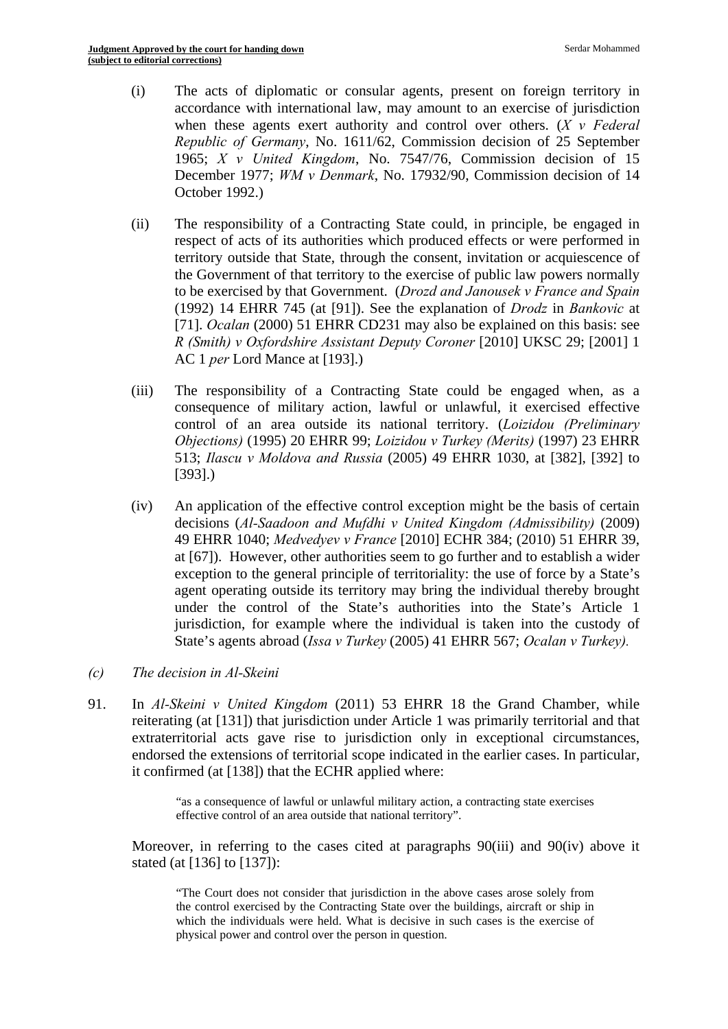(i) The acts of diplomatic or consular agents, present on foreign territory in accordance with international law, may amount to an exercise of jurisdiction when these agents exert authority and control over others. (*X v Federal Republic of Germany*, No. 1611/62, Commission decision of 25 September 1965; *X v United Kingdom*, No. 7547/76, Commission decision of 15 December 1977; *WM v Denmark*, No. 17932/90, Commission decision of 14 October 1992.)

(ii) The responsibility of a Contracting State could, in principle, be engaged in respect of acts of its authorities which produced effects or were performed in territory outside that State, through the consent, invitation or acquiescence of the Government of that territory to the exercise of public law powers normally to be exercised by that Government. (*Drozd and Janousek v France and Spain* (1992) 14 EHRR 745 (at [91]). See the explanation of *Drodz* in *Bankovic* at [71]. *Ocalan* (2000) 51 EHRR CD231 may also be explained on this basis: see *R (Smith) v Oxfordshire Assistant Deputy Coroner* [2010] UKSC 29; [2001] 1 AC 1 *per* Lord Mance at [193].)

(iii) The responsibility of a Contracting State could be engaged when, as a consequence of military action, lawful or unlawful, it exercised effective control of an area outside its national territory. (*Loizidou (Preliminary Objections)* (1995) 20 EHRR 99; *Loizidou v Turkey (Merits)* (1997) 23 EHRR 513; *Ilascu v Moldova and Russia* (2005) 49 EHRR 1030, at [382], [392] to [393].)

(iv) An application of the effective control exception might be the basis of certain decisions (*Al-Saadoon and Mufdhi v United Kingdom (Admissibility)* (2009) 49 EHRR 1040; *Medvedyev v France* [2010] ECHR 384; (2010) 51 EHRR 39, at [67]). However, other authorities seem to go further and to establish a wider exception to the general principle of territoriality: the use of force by a State's agent operating outside its territory may bring the individual thereby brought under the control of the State's authorities into the State's Article 1 jurisdiction, for example where the individual is taken into the custody of State's agents abroad (*Issa v Turkey* (2005) 41 EHRR 567; *Ocalan v Turkey).*

*(c) The decision in Al-Skeini*

91. In *Al-Skeini v United Kingdom* (2011) 53 EHRR 18 the Grand Chamber, while reiterating (at [131]) that jurisdiction under Article 1 was primarily territorial and that extraterritorial acts gave rise to jurisdiction only in exceptional circumstances, endorsed the extensions of territorial scope indicated in the earlier cases. In particular, it confirmed (at [138]) that the ECHR applied where:

> "as a consequence of lawful or unlawful military action, a contracting state exercises effective control of an area outside that national territory".

Moreover, in referring to the cases cited at paragraphs 90(iii) and 90(iv) above it stated (at [136] to [137]):

> "The Court does not consider that jurisdiction in the above cases arose solely from the control exercised by the Contracting State over the buildings, aircraft or ship in which the individuals were held. What is decisive in such cases is the exercise of physical power and control over the person in question.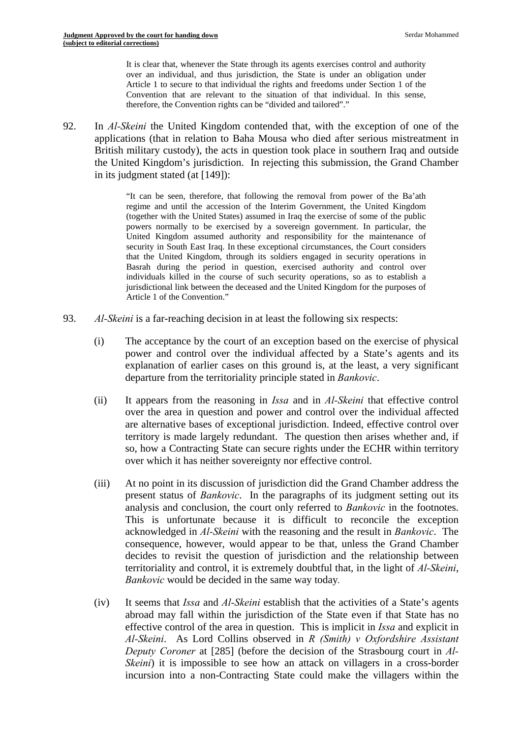> It is clear that, whenever the State through its agents exercises control and authority over an individual, and thus jurisdiction, the State is under an obligation under Article 1 to secure to that individual the rights and freedoms under Section 1 of the Convention that are relevant to the situation of that individual. In this sense, therefore, the Convention rights can be "divided and tailored"."

92. In *Al-Skeini* the United Kingdom contended that, with the exception of one of the applications (that in relation to Baha Mousa who died after serious mistreatment in British military custody), the acts in question took place in southern Iraq and outside the United Kingdom's jurisdiction. In rejecting this submission, the Grand Chamber in its judgment stated (at [149]):

> "It can be seen, therefore, that following the removal from power of the Ba'ath regime and until the accession of the Interim Government, the United Kingdom (together with the United States) assumed in Iraq the exercise of some of the public powers normally to be exercised by a sovereign government. In particular, the United Kingdom assumed authority and responsibility for the maintenance of security in South East Iraq. In these exceptional circumstances, the Court considers that the United Kingdom, through its soldiers engaged in security operations in Basrah during the period in question, exercised authority and control over individuals killed in the course of such security operations, so as to establish a jurisdictional link between the deceased and the United Kingdom for the purposes of Article 1 of the Convention."

93. *Al-Skeini* is a far-reaching decision in at least the following six respects:

(i) The acceptance by the court of an exception based on the exercise of physical power and control over the individual affected by a State's agents and its explanation of earlier cases on this ground is, at the least, a very significant departure from the territoriality principle stated in *Bankovic*.

(ii) It appears from the reasoning in *Issa* and in *Al-Skeini* that effective control over the area in question and power and control over the individual affected are alternative bases of exceptional jurisdiction. Indeed, effective control over territory is made largely redundant. The question then arises whether and, if so, how a Contracting State can secure rights under the ECHR within territory over which it has neither sovereignty nor effective control.

(iii) At no point in its discussion of jurisdiction did the Grand Chamber address the present status of *Bankovic*. In the paragraphs of its judgment setting out its analysis and conclusion, the court only referred to *Bankovic* in the footnotes. This is unfortunate because it is difficult to reconcile the exception acknowledged in *Al-Skeini* with the reasoning and the result in *Bankovic*. The consequence, however, would appear to be that, unless the Grand Chamber decides to revisit the question of jurisdiction and the relationship between territoriality and control, it is extremely doubtful that, in the light of *Al-Skeini*, *Bankovic* would be decided in the same way today.

(iv) It seems that *Issa* and *Al-Skeini* establish that the activities of a State's agents abroad may fall within the jurisdiction of the State even if that State has no effective control of the area in question. This is implicit in *Issa* and explicit in *Al-Skeini*. As Lord Collins observed in *R (Smith) v Oxfordshire Assistant Deputy Coroner* at [285] (before the decision of the Strasbourg court in *Al-Skeini*) it is impossible to see how an attack on villagers in a cross-border incursion into a non-Contracting State could make the villagers within the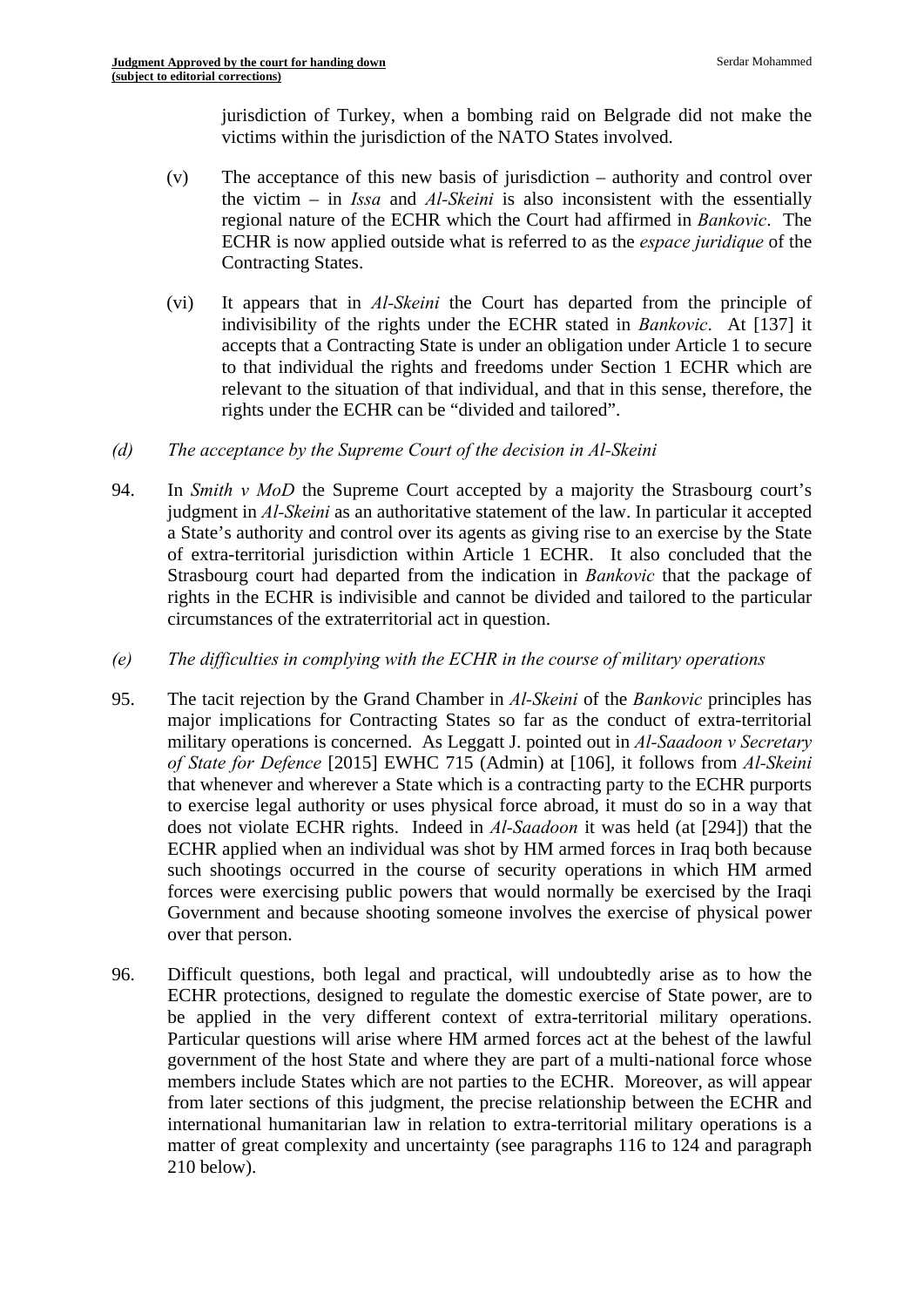jurisdiction of Turkey, when a bombing raid on Belgrade did not make the victims within the jurisdiction of the NATO States involved.

(v) The acceptance of this new basis of jurisdiction – authority and control over the victim – in *Issa* and *Al-Skeini* is also inconsistent with the essentially regional nature of the ECHR which the Court had affirmed in *Bankovic*. The ECHR is now applied outside what is referred to as the *espace juridique* of the Contracting States.

(vi) It appears that in *Al-Skeini* the Court has departed from the principle of indivisibility of the rights under the ECHR stated in *Bankovic*. At [137] it accepts that a Contracting State is under an obligation under Article 1 to secure to that individual the rights and freedoms under Section 1 ECHR which are relevant to the situation of that individual, and that in this sense, therefore, the rights under the ECHR can be "divided and tailored".

*(d) The acceptance by the Supreme Court of the decision in Al-Skeini*

94. In *Smith v MoD* the Supreme Court accepted by a majority the Strasbourg court's judgment in *Al-Skeini* as an authoritative statement of the law. In particular it accepted a State's authority and control over its agents as giving rise to an exercise by the State of extra-territorial jurisdiction within Article 1 ECHR. It also concluded that the Strasbourg court had departed from the indication in *Bankovic* that the package of rights in the ECHR is indivisible and cannot be divided and tailored to the particular circumstances of the extraterritorial act in question.

*(e) The difficulties in complying with the ECHR in the course of military operations*

95. The tacit rejection by the Grand Chamber in *Al-Skeini* of the *Bankovic* principles has major implications for Contracting States so far as the conduct of extra-territorial military operations is concerned. As Leggatt J. pointed out in *Al-Saadoon v Secretary of State for Defence* [2015] EWHC 715 (Admin) at [106], it follows from *Al-Skeini* that whenever and wherever a State which is a contracting party to the ECHR purports to exercise legal authority or uses physical force abroad, it must do so in a way that does not violate ECHR rights. Indeed in *Al-Saadoon* it was held (at [294]) that the ECHR applied when an individual was shot by HM armed forces in Iraq both because such shootings occurred in the course of security operations in which HM armed forces were exercising public powers that would normally be exercised by the Iraqi Government and because shooting someone involves the exercise of physical power over that person.

96. Difficult questions, both legal and practical, will undoubtedly arise as to how the ECHR protections, designed to regulate the domestic exercise of State power, are to be applied in the very different context of extra-territorial military operations. Particular questions will arise where HM armed forces act at the behest of the lawful government of the host State and where they are part of a multi-national force whose members include States which are not parties to the ECHR. Moreover, as will appear from later sections of this judgment, the precise relationship between the ECHR and international humanitarian law in relation to extra-territorial military operations is a matter of great complexity and uncertainty (see paragraphs 116 to 124 and paragraph 210 below).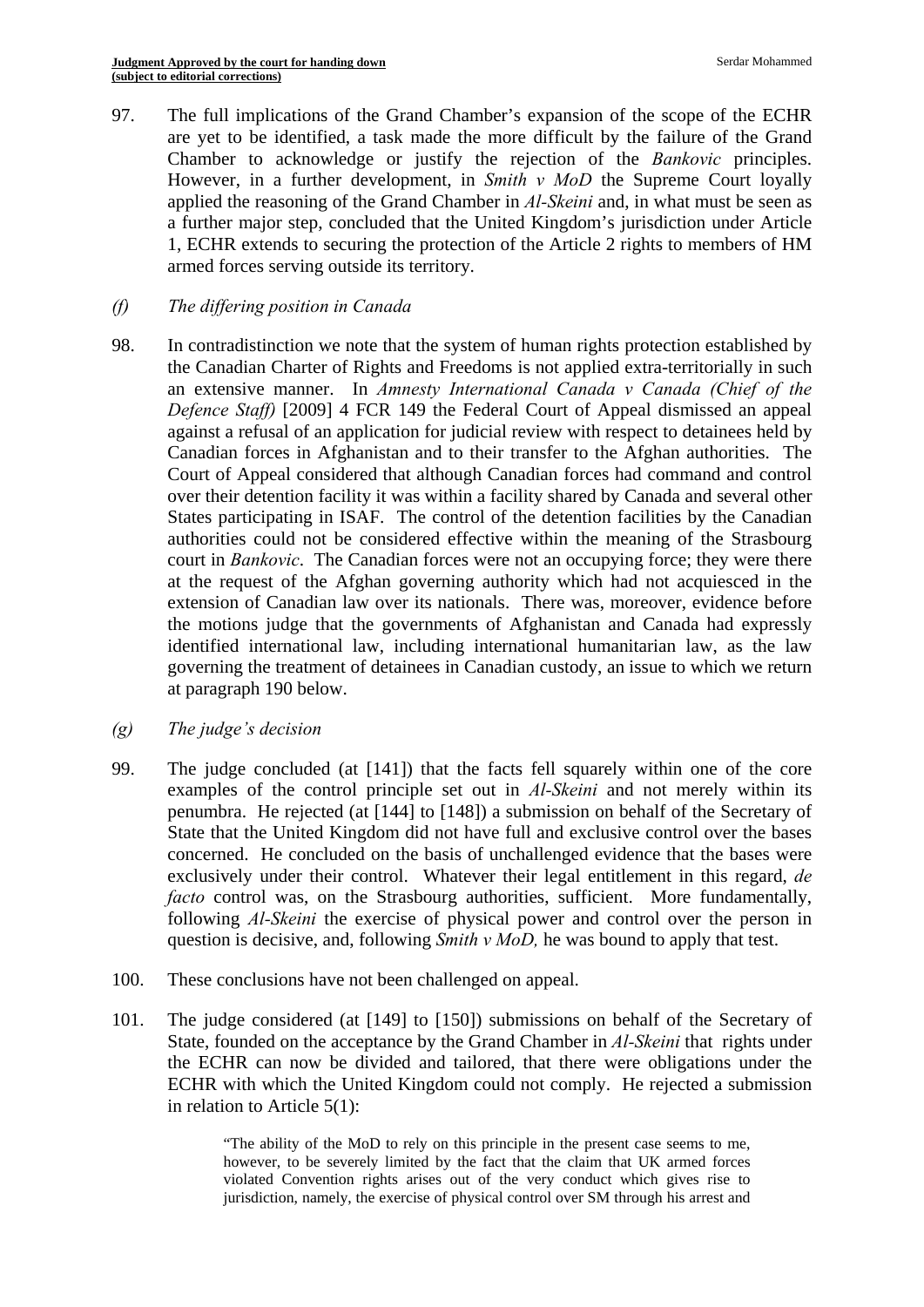97. The full implications of the Grand Chamber's expansion of the scope of the ECHR are yet to be identified, a task made the more difficult by the failure of the Grand Chamber to acknowledge or justify the rejection of the *Bankovic* principles. However, in a further development, in *Smith v MoD* the Supreme Court loyally applied the reasoning of the Grand Chamber in *Al-Skeini* and, in what must be seen as a further major step, concluded that the United Kingdom's jurisdiction under Article 1, ECHR extends to securing the protection of the Article 2 rights to members of HM armed forces serving outside its territory.

*(f) The differing position in Canada*

98. In contradistinction we note that the system of human rights protection established by the Canadian Charter of Rights and Freedoms is not applied extra-territorially in such an extensive manner. In *Amnesty International Canada v Canada (Chief of the Defence Staff)* [2009] 4 FCR 149 the Federal Court of Appeal dismissed an appeal against a refusal of an application for judicial review with respect to detainees held by Canadian forces in Afghanistan and to their transfer to the Afghan authorities. The Court of Appeal considered that although Canadian forces had command and control over their detention facility it was within a facility shared by Canada and several other States participating in ISAF. The control of the detention facilities by the Canadian authorities could not be considered effective within the meaning of the Strasbourg court in *Bankovic*. The Canadian forces were not an occupying force; they were there at the request of the Afghan governing authority which had not acquiesced in the extension of Canadian law over its nationals. There was, moreover, evidence before the motions judge that the governments of Afghanistan and Canada had expressly identified international law, including international humanitarian law, as the law governing the treatment of detainees in Canadian custody, an issue to which we return at paragraph 190 below.

*(g) The judge's decision*

99. The judge concluded (at [141]) that the facts fell squarely within one of the core examples of the control principle set out in *Al-Skeini* and not merely within its penumbra. He rejected (at [144] to [148]) a submission on behalf of the Secretary of State that the United Kingdom did not have full and exclusive control over the bases concerned. He concluded on the basis of unchallenged evidence that the bases were exclusively under their control. Whatever their legal entitlement in this regard, *de facto* control was, on the Strasbourg authorities, sufficient. More fundamentally, following *Al-Skeini* the exercise of physical power and control over the person in question is decisive, and, following *Smith v MoD,* he was bound to apply that test.

100. These conclusions have not been challenged on appeal.

101. The judge considered (at [149] to [150]) submissions on behalf of the Secretary of State, founded on the acceptance by the Grand Chamber in *Al-Skeini* that rights under the ECHR can now be divided and tailored, that there were obligations under the ECHR with which the United Kingdom could not comply. He rejected a submission in relation to Article 5(1):

> "The ability of the MoD to rely on this principle in the present case seems to me, however, to be severely limited by the fact that the claim that UK armed forces violated Convention rights arises out of the very conduct which gives rise to jurisdiction, namely, the exercise of physical control over SM through his arrest and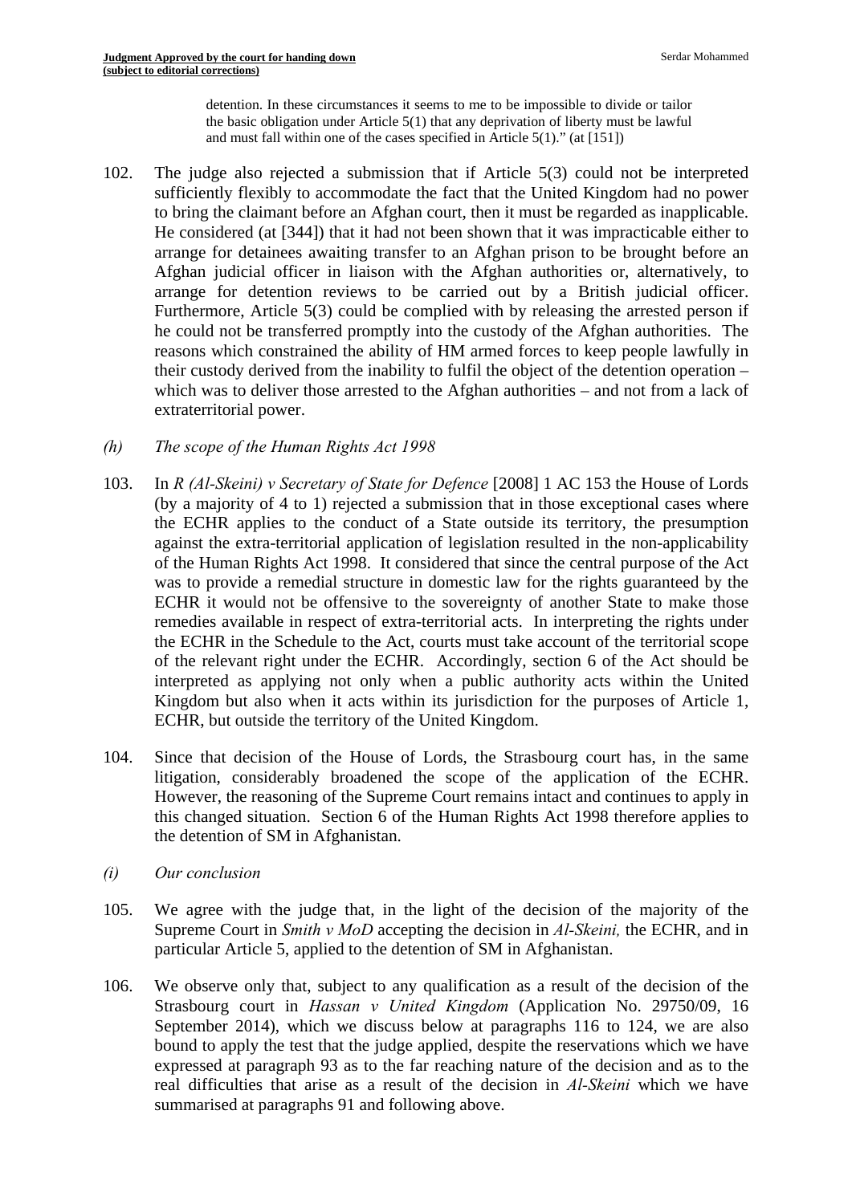> detention. In these circumstances it seems to me to be impossible to divide or tailor the basic obligation under Article 5(1) that any deprivation of liberty must be lawful and must fall within one of the cases specified in Article 5(1)." (at [151])

102. The judge also rejected a submission that if Article 5(3) could not be interpreted sufficiently flexibly to accommodate the fact that the United Kingdom had no power to bring the claimant before an Afghan court, then it must be regarded as inapplicable. He considered (at [344]) that it had not been shown that it was impracticable either to arrange for detainees awaiting transfer to an Afghan prison to be brought before an Afghan judicial officer in liaison with the Afghan authorities or, alternatively, to arrange for detention reviews to be carried out by a British judicial officer. Furthermore, Article 5(3) could be complied with by releasing the arrested person if he could not be transferred promptly into the custody of the Afghan authorities. The reasons which constrained the ability of HM armed forces to keep people lawfully in their custody derived from the inability to fulfil the object of the detention operation – which was to deliver those arrested to the Afghan authorities – and not from a lack of extraterritorial power.

*(h) The scope of the Human Rights Act 1998*

103. In *R (Al-Skeini) v Secretary of State for Defence* [2008] 1 AC 153 the House of Lords (by a majority of 4 to 1) rejected a submission that in those exceptional cases where the ECHR applies to the conduct of a State outside its territory, the presumption against the extra-territorial application of legislation resulted in the non-applicability of the Human Rights Act 1998. It considered that since the central purpose of the Act was to provide a remedial structure in domestic law for the rights guaranteed by the ECHR it would not be offensive to the sovereignty of another State to make those remedies available in respect of extra-territorial acts. In interpreting the rights under the ECHR in the Schedule to the Act, courts must take account of the territorial scope of the relevant right under the ECHR. Accordingly, section 6 of the Act should be interpreted as applying not only when a public authority acts within the United Kingdom but also when it acts within its jurisdiction for the purposes of Article 1, ECHR, but outside the territory of the United Kingdom.

104. Since that decision of the House of Lords, the Strasbourg court has, in the same litigation, considerably broadened the scope of the application of the ECHR. However, the reasoning of the Supreme Court remains intact and continues to apply in this changed situation. Section 6 of the Human Rights Act 1998 therefore applies to the detention of SM in Afghanistan.

*(i) Our conclusion*

105. We agree with the judge that, in the light of the decision of the majority of the Supreme Court in *Smith v MoD* accepting the decision in *Al-Skeini,* the ECHR, and in particular Article 5, applied to the detention of SM in Afghanistan.

106. We observe only that, subject to any qualification as a result of the decision of the Strasbourg court in *Hassan v United Kingdom* (Application No. 29750/09, 16 September 2014), which we discuss below at paragraphs 116 to 124, we are also bound to apply the test that the judge applied, despite the reservations which we have expressed at paragraph 93 as to the far reaching nature of the decision and as to the real difficulties that arise as a result of the decision in *Al-Skeini* which we have summarised at paragraphs 91 and following above.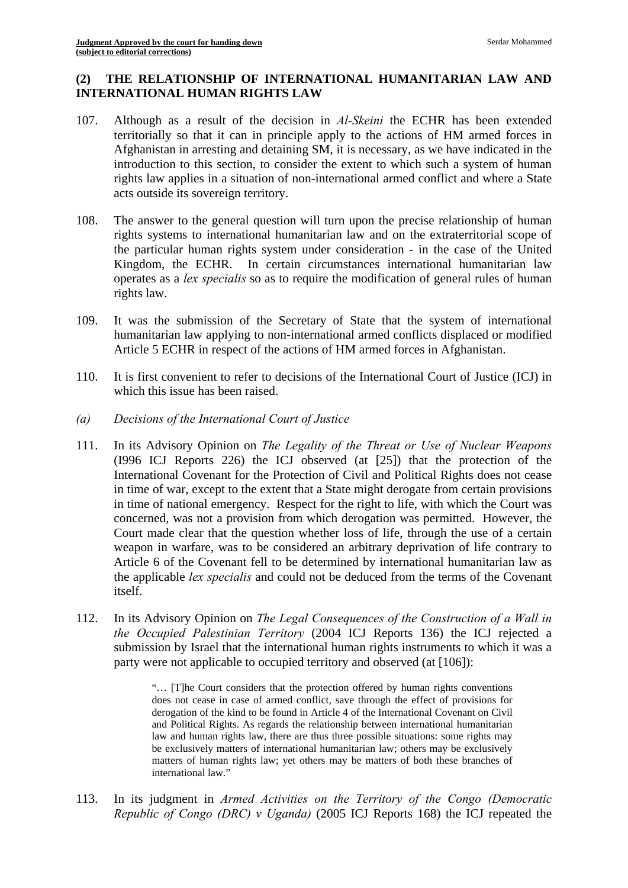## (2) THE RELATIONSHIP OF INTERNATIONAL HUMANITARIAN LAW AND INTERNATIONAL HUMAN RIGHTS LAW

107. Although as a result of the decision in *Al-Skeini* the ECHR has been extended territorially so that it can in principle apply to the actions of HM armed forces in Afghanistan in arresting and detaining SM, it is necessary, as we have indicated in the introduction to this section, to consider the extent to which such a system of human rights law applies in a situation of non-international armed conflict and where a State acts outside its sovereign territory.

108. The answer to the general question will turn upon the precise relationship of human rights systems to international humanitarian law and on the extraterritorial scope of the particular human rights system under consideration - in the case of the United Kingdom, the ECHR. In certain circumstances international humanitarian law operates as a *lex specialis* so as to require the modification of general rules of human rights law.

109. It was the submission of the Secretary of State that the system of international humanitarian law applying to non-international armed conflicts displaced or modified Article 5 ECHR in respect of the actions of HM armed forces in Afghanistan.

110. It is first convenient to refer to decisions of the International Court of Justice (ICJ) in which this issue has been raised.

*(a) Decisions of the International Court of Justice*

111. In its Advisory Opinion on *The Legality of the Threat or Use of Nuclear Weapons* (I996 ICJ Reports 226) the ICJ observed (at [25]) that the protection of the International Covenant for the Protection of Civil and Political Rights does not cease in time of war, except to the extent that a State might derogate from certain provisions in time of national emergency. Respect for the right to life, with which the Court was concerned, was not a provision from which derogation was permitted. However, the Court made clear that the question whether loss of life, through the use of a certain weapon in warfare, was to be considered an arbitrary deprivation of life contrary to Article 6 of the Covenant fell to be determined by international humanitarian law as the applicable *lex specialis* and could not be deduced from the terms of the Covenant itself.

112. In its Advisory Opinion on *The Legal Consequences of the Construction of a Wall in the Occupied Palestinian Territory* (2004 ICJ Reports 136) the ICJ rejected a submission by Israel that the international human rights instruments to which it was a party were not applicable to occupied territory and observed (at [106]):

> "… [T]he Court considers that the protection offered by human rights conventions does not cease in case of armed conflict, save through the effect of provisions for derogation of the kind to be found in Article 4 of the International Covenant on Civil and Political Rights. As regards the relationship between international humanitarian law and human rights law, there are thus three possible situations: some rights may be exclusively matters of international humanitarian law; others may be exclusively matters of human rights law; yet others may be matters of both these branches of international law."

113. In its judgment in *Armed Activities on the Territory of the Congo (Democratic Republic of Congo (DRC) v Uganda)* (2005 ICJ Reports 168) the ICJ repeated the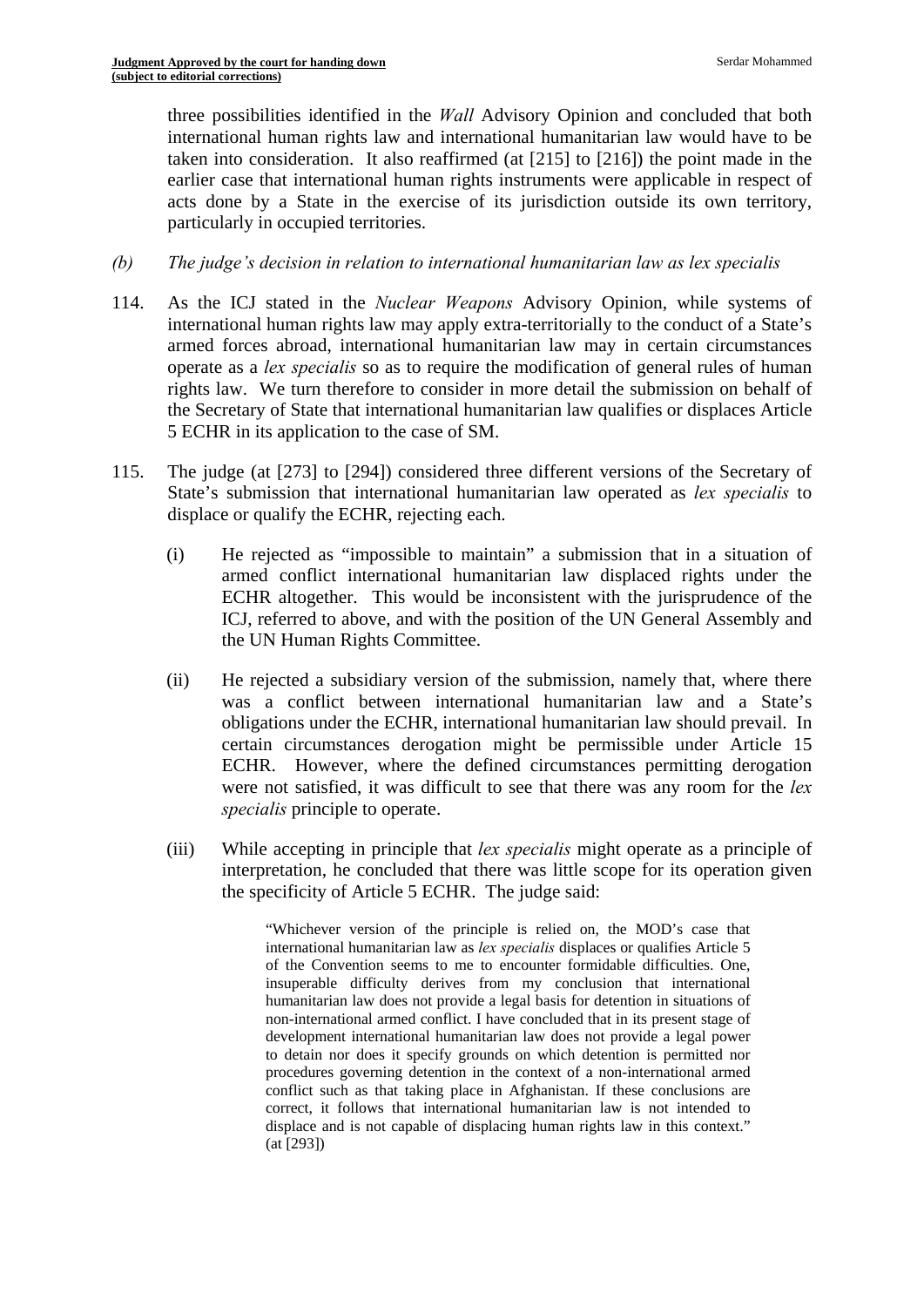three possibilities identified in the *Wall* Advisory Opinion and concluded that both international human rights law and international humanitarian law would have to be taken into consideration. It also reaffirmed (at [215] to [216]) the point made in the earlier case that international human rights instruments were applicable in respect of acts done by a State in the exercise of its jurisdiction outside its own territory, particularly in occupied territories.

*(b) The judge's decision in relation to international humanitarian law as lex specialis*

114. As the ICJ stated in the *Nuclear Weapons* Advisory Opinion, while systems of international human rights law may apply extra-territorially to the conduct of a State's armed forces abroad, international humanitarian law may in certain circumstances operate as a *lex specialis* so as to require the modification of general rules of human rights law. We turn therefore to consider in more detail the submission on behalf of the Secretary of State that international humanitarian law qualifies or displaces Article 5 ECHR in its application to the case of SM.

115. The judge (at [273] to [294]) considered three different versions of the Secretary of State's submission that international humanitarian law operated as *lex specialis* to displace or qualify the ECHR, rejecting each.

   (i) He rejected as "impossible to maintain" a submission that in a situation of armed conflict international humanitarian law displaced rights under the ECHR altogether. This would be inconsistent with the jurisprudence of the ICJ, referred to above, and with the position of the UN General Assembly and the UN Human Rights Committee.

   (ii) He rejected a subsidiary version of the submission, namely that, where there was a conflict between international humanitarian law and a State's obligations under the ECHR, international humanitarian law should prevail. In certain circumstances derogation might be permissible under Article 15 ECHR. However, where the defined circumstances permitting derogation were not satisfied, it was difficult to see that there was any room for the *lex specialis* principle to operate.

   (iii) While accepting in principle that *lex specialis* might operate as a principle of interpretation, he concluded that there was little scope for its operation given the specificity of Article 5 ECHR. The judge said:

> "Whichever version of the principle is relied on, the MOD's case that international humanitarian law as *lex specialis* displaces or qualifies Article 5 of the Convention seems to me to encounter formidable difficulties. One, insuperable difficulty derives from my conclusion that international humanitarian law does not provide a legal basis for detention in situations of non-international armed conflict. I have concluded that in its present stage of development international humanitarian law does not provide a legal power to detain nor does it specify grounds on which detention is permitted nor procedures governing detention in the context of a non-international armed conflict such as that taking place in Afghanistan. If these conclusions are correct, it follows that international humanitarian law is not intended to displace and is not capable of displacing human rights law in this context." (at [293])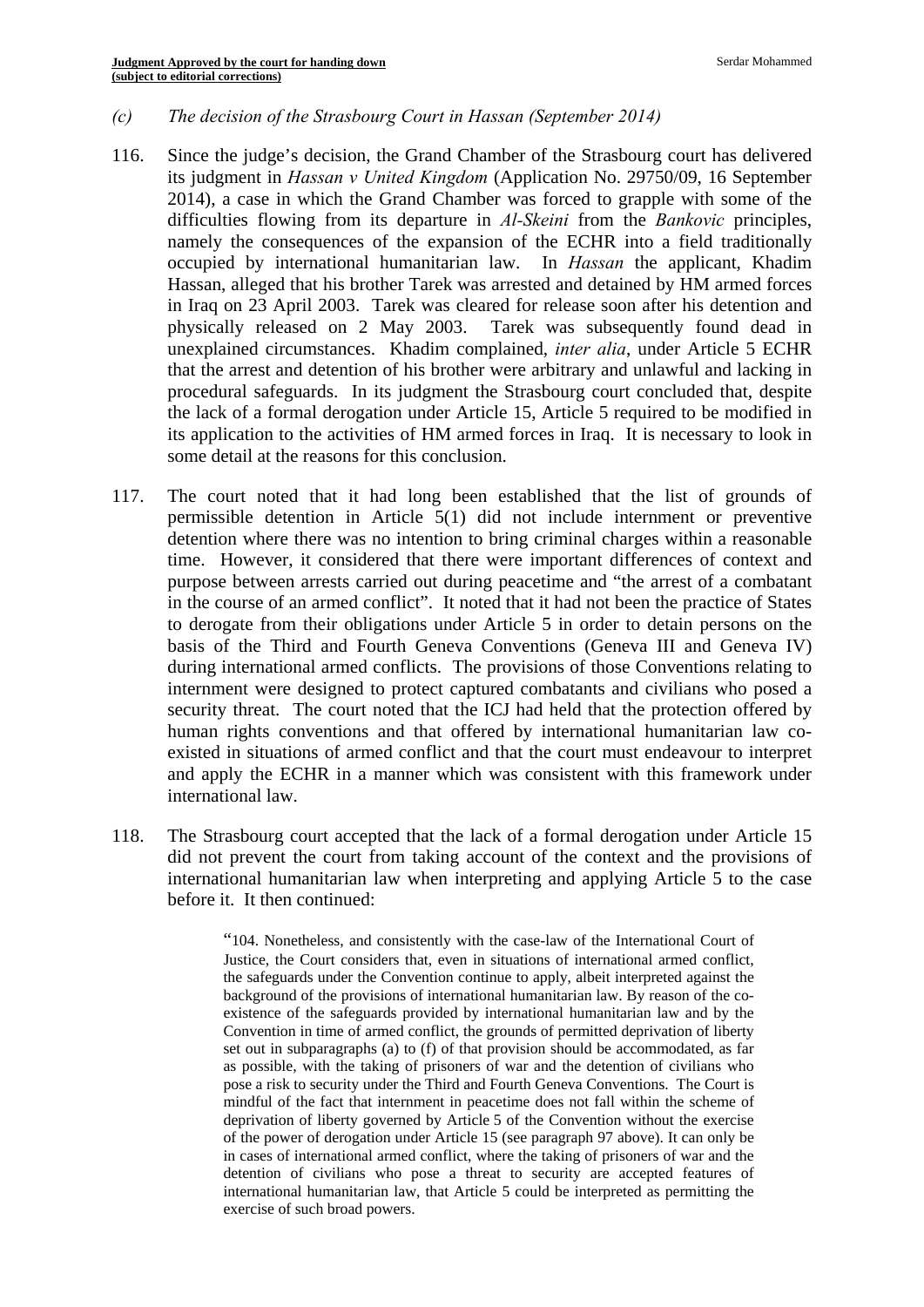*(c) The decision of the Strasbourg Court in Hassan (September 2014)*

116. Since the judge's decision, the Grand Chamber of the Strasbourg court has delivered its judgment in *Hassan v United Kingdom* (Application No. 29750/09, 16 September 2014), a case in which the Grand Chamber was forced to grapple with some of the difficulties flowing from its departure in *Al-Skeini* from the *Bankovic* principles, namely the consequences of the expansion of the ECHR into a field traditionally occupied by international humanitarian law. In *Hassan* the applicant, Khadim Hassan, alleged that his brother Tarek was arrested and detained by HM armed forces in Iraq on 23 April 2003. Tarek was cleared for release soon after his detention and physically released on 2 May 2003. Tarek was subsequently found dead in unexplained circumstances. Khadim complained, *inter alia*, under Article 5 ECHR that the arrest and detention of his brother were arbitrary and unlawful and lacking in procedural safeguards. In its judgment the Strasbourg court concluded that, despite the lack of a formal derogation under Article 15, Article 5 required to be modified in its application to the activities of HM armed forces in Iraq. It is necessary to look in some detail at the reasons for this conclusion.

117. The court noted that it had long been established that the list of grounds of permissible detention in Article 5(1) did not include internment or preventive detention where there was no intention to bring criminal charges within a reasonable time. However, it considered that there were important differences of context and purpose between arrests carried out during peacetime and "the arrest of a combatant in the course of an armed conflict". It noted that it had not been the practice of States to derogate from their obligations under Article 5 in order to detain persons on the basis of the Third and Fourth Geneva Conventions (Geneva III and Geneva IV) during international armed conflicts. The provisions of those Conventions relating to internment were designed to protect captured combatants and civilians who posed a security threat. The court noted that the ICJ had held that the protection offered by human rights conventions and that offered by international humanitarian law co-existed in situations of armed conflict and that the court must endeavour to interpret and apply the ECHR in a manner which was consistent with this framework under international law.

118. The Strasbourg court accepted that the lack of a formal derogation under Article 15 did not prevent the court from taking account of the context and the provisions of international humanitarian law when interpreting and applying Article 5 to the case before it. It then continued:

> "104. Nonetheless, and consistently with the case-law of the International Court of Justice, the Court considers that, even in situations of international armed conflict, the safeguards under the Convention continue to apply, albeit interpreted against the background of the provisions of international humanitarian law. By reason of the co-existence of the safeguards provided by international humanitarian law and by the Convention in time of armed conflict, the grounds of permitted deprivation of liberty set out in subparagraphs (a) to (f) of that provision should be accommodated, as far as possible, with the taking of prisoners of war and the detention of civilians who pose a risk to security under the Third and Fourth Geneva Conventions. The Court is mindful of the fact that internment in peacetime does not fall within the scheme of deprivation of liberty governed by Article 5 of the Convention without the exercise of the power of derogation under Article 15 (see paragraph 97 above). It can only be in cases of international armed conflict, where the taking of prisoners of war and the detention of civilians who pose a threat to security are accepted features of international humanitarian law, that Article 5 could be interpreted as permitting the exercise of such broad powers.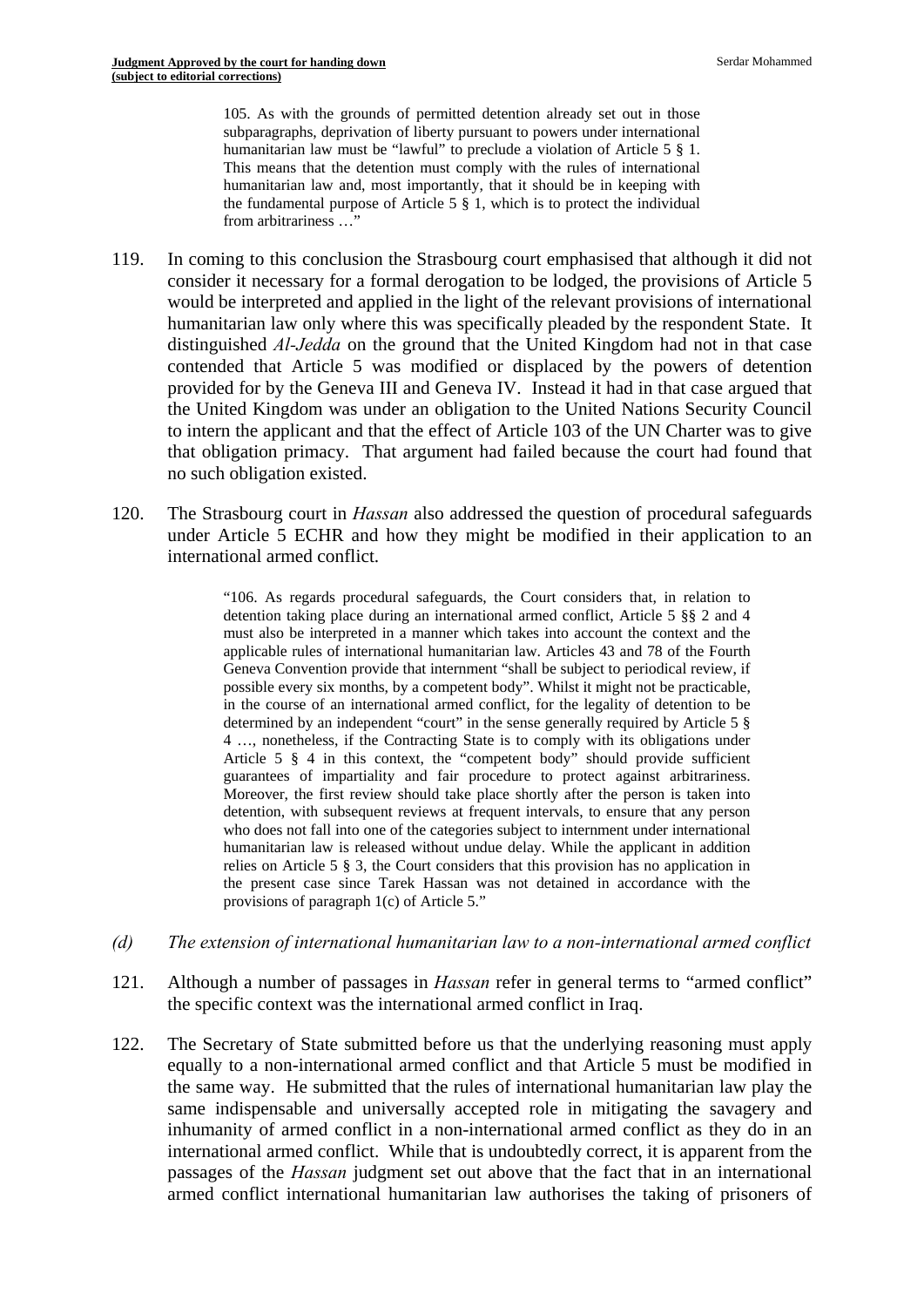> 105. As with the grounds of permitted detention already set out in those subparagraphs, deprivation of liberty pursuant to powers under international humanitarian law must be "lawful" to preclude a violation of Article 5 § 1. This means that the detention must comply with the rules of international humanitarian law and, most importantly, that it should be in keeping with the fundamental purpose of Article 5 § 1, which is to protect the individual from arbitrariness …"

119. In coming to this conclusion the Strasbourg court emphasised that although it did not consider it necessary for a formal derogation to be lodged, the provisions of Article 5 would be interpreted and applied in the light of the relevant provisions of international humanitarian law only where this was specifically pleaded by the respondent State. It distinguished *Al-Jedda* on the ground that the United Kingdom had not in that case contended that Article 5 was modified or displaced by the powers of detention provided for by the Geneva III and Geneva IV. Instead it had in that case argued that the United Kingdom was under an obligation to the United Nations Security Council to intern the applicant and that the effect of Article 103 of the UN Charter was to give that obligation primacy. That argument had failed because the court had found that no such obligation existed.

120. The Strasbourg court in *Hassan* also addressed the question of procedural safeguards under Article 5 ECHR and how they might be modified in their application to an international armed conflict.

> "106. As regards procedural safeguards, the Court considers that, in relation to detention taking place during an international armed conflict, Article 5 §§ 2 and 4 must also be interpreted in a manner which takes into account the context and the applicable rules of international humanitarian law. Articles 43 and 78 of the Fourth Geneva Convention provide that internment "shall be subject to periodical review, if possible every six months, by a competent body". Whilst it might not be practicable, in the course of an international armed conflict, for the legality of detention to be determined by an independent "court" in the sense generally required by Article 5 § 4 …, nonetheless, if the Contracting State is to comply with its obligations under Article 5 § 4 in this context, the "competent body" should provide sufficient guarantees of impartiality and fair procedure to protect against arbitrariness. Moreover, the first review should take place shortly after the person is taken into detention, with subsequent reviews at frequent intervals, to ensure that any person who does not fall into one of the categories subject to internment under international humanitarian law is released without undue delay. While the applicant in addition relies on Article 5 § 3, the Court considers that this provision has no application in the present case since Tarek Hassan was not detained in accordance with the provisions of paragraph 1(c) of Article 5."

*(d) The extension of international humanitarian law to a non-international armed conflict*

121. Although a number of passages in *Hassan* refer in general terms to "armed conflict" the specific context was the international armed conflict in Iraq.

122. The Secretary of State submitted before us that the underlying reasoning must apply equally to a non-international armed conflict and that Article 5 must be modified in the same way. He submitted that the rules of international humanitarian law play the same indispensable and universally accepted role in mitigating the savagery and inhumanity of armed conflict in a non-international armed conflict as they do in an international armed conflict. While that is undoubtedly correct, it is apparent from the passages of the *Hassan* judgment set out above that the fact that in an international armed conflict international humanitarian law authorises the taking of prisoners of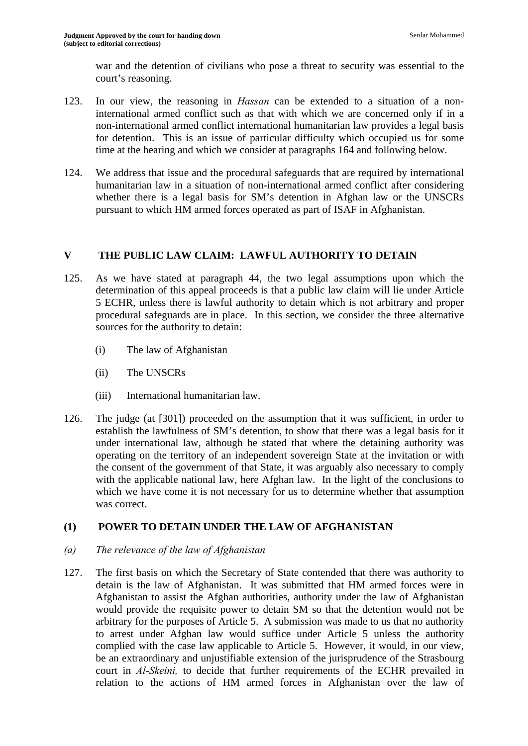war and the detention of civilians who pose a threat to security was essential to the court's reasoning.

123. In our view, the reasoning in *Hassan* can be extended to a situation of a non-international armed conflict such as that with which we are concerned only if in a non-international armed conflict international humanitarian law provides a legal basis for detention. This is an issue of particular difficulty which occupied us for some time at the hearing and which we consider at paragraphs 164 and following below.

124. We address that issue and the procedural safeguards that are required by international humanitarian law in a situation of non-international armed conflict after considering whether there is a legal basis for SM's detention in Afghan law or the UNSCRs pursuant to which HM armed forces operated as part of ISAF in Afghanistan.

## V THE PUBLIC LAW CLAIM: LAWFUL AUTHORITY TO DETAIN

125. As we have stated at paragraph 44, the two legal assumptions upon which the determination of this appeal proceeds is that a public law claim will lie under Article 5 ECHR, unless there is lawful authority to detain which is not arbitrary and proper procedural safeguards are in place. In this section, we consider the three alternative sources for the authority to detain:

    (i) The law of Afghanistan

    (ii) The UNSCRs

    (iii) International humanitarian law.

126. The judge (at [301]) proceeded on the assumption that it was sufficient, in order to establish the lawfulness of SM's detention, to show that there was a legal basis for it under international law, although he stated that where the detaining authority was operating on the territory of an independent sovereign State at the invitation or with the consent of the government of that State, it was arguably also necessary to comply with the applicable national law, here Afghan law. In the light of the conclusions to which we have come it is not necessary for us to determine whether that assumption was correct.

### (1) POWER TO DETAIN UNDER THE LAW OF AFGHANISTAN

*(a) The relevance of the law of Afghanistan*

127. The first basis on which the Secretary of State contended that there was authority to detain is the law of Afghanistan. It was submitted that HM armed forces were in Afghanistan to assist the Afghan authorities, authority under the law of Afghanistan would provide the requisite power to detain SM so that the detention would not be arbitrary for the purposes of Article 5. A submission was made to us that no authority to arrest under Afghan law would suffice under Article 5 unless the authority complied with the case law applicable to Article 5. However, it would, in our view, be an extraordinary and unjustifiable extension of the jurisprudence of the Strasbourg court in *Al-Skeini,* to decide that further requirements of the ECHR prevailed in relation to the actions of HM armed forces in Afghanistan over the law of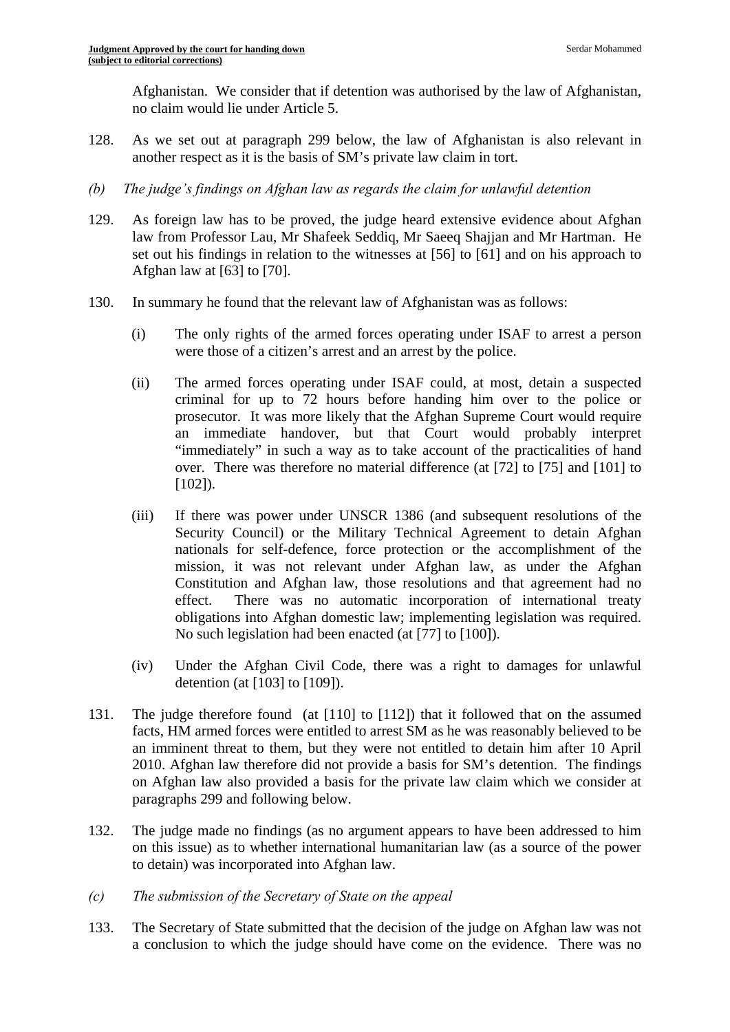Afghanistan. We consider that if detention was authorised by the law of Afghanistan, no claim would lie under Article 5.

128. As we set out at paragraph 299 below, the law of Afghanistan is also relevant in another respect as it is the basis of SM's private law claim in tort.

*(b) The judge's findings on Afghan law as regards the claim for unlawful detention*

129. As foreign law has to be proved, the judge heard extensive evidence about Afghan law from Professor Lau, Mr Shafeek Seddiq, Mr Saeeq Shajjan and Mr Hartman. He set out his findings in relation to the witnesses at [56] to [61] and on his approach to Afghan law at [63] to [70].

130. In summary he found that the relevant law of Afghanistan was as follows:

    (i) The only rights of the armed forces operating under ISAF to arrest a person were those of a citizen's arrest and an arrest by the police.

    (ii) The armed forces operating under ISAF could, at most, detain a suspected criminal for up to 72 hours before handing him over to the police or prosecutor. It was more likely that the Afghan Supreme Court would require an immediate handover, but that Court would probably interpret "immediately" in such a way as to take account of the practicalities of hand over. There was therefore no material difference (at [72] to [75] and [101] to [102]).

    (iii) If there was power under UNSCR 1386 (and subsequent resolutions of the Security Council) or the Military Technical Agreement to detain Afghan nationals for self-defence, force protection or the accomplishment of the mission, it was not relevant under Afghan law, as under the Afghan Constitution and Afghan law, those resolutions and that agreement had no effect. There was no automatic incorporation of international treaty obligations into Afghan domestic law; implementing legislation was required. No such legislation had been enacted (at [77] to [100]).

    (iv) Under the Afghan Civil Code, there was a right to damages for unlawful detention (at [103] to [109]).

131. The judge therefore found (at [110] to [112]) that it followed that on the assumed facts, HM armed forces were entitled to arrest SM as he was reasonably believed to be an imminent threat to them, but they were not entitled to detain him after 10 April 2010. Afghan law therefore did not provide a basis for SM's detention. The findings on Afghan law also provided a basis for the private law claim which we consider at paragraphs 299 and following below.

132. The judge made no findings (as no argument appears to have been addressed to him on this issue) as to whether international humanitarian law (as a source of the power to detain) was incorporated into Afghan law.

*(c) The submission of the Secretary of State on the appeal*

133. The Secretary of State submitted that the decision of the judge on Afghan law was not a conclusion to which the judge should have come on the evidence. There was no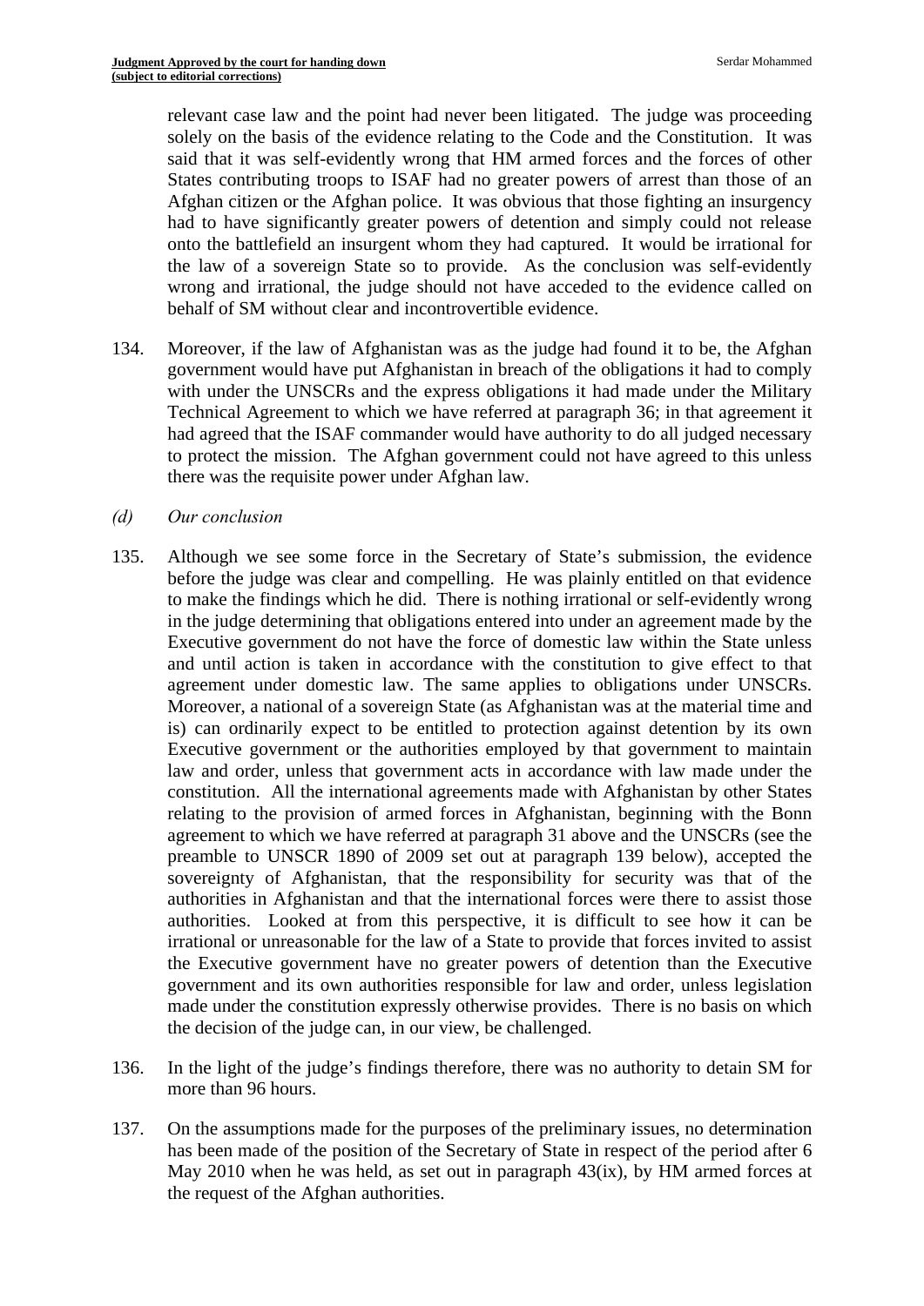relevant case law and the point had never been litigated. The judge was proceeding solely on the basis of the evidence relating to the Code and the Constitution. It was said that it was self-evidently wrong that HM armed forces and the forces of other States contributing troops to ISAF had no greater powers of arrest than those of an Afghan citizen or the Afghan police. It was obvious that those fighting an insurgency had to have significantly greater powers of detention and simply could not release onto the battlefield an insurgent whom they had captured. It would be irrational for the law of a sovereign State so to provide. As the conclusion was self-evidently wrong and irrational, the judge should not have acceded to the evidence called on behalf of SM without clear and incontrovertible evidence.

134. Moreover, if the law of Afghanistan was as the judge had found it to be, the Afghan government would have put Afghanistan in breach of the obligations it had to comply with under the UNSCRs and the express obligations it had made under the Military Technical Agreement to which we have referred at paragraph 36; in that agreement it had agreed that the ISAF commander would have authority to do all judged necessary to protect the mission. The Afghan government could not have agreed to this unless there was the requisite power under Afghan law.

*(d) Our conclusion*

135. Although we see some force in the Secretary of State's submission, the evidence before the judge was clear and compelling. He was plainly entitled on that evidence to make the findings which he did. There is nothing irrational or self-evidently wrong in the judge determining that obligations entered into under an agreement made by the Executive government do not have the force of domestic law within the State unless and until action is taken in accordance with the constitution to give effect to that agreement under domestic law. The same applies to obligations under UNSCRs. Moreover, a national of a sovereign State (as Afghanistan was at the material time and is) can ordinarily expect to be entitled to protection against detention by its own Executive government or the authorities employed by that government to maintain law and order, unless that government acts in accordance with law made under the constitution. All the international agreements made with Afghanistan by other States relating to the provision of armed forces in Afghanistan, beginning with the Bonn agreement to which we have referred at paragraph 31 above and the UNSCRs (see the preamble to UNSCR 1890 of 2009 set out at paragraph 139 below), accepted the sovereignty of Afghanistan, that the responsibility for security was that of the authorities in Afghanistan and that the international forces were there to assist those authorities. Looked at from this perspective, it is difficult to see how it can be irrational or unreasonable for the law of a State to provide that forces invited to assist the Executive government have no greater powers of detention than the Executive government and its own authorities responsible for law and order, unless legislation made under the constitution expressly otherwise provides. There is no basis on which the decision of the judge can, in our view, be challenged.

136. In the light of the judge's findings therefore, there was no authority to detain SM for more than 96 hours.

137. On the assumptions made for the purposes of the preliminary issues, no determination has been made of the position of the Secretary of State in respect of the period after 6 May 2010 when he was held, as set out in paragraph 43(ix), by HM armed forces at the request of the Afghan authorities.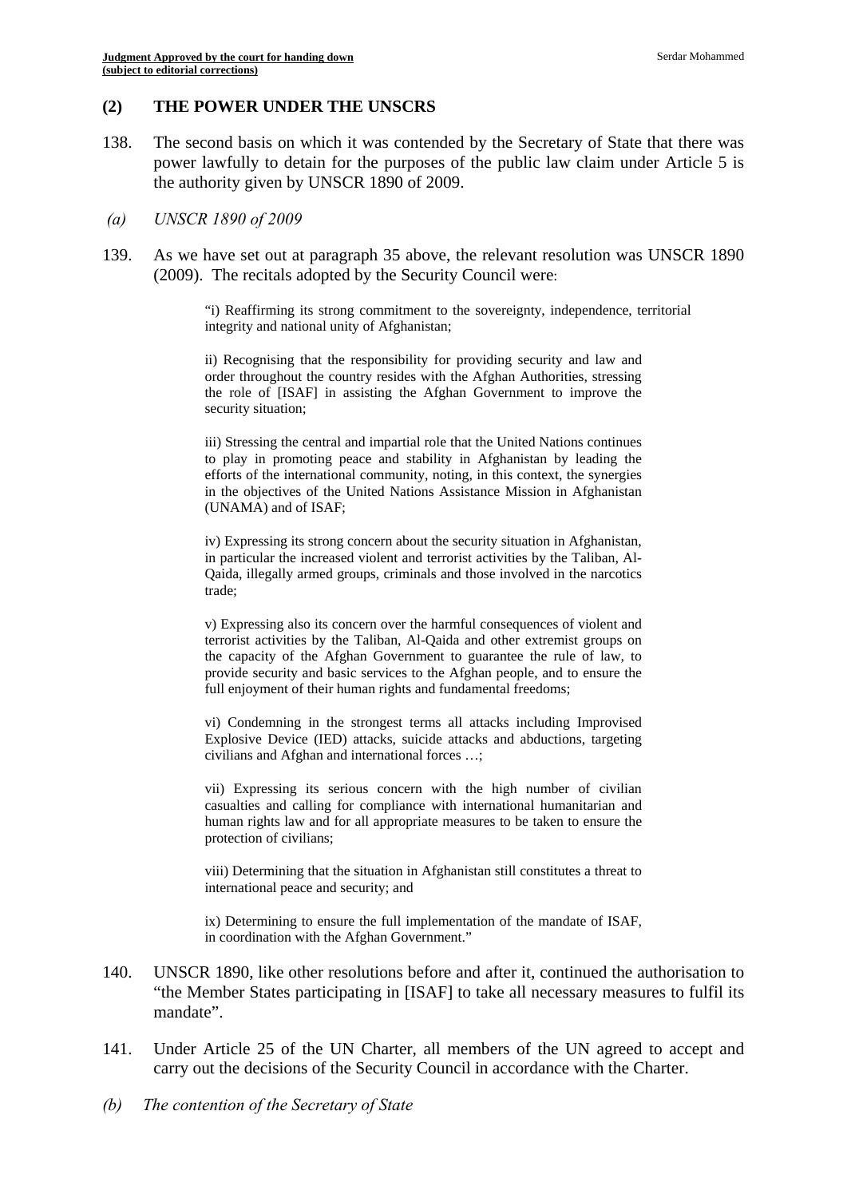## (2) THE POWER UNDER THE UNSCRS

138. The second basis on which it was contended by the Secretary of State that there was power lawfully to detain for the purposes of the public law claim under Article 5 is the authority given by UNSCR 1890 of 2009.

### *(a) UNSCR 1890 of 2009*

139. As we have set out at paragraph 35 above, the relevant resolution was UNSCR 1890 (2009). The recitals adopted by the Security Council were:

> "i) Reaffirming its strong commitment to the sovereignty, independence, territorial integrity and national unity of Afghanistan;
>
> ii) Recognising that the responsibility for providing security and law and order throughout the country resides with the Afghan Authorities, stressing the role of [ISAF] in assisting the Afghan Government to improve the security situation;
>
> iii) Stressing the central and impartial role that the United Nations continues to play in promoting peace and stability in Afghanistan by leading the efforts of the international community, noting, in this context, the synergies in the objectives of the United Nations Assistance Mission in Afghanistan (UNAMA) and of ISAF;
>
> iv) Expressing its strong concern about the security situation in Afghanistan, in particular the increased violent and terrorist activities by the Taliban, Al-Qaida, illegally armed groups, criminals and those involved in the narcotics trade;
>
> v) Expressing also its concern over the harmful consequences of violent and terrorist activities by the Taliban, Al-Qaida and other extremist groups on the capacity of the Afghan Government to guarantee the rule of law, to provide security and basic services to the Afghan people, and to ensure the full enjoyment of their human rights and fundamental freedoms;
>
> vi) Condemning in the strongest terms all attacks including Improvised Explosive Device (IED) attacks, suicide attacks and abductions, targeting civilians and Afghan and international forces …;
>
> vii) Expressing its serious concern with the high number of civilian casualties and calling for compliance with international humanitarian and human rights law and for all appropriate measures to be taken to ensure the protection of civilians;
>
> viii) Determining that the situation in Afghanistan still constitutes a threat to international peace and security; and
>
> ix) Determining to ensure the full implementation of the mandate of ISAF, in coordination with the Afghan Government."

140. UNSCR 1890, like other resolutions before and after it, continued the authorisation to "the Member States participating in [ISAF] to take all necessary measures to fulfil its mandate".

141. Under Article 25 of the UN Charter, all members of the UN agreed to accept and carry out the decisions of the Security Council in accordance with the Charter.

### *(b) The contention of the Secretary of State*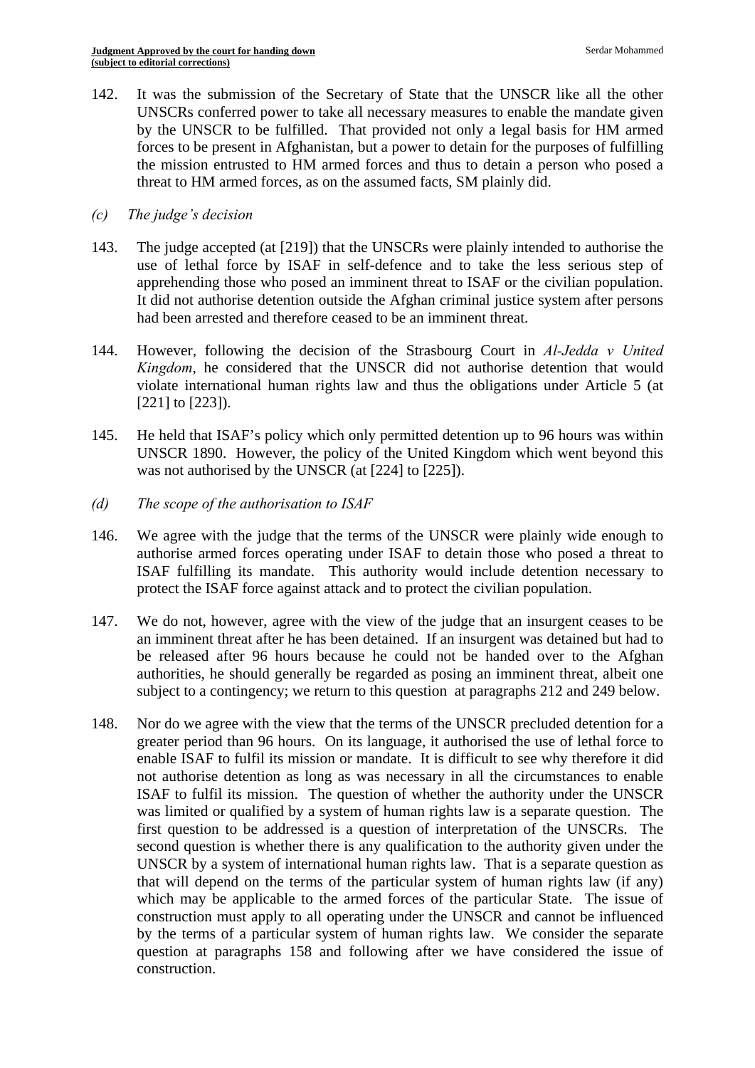142. It was the submission of the Secretary of State that the UNSCR like all the other UNSCRs conferred power to take all necessary measures to enable the mandate given by the UNSCR to be fulfilled. That provided not only a legal basis for HM armed forces to be present in Afghanistan, but a power to detain for the purposes of fulfilling the mission entrusted to HM armed forces and thus to detain a person who posed a threat to HM armed forces, as on the assumed facts, SM plainly did.

*(c) The judge's decision*

143. The judge accepted (at [219]) that the UNSCRs were plainly intended to authorise the use of lethal force by ISAF in self-defence and to take the less serious step of apprehending those who posed an imminent threat to ISAF or the civilian population. It did not authorise detention outside the Afghan criminal justice system after persons had been arrested and therefore ceased to be an imminent threat.

144. However, following the decision of the Strasbourg Court in *Al-Jedda v United Kingdom*, he considered that the UNSCR did not authorise detention that would violate international human rights law and thus the obligations under Article 5 (at [221] to [223]).

145. He held that ISAF's policy which only permitted detention up to 96 hours was within UNSCR 1890. However, the policy of the United Kingdom which went beyond this was not authorised by the UNSCR (at [224] to [225]).

*(d) The scope of the authorisation to ISAF*

146. We agree with the judge that the terms of the UNSCR were plainly wide enough to authorise armed forces operating under ISAF to detain those who posed a threat to ISAF fulfilling its mandate. This authority would include detention necessary to protect the ISAF force against attack and to protect the civilian population.

147. We do not, however, agree with the view of the judge that an insurgent ceases to be an imminent threat after he has been detained. If an insurgent was detained but had to be released after 96 hours because he could not be handed over to the Afghan authorities, he should generally be regarded as posing an imminent threat, albeit one subject to a contingency; we return to this question at paragraphs 212 and 249 below.

148. Nor do we agree with the view that the terms of the UNSCR precluded detention for a greater period than 96 hours. On its language, it authorised the use of lethal force to enable ISAF to fulfil its mission or mandate. It is difficult to see why therefore it did not authorise detention as long as was necessary in all the circumstances to enable ISAF to fulfil its mission. The question of whether the authority under the UNSCR was limited or qualified by a system of human rights law is a separate question. The first question to be addressed is a question of interpretation of the UNSCRs. The second question is whether there is any qualification to the authority given under the UNSCR by a system of international human rights law. That is a separate question as that will depend on the terms of the particular system of human rights law (if any) which may be applicable to the armed forces of the particular State. The issue of construction must apply to all operating under the UNSCR and cannot be influenced by the terms of a particular system of human rights law. We consider the separate question at paragraphs 158 and following after we have considered the issue of construction.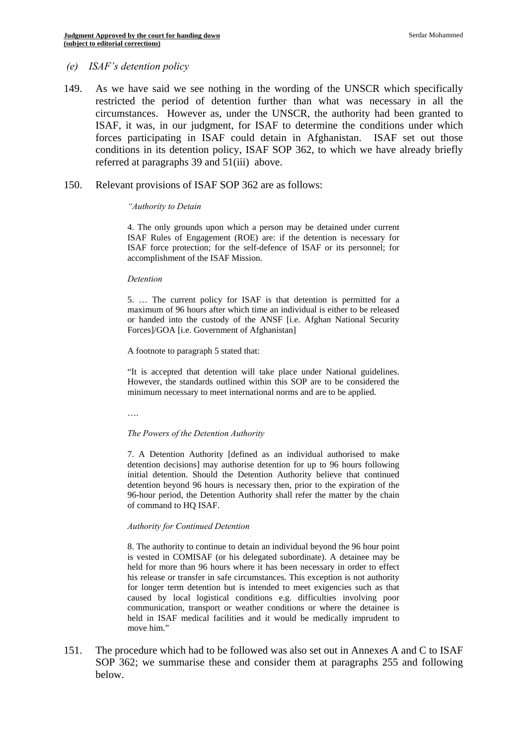*(e) ISAF's detention policy*

149. As we have said we see nothing in the wording of the UNSCR which specifically restricted the period of detention further than what was necessary in all the circumstances. However as, under the UNSCR, the authority had been granted to ISAF, it was, in our judgment, for ISAF to determine the conditions under which forces participating in ISAF could detain in Afghanistan. ISAF set out those conditions in its detention policy, ISAF SOP 362, to which we have already briefly referred at paragraphs 39 and 51(iii) above.

150. Relevant provisions of ISAF SOP 362 are as follows:

> *"Authority to Detain*
>
> 4. The only grounds upon which a person may be detained under current ISAF Rules of Engagement (ROE) are: if the detention is necessary for ISAF force protection; for the self-defence of ISAF or its personnel; for accomplishment of the ISAF Mission.
>
> *Detention*
>
> 5. … The current policy for ISAF is that detention is permitted for a maximum of 96 hours after which time an individual is either to be released or handed into the custody of the ANSF [i.e. Afghan National Security Forces]/GOA [i.e. Government of Afghanistan]
>
> A footnote to paragraph 5 stated that:
>
> "It is accepted that detention will take place under National guidelines. However, the standards outlined within this SOP are to be considered the minimum necessary to meet international norms and are to be applied.
>
> ….
>
> *The Powers of the Detention Authority*
>
> 7. A Detention Authority [defined as an individual authorised to make detention decisions] may authorise detention for up to 96 hours following initial detention. Should the Detention Authority believe that continued detention beyond 96 hours is necessary then, prior to the expiration of the 96-hour period, the Detention Authority shall refer the matter by the chain of command to HQ ISAF.
>
> *Authority for Continued Detention*
>
> 8. The authority to continue to detain an individual beyond the 96 hour point is vested in COMISAF (or his delegated subordinate). A detainee may be held for more than 96 hours where it has been necessary in order to effect his release or transfer in safe circumstances. This exception is not authority for longer term detention but is intended to meet exigencies such as that caused by local logistical conditions e.g. difficulties involving poor communication, transport or weather conditions or where the detainee is held in ISAF medical facilities and it would be medically imprudent to move him."

151. The procedure which had to be followed was also set out in Annexes A and C to ISAF SOP 362; we summarise these and consider them at paragraphs 255 and following below.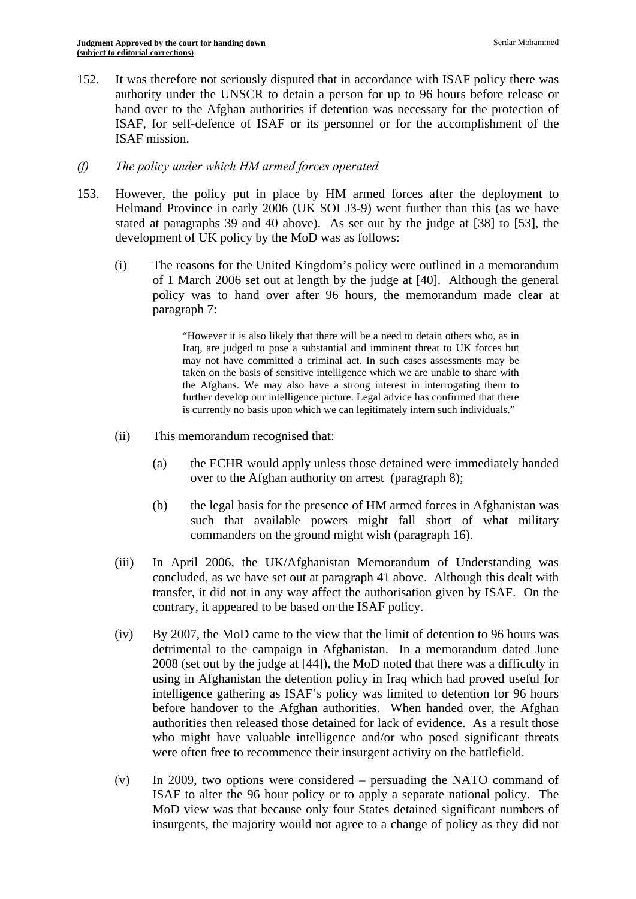152. It was therefore not seriously disputed that in accordance with ISAF policy there was authority under the UNSCR to detain a person for up to 96 hours before release or hand over to the Afghan authorities if detention was necessary for the protection of ISAF, for self-defence of ISAF or its personnel or for the accomplishment of the ISAF mission.

*(f) The policy under which HM armed forces operated*

153. However, the policy put in place by HM armed forces after the deployment to Helmand Province in early 2006 (UK SOI J3-9) went further than this (as we have stated at paragraphs 39 and 40 above). As set out by the judge at [38] to [53], the development of UK policy by the MoD was as follows:

   (i) The reasons for the United Kingdom's policy were outlined in a memorandum of 1 March 2006 set out at length by the judge at [40]. Although the general policy was to hand over after 96 hours, the memorandum made clear at paragraph 7:

   > "However it is also likely that there will be a need to detain others who, as in Iraq, are judged to pose a substantial and imminent threat to UK forces but may not have committed a criminal act. In such cases assessments may be taken on the basis of sensitive intelligence which we are unable to share with the Afghans. We may also have a strong interest in interrogating them to further develop our intelligence picture. Legal advice has confirmed that there is currently no basis upon which we can legitimately intern such individuals."

   (ii) This memorandum recognised that:

      (a) the ECHR would apply unless those detained were immediately handed over to the Afghan authority on arrest (paragraph 8);

      (b) the legal basis for the presence of HM armed forces in Afghanistan was such that available powers might fall short of what military commanders on the ground might wish (paragraph 16).

   (iii) In April 2006, the UK/Afghanistan Memorandum of Understanding was concluded, as we have set out at paragraph 41 above. Although this dealt with transfer, it did not in any way affect the authorisation given by ISAF. On the contrary, it appeared to be based on the ISAF policy.

   (iv) By 2007, the MoD came to the view that the limit of detention to 96 hours was detrimental to the campaign in Afghanistan. In a memorandum dated June 2008 (set out by the judge at [44]), the MoD noted that there was a difficulty in using in Afghanistan the detention policy in Iraq which had proved useful for intelligence gathering as ISAF's policy was limited to detention for 96 hours before handover to the Afghan authorities. When handed over, the Afghan authorities then released those detained for lack of evidence. As a result those who might have valuable intelligence and/or who posed significant threats were often free to recommence their insurgent activity on the battlefield.

   (v) In 2009, two options were considered – persuading the NATO command of ISAF to alter the 96 hour policy or to apply a separate national policy. The MoD view was that because only four States detained significant numbers of insurgents, the majority would not agree to a change of policy as they did not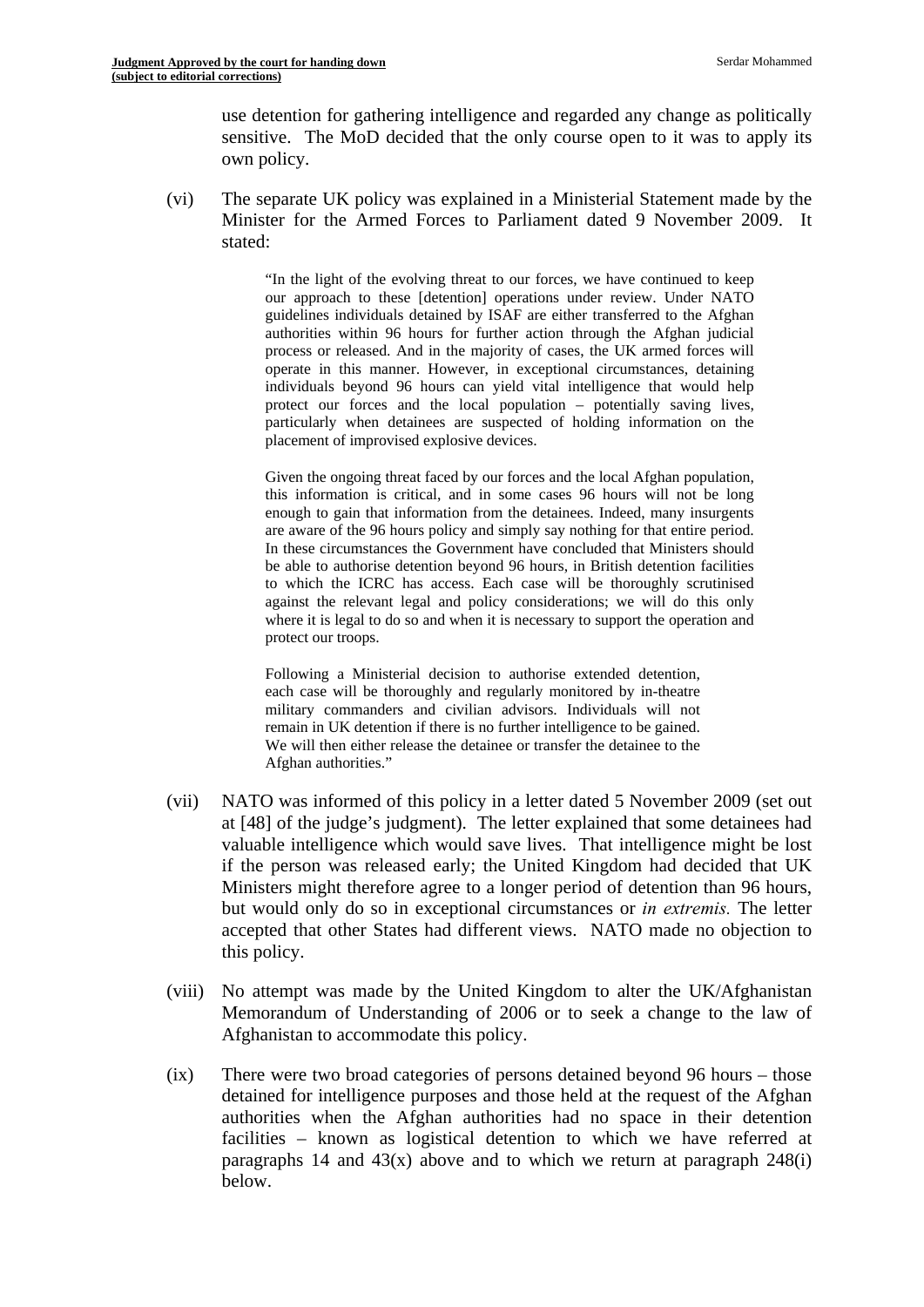use detention for gathering intelligence and regarded any change as politically sensitive. The MoD decided that the only course open to it was to apply its own policy.

(vi) The separate UK policy was explained in a Ministerial Statement made by the Minister for the Armed Forces to Parliament dated 9 November 2009. It stated:

> "In the light of the evolving threat to our forces, we have continued to keep our approach to these [detention] operations under review. Under NATO guidelines individuals detained by ISAF are either transferred to the Afghan authorities within 96 hours for further action through the Afghan judicial process or released. And in the majority of cases, the UK armed forces will operate in this manner. However, in exceptional circumstances, detaining individuals beyond 96 hours can yield vital intelligence that would help protect our forces and the local population – potentially saving lives, particularly when detainees are suspected of holding information on the placement of improvised explosive devices.
>
> Given the ongoing threat faced by our forces and the local Afghan population, this information is critical, and in some cases 96 hours will not be long enough to gain that information from the detainees. Indeed, many insurgents are aware of the 96 hours policy and simply say nothing for that entire period. In these circumstances the Government have concluded that Ministers should be able to authorise detention beyond 96 hours, in British detention facilities to which the ICRC has access. Each case will be thoroughly scrutinised against the relevant legal and policy considerations; we will do this only where it is legal to do so and when it is necessary to support the operation and protect our troops.
>
> Following a Ministerial decision to authorise extended detention, each case will be thoroughly and regularly monitored by in-theatre military commanders and civilian advisors. Individuals will not remain in UK detention if there is no further intelligence to be gained. We will then either release the detainee or transfer the detainee to the Afghan authorities."

(vii) NATO was informed of this policy in a letter dated 5 November 2009 (set out at [48] of the judge's judgment). The letter explained that some detainees had valuable intelligence which would save lives. That intelligence might be lost if the person was released early; the United Kingdom had decided that UK Ministers might therefore agree to a longer period of detention than 96 hours, but would only do so in exceptional circumstances or *in extremis.* The letter accepted that other States had different views. NATO made no objection to this policy.

(viii) No attempt was made by the United Kingdom to alter the UK/Afghanistan Memorandum of Understanding of 2006 or to seek a change to the law of Afghanistan to accommodate this policy.

(ix) There were two broad categories of persons detained beyond 96 hours – those detained for intelligence purposes and those held at the request of the Afghan authorities when the Afghan authorities had no space in their detention facilities – known as logistical detention to which we have referred at paragraphs 14 and 43(x) above and to which we return at paragraph 248(i) below.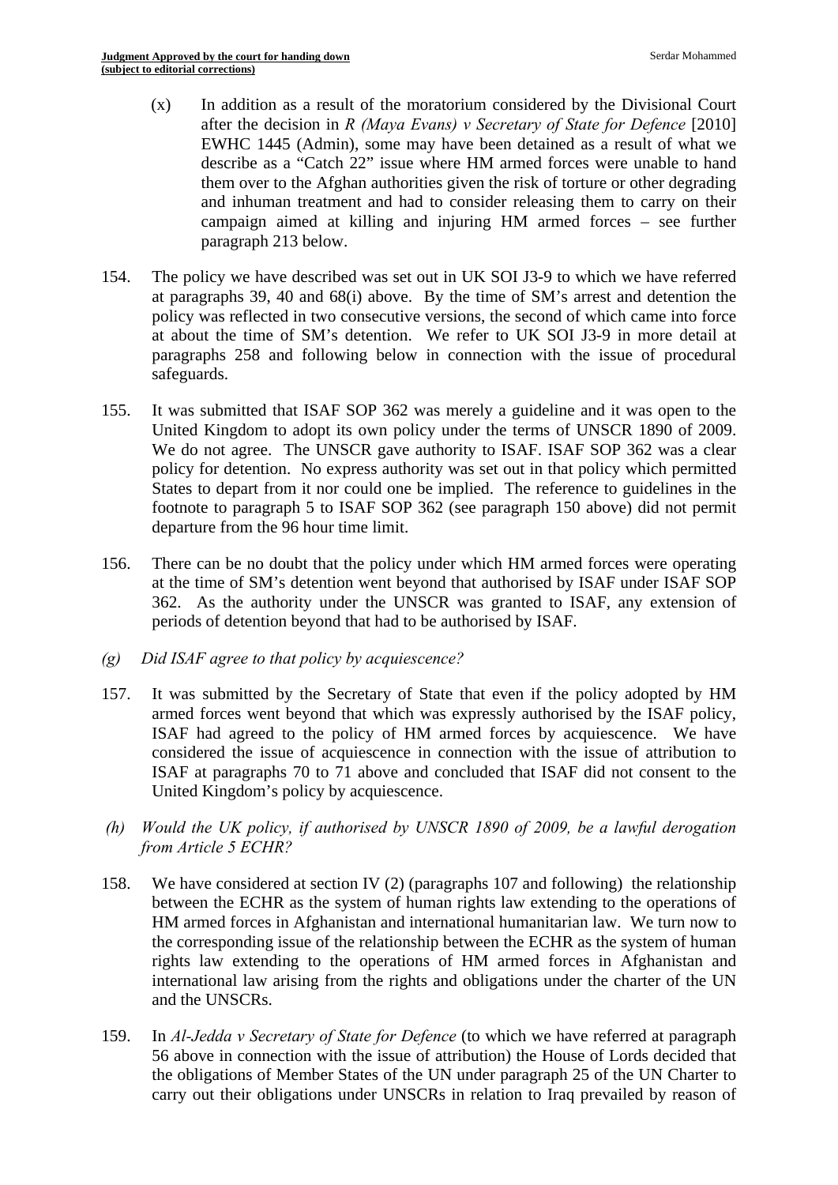(x) In addition as a result of the moratorium considered by the Divisional Court after the decision in *R (Maya Evans) v Secretary of State for Defence* [2010] EWHC 1445 (Admin), some may have been detained as a result of what we describe as a "Catch 22" issue where HM armed forces were unable to hand them over to the Afghan authorities given the risk of torture or other degrading and inhuman treatment and had to consider releasing them to carry on their campaign aimed at killing and injuring HM armed forces – see further paragraph 213 below.

154. The policy we have described was set out in UK SOI J3-9 to which we have referred at paragraphs 39, 40 and 68(i) above. By the time of SM's arrest and detention the policy was reflected in two consecutive versions, the second of which came into force at about the time of SM's detention. We refer to UK SOI J3-9 in more detail at paragraphs 258 and following below in connection with the issue of procedural safeguards.

155. It was submitted that ISAF SOP 362 was merely a guideline and it was open to the United Kingdom to adopt its own policy under the terms of UNSCR 1890 of 2009. We do not agree. The UNSCR gave authority to ISAF. ISAF SOP 362 was a clear policy for detention. No express authority was set out in that policy which permitted States to depart from it nor could one be implied. The reference to guidelines in the footnote to paragraph 5 to ISAF SOP 362 (see paragraph 150 above) did not permit departure from the 96 hour time limit.

156. There can be no doubt that the policy under which HM armed forces were operating at the time of SM's detention went beyond that authorised by ISAF under ISAF SOP 362. As the authority under the UNSCR was granted to ISAF, any extension of periods of detention beyond that had to be authorised by ISAF.

*(g) Did ISAF agree to that policy by acquiescence?*

157. It was submitted by the Secretary of State that even if the policy adopted by HM armed forces went beyond that which was expressly authorised by the ISAF policy, ISAF had agreed to the policy of HM armed forces by acquiescence. We have considered the issue of acquiescence in connection with the issue of attribution to ISAF at paragraphs 70 to 71 above and concluded that ISAF did not consent to the United Kingdom's policy by acquiescence.

*(h) Would the UK policy, if authorised by UNSCR 1890 of 2009, be a lawful derogation from Article 5 ECHR?*

158. We have considered at section IV (2) (paragraphs 107 and following) the relationship between the ECHR as the system of human rights law extending to the operations of HM armed forces in Afghanistan and international humanitarian law. We turn now to the corresponding issue of the relationship between the ECHR as the system of human rights law extending to the operations of HM armed forces in Afghanistan and international law arising from the rights and obligations under the charter of the UN and the UNSCRs.

159. In *Al-Jedda v Secretary of State for Defence* (to which we have referred at paragraph 56 above in connection with the issue of attribution) the House of Lords decided that the obligations of Member States of the UN under paragraph 25 of the UN Charter to carry out their obligations under UNSCRs in relation to Iraq prevailed by reason of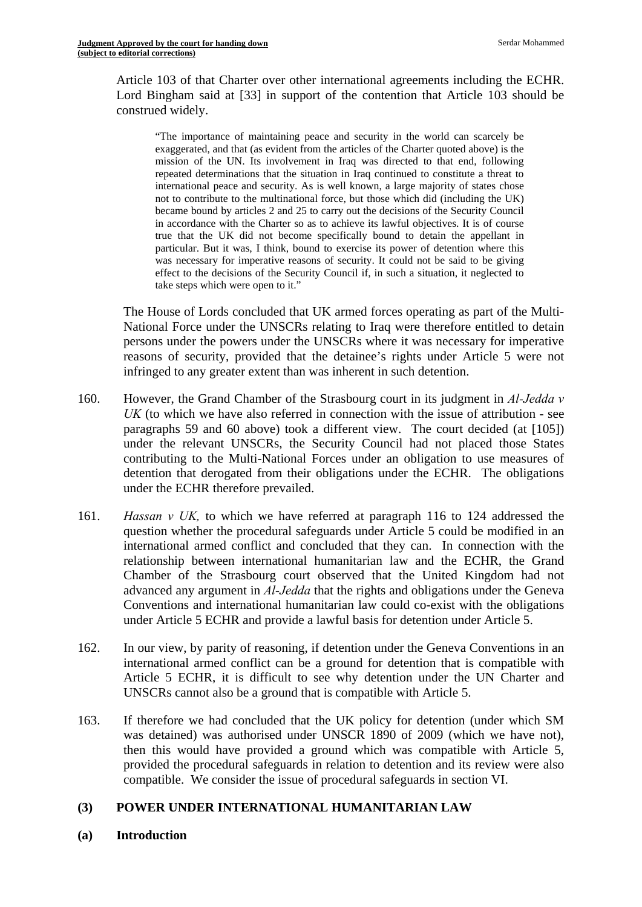Article 103 of that Charter over other international agreements including the ECHR. Lord Bingham said at [33] in support of the contention that Article 103 should be construed widely.

> "The importance of maintaining peace and security in the world can scarcely be exaggerated, and that (as evident from the articles of the Charter quoted above) is the mission of the UN. Its involvement in Iraq was directed to that end, following repeated determinations that the situation in Iraq continued to constitute a threat to international peace and security. As is well known, a large majority of states chose not to contribute to the multinational force, but those which did (including the UK) became bound by articles 2 and 25 to carry out the decisions of the Security Council in accordance with the Charter so as to achieve its lawful objectives. It is of course true that the UK did not become specifically bound to detain the appellant in particular. But it was, I think, bound to exercise its power of detention where this was necessary for imperative reasons of security. It could not be said to be giving effect to the decisions of the Security Council if, in such a situation, it neglected to take steps which were open to it."

The House of Lords concluded that UK armed forces operating as part of the Multi-National Force under the UNSCRs relating to Iraq were therefore entitled to detain persons under the powers under the UNSCRs where it was necessary for imperative reasons of security, provided that the detainee's rights under Article 5 were not infringed to any greater extent than was inherent in such detention.

160. However, the Grand Chamber of the Strasbourg court in its judgment in *Al-Jedda v UK* (to which we have also referred in connection with the issue of attribution - see paragraphs 59 and 60 above) took a different view. The court decided (at [105]) under the relevant UNSCRs, the Security Council had not placed those States contributing to the Multi-National Forces under an obligation to use measures of detention that derogated from their obligations under the ECHR. The obligations under the ECHR therefore prevailed.

161. *Hassan v UK,* to which we have referred at paragraph 116 to 124 addressed the question whether the procedural safeguards under Article 5 could be modified in an international armed conflict and concluded that they can. In connection with the relationship between international humanitarian law and the ECHR, the Grand Chamber of the Strasbourg court observed that the United Kingdom had not advanced any argument in *Al-Jedda* that the rights and obligations under the Geneva Conventions and international humanitarian law could co-exist with the obligations under Article 5 ECHR and provide a lawful basis for detention under Article 5.

162. In our view, by parity of reasoning, if detention under the Geneva Conventions in an international armed conflict can be a ground for detention that is compatible with Article 5 ECHR, it is difficult to see why detention under the UN Charter and UNSCRs cannot also be a ground that is compatible with Article 5.

163. If therefore we had concluded that the UK policy for detention (under which SM was detained) was authorised under UNSCR 1890 of 2009 (which we have not), then this would have provided a ground which was compatible with Article 5, provided the procedural safeguards in relation to detention and its review were also compatible. We consider the issue of procedural safeguards in section VI.

## (3) POWER UNDER INTERNATIONAL HUMANITARIAN LAW

### (a) Introduction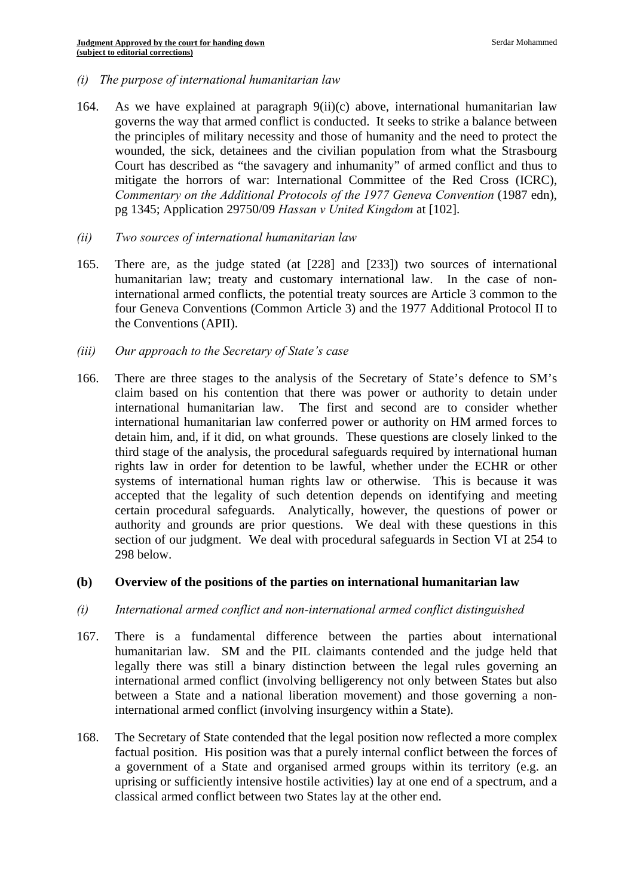*(i) The purpose of international humanitarian law*

164. As we have explained at paragraph 9(ii)(c) above, international humanitarian law governs the way that armed conflict is conducted. It seeks to strike a balance between the principles of military necessity and those of humanity and the need to protect the wounded, the sick, detainees and the civilian population from what the Strasbourg Court has described as "the savagery and inhumanity" of armed conflict and thus to mitigate the horrors of war: International Committee of the Red Cross (ICRC), *Commentary on the Additional Protocols of the 1977 Geneva Convention* (1987 edn), pg 1345; Application 29750/09 *Hassan v United Kingdom* at [102].

*(ii) Two sources of international humanitarian law*

165. There are, as the judge stated (at [228] and [233]) two sources of international humanitarian law; treaty and customary international law. In the case of non-international armed conflicts, the potential treaty sources are Article 3 common to the four Geneva Conventions (Common Article 3) and the 1977 Additional Protocol II to the Conventions (APII).

*(iii) Our approach to the Secretary of State's case*

166. There are three stages to the analysis of the Secretary of State's defence to SM's claim based on his contention that there was power or authority to detain under international humanitarian law. The first and second are to consider whether international humanitarian law conferred power or authority on HM armed forces to detain him, and, if it did, on what grounds. These questions are closely linked to the third stage of the analysis, the procedural safeguards required by international human rights law in order for detention to be lawful, whether under the ECHR or other systems of international human rights law or otherwise. This is because it was accepted that the legality of such detention depends on identifying and meeting certain procedural safeguards. Analytically, however, the questions of power or authority and grounds are prior questions. We deal with these questions in this section of our judgment. We deal with procedural safeguards in Section VI at 254 to 298 below.

**(b) Overview of the positions of the parties on international humanitarian law**

*(i) International armed conflict and non-international armed conflict distinguished*

167. There is a fundamental difference between the parties about international humanitarian law. SM and the PIL claimants contended and the judge held that legally there was still a binary distinction between the legal rules governing an international armed conflict (involving belligerency not only between States but also between a State and a national liberation movement) and those governing a non-international armed conflict (involving insurgency within a State).

168. The Secretary of State contended that the legal position now reflected a more complex factual position. His position was that a purely internal conflict between the forces of a government of a State and organised armed groups within its territory (e.g. an uprising or sufficiently intensive hostile activities) lay at one end of a spectrum, and a classical armed conflict between two States lay at the other end.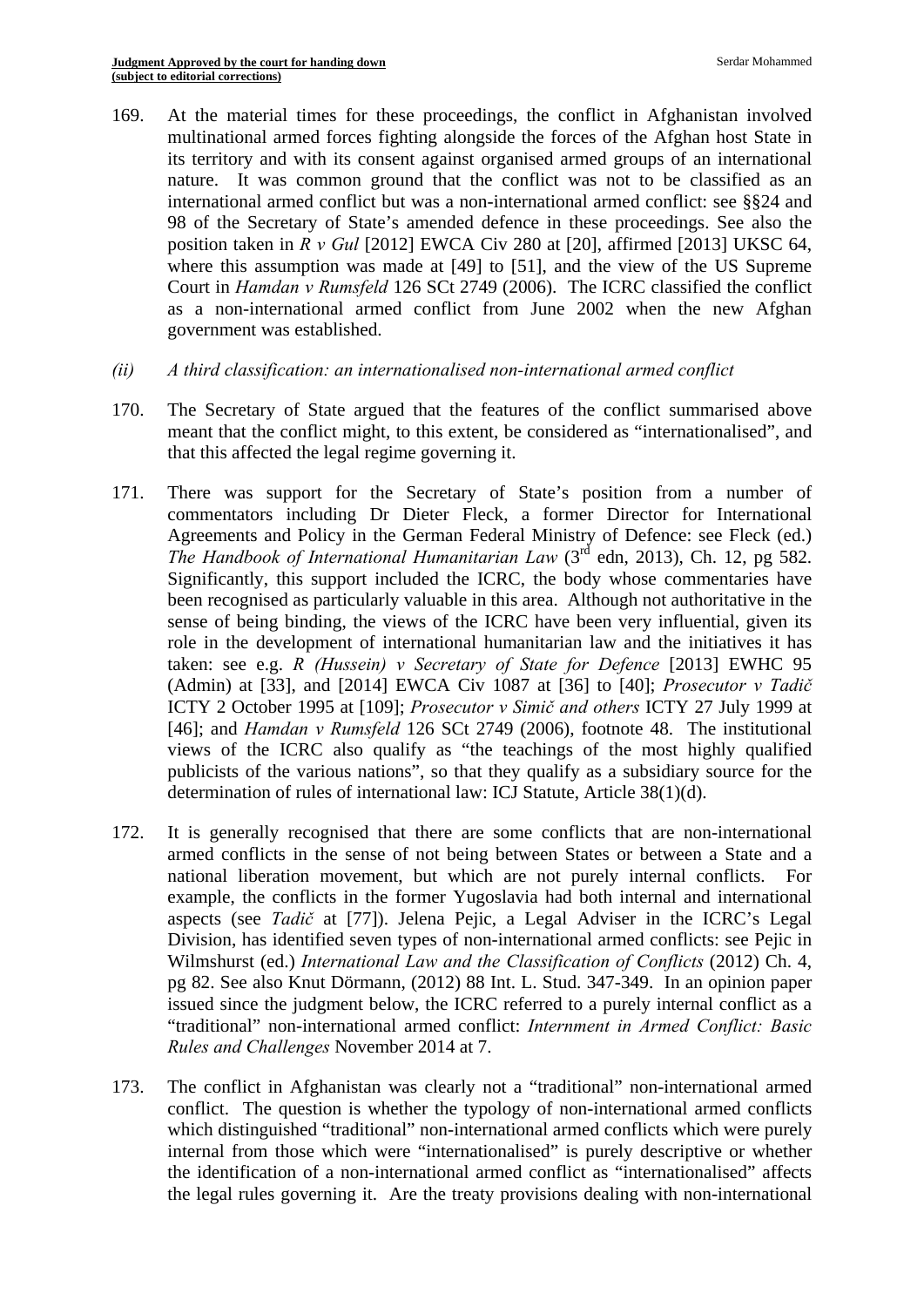169. At the material times for these proceedings, the conflict in Afghanistan involved multinational armed forces fighting alongside the forces of the Afghan host State in its territory and with its consent against organised armed groups of an international nature. It was common ground that the conflict was not to be classified as an international armed conflict but was a non-international armed conflict: see §§24 and 98 of the Secretary of State's amended defence in these proceedings. See also the position taken in *R v Gul* [2012] EWCA Civ 280 at [20], affirmed [2013] UKSC 64, where this assumption was made at [49] to [51], and the view of the US Supreme Court in *Hamdan v Rumsfeld* 126 SCt 2749 (2006). The ICRC classified the conflict as a non-international armed conflict from June 2002 when the new Afghan government was established.

*(ii) A third classification: an internationalised non-international armed conflict*

170. The Secretary of State argued that the features of the conflict summarised above meant that the conflict might, to this extent, be considered as "internationalised", and that this affected the legal regime governing it.

171. There was support for the Secretary of State's position from a number of commentators including Dr Dieter Fleck, a former Director for International Agreements and Policy in the German Federal Ministry of Defence: see Fleck (ed.) *The Handbook of International Humanitarian Law* (3rd edn, 2013), Ch. 12, pg 582. Significantly, this support included the ICRC, the body whose commentaries have been recognised as particularly valuable in this area. Although not authoritative in the sense of being binding, the views of the ICRC have been very influential, given its role in the development of international humanitarian law and the initiatives it has taken: see e.g. *R (Hussein) v Secretary of State for Defence* [2013] EWHC 95 (Admin) at [33], and [2014] EWCA Civ 1087 at [36] to [40]; *Prosecutor v Tadič* ICTY 2 October 1995 at [109]; *Prosecutor v Simič and others* ICTY 27 July 1999 at [46]; and *Hamdan v Rumsfeld* 126 SCt 2749 (2006), footnote 48. The institutional views of the ICRC also qualify as "the teachings of the most highly qualified publicists of the various nations", so that they qualify as a subsidiary source for the determination of rules of international law: ICJ Statute, Article 38(1)(d).

172. It is generally recognised that there are some conflicts that are non-international armed conflicts in the sense of not being between States or between a State and a national liberation movement, but which are not purely internal conflicts. For example, the conflicts in the former Yugoslavia had both internal and international aspects (see *Tadič* at [77]). Jelena Pejic, a Legal Adviser in the ICRC's Legal Division, has identified seven types of non-international armed conflicts: see Pejic in Wilmshurst (ed.) *International Law and the Classification of Conflicts* (2012) Ch. 4, pg 82. See also Knut Dörmann, (2012) 88 Int. L. Stud. 347-349. In an opinion paper issued since the judgment below, the ICRC referred to a purely internal conflict as a "traditional" non-international armed conflict: *Internment in Armed Conflict: Basic Rules and Challenges* November 2014 at 7.

173. The conflict in Afghanistan was clearly not a "traditional" non-international armed conflict. The question is whether the typology of non-international armed conflicts which distinguished "traditional" non-international armed conflicts which were purely internal from those which were "internationalised" is purely descriptive or whether the identification of a non-international armed conflict as "internationalised" affects the legal rules governing it. Are the treaty provisions dealing with non-international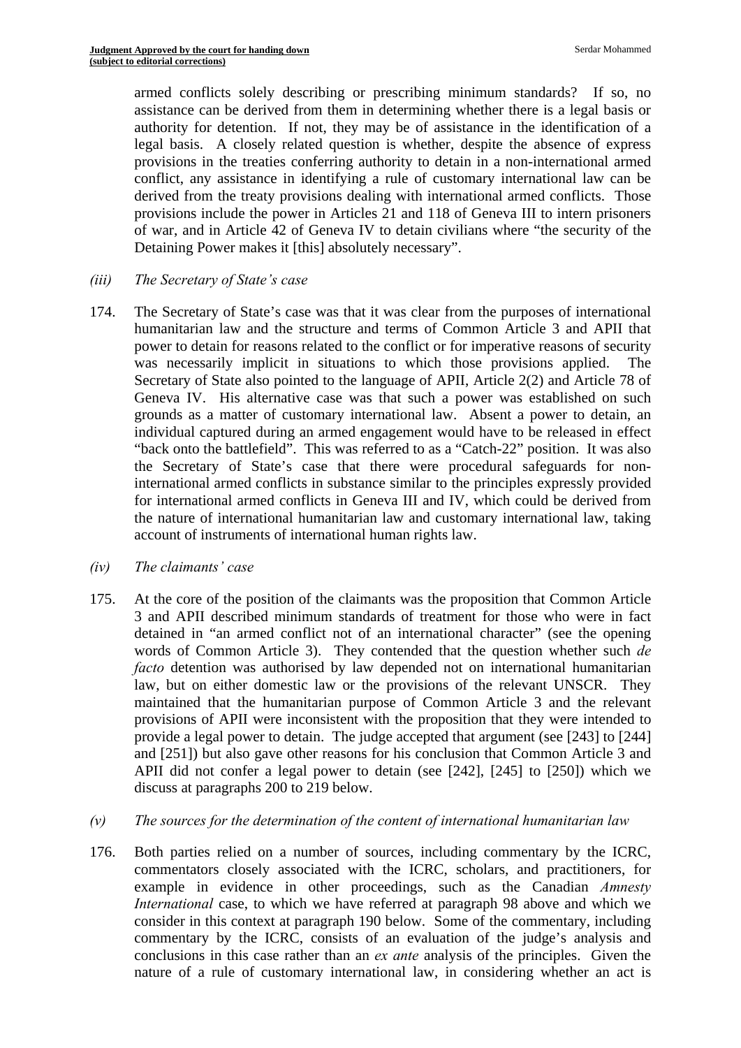armed conflicts solely describing or prescribing minimum standards? If so, no assistance can be derived from them in determining whether there is a legal basis or authority for detention. If not, they may be of assistance in the identification of a legal basis. A closely related question is whether, despite the absence of express provisions in the treaties conferring authority to detain in a non-international armed conflict, any assistance in identifying a rule of customary international law can be derived from the treaty provisions dealing with international armed conflicts. Those provisions include the power in Articles 21 and 118 of Geneva III to intern prisoners of war, and in Article 42 of Geneva IV to detain civilians where "the security of the Detaining Power makes it [this] absolutely necessary".

*(iii) The Secretary of State's case*

174. The Secretary of State's case was that it was clear from the purposes of international humanitarian law and the structure and terms of Common Article 3 and APII that power to detain for reasons related to the conflict or for imperative reasons of security was necessarily implicit in situations to which those provisions applied. The Secretary of State also pointed to the language of APII, Article 2(2) and Article 78 of Geneva IV. His alternative case was that such a power was established on such grounds as a matter of customary international law. Absent a power to detain, an individual captured during an armed engagement would have to be released in effect "back onto the battlefield". This was referred to as a "Catch-22" position. It was also the Secretary of State's case that there were procedural safeguards for non-international armed conflicts in substance similar to the principles expressly provided for international armed conflicts in Geneva III and IV, which could be derived from the nature of international humanitarian law and customary international law, taking account of instruments of international human rights law.

*(iv) The claimants' case*

175. At the core of the position of the claimants was the proposition that Common Article 3 and APII described minimum standards of treatment for those who were in fact detained in "an armed conflict not of an international character" (see the opening words of Common Article 3). They contended that the question whether such *de facto* detention was authorised by law depended not on international humanitarian law, but on either domestic law or the provisions of the relevant UNSCR. They maintained that the humanitarian purpose of Common Article 3 and the relevant provisions of APII were inconsistent with the proposition that they were intended to provide a legal power to detain. The judge accepted that argument (see [243] to [244] and [251]) but also gave other reasons for his conclusion that Common Article 3 and APII did not confer a legal power to detain (see [242], [245] to [250]) which we discuss at paragraphs 200 to 219 below.

*(v) The sources for the determination of the content of international humanitarian law*

176. Both parties relied on a number of sources, including commentary by the ICRC, commentators closely associated with the ICRC, scholars, and practitioners, for example in evidence in other proceedings, such as the Canadian *Amnesty International* case, to which we have referred at paragraph 98 above and which we consider in this context at paragraph 190 below. Some of the commentary, including commentary by the ICRC, consists of an evaluation of the judge's analysis and conclusions in this case rather than an *ex ante* analysis of the principles. Given the nature of a rule of customary international law, in considering whether an act is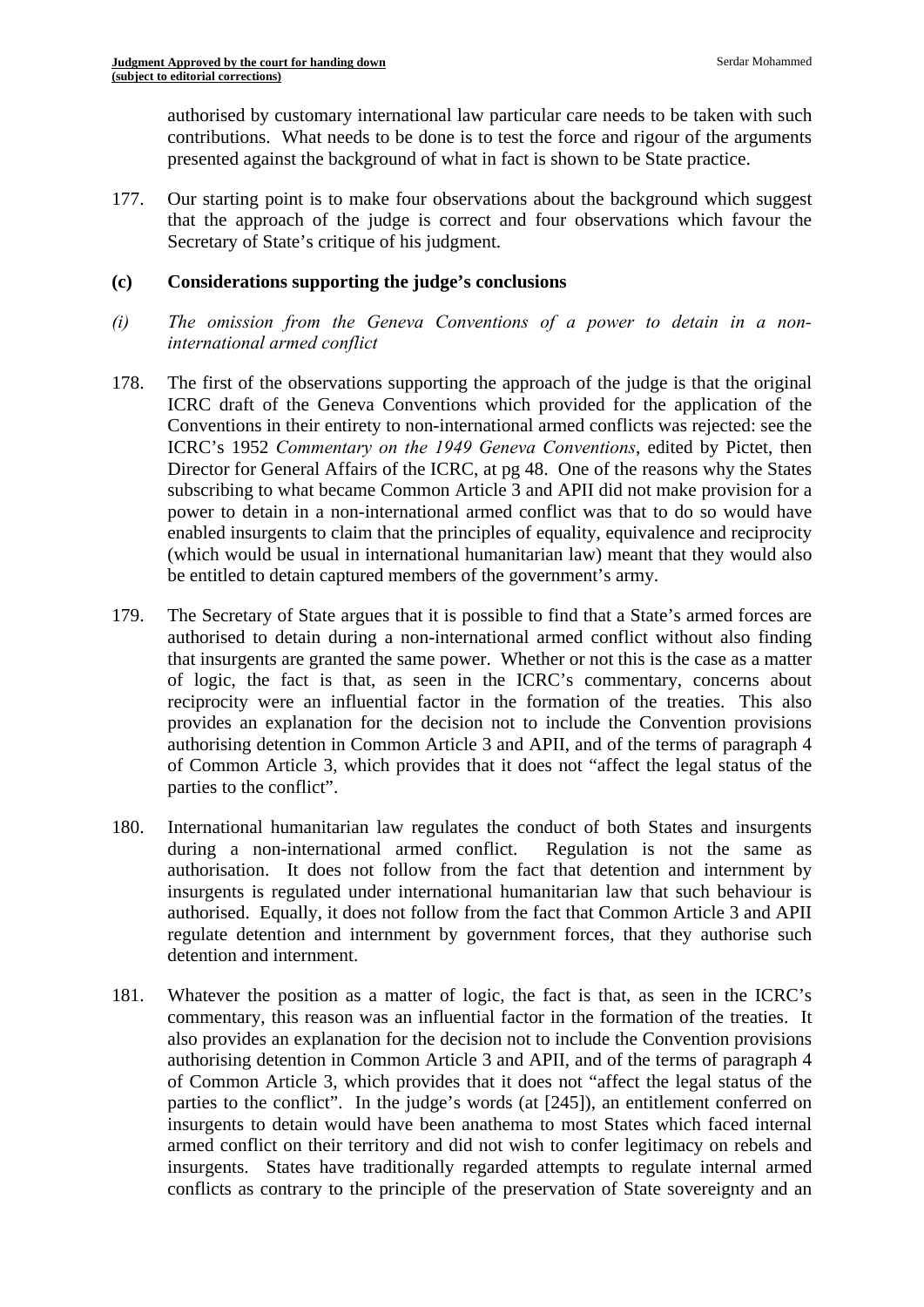authorised by customary international law particular care needs to be taken with such contributions. What needs to be done is to test the force and rigour of the arguments presented against the background of what in fact is shown to be State practice.

177. Our starting point is to make four observations about the background which suggest that the approach of the judge is correct and four observations which favour the Secretary of State's critique of his judgment.

### (c) Considerations supporting the judge's conclusions

*(i) The omission from the Geneva Conventions of a power to detain in a non-international armed conflict*

178. The first of the observations supporting the approach of the judge is that the original ICRC draft of the Geneva Conventions which provided for the application of the Conventions in their entirety to non-international armed conflicts was rejected: see the ICRC's 1952 *Commentary on the 1949 Geneva Conventions*, edited by Pictet, then Director for General Affairs of the ICRC, at pg 48. One of the reasons why the States subscribing to what became Common Article 3 and APII did not make provision for a power to detain in a non-international armed conflict was that to do so would have enabled insurgents to claim that the principles of equality, equivalence and reciprocity (which would be usual in international humanitarian law) meant that they would also be entitled to detain captured members of the government's army.

179. The Secretary of State argues that it is possible to find that a State's armed forces are authorised to detain during a non-international armed conflict without also finding that insurgents are granted the same power. Whether or not this is the case as a matter of logic, the fact is that, as seen in the ICRC's commentary, concerns about reciprocity were an influential factor in the formation of the treaties. This also provides an explanation for the decision not to include the Convention provisions authorising detention in Common Article 3 and APII, and of the terms of paragraph 4 of Common Article 3, which provides that it does not "affect the legal status of the parties to the conflict".

180. International humanitarian law regulates the conduct of both States and insurgents during a non-international armed conflict. Regulation is not the same as authorisation. It does not follow from the fact that detention and internment by insurgents is regulated under international humanitarian law that such behaviour is authorised. Equally, it does not follow from the fact that Common Article 3 and APII regulate detention and internment by government forces, that they authorise such detention and internment.

181. Whatever the position as a matter of logic, the fact is that, as seen in the ICRC's commentary, this reason was an influential factor in the formation of the treaties. It also provides an explanation for the decision not to include the Convention provisions authorising detention in Common Article 3 and APII, and of the terms of paragraph 4 of Common Article 3, which provides that it does not "affect the legal status of the parties to the conflict". In the judge's words (at [245]), an entitlement conferred on insurgents to detain would have been anathema to most States which faced internal armed conflict on their territory and did not wish to confer legitimacy on rebels and insurgents. States have traditionally regarded attempts to regulate internal armed conflicts as contrary to the principle of the preservation of State sovereignty and an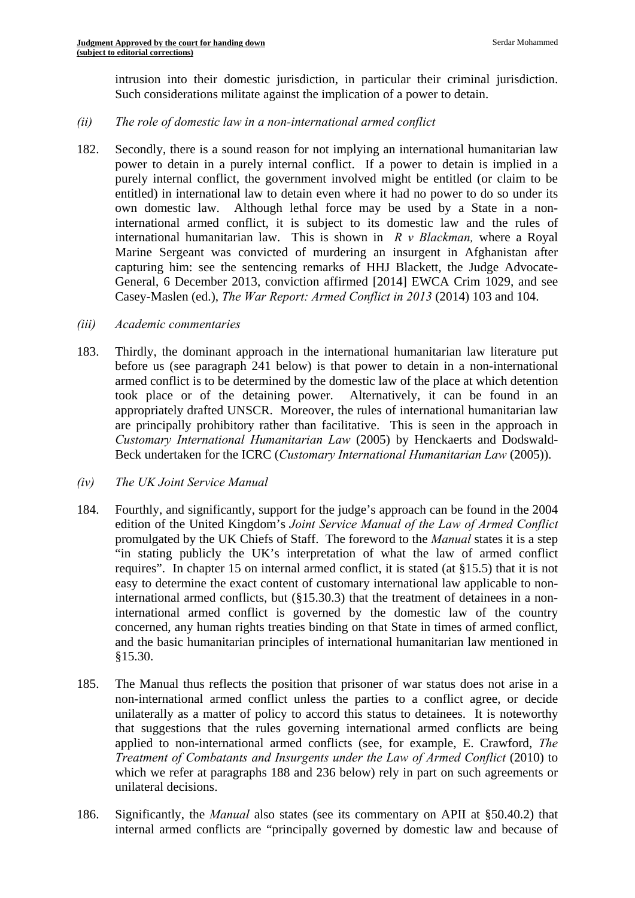intrusion into their domestic jurisdiction, in particular their criminal jurisdiction. Such considerations militate against the implication of a power to detain.

*(ii) The role of domestic law in a non-international armed conflict*

182. Secondly, there is a sound reason for not implying an international humanitarian law power to detain in a purely internal conflict. If a power to detain is implied in a purely internal conflict, the government involved might be entitled (or claim to be entitled) in international law to detain even where it had no power to do so under its own domestic law. Although lethal force may be used by a State in a non-international armed conflict, it is subject to its domestic law and the rules of international humanitarian law. This is shown in *R v Blackman,* where a Royal Marine Sergeant was convicted of murdering an insurgent in Afghanistan after capturing him: see the sentencing remarks of HHJ Blackett, the Judge Advocate-General, 6 December 2013, conviction affirmed [2014] EWCA Crim 1029, and see Casey-Maslen (ed.), *The War Report: Armed Conflict in 2013* (2014) 103 and 104.

*(iii) Academic commentaries*

183. Thirdly, the dominant approach in the international humanitarian law literature put before us (see paragraph 241 below) is that power to detain in a non-international armed conflict is to be determined by the domestic law of the place at which detention took place or of the detaining power. Alternatively, it can be found in an appropriately drafted UNSCR. Moreover, the rules of international humanitarian law are principally prohibitory rather than facilitative. This is seen in the approach in *Customary International Humanitarian Law* (2005) by Henckaerts and Dodswald-Beck undertaken for the ICRC (*Customary International Humanitarian Law* (2005)).

*(iv) The UK Joint Service Manual*

184. Fourthly, and significantly, support for the judge's approach can be found in the 2004 edition of the United Kingdom's *Joint Service Manual of the Law of Armed Conflict* promulgated by the UK Chiefs of Staff. The foreword to the *Manual* states it is a step "in stating publicly the UK's interpretation of what the law of armed conflict requires". In chapter 15 on internal armed conflict, it is stated (at §15.5) that it is not easy to determine the exact content of customary international law applicable to non-international armed conflicts, but (§15.30.3) that the treatment of detainees in a non-international armed conflict is governed by the domestic law of the country concerned, any human rights treaties binding on that State in times of armed conflict, and the basic humanitarian principles of international humanitarian law mentioned in §15.30.

185. The Manual thus reflects the position that prisoner of war status does not arise in a non-international armed conflict unless the parties to a conflict agree, or decide unilaterally as a matter of policy to accord this status to detainees. It is noteworthy that suggestions that the rules governing international armed conflicts are being applied to non-international armed conflicts (see, for example, E. Crawford, *The Treatment of Combatants and Insurgents under the Law of Armed Conflict* (2010) to which we refer at paragraphs 188 and 236 below) rely in part on such agreements or unilateral decisions.

186. Significantly, the *Manual* also states (see its commentary on APII at §50.40.2) that internal armed conflicts are "principally governed by domestic law and because of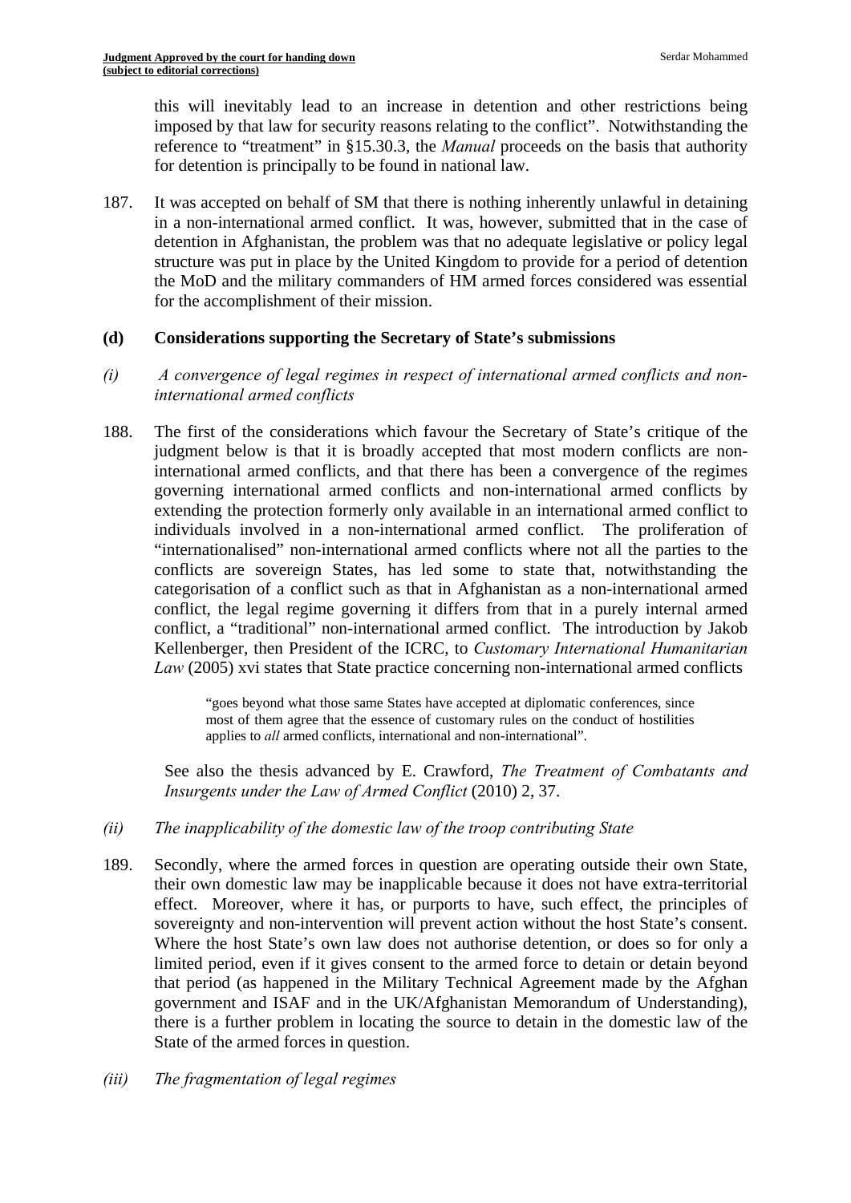this will inevitably lead to an increase in detention and other restrictions being imposed by that law for security reasons relating to the conflict". Notwithstanding the reference to "treatment" in §15.30.3, the *Manual* proceeds on the basis that authority for detention is principally to be found in national law.

187. It was accepted on behalf of SM that there is nothing inherently unlawful in detaining in a non-international armed conflict. It was, however, submitted that in the case of detention in Afghanistan, the problem was that no adequate legislative or policy legal structure was put in place by the United Kingdom to provide for a period of detention the MoD and the military commanders of HM armed forces considered was essential for the accomplishment of their mission.

**(d) Considerations supporting the Secretary of State's submissions**

*(i) A convergence of legal regimes in respect of international armed conflicts and non-international armed conflicts*

188. The first of the considerations which favour the Secretary of State's critique of the judgment below is that it is broadly accepted that most modern conflicts are non-international armed conflicts, and that there has been a convergence of the regimes governing international armed conflicts and non-international armed conflicts by extending the protection formerly only available in an international armed conflict to individuals involved in a non-international armed conflict. The proliferation of "internationalised" non-international armed conflicts where not all the parties to the conflicts are sovereign States, has led some to state that, notwithstanding the categorisation of a conflict such as that in Afghanistan as a non-international armed conflict, the legal regime governing it differs from that in a purely internal armed conflict, a "traditional" non-international armed conflict. The introduction by Jakob Kellenberger, then President of the ICRC, to *Customary International Humanitarian Law* (2005) xvi states that State practice concerning non-international armed conflicts

> "goes beyond what those same States have accepted at diplomatic conferences, since most of them agree that the essence of customary rules on the conduct of hostilities applies to *all* armed conflicts, international and non-international".

See also the thesis advanced by E. Crawford, *The Treatment of Combatants and Insurgents under the Law of Armed Conflict* (2010) 2, 37.

*(ii) The inapplicability of the domestic law of the troop contributing State*

189. Secondly, where the armed forces in question are operating outside their own State, their own domestic law may be inapplicable because it does not have extra-territorial effect. Moreover, where it has, or purports to have, such effect, the principles of sovereignty and non-intervention will prevent action without the host State's consent. Where the host State's own law does not authorise detention, or does so for only a limited period, even if it gives consent to the armed force to detain or detain beyond that period (as happened in the Military Technical Agreement made by the Afghan government and ISAF and in the UK/Afghanistan Memorandum of Understanding), there is a further problem in locating the source to detain in the domestic law of the State of the armed forces in question.

*(iii) The fragmentation of legal regimes*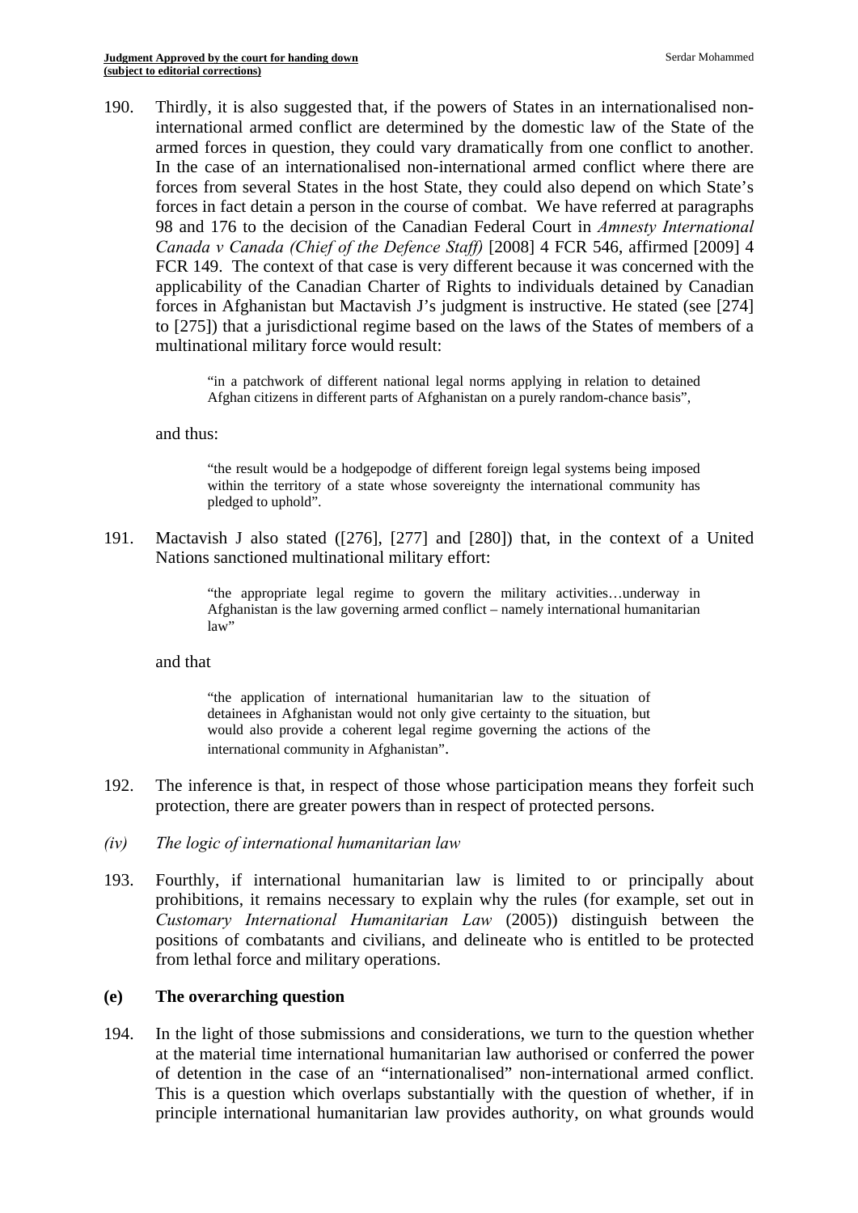190. Thirdly, it is also suggested that, if the powers of States in an internationalised non-international armed conflict are determined by the domestic law of the State of the armed forces in question, they could vary dramatically from one conflict to another. In the case of an internationalised non-international armed conflict where there are forces from several States in the host State, they could also depend on which State's forces in fact detain a person in the course of combat. We have referred at paragraphs 98 and 176 to the decision of the Canadian Federal Court in *Amnesty International Canada v Canada (Chief of the Defence Staff)* [2008] 4 FCR 546, affirmed [2009] 4 FCR 149. The context of that case is very different because it was concerned with the applicability of the Canadian Charter of Rights to individuals detained by Canadian forces in Afghanistan but Mactavish J's judgment is instructive. He stated (see [274] to [275]) that a jurisdictional regime based on the laws of the States of members of a multinational military force would result:

> "in a patchwork of different national legal norms applying in relation to detained Afghan citizens in different parts of Afghanistan on a purely random-chance basis",

and thus:

> "the result would be a hodgepodge of different foreign legal systems being imposed within the territory of a state whose sovereignty the international community has pledged to uphold".

191. Mactavish J also stated ([276], [277] and [280]) that, in the context of a United Nations sanctioned multinational military effort:

> "the appropriate legal regime to govern the military activities…underway in Afghanistan is the law governing armed conflict – namely international humanitarian law"

and that

> "the application of international humanitarian law to the situation of detainees in Afghanistan would not only give certainty to the situation, but would also provide a coherent legal regime governing the actions of the international community in Afghanistan".

192. The inference is that, in respect of those whose participation means they forfeit such protection, there are greater powers than in respect of protected persons.

*(iv) The logic of international humanitarian law*

193. Fourthly, if international humanitarian law is limited to or principally about prohibitions, it remains necessary to explain why the rules (for example, set out in *Customary International Humanitarian Law* (2005)) distinguish between the positions of combatants and civilians, and delineate who is entitled to be protected from lethal force and military operations.

### (e) The overarching question

194. In the light of those submissions and considerations, we turn to the question whether at the material time international humanitarian law authorised or conferred the power of detention in the case of an "internationalised" non-international armed conflict. This is a question which overlaps substantially with the question of whether, if in principle international humanitarian law provides authority, on what grounds would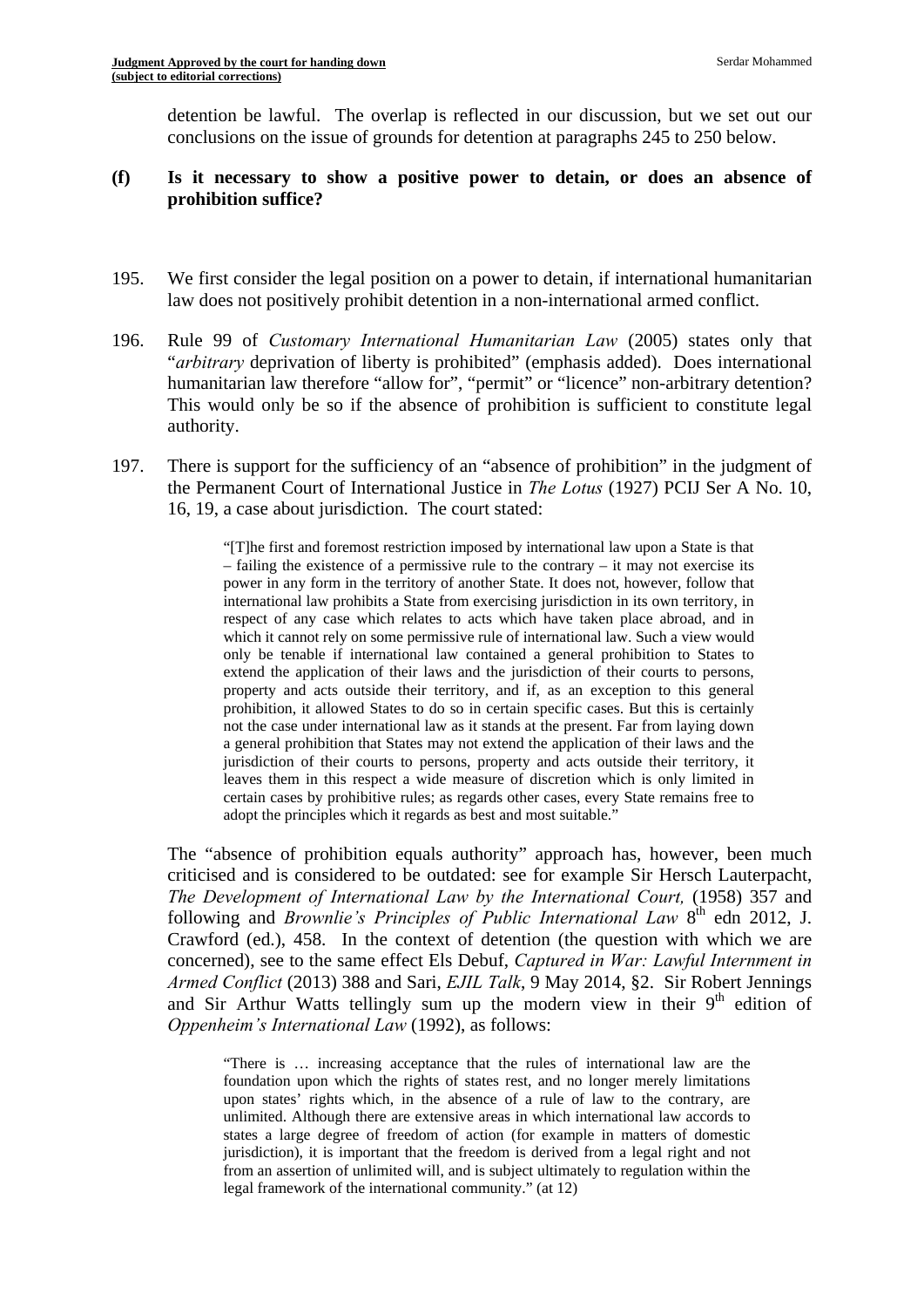detention be lawful. The overlap is reflected in our discussion, but we set out our conclusions on the issue of grounds for detention at paragraphs 245 to 250 below.

### (f) Is it necessary to show a positive power to detain, or does an absence of prohibition suffice?

195. We first consider the legal position on a power to detain, if international humanitarian law does not positively prohibit detention in a non-international armed conflict.

196. Rule 99 of *Customary International Humanitarian Law* (2005) states only that "*arbitrary* deprivation of liberty is prohibited" (emphasis added). Does international humanitarian law therefore "allow for", "permit" or "licence" non-arbitrary detention? This would only be so if the absence of prohibition is sufficient to constitute legal authority.

197. There is support for the sufficiency of an "absence of prohibition" in the judgment of the Permanent Court of International Justice in *The Lotus* (1927) PCIJ Ser A No. 10, 16, 19, a case about jurisdiction. The court stated:

> "[T]he first and foremost restriction imposed by international law upon a State is that – failing the existence of a permissive rule to the contrary – it may not exercise its power in any form in the territory of another State. It does not, however, follow that international law prohibits a State from exercising jurisdiction in its own territory, in respect of any case which relates to acts which have taken place abroad, and in which it cannot rely on some permissive rule of international law. Such a view would only be tenable if international law contained a general prohibition to States to extend the application of their laws and the jurisdiction of their courts to persons, property and acts outside their territory, and if, as an exception to this general prohibition, it allowed States to do so in certain specific cases. But this is certainly not the case under international law as it stands at the present. Far from laying down a general prohibition that States may not extend the application of their laws and the jurisdiction of their courts to persons, property and acts outside their territory, it leaves them in this respect a wide measure of discretion which is only limited in certain cases by prohibitive rules; as regards other cases, every State remains free to adopt the principles which it regards as best and most suitable."

The "absence of prohibition equals authority" approach has, however, been much criticised and is considered to be outdated: see for example Sir Hersch Lauterpacht, *The Development of International Law by the International Court,* (1958) 357 and following and *Brownlie's Principles of Public International Law* 8th edn 2012, J. Crawford (ed.), 458. In the context of detention (the question with which we are concerned), see to the same effect Els Debuf, *Captured in War: Lawful Internment in Armed Conflict* (2013) 388 and Sari, *EJIL Talk*, 9 May 2014, §2. Sir Robert Jennings and Sir Arthur Watts tellingly sum up the modern view in their 9th edition of *Oppenheim's International Law* (1992), as follows:

> "There is … increasing acceptance that the rules of international law are the foundation upon which the rights of states rest, and no longer merely limitations upon states' rights which, in the absence of a rule of law to the contrary, are unlimited. Although there are extensive areas in which international law accords to states a large degree of freedom of action (for example in matters of domestic jurisdiction), it is important that the freedom is derived from a legal right and not from an assertion of unlimited will, and is subject ultimately to regulation within the legal framework of the international community." (at 12)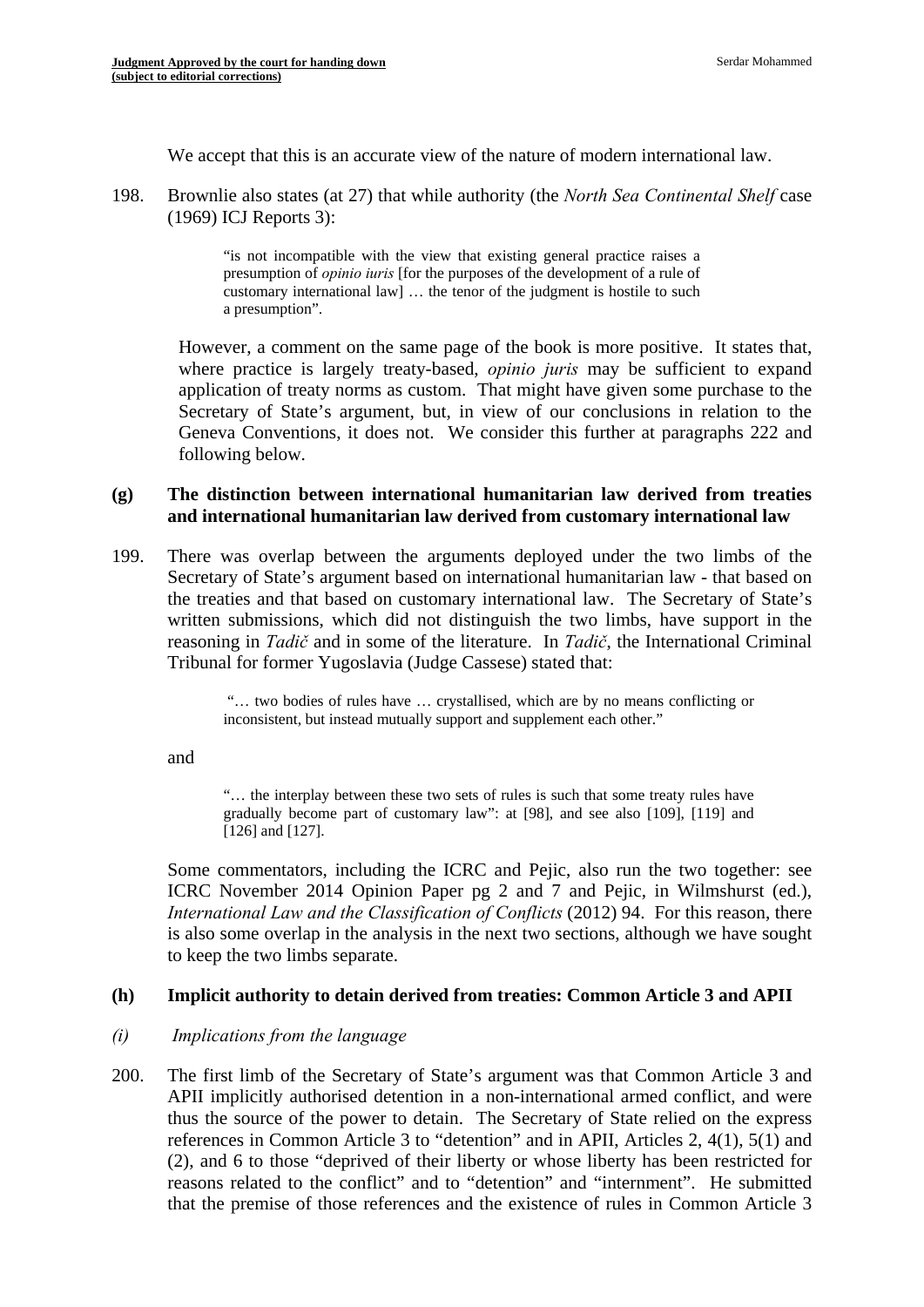We accept that this is an accurate view of the nature of modern international law.

198. Brownlie also states (at 27) that while authority (the *North Sea Continental Shelf* case (1969) ICJ Reports 3):

> "is not incompatible with the view that existing general practice raises a presumption of *opinio iuris* [for the purposes of the development of a rule of customary international law] … the tenor of the judgment is hostile to such a presumption".

However, a comment on the same page of the book is more positive. It states that, where practice is largely treaty-based, *opinio juris* may be sufficient to expand application of treaty norms as custom. That might have given some purchase to the Secretary of State's argument, but, in view of our conclusions in relation to the Geneva Conventions, it does not. We consider this further at paragraphs 222 and following below.

### (g) The distinction between international humanitarian law derived from treaties and international humanitarian law derived from customary international law

199. There was overlap between the arguments deployed under the two limbs of the Secretary of State's argument based on international humanitarian law - that based on the treaties and that based on customary international law. The Secretary of State's written submissions, which did not distinguish the two limbs, have support in the reasoning in *Tadič* and in some of the literature. In *Tadič*, the International Criminal Tribunal for former Yugoslavia (Judge Cassese) stated that:

> "… two bodies of rules have … crystallised, which are by no means conflicting or inconsistent, but instead mutually support and supplement each other."

and

> "… the interplay between these two sets of rules is such that some treaty rules have gradually become part of customary law": at [98], and see also [109], [119] and [126] and [127].

Some commentators, including the ICRC and Pejic, also run the two together: see ICRC November 2014 Opinion Paper pg 2 and 7 and Pejic, in Wilmshurst (ed.), *International Law and the Classification of Conflicts* (2012) 94. For this reason, there is also some overlap in the analysis in the next two sections, although we have sought to keep the two limbs separate.

### (h) Implicit authority to detain derived from treaties: Common Article 3 and APII

#### *(i) Implications from the language*

200. The first limb of the Secretary of State's argument was that Common Article 3 and APII implicitly authorised detention in a non-international armed conflict, and were thus the source of the power to detain. The Secretary of State relied on the express references in Common Article 3 to "detention" and in APII, Articles 2, 4(1), 5(1) and (2), and 6 to those "deprived of their liberty or whose liberty has been restricted for reasons related to the conflict" and to "detention" and "internment". He submitted that the premise of those references and the existence of rules in Common Article 3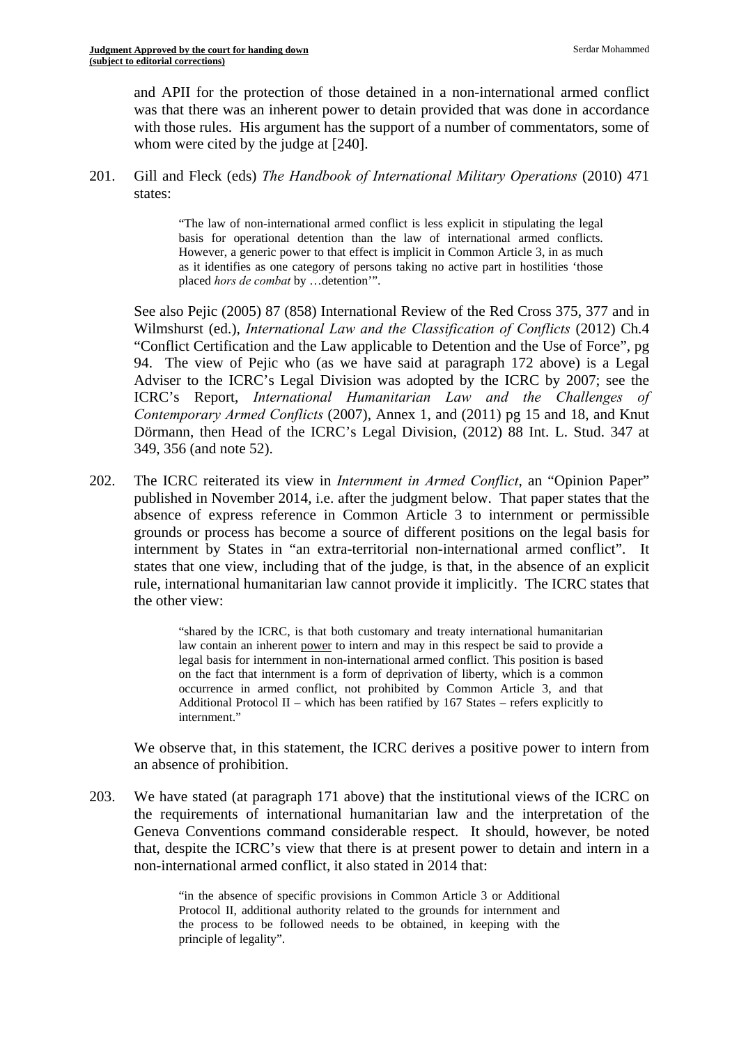and APII for the protection of those detained in a non-international armed conflict was that there was an inherent power to detain provided that was done in accordance with those rules. His argument has the support of a number of commentators, some of whom were cited by the judge at [240].

201. Gill and Fleck (eds) *The Handbook of International Military Operations* (2010) 471 states:

> "The law of non-international armed conflict is less explicit in stipulating the legal basis for operational detention than the law of international armed conflicts. However, a generic power to that effect is implicit in Common Article 3, in as much as it identifies as one category of persons taking no active part in hostilities 'those placed *hors de combat* by …detention'".

See also Pejic (2005) 87 (858) International Review of the Red Cross 375, 377 and in Wilmshurst (ed.), *International Law and the Classification of Conflicts* (2012) Ch.4 "Conflict Certification and the Law applicable to Detention and the Use of Force", pg 94. The view of Pejic who (as we have said at paragraph 172 above) is a Legal Adviser to the ICRC's Legal Division was adopted by the ICRC by 2007; see the ICRC's Report, *International Humanitarian Law and the Challenges of Contemporary Armed Conflicts* (2007), Annex 1, and (2011) pg 15 and 18, and Knut Dörmann, then Head of the ICRC's Legal Division, (2012) 88 Int. L. Stud. 347 at 349, 356 (and note 52).

202. The ICRC reiterated its view in *Internment in Armed Conflict*, an "Opinion Paper" published in November 2014, i.e. after the judgment below. That paper states that the absence of express reference in Common Article 3 to internment or permissible grounds or process has become a source of different positions on the legal basis for internment by States in "an extra-territorial non-international armed conflict". It states that one view, including that of the judge, is that, in the absence of an explicit rule, international humanitarian law cannot provide it implicitly. The ICRC states that the other view:

> "shared by the ICRC, is that both customary and treaty international humanitarian law contain an inherent power to intern and may in this respect be said to provide a legal basis for internment in non-international armed conflict. This position is based on the fact that internment is a form of deprivation of liberty, which is a common occurrence in armed conflict, not prohibited by Common Article 3, and that Additional Protocol II – which has been ratified by 167 States – refers explicitly to internment."

We observe that, in this statement, the ICRC derives a positive power to intern from an absence of prohibition.

203. We have stated (at paragraph 171 above) that the institutional views of the ICRC on the requirements of international humanitarian law and the interpretation of the Geneva Conventions command considerable respect. It should, however, be noted that, despite the ICRC's view that there is at present power to detain and intern in a non-international armed conflict, it also stated in 2014 that:

> "in the absence of specific provisions in Common Article 3 or Additional Protocol II, additional authority related to the grounds for internment and the process to be followed needs to be obtained, in keeping with the principle of legality".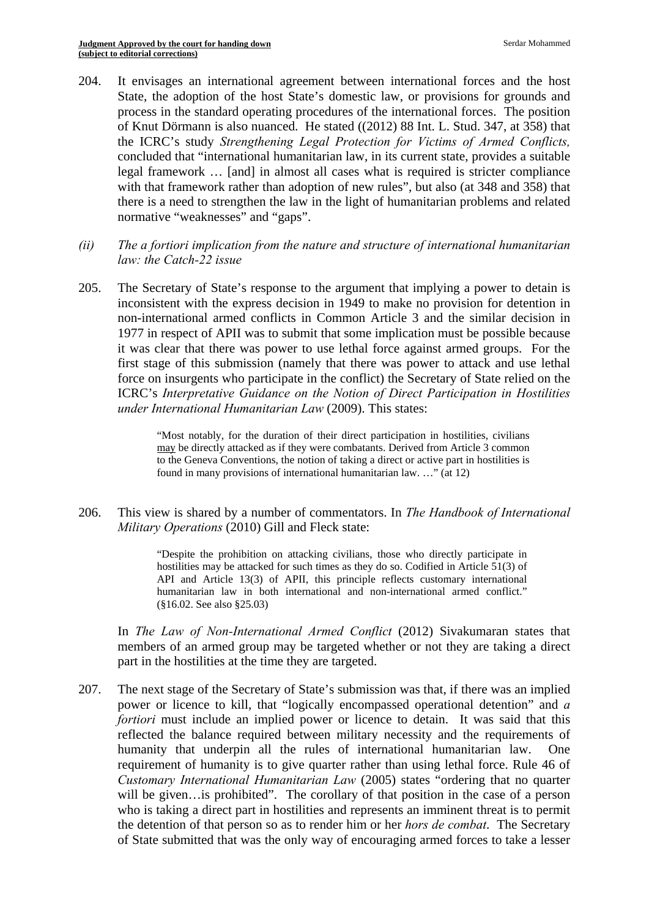204. It envisages an international agreement between international forces and the host State, the adoption of the host State's domestic law, or provisions for grounds and process in the standard operating procedures of the international forces. The position of Knut Dörmann is also nuanced. He stated ((2012) 88 Int. L. Stud. 347, at 358) that the ICRC's study *Strengthening Legal Protection for Victims of Armed Conflicts,* concluded that "international humanitarian law, in its current state, provides a suitable legal framework … [and] in almost all cases what is required is stricter compliance with that framework rather than adoption of new rules", but also (at 348 and 358) that there is a need to strengthen the law in the light of humanitarian problems and related normative "weaknesses" and "gaps".

*(ii) The a fortiori implication from the nature and structure of international humanitarian law: the Catch-22 issue*

205. The Secretary of State's response to the argument that implying a power to detain is inconsistent with the express decision in 1949 to make no provision for detention in non-international armed conflicts in Common Article 3 and the similar decision in 1977 in respect of APII was to submit that some implication must be possible because it was clear that there was power to use lethal force against armed groups. For the first stage of this submission (namely that there was power to attack and use lethal force on insurgents who participate in the conflict) the Secretary of State relied on the ICRC's *Interpretative Guidance on the Notion of Direct Participation in Hostilities under International Humanitarian Law* (2009). This states:

> "Most notably, for the duration of their direct participation in hostilities, civilians may be directly attacked as if they were combatants. Derived from Article 3 common to the Geneva Conventions, the notion of taking a direct or active part in hostilities is found in many provisions of international humanitarian law. …" (at 12)

206. This view is shared by a number of commentators. In *The Handbook of International Military Operations* (2010) Gill and Fleck state:

> "Despite the prohibition on attacking civilians, those who directly participate in hostilities may be attacked for such times as they do so. Codified in Article 51(3) of API and Article 13(3) of APII, this principle reflects customary international humanitarian law in both international and non-international armed conflict." (§16.02. See also §25.03)

In *The Law of Non-International Armed Conflict* (2012) Sivakumaran states that members of an armed group may be targeted whether or not they are taking a direct part in the hostilities at the time they are targeted.

207. The next stage of the Secretary of State's submission was that, if there was an implied power or licence to kill, that "logically encompassed operational detention" and *a fortiori* must include an implied power or licence to detain. It was said that this reflected the balance required between military necessity and the requirements of humanity that underpin all the rules of international humanitarian law. One requirement of humanity is to give quarter rather than using lethal force. Rule 46 of *Customary International Humanitarian Law* (2005) states "ordering that no quarter will be given…is prohibited". The corollary of that position in the case of a person who is taking a direct part in hostilities and represents an imminent threat is to permit the detention of that person so as to render him or her *hors de combat*. The Secretary of State submitted that was the only way of encouraging armed forces to take a lesser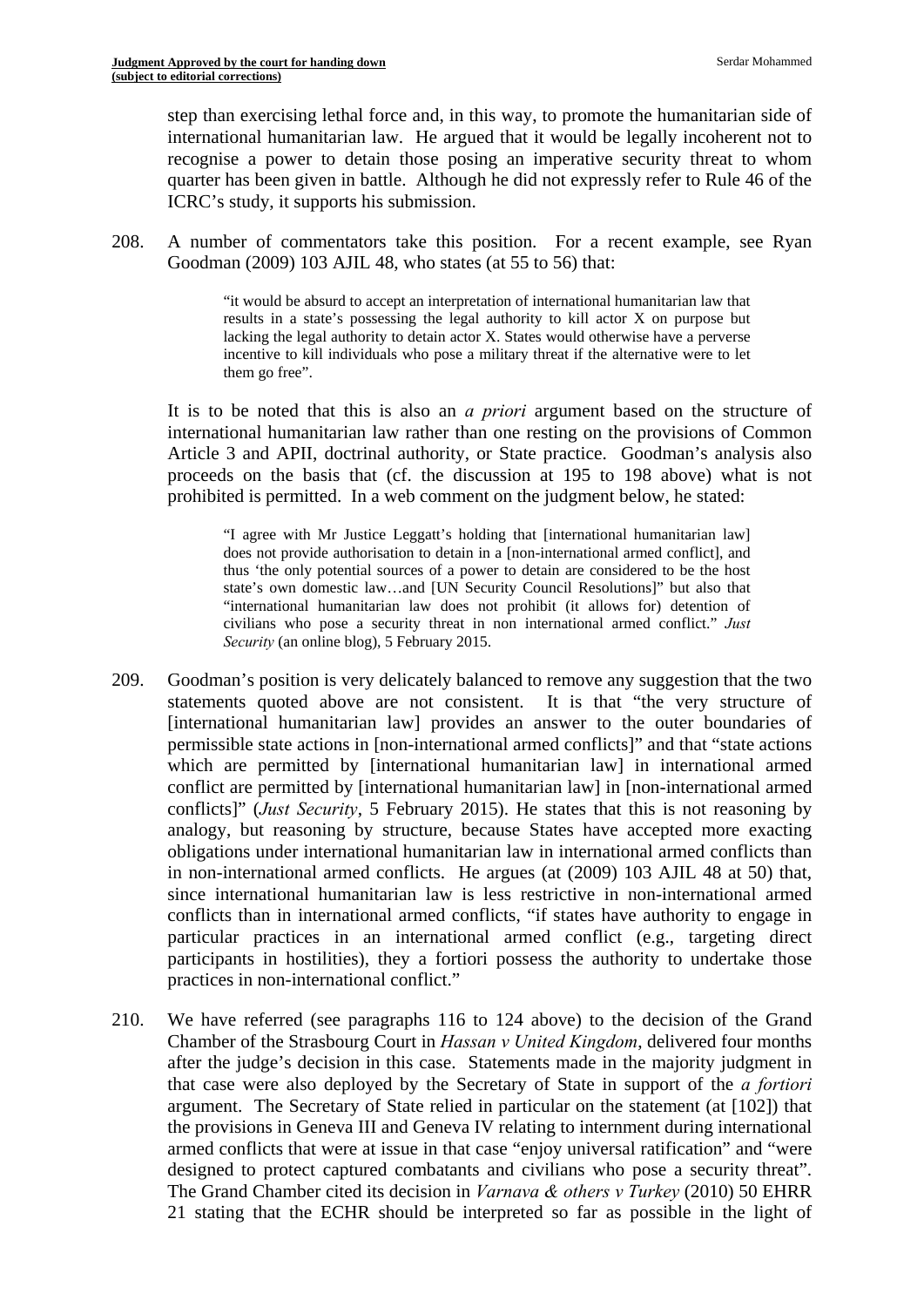step than exercising lethal force and, in this way, to promote the humanitarian side of international humanitarian law. He argued that it would be legally incoherent not to recognise a power to detain those posing an imperative security threat to whom quarter has been given in battle. Although he did not expressly refer to Rule 46 of the ICRC's study, it supports his submission.

208. A number of commentators take this position. For a recent example, see Ryan Goodman (2009) 103 AJIL 48, who states (at 55 to 56) that:

> "it would be absurd to accept an interpretation of international humanitarian law that results in a state's possessing the legal authority to kill actor X on purpose but lacking the legal authority to detain actor X. States would otherwise have a perverse incentive to kill individuals who pose a military threat if the alternative were to let them go free".

It is to be noted that this is also an *a priori* argument based on the structure of international humanitarian law rather than one resting on the provisions of Common Article 3 and APII, doctrinal authority, or State practice. Goodman's analysis also proceeds on the basis that (cf. the discussion at 195 to 198 above) what is not prohibited is permitted. In a web comment on the judgment below, he stated:

> "I agree with Mr Justice Leggatt's holding that [international humanitarian law] does not provide authorisation to detain in a [non-international armed conflict], and thus 'the only potential sources of a power to detain are considered to be the host state's own domestic law…and [UN Security Council Resolutions]" but also that "international humanitarian law does not prohibit (it allows for) detention of civilians who pose a security threat in non international armed conflict." *Just Security* (an online blog), 5 February 2015.

209. Goodman's position is very delicately balanced to remove any suggestion that the two statements quoted above are not consistent. It is that "the very structure of [international humanitarian law] provides an answer to the outer boundaries of permissible state actions in [non-international armed conflicts]" and that "state actions which are permitted by [international humanitarian law] in international armed conflict are permitted by [international humanitarian law] in [non-international armed conflicts]" (*Just Security*, 5 February 2015). He states that this is not reasoning by analogy, but reasoning by structure, because States have accepted more exacting obligations under international humanitarian law in international armed conflicts than in non-international armed conflicts. He argues (at (2009) 103 AJIL 48 at 50) that, since international humanitarian law is less restrictive in non-international armed conflicts than in international armed conflicts, "if states have authority to engage in particular practices in an international armed conflict (e.g., targeting direct participants in hostilities), they a fortiori possess the authority to undertake those practices in non-international conflict."

210. We have referred (see paragraphs 116 to 124 above) to the decision of the Grand Chamber of the Strasbourg Court in *Hassan v United Kingdom*, delivered four months after the judge's decision in this case. Statements made in the majority judgment in that case were also deployed by the Secretary of State in support of the *a fortiori* argument. The Secretary of State relied in particular on the statement (at [102]) that the provisions in Geneva III and Geneva IV relating to internment during international armed conflicts that were at issue in that case "enjoy universal ratification" and "were designed to protect captured combatants and civilians who pose a security threat". The Grand Chamber cited its decision in *Varnava & others v Turkey* (2010) 50 EHRR 21 stating that the ECHR should be interpreted so far as possible in the light of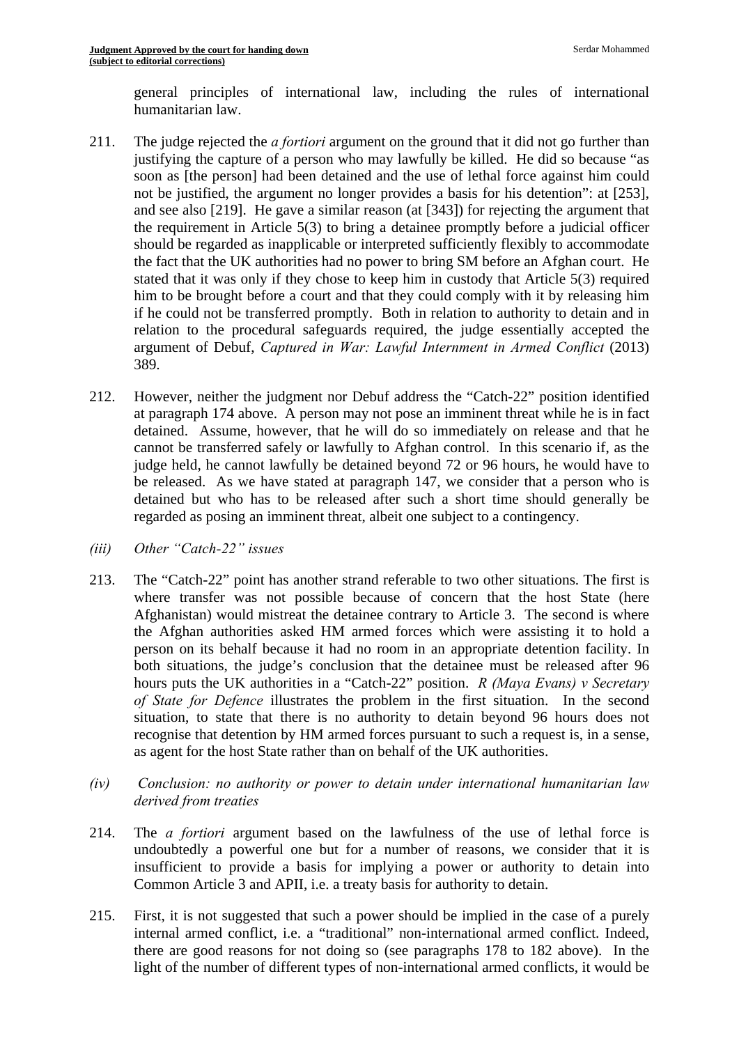general principles of international law, including the rules of international humanitarian law.

211. The judge rejected the *a fortiori* argument on the ground that it did not go further than justifying the capture of a person who may lawfully be killed. He did so because "as soon as [the person] had been detained and the use of lethal force against him could not be justified, the argument no longer provides a basis for his detention": at [253], and see also [219]. He gave a similar reason (at [343]) for rejecting the argument that the requirement in Article 5(3) to bring a detainee promptly before a judicial officer should be regarded as inapplicable or interpreted sufficiently flexibly to accommodate the fact that the UK authorities had no power to bring SM before an Afghan court. He stated that it was only if they chose to keep him in custody that Article 5(3) required him to be brought before a court and that they could comply with it by releasing him if he could not be transferred promptly. Both in relation to authority to detain and in relation to the procedural safeguards required, the judge essentially accepted the argument of Debuf, *Captured in War: Lawful Internment in Armed Conflict* (2013) 389.

212. However, neither the judgment nor Debuf address the "Catch-22" position identified at paragraph 174 above. A person may not pose an imminent threat while he is in fact detained. Assume, however, that he will do so immediately on release and that he cannot be transferred safely or lawfully to Afghan control. In this scenario if, as the judge held, he cannot lawfully be detained beyond 72 or 96 hours, he would have to be released. As we have stated at paragraph 147, we consider that a person who is detained but who has to be released after such a short time should generally be regarded as posing an imminent threat, albeit one subject to a contingency.

*(iii) Other "Catch-22" issues*

213. The "Catch-22" point has another strand referable to two other situations. The first is where transfer was not possible because of concern that the host State (here Afghanistan) would mistreat the detainee contrary to Article 3. The second is where the Afghan authorities asked HM armed forces which were assisting it to hold a person on its behalf because it had no room in an appropriate detention facility. In both situations, the judge's conclusion that the detainee must be released after 96 hours puts the UK authorities in a "Catch-22" position. *R (Maya Evans) v Secretary of State for Defence* illustrates the problem in the first situation. In the second situation, to state that there is no authority to detain beyond 96 hours does not recognise that detention by HM armed forces pursuant to such a request is, in a sense, as agent for the host State rather than on behalf of the UK authorities.

*(iv) Conclusion: no authority or power to detain under international humanitarian law derived from treaties*

214. The *a fortiori* argument based on the lawfulness of the use of lethal force is undoubtedly a powerful one but for a number of reasons, we consider that it is insufficient to provide a basis for implying a power or authority to detain into Common Article 3 and APII, i.e. a treaty basis for authority to detain.

215. First, it is not suggested that such a power should be implied in the case of a purely internal armed conflict, i.e. a "traditional" non-international armed conflict. Indeed, there are good reasons for not doing so (see paragraphs 178 to 182 above). In the light of the number of different types of non-international armed conflicts, it would be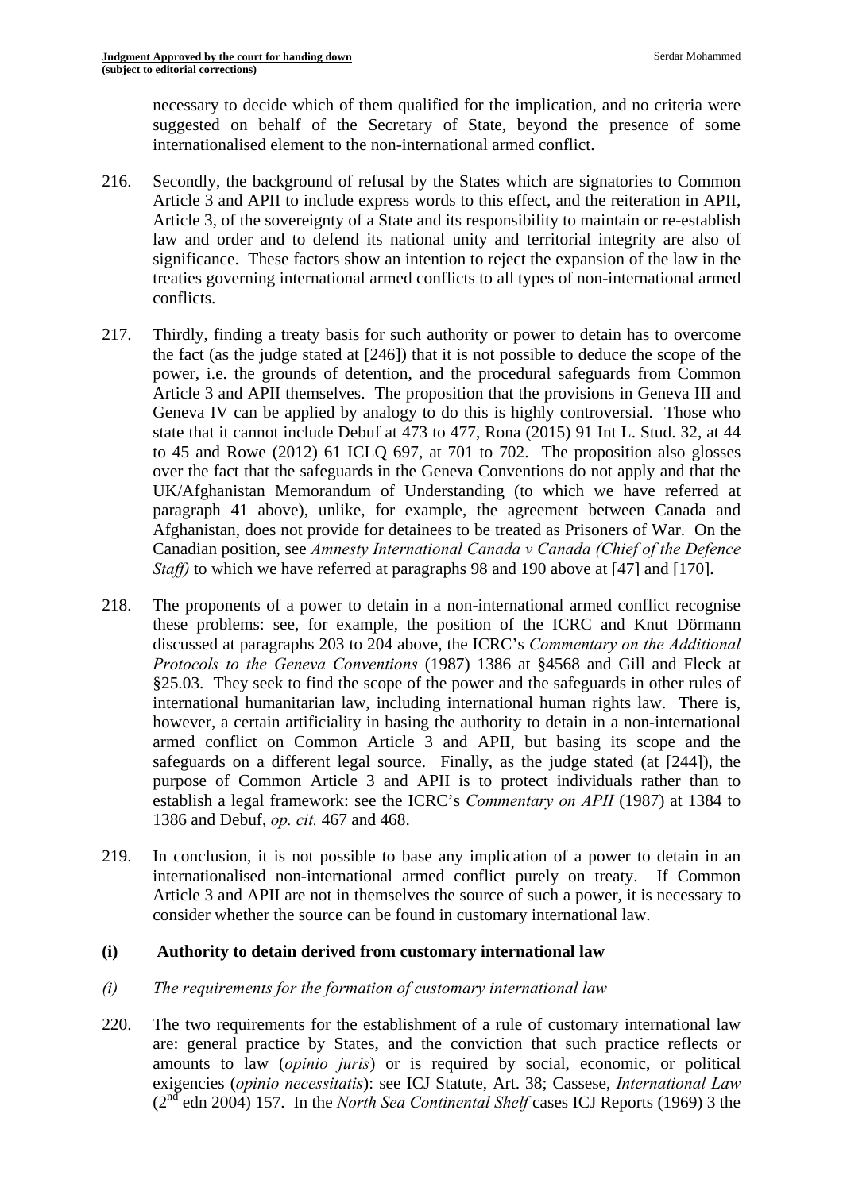necessary to decide which of them qualified for the implication, and no criteria were suggested on behalf of the Secretary of State, beyond the presence of some internationalised element to the non-international armed conflict.

216. Secondly, the background of refusal by the States which are signatories to Common Article 3 and APII to include express words to this effect, and the reiteration in APII, Article 3, of the sovereignty of a State and its responsibility to maintain or re-establish law and order and to defend its national unity and territorial integrity are also of significance. These factors show an intention to reject the expansion of the law in the treaties governing international armed conflicts to all types of non-international armed conflicts.

217. Thirdly, finding a treaty basis for such authority or power to detain has to overcome the fact (as the judge stated at [246]) that it is not possible to deduce the scope of the power, i.e. the grounds of detention, and the procedural safeguards from Common Article 3 and APII themselves. The proposition that the provisions in Geneva III and Geneva IV can be applied by analogy to do this is highly controversial. Those who state that it cannot include Debuf at 473 to 477, Rona (2015) 91 Int L. Stud. 32, at 44 to 45 and Rowe (2012) 61 ICLQ 697, at 701 to 702. The proposition also glosses over the fact that the safeguards in the Geneva Conventions do not apply and that the UK/Afghanistan Memorandum of Understanding (to which we have referred at paragraph 41 above), unlike, for example, the agreement between Canada and Afghanistan, does not provide for detainees to be treated as Prisoners of War. On the Canadian position, see *Amnesty International Canada v Canada (Chief of the Defence Staff)* to which we have referred at paragraphs 98 and 190 above at [47] and [170].

218. The proponents of a power to detain in a non-international armed conflict recognise these problems: see, for example, the position of the ICRC and Knut Dörmann discussed at paragraphs 203 to 204 above, the ICRC's *Commentary on the Additional Protocols to the Geneva Conventions* (1987) 1386 at §4568 and Gill and Fleck at §25.03. They seek to find the scope of the power and the safeguards in other rules of international humanitarian law, including international human rights law. There is, however, a certain artificiality in basing the authority to detain in a non-international armed conflict on Common Article 3 and APII, but basing its scope and the safeguards on a different legal source. Finally, as the judge stated (at [244]), the purpose of Common Article 3 and APII is to protect individuals rather than to establish a legal framework: see the ICRC's *Commentary on APII* (1987) at 1384 to 1386 and Debuf, *op. cit.* 467 and 468.

219. In conclusion, it is not possible to base any implication of a power to detain in an internationalised non-international armed conflict purely on treaty. If Common Article 3 and APII are not in themselves the source of such a power, it is necessary to consider whether the source can be found in customary international law.

## (i) Authority to detain derived from customary international law

### *(i) The requirements for the formation of customary international law*

220. The two requirements for the establishment of a rule of customary international law are: general practice by States, and the conviction that such practice reflects or amounts to law (*opinio juris*) or is required by social, economic, or political exigencies (*opinio necessitatis*): see ICJ Statute, Art. 38; Cassese, *International Law* (2nd edn 2004) 157. In the *North Sea Continental Shelf* cases ICJ Reports (1969) 3 the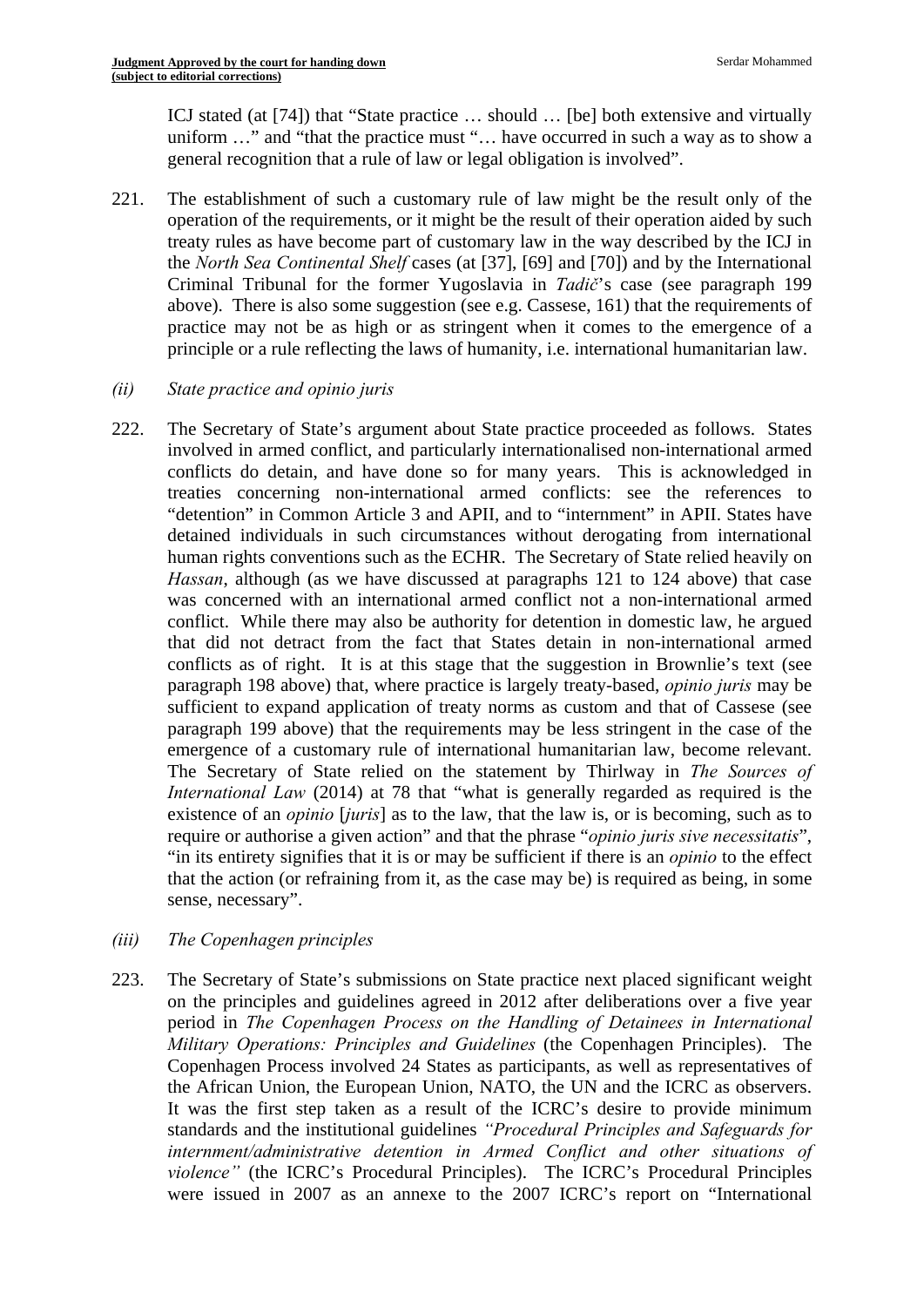ICJ stated (at [74]) that "State practice … should … [be] both extensive and virtually uniform …" and "that the practice must "… have occurred in such a way as to show a general recognition that a rule of law or legal obligation is involved".

221. The establishment of such a customary rule of law might be the result only of the operation of the requirements, or it might be the result of their operation aided by such treaty rules as have become part of customary law in the way described by the ICJ in the *North Sea Continental Shelf* cases (at [37], [69] and [70]) and by the International Criminal Tribunal for the former Yugoslavia in *Tadič*'s case (see paragraph 199 above). There is also some suggestion (see e.g. Cassese, 161) that the requirements of practice may not be as high or as stringent when it comes to the emergence of a principle or a rule reflecting the laws of humanity, i.e. international humanitarian law.

*(ii) State practice and opinio juris*

222. The Secretary of State's argument about State practice proceeded as follows. States involved in armed conflict, and particularly internationalised non-international armed conflicts do detain, and have done so for many years. This is acknowledged in treaties concerning non-international armed conflicts: see the references to "detention" in Common Article 3 and APII, and to "internment" in APII. States have detained individuals in such circumstances without derogating from international human rights conventions such as the ECHR. The Secretary of State relied heavily on *Hassan*, although (as we have discussed at paragraphs 121 to 124 above) that case was concerned with an international armed conflict not a non-international armed conflict. While there may also be authority for detention in domestic law, he argued that did not detract from the fact that States detain in non-international armed conflicts as of right. It is at this stage that the suggestion in Brownlie's text (see paragraph 198 above) that, where practice is largely treaty-based, *opinio juris* may be sufficient to expand application of treaty norms as custom and that of Cassese (see paragraph 199 above) that the requirements may be less stringent in the case of the emergence of a customary rule of international humanitarian law, become relevant. The Secretary of State relied on the statement by Thirlway in *The Sources of International Law* (2014) at 78 that "what is generally regarded as required is the existence of an *opinio* [*juris*] as to the law, that the law is, or is becoming, such as to require or authorise a given action" and that the phrase "*opinio juris sive necessitatis*", "in its entirety signifies that it is or may be sufficient if there is an *opinio* to the effect that the action (or refraining from it, as the case may be) is required as being, in some sense, necessary".

*(iii) The Copenhagen principles*

223. The Secretary of State's submissions on State practice next placed significant weight on the principles and guidelines agreed in 2012 after deliberations over a five year period in *The Copenhagen Process on the Handling of Detainees in International Military Operations: Principles and Guidelines* (the Copenhagen Principles). The Copenhagen Process involved 24 States as participants, as well as representatives of the African Union, the European Union, NATO, the UN and the ICRC as observers. It was the first step taken as a result of the ICRC's desire to provide minimum standards and the institutional guidelines *"Procedural Principles and Safeguards for internment/administrative detention in Armed Conflict and other situations of violence"* (the ICRC's Procedural Principles). The ICRC's Procedural Principles were issued in 2007 as an annexe to the 2007 ICRC's report on "International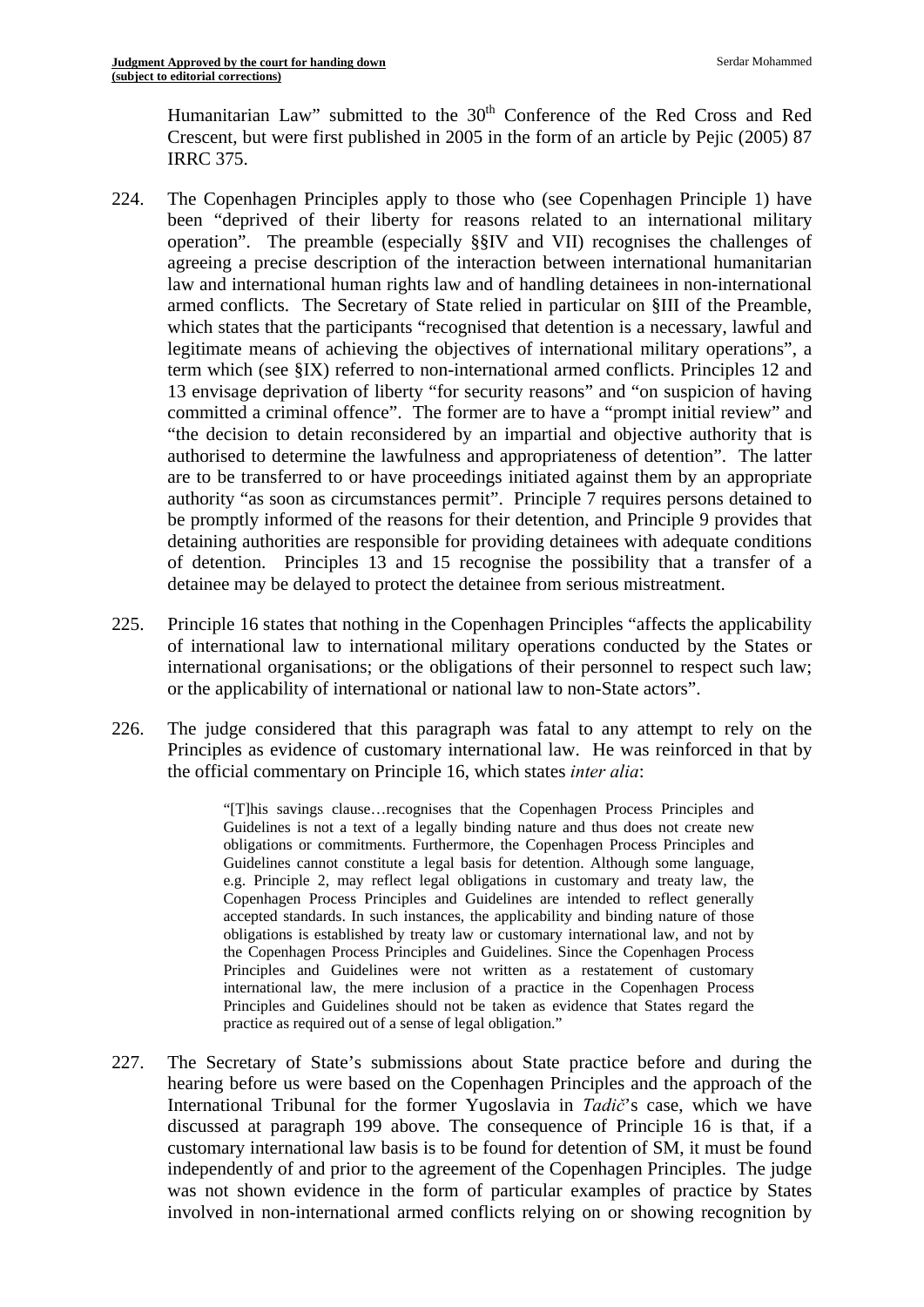Humanitarian Law" submitted to the 30th Conference of the Red Cross and Red Crescent, but were first published in 2005 in the form of an article by Pejic (2005) 87 IRRC 375.

224. The Copenhagen Principles apply to those who (see Copenhagen Principle 1) have been "deprived of their liberty for reasons related to an international military operation". The preamble (especially §§IV and VII) recognises the challenges of agreeing a precise description of the interaction between international humanitarian law and international human rights law and of handling detainees in non-international armed conflicts. The Secretary of State relied in particular on §III of the Preamble, which states that the participants "recognised that detention is a necessary, lawful and legitimate means of achieving the objectives of international military operations", a term which (see §IX) referred to non-international armed conflicts. Principles 12 and 13 envisage deprivation of liberty "for security reasons" and "on suspicion of having committed a criminal offence". The former are to have a "prompt initial review" and "the decision to detain reconsidered by an impartial and objective authority that is authorised to determine the lawfulness and appropriateness of detention". The latter are to be transferred to or have proceedings initiated against them by an appropriate authority "as soon as circumstances permit". Principle 7 requires persons detained to be promptly informed of the reasons for their detention, and Principle 9 provides that detaining authorities are responsible for providing detainees with adequate conditions of detention. Principles 13 and 15 recognise the possibility that a transfer of a detainee may be delayed to protect the detainee from serious mistreatment.

225. Principle 16 states that nothing in the Copenhagen Principles "affects the applicability of international law to international military operations conducted by the States or international organisations; or the obligations of their personnel to respect such law; or the applicability of international or national law to non-State actors".

226. The judge considered that this paragraph was fatal to any attempt to rely on the Principles as evidence of customary international law. He was reinforced in that by the official commentary on Principle 16, which states *inter alia*:

> "[T]his savings clause…recognises that the Copenhagen Process Principles and Guidelines is not a text of a legally binding nature and thus does not create new obligations or commitments. Furthermore, the Copenhagen Process Principles and Guidelines cannot constitute a legal basis for detention. Although some language, e.g. Principle 2, may reflect legal obligations in customary and treaty law, the Copenhagen Process Principles and Guidelines are intended to reflect generally accepted standards. In such instances, the applicability and binding nature of those obligations is established by treaty law or customary international law, and not by the Copenhagen Process Principles and Guidelines. Since the Copenhagen Process Principles and Guidelines were not written as a restatement of customary international law, the mere inclusion of a practice in the Copenhagen Process Principles and Guidelines should not be taken as evidence that States regard the practice as required out of a sense of legal obligation."

227. The Secretary of State's submissions about State practice before and during the hearing before us were based on the Copenhagen Principles and the approach of the International Tribunal for the former Yugoslavia in *Tadič*'s case, which we have discussed at paragraph 199 above. The consequence of Principle 16 is that, if a customary international law basis is to be found for detention of SM, it must be found independently of and prior to the agreement of the Copenhagen Principles. The judge was not shown evidence in the form of particular examples of practice by States involved in non-international armed conflicts relying on or showing recognition by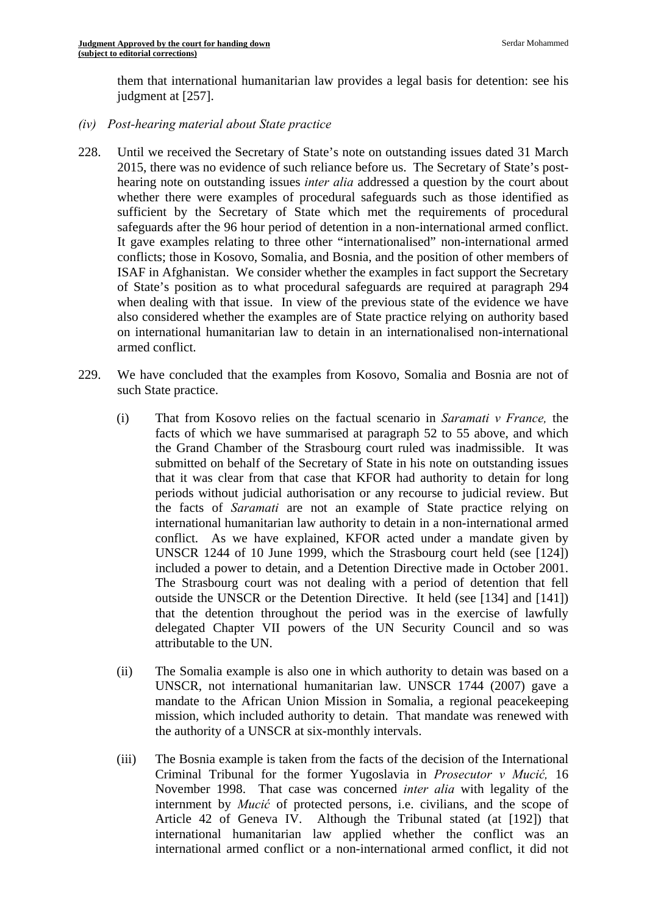them that international humanitarian law provides a legal basis for detention: see his judgment at [257].

*(iv) Post-hearing material about State practice*

228. Until we received the Secretary of State's note on outstanding issues dated 31 March 2015, there was no evidence of such reliance before us. The Secretary of State's post-hearing note on outstanding issues *inter alia* addressed a question by the court about whether there were examples of procedural safeguards such as those identified as sufficient by the Secretary of State which met the requirements of procedural safeguards after the 96 hour period of detention in a non-international armed conflict. It gave examples relating to three other "internationalised" non-international armed conflicts; those in Kosovo, Somalia, and Bosnia, and the position of other members of ISAF in Afghanistan. We consider whether the examples in fact support the Secretary of State's position as to what procedural safeguards are required at paragraph 294 when dealing with that issue. In view of the previous state of the evidence we have also considered whether the examples are of State practice relying on authority based on international humanitarian law to detain in an internationalised non-international armed conflict.

229. We have concluded that the examples from Kosovo, Somalia and Bosnia are not of such State practice.

(i) That from Kosovo relies on the factual scenario in *Saramati v France,* the facts of which we have summarised at paragraph 52 to 55 above, and which the Grand Chamber of the Strasbourg court ruled was inadmissible. It was submitted on behalf of the Secretary of State in his note on outstanding issues that it was clear from that case that KFOR had authority to detain for long periods without judicial authorisation or any recourse to judicial review. But the facts of *Saramati* are not an example of State practice relying on international humanitarian law authority to detain in a non-international armed conflict. As we have explained, KFOR acted under a mandate given by UNSCR 1244 of 10 June 1999, which the Strasbourg court held (see [124]) included a power to detain, and a Detention Directive made in October 2001. The Strasbourg court was not dealing with a period of detention that fell outside the UNSCR or the Detention Directive. It held (see [134] and [141]) that the detention throughout the period was in the exercise of lawfully delegated Chapter VII powers of the UN Security Council and so was attributable to the UN.

(ii) The Somalia example is also one in which authority to detain was based on a UNSCR, not international humanitarian law. UNSCR 1744 (2007) gave a mandate to the African Union Mission in Somalia, a regional peacekeeping mission, which included authority to detain. That mandate was renewed with the authority of a UNSCR at six-monthly intervals.

(iii) The Bosnia example is taken from the facts of the decision of the International Criminal Tribunal for the former Yugoslavia in *Prosecutor v Mucić,* 16 November 1998. That case was concerned *inter alia* with legality of the internment by *Mucić* of protected persons, i.e. civilians, and the scope of Article 42 of Geneva IV. Although the Tribunal stated (at [192]) that international humanitarian law applied whether the conflict was an international armed conflict or a non-international armed conflict, it did not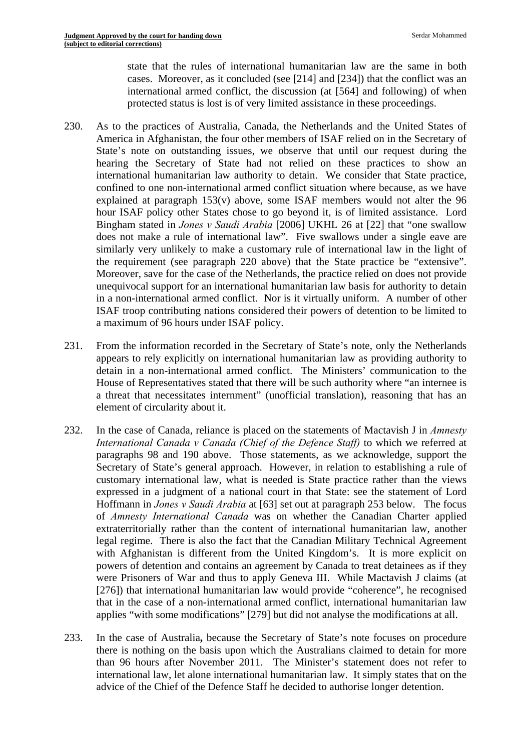state that the rules of international humanitarian law are the same in both cases. Moreover, as it concluded (see [214] and [234]) that the conflict was an international armed conflict, the discussion (at [564] and following) of when protected status is lost is of very limited assistance in these proceedings.

230. As to the practices of Australia, Canada, the Netherlands and the United States of America in Afghanistan, the four other members of ISAF relied on in the Secretary of State's note on outstanding issues, we observe that until our request during the hearing the Secretary of State had not relied on these practices to show an international humanitarian law authority to detain. We consider that State practice, confined to one non-international armed conflict situation where because, as we have explained at paragraph 153(v) above, some ISAF members would not alter the 96 hour ISAF policy other States chose to go beyond it, is of limited assistance. Lord Bingham stated in *Jones v Saudi Arabia* [2006] UKHL 26 at [22] that "one swallow does not make a rule of international law". Five swallows under a single eave are similarly very unlikely to make a customary rule of international law in the light of the requirement (see paragraph 220 above) that the State practice be "extensive". Moreover, save for the case of the Netherlands, the practice relied on does not provide unequivocal support for an international humanitarian law basis for authority to detain in a non-international armed conflict. Nor is it virtually uniform. A number of other ISAF troop contributing nations considered their powers of detention to be limited to a maximum of 96 hours under ISAF policy.

231. From the information recorded in the Secretary of State's note, only the Netherlands appears to rely explicitly on international humanitarian law as providing authority to detain in a non-international armed conflict. The Ministers' communication to the House of Representatives stated that there will be such authority where "an internee is a threat that necessitates internment" (unofficial translation), reasoning that has an element of circularity about it.

232. In the case of Canada, reliance is placed on the statements of Mactavish J in *Amnesty International Canada v Canada (Chief of the Defence Staff)* to which we referred at paragraphs 98 and 190 above. Those statements, as we acknowledge, support the Secretary of State's general approach. However, in relation to establishing a rule of customary international law, what is needed is State practice rather than the views expressed in a judgment of a national court in that State: see the statement of Lord Hoffmann in *Jones v Saudi Arabia* at [63] set out at paragraph 253 below. The focus of *Amnesty International Canada* was on whether the Canadian Charter applied extraterritorially rather than the content of international humanitarian law, another legal regime. There is also the fact that the Canadian Military Technical Agreement with Afghanistan is different from the United Kingdom's. It is more explicit on powers of detention and contains an agreement by Canada to treat detainees as if they were Prisoners of War and thus to apply Geneva III. While Mactavish J claims (at [276]) that international humanitarian law would provide "coherence", he recognised that in the case of a non-international armed conflict, international humanitarian law applies "with some modifications" [279] but did not analyse the modifications at all.

233. In the case of Australia**,** because the Secretary of State's note focuses on procedure there is nothing on the basis upon which the Australians claimed to detain for more than 96 hours after November 2011. The Minister's statement does not refer to international law, let alone international humanitarian law. It simply states that on the advice of the Chief of the Defence Staff he decided to authorise longer detention.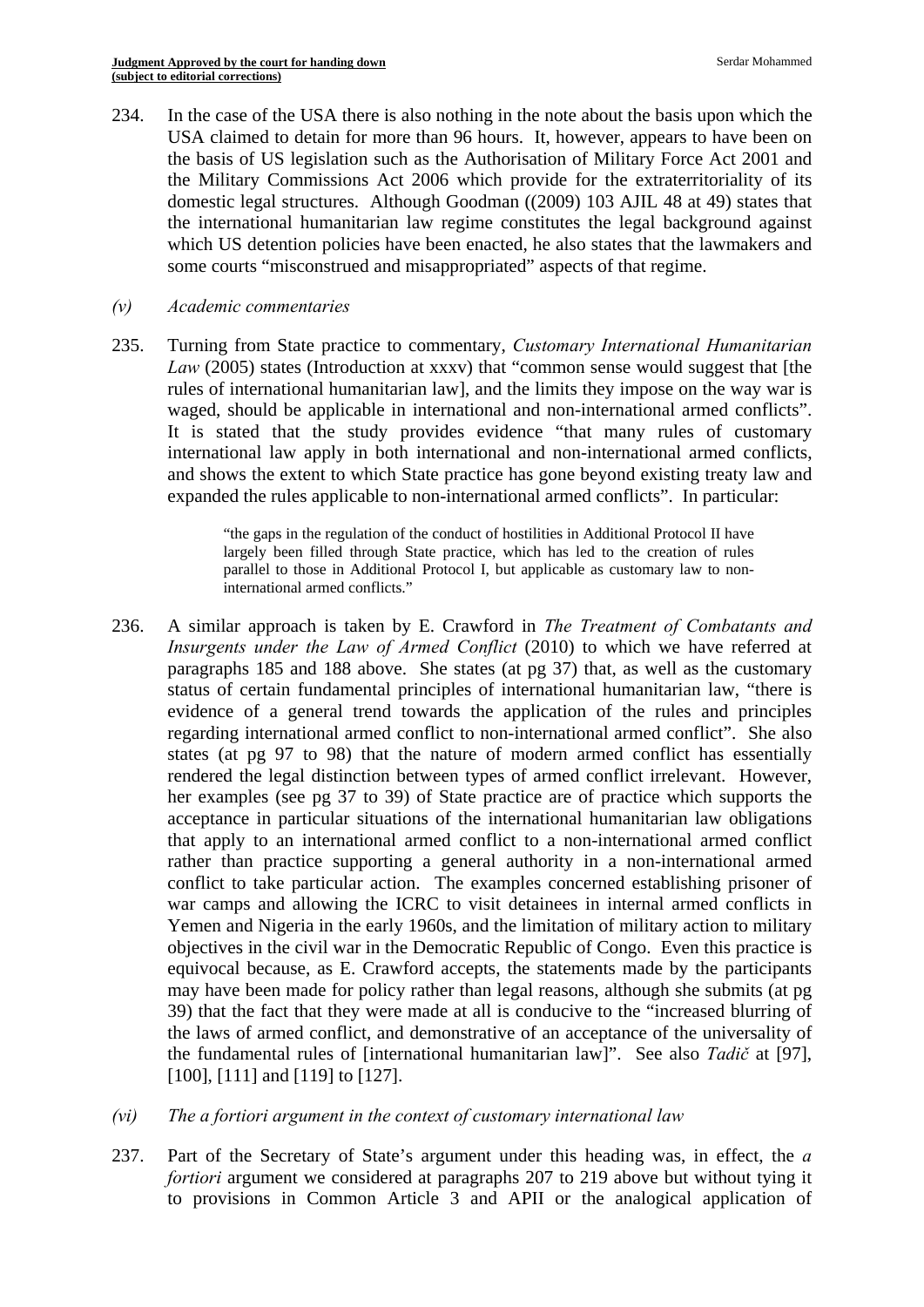234. In the case of the USA there is also nothing in the note about the basis upon which the USA claimed to detain for more than 96 hours. It, however, appears to have been on the basis of US legislation such as the Authorisation of Military Force Act 2001 and the Military Commissions Act 2006 which provide for the extraterritoriality of its domestic legal structures. Although Goodman ((2009) 103 AJIL 48 at 49) states that the international humanitarian law regime constitutes the legal background against which US detention policies have been enacted, he also states that the lawmakers and some courts "misconstrued and misappropriated" aspects of that regime.

*(v) Academic commentaries*

235. Turning from State practice to commentary, *Customary International Humanitarian Law* (2005) states (Introduction at xxxv) that "common sense would suggest that [the rules of international humanitarian law], and the limits they impose on the way war is waged, should be applicable in international and non-international armed conflicts". It is stated that the study provides evidence "that many rules of customary international law apply in both international and non-international armed conflicts, and shows the extent to which State practice has gone beyond existing treaty law and expanded the rules applicable to non-international armed conflicts". In particular:

> "the gaps in the regulation of the conduct of hostilities in Additional Protocol II have largely been filled through State practice, which has led to the creation of rules parallel to those in Additional Protocol I, but applicable as customary law to non-international armed conflicts."

236. A similar approach is taken by E. Crawford in *The Treatment of Combatants and Insurgents under the Law of Armed Conflict* (2010) to which we have referred at paragraphs 185 and 188 above. She states (at pg 37) that, as well as the customary status of certain fundamental principles of international humanitarian law, "there is evidence of a general trend towards the application of the rules and principles regarding international armed conflict to non-international armed conflict". She also states (at pg 97 to 98) that the nature of modern armed conflict has essentially rendered the legal distinction between types of armed conflict irrelevant. However, her examples (see pg 37 to 39) of State practice are of practice which supports the acceptance in particular situations of the international humanitarian law obligations that apply to an international armed conflict to a non-international armed conflict rather than practice supporting a general authority in a non-international armed conflict to take particular action. The examples concerned establishing prisoner of war camps and allowing the ICRC to visit detainees in internal armed conflicts in Yemen and Nigeria in the early 1960s, and the limitation of military action to military objectives in the civil war in the Democratic Republic of Congo. Even this practice is equivocal because, as E. Crawford accepts, the statements made by the participants may have been made for policy rather than legal reasons, although she submits (at pg 39) that the fact that they were made at all is conducive to the "increased blurring of the laws of armed conflict, and demonstrative of an acceptance of the universality of the fundamental rules of [international humanitarian law]". See also *Tadič* at [97], [100], [111] and [119] to [127].

*(vi) The a fortiori argument in the context of customary international law*

237. Part of the Secretary of State's argument under this heading was, in effect, the *a fortiori* argument we considered at paragraphs 207 to 219 above but without tying it to provisions in Common Article 3 and APII or the analogical application of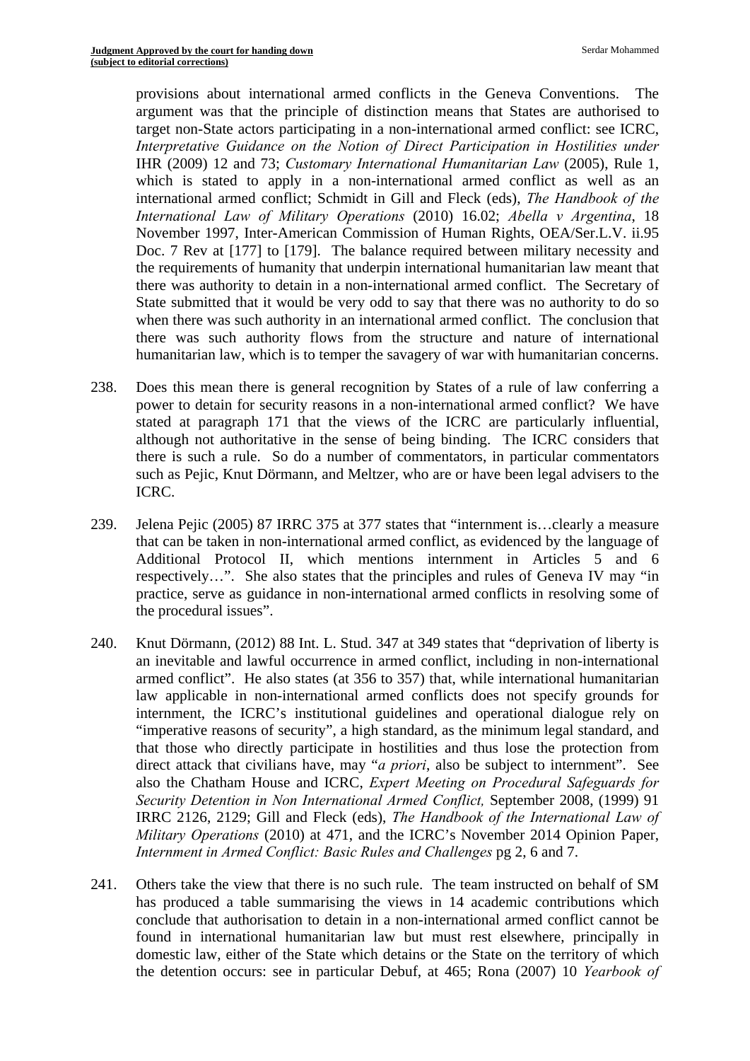provisions about international armed conflicts in the Geneva Conventions. The argument was that the principle of distinction means that States are authorised to target non-State actors participating in a non-international armed conflict: see ICRC, *Interpretative Guidance on the Notion of Direct Participation in Hostilities under* IHR (2009) 12 and 73; *Customary International Humanitarian Law* (2005), Rule 1, which is stated to apply in a non-international armed conflict as well as an international armed conflict; Schmidt in Gill and Fleck (eds), *The Handbook of the International Law of Military Operations* (2010) 16.02; *Abella v Argentina*, 18 November 1997, Inter-American Commission of Human Rights, OEA/Ser.L.V. ii.95 Doc. 7 Rev at [177] to [179]. The balance required between military necessity and the requirements of humanity that underpin international humanitarian law meant that there was authority to detain in a non-international armed conflict. The Secretary of State submitted that it would be very odd to say that there was no authority to do so when there was such authority in an international armed conflict. The conclusion that there was such authority flows from the structure and nature of international humanitarian law, which is to temper the savagery of war with humanitarian concerns.

238. Does this mean there is general recognition by States of a rule of law conferring a power to detain for security reasons in a non-international armed conflict? We have stated at paragraph 171 that the views of the ICRC are particularly influential, although not authoritative in the sense of being binding. The ICRC considers that there is such a rule. So do a number of commentators, in particular commentators such as Pejic, Knut Dörmann, and Meltzer, who are or have been legal advisers to the ICRC.

239. Jelena Pejic (2005) 87 IRRC 375 at 377 states that "internment is…clearly a measure that can be taken in non-international armed conflict, as evidenced by the language of Additional Protocol II, which mentions internment in Articles 5 and 6 respectively…". She also states that the principles and rules of Geneva IV may "in practice, serve as guidance in non-international armed conflicts in resolving some of the procedural issues".

240. Knut Dörmann, (2012) 88 Int. L. Stud. 347 at 349 states that "deprivation of liberty is an inevitable and lawful occurrence in armed conflict, including in non-international armed conflict". He also states (at 356 to 357) that, while international humanitarian law applicable in non-international armed conflicts does not specify grounds for internment, the ICRC's institutional guidelines and operational dialogue rely on "imperative reasons of security", a high standard, as the minimum legal standard, and that those who directly participate in hostilities and thus lose the protection from direct attack that civilians have, may "*a priori*, also be subject to internment". See also the Chatham House and ICRC, *Expert Meeting on Procedural Safeguards for Security Detention in Non International Armed Conflict,* September 2008, (1999) 91 IRRC 2126, 2129; Gill and Fleck (eds), *The Handbook of the International Law of Military Operations* (2010) at 471, and the ICRC's November 2014 Opinion Paper, *Internment in Armed Conflict: Basic Rules and Challenges* pg 2, 6 and 7.

241. Others take the view that there is no such rule. The team instructed on behalf of SM has produced a table summarising the views in 14 academic contributions which conclude that authorisation to detain in a non-international armed conflict cannot be found in international humanitarian law but must rest elsewhere, principally in domestic law, either of the State which detains or the State on the territory of which the detention occurs: see in particular Debuf, at 465; Rona (2007) 10 *Yearbook of*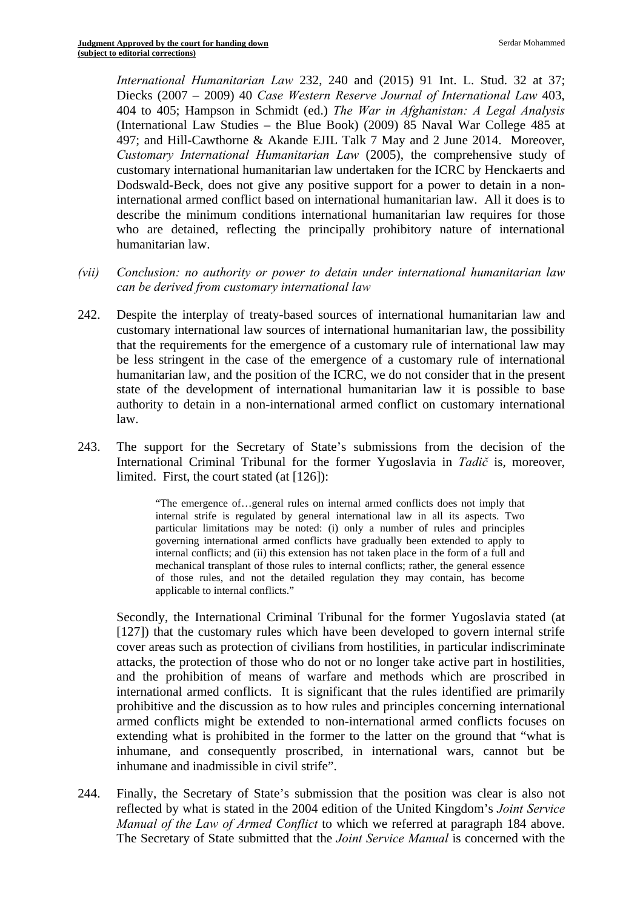*International Humanitarian Law* 232, 240 and (2015) 91 Int. L. Stud. 32 at 37; Diecks (2007 – 2009) 40 *Case Western Reserve Journal of International Law* 403, 404 to 405; Hampson in Schmidt (ed.) *The War in Afghanistan: A Legal Analysis* (International Law Studies – the Blue Book) (2009) 85 Naval War College 485 at 497; and Hill-Cawthorne & Akande EJIL Talk 7 May and 2 June 2014. Moreover, *Customary International Humanitarian Law* (2005), the comprehensive study of customary international humanitarian law undertaken for the ICRC by Henckaerts and Dodswald-Beck, does not give any positive support for a power to detain in a non-international armed conflict based on international humanitarian law. All it does is to describe the minimum conditions international humanitarian law requires for those who are detained, reflecting the principally prohibitory nature of international humanitarian law.

*(vii) Conclusion: no authority or power to detain under international humanitarian law can be derived from customary international law*

242. Despite the interplay of treaty-based sources of international humanitarian law and customary international law sources of international humanitarian law, the possibility that the requirements for the emergence of a customary rule of international law may be less stringent in the case of the emergence of a customary rule of international humanitarian law, and the position of the ICRC, we do not consider that in the present state of the development of international humanitarian law it is possible to base authority to detain in a non-international armed conflict on customary international law.

243. The support for the Secretary of State's submissions from the decision of the International Criminal Tribunal for the former Yugoslavia in *Tadič* is, moreover, limited. First, the court stated (at [126]):

> "The emergence of…general rules on internal armed conflicts does not imply that internal strife is regulated by general international law in all its aspects. Two particular limitations may be noted: (i) only a number of rules and principles governing international armed conflicts have gradually been extended to apply to internal conflicts; and (ii) this extension has not taken place in the form of a full and mechanical transplant of those rules to internal conflicts; rather, the general essence of those rules, and not the detailed regulation they may contain, has become applicable to internal conflicts."

Secondly, the International Criminal Tribunal for the former Yugoslavia stated (at [127]) that the customary rules which have been developed to govern internal strife cover areas such as protection of civilians from hostilities, in particular indiscriminate attacks, the protection of those who do not or no longer take active part in hostilities, and the prohibition of means of warfare and methods which are proscribed in international armed conflicts. It is significant that the rules identified are primarily prohibitive and the discussion as to how rules and principles concerning international armed conflicts might be extended to non-international armed conflicts focuses on extending what is prohibited in the former to the latter on the ground that "what is inhumane, and consequently proscribed, in international wars, cannot but be inhumane and inadmissible in civil strife".

244. Finally, the Secretary of State's submission that the position was clear is also not reflected by what is stated in the 2004 edition of the United Kingdom's *Joint Service Manual of the Law of Armed Conflict* to which we referred at paragraph 184 above. The Secretary of State submitted that the *Joint Service Manual* is concerned with the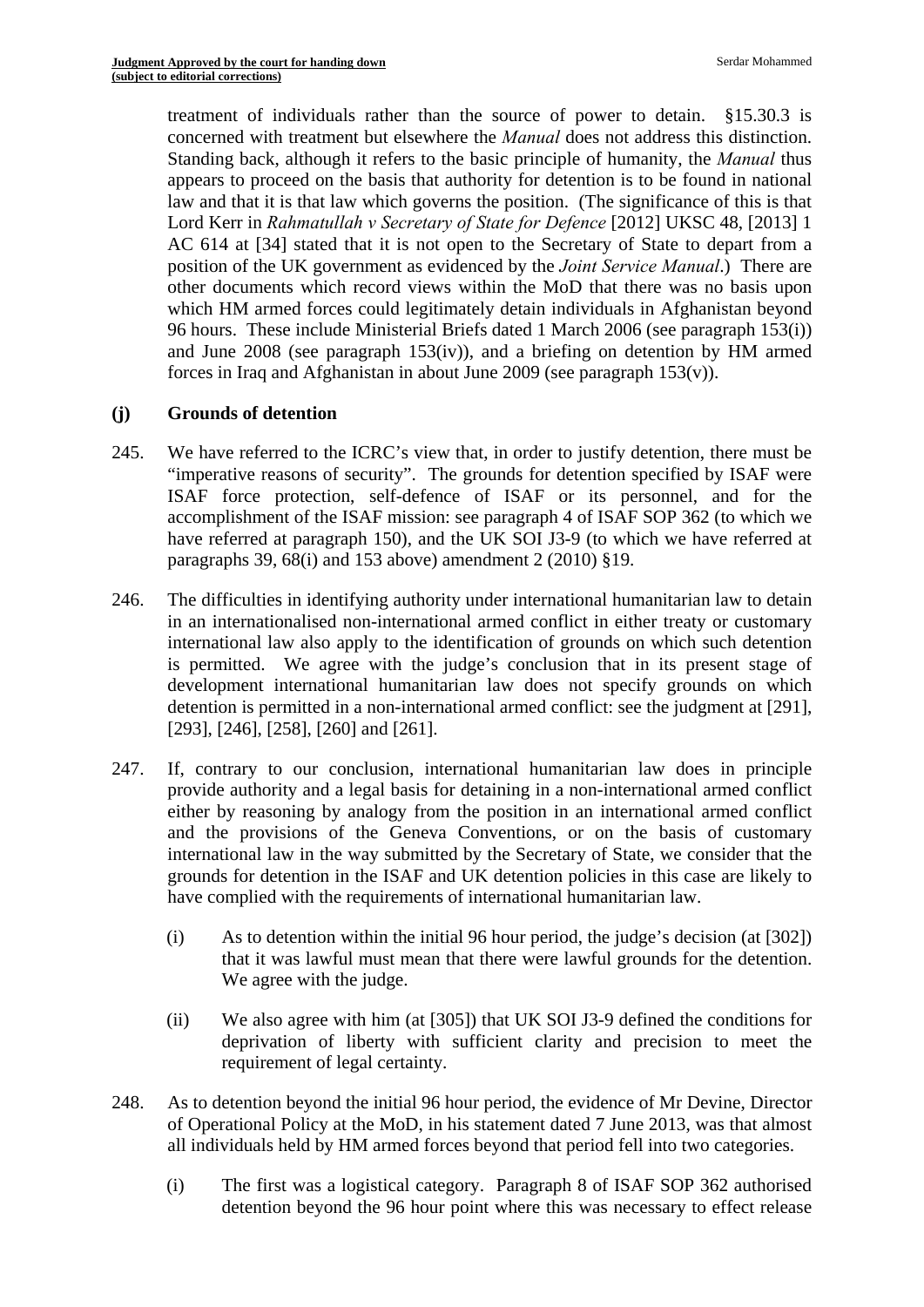treatment of individuals rather than the source of power to detain. §15.30.3 is concerned with treatment but elsewhere the *Manual* does not address this distinction. Standing back, although it refers to the basic principle of humanity, the *Manual* thus appears to proceed on the basis that authority for detention is to be found in national law and that it is that law which governs the position. (The significance of this is that Lord Kerr in *Rahmatullah v Secretary of State for Defence* [2012] UKSC 48, [2013] 1 AC 614 at [34] stated that it is not open to the Secretary of State to depart from a position of the UK government as evidenced by the *Joint Service Manual*.) There are other documents which record views within the MoD that there was no basis upon which HM armed forces could legitimately detain individuals in Afghanistan beyond 96 hours. These include Ministerial Briefs dated 1 March 2006 (see paragraph 153(i)) and June 2008 (see paragraph 153(iv)), and a briefing on detention by HM armed forces in Iraq and Afghanistan in about June 2009 (see paragraph 153(v)).

### (j) Grounds of detention

245. We have referred to the ICRC's view that, in order to justify detention, there must be "imperative reasons of security". The grounds for detention specified by ISAF were ISAF force protection, self-defence of ISAF or its personnel, and for the accomplishment of the ISAF mission: see paragraph 4 of ISAF SOP 362 (to which we have referred at paragraph 150), and the UK SOI J3-9 (to which we have referred at paragraphs 39, 68(i) and 153 above) amendment 2 (2010) §19.

246. The difficulties in identifying authority under international humanitarian law to detain in an internationalised non-international armed conflict in either treaty or customary international law also apply to the identification of grounds on which such detention is permitted. We agree with the judge's conclusion that in its present stage of development international humanitarian law does not specify grounds on which detention is permitted in a non-international armed conflict: see the judgment at [291], [293], [246], [258], [260] and [261].

247. If, contrary to our conclusion, international humanitarian law does in principle provide authority and a legal basis for detaining in a non-international armed conflict either by reasoning by analogy from the position in an international armed conflict and the provisions of the Geneva Conventions, or on the basis of customary international law in the way submitted by the Secretary of State, we consider that the grounds for detention in the ISAF and UK detention policies in this case are likely to have complied with the requirements of international humanitarian law.

   (i) As to detention within the initial 96 hour period, the judge's decision (at [302]) that it was lawful must mean that there were lawful grounds for the detention. We agree with the judge.

   (ii) We also agree with him (at [305]) that UK SOI J3-9 defined the conditions for deprivation of liberty with sufficient clarity and precision to meet the requirement of legal certainty.

248. As to detention beyond the initial 96 hour period, the evidence of Mr Devine, Director of Operational Policy at the MoD, in his statement dated 7 June 2013, was that almost all individuals held by HM armed forces beyond that period fell into two categories.

   (i) The first was a logistical category. Paragraph 8 of ISAF SOP 362 authorised detention beyond the 96 hour point where this was necessary to effect release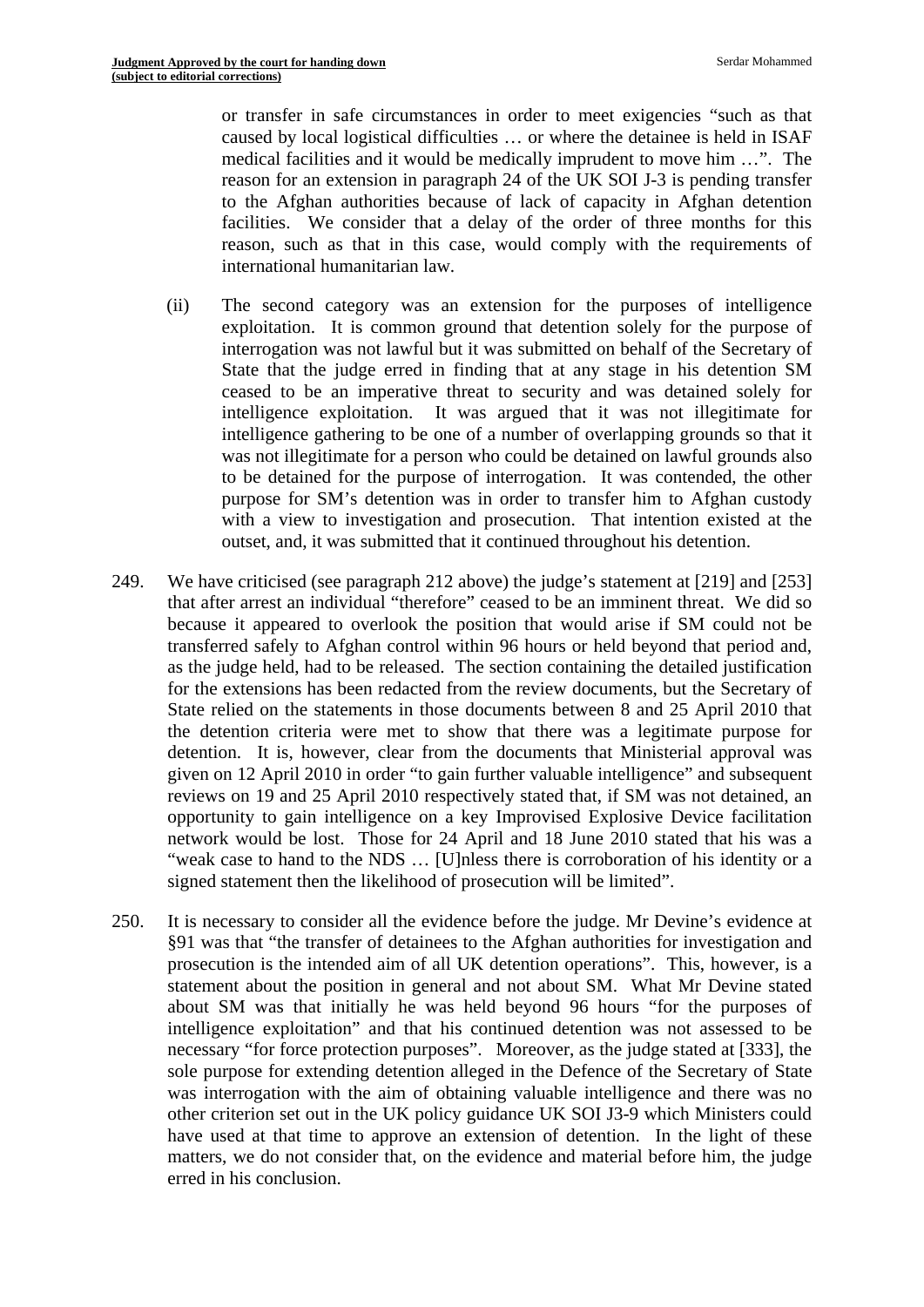or transfer in safe circumstances in order to meet exigencies "such as that caused by local logistical difficulties … or where the detainee is held in ISAF medical facilities and it would be medically imprudent to move him …". The reason for an extension in paragraph 24 of the UK SOI J-3 is pending transfer to the Afghan authorities because of lack of capacity in Afghan detention facilities. We consider that a delay of the order of three months for this reason, such as that in this case, would comply with the requirements of international humanitarian law.

(ii) The second category was an extension for the purposes of intelligence exploitation. It is common ground that detention solely for the purpose of interrogation was not lawful but it was submitted on behalf of the Secretary of State that the judge erred in finding that at any stage in his detention SM ceased to be an imperative threat to security and was detained solely for intelligence exploitation. It was argued that it was not illegitimate for intelligence gathering to be one of a number of overlapping grounds so that it was not illegitimate for a person who could be detained on lawful grounds also to be detained for the purpose of interrogation. It was contended, the other purpose for SM's detention was in order to transfer him to Afghan custody with a view to investigation and prosecution. That intention existed at the outset, and, it was submitted that it continued throughout his detention.

249. We have criticised (see paragraph 212 above) the judge's statement at [219] and [253] that after arrest an individual "therefore" ceased to be an imminent threat. We did so because it appeared to overlook the position that would arise if SM could not be transferred safely to Afghan control within 96 hours or held beyond that period and, as the judge held, had to be released. The section containing the detailed justification for the extensions has been redacted from the review documents, but the Secretary of State relied on the statements in those documents between 8 and 25 April 2010 that the detention criteria were met to show that there was a legitimate purpose for detention. It is, however, clear from the documents that Ministerial approval was given on 12 April 2010 in order "to gain further valuable intelligence" and subsequent reviews on 19 and 25 April 2010 respectively stated that, if SM was not detained, an opportunity to gain intelligence on a key Improvised Explosive Device facilitation network would be lost. Those for 24 April and 18 June 2010 stated that his was a "weak case to hand to the NDS … [U]nless there is corroboration of his identity or a signed statement then the likelihood of prosecution will be limited".

250. It is necessary to consider all the evidence before the judge. Mr Devine's evidence at §91 was that "the transfer of detainees to the Afghan authorities for investigation and prosecution is the intended aim of all UK detention operations". This, however, is a statement about the position in general and not about SM. What Mr Devine stated about SM was that initially he was held beyond 96 hours "for the purposes of intelligence exploitation" and that his continued detention was not assessed to be necessary "for force protection purposes". Moreover, as the judge stated at [333], the sole purpose for extending detention alleged in the Defence of the Secretary of State was interrogation with the aim of obtaining valuable intelligence and there was no other criterion set out in the UK policy guidance UK SOI J3-9 which Ministers could have used at that time to approve an extension of detention. In the light of these matters, we do not consider that, on the evidence and material before him, the judge erred in his conclusion.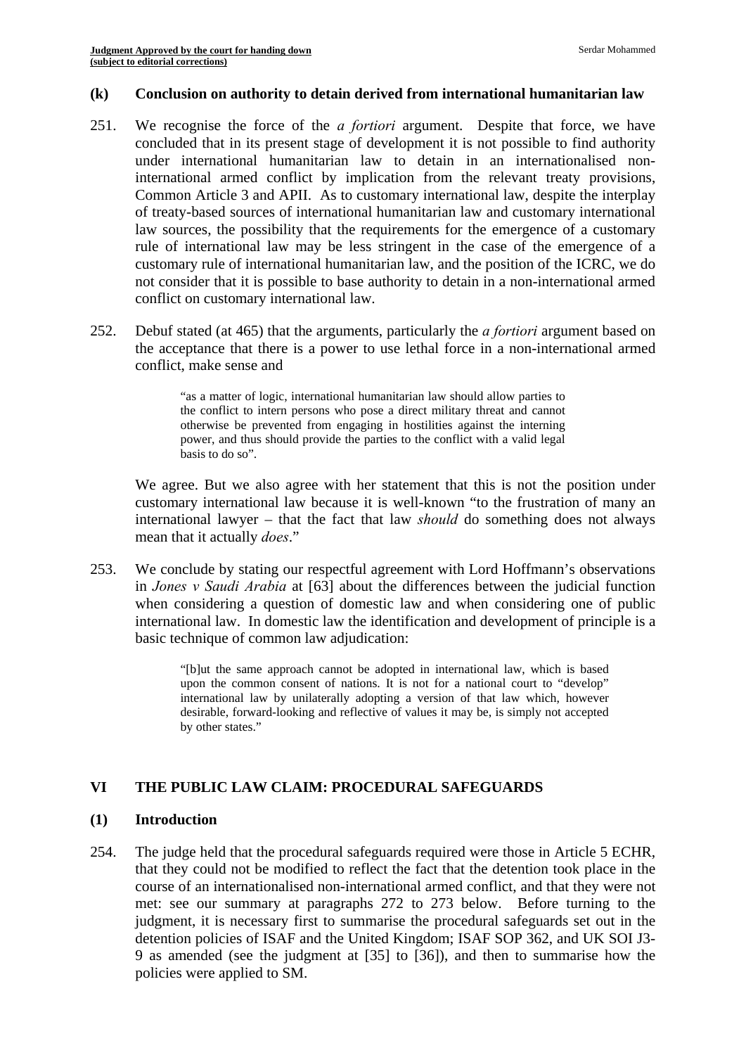### (k) Conclusion on authority to detain derived from international humanitarian law

251. We recognise the force of the *a fortiori* argument. Despite that force, we have concluded that in its present stage of development it is not possible to find authority under international humanitarian law to detain in an internationalised non-international armed conflict by implication from the relevant treaty provisions, Common Article 3 and APII. As to customary international law, despite the interplay of treaty-based sources of international humanitarian law and customary international law sources, the possibility that the requirements for the emergence of a customary rule of international law may be less stringent in the case of the emergence of a customary rule of international humanitarian law, and the position of the ICRC, we do not consider that it is possible to base authority to detain in a non-international armed conflict on customary international law.

252. Debuf stated (at 465) that the arguments, particularly the *a fortiori* argument based on the acceptance that there is a power to use lethal force in a non-international armed conflict, make sense and

> "as a matter of logic, international humanitarian law should allow parties to the conflict to intern persons who pose a direct military threat and cannot otherwise be prevented from engaging in hostilities against the interning power, and thus should provide the parties to the conflict with a valid legal basis to do so".

We agree. But we also agree with her statement that this is not the position under customary international law because it is well-known "to the frustration of many an international lawyer – that the fact that law *should* do something does not always mean that it actually *does*."

253. We conclude by stating our respectful agreement with Lord Hoffmann's observations in *Jones v Saudi Arabia* at [63] about the differences between the judicial function when considering a question of domestic law and when considering one of public international law. In domestic law the identification and development of principle is a basic technique of common law adjudication:

> "[b]ut the same approach cannot be adopted in international law, which is based upon the common consent of nations. It is not for a national court to "develop" international law by unilaterally adopting a version of that law which, however desirable, forward-looking and reflective of values it may be, is simply not accepted by other states."

## VI THE PUBLIC LAW CLAIM: PROCEDURAL SAFEGUARDS

### (1) Introduction

254. The judge held that the procedural safeguards required were those in Article 5 ECHR, that they could not be modified to reflect the fact that the detention took place in the course of an internationalised non-international armed conflict, and that they were not met: see our summary at paragraphs 272 to 273 below. Before turning to the judgment, it is necessary first to summarise the procedural safeguards set out in the detention policies of ISAF and the United Kingdom; ISAF SOP 362, and UK SOI J3-9 as amended (see the judgment at [35] to [36]), and then to summarise how the policies were applied to SM.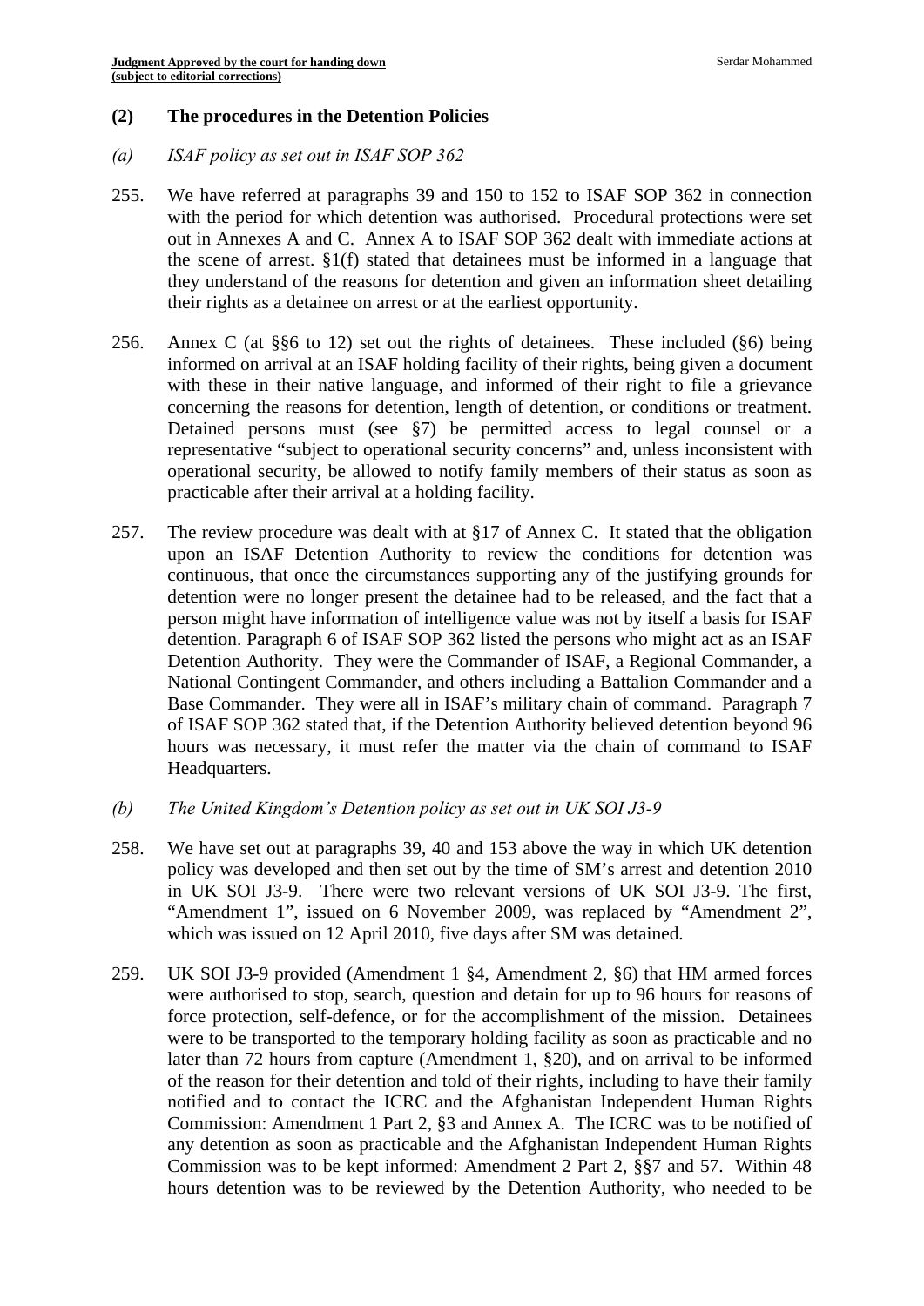## (2) The procedures in the Detention Policies

*(a) ISAF policy as set out in ISAF SOP 362*

255. We have referred at paragraphs 39 and 150 to 152 to ISAF SOP 362 in connection with the period for which detention was authorised. Procedural protections were set out in Annexes A and C. Annex A to ISAF SOP 362 dealt with immediate actions at the scene of arrest. §1(f) stated that detainees must be informed in a language that they understand of the reasons for detention and given an information sheet detailing their rights as a detainee on arrest or at the earliest opportunity.

256. Annex C (at §§6 to 12) set out the rights of detainees. These included (§6) being informed on arrival at an ISAF holding facility of their rights, being given a document with these in their native language, and informed of their right to file a grievance concerning the reasons for detention, length of detention, or conditions or treatment. Detained persons must (see §7) be permitted access to legal counsel or a representative "subject to operational security concerns" and, unless inconsistent with operational security, be allowed to notify family members of their status as soon as practicable after their arrival at a holding facility.

257. The review procedure was dealt with at §17 of Annex C. It stated that the obligation upon an ISAF Detention Authority to review the conditions for detention was continuous, that once the circumstances supporting any of the justifying grounds for detention were no longer present the detainee had to be released, and the fact that a person might have information of intelligence value was not by itself a basis for ISAF detention. Paragraph 6 of ISAF SOP 362 listed the persons who might act as an ISAF Detention Authority. They were the Commander of ISAF, a Regional Commander, a National Contingent Commander, and others including a Battalion Commander and a Base Commander. They were all in ISAF's military chain of command. Paragraph 7 of ISAF SOP 362 stated that, if the Detention Authority believed detention beyond 96 hours was necessary, it must refer the matter via the chain of command to ISAF Headquarters.

*(b) The United Kingdom's Detention policy as set out in UK SOI J3-9*

258. We have set out at paragraphs 39, 40 and 153 above the way in which UK detention policy was developed and then set out by the time of SM's arrest and detention 2010 in UK SOI J3-9. There were two relevant versions of UK SOI J3-9. The first, "Amendment 1", issued on 6 November 2009, was replaced by "Amendment 2", which was issued on 12 April 2010, five days after SM was detained.

259. UK SOI J3-9 provided (Amendment 1 §4, Amendment 2, §6) that HM armed forces were authorised to stop, search, question and detain for up to 96 hours for reasons of force protection, self-defence, or for the accomplishment of the mission. Detainees were to be transported to the temporary holding facility as soon as practicable and no later than 72 hours from capture (Amendment 1, §20), and on arrival to be informed of the reason for their detention and told of their rights, including to have their family notified and to contact the ICRC and the Afghanistan Independent Human Rights Commission: Amendment 1 Part 2, §3 and Annex A. The ICRC was to be notified of any detention as soon as practicable and the Afghanistan Independent Human Rights Commission was to be kept informed: Amendment 2 Part 2, §§7 and 57. Within 48 hours detention was to be reviewed by the Detention Authority, who needed to be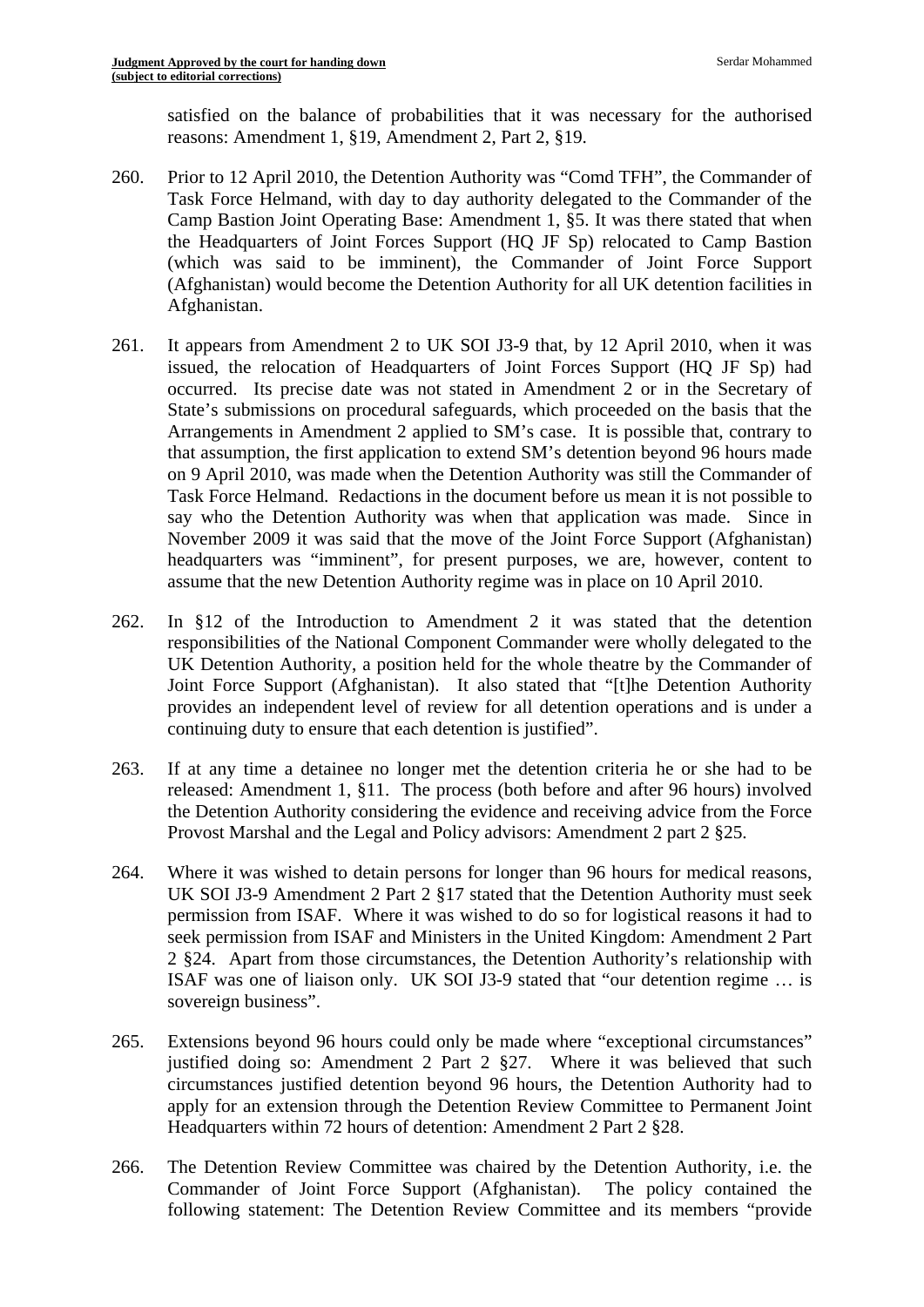satisfied on the balance of probabilities that it was necessary for the authorised reasons: Amendment 1, §19, Amendment 2, Part 2, §19.

260. Prior to 12 April 2010, the Detention Authority was "Comd TFH", the Commander of Task Force Helmand, with day to day authority delegated to the Commander of the Camp Bastion Joint Operating Base: Amendment 1, §5. It was there stated that when the Headquarters of Joint Forces Support (HQ JF Sp) relocated to Camp Bastion (which was said to be imminent), the Commander of Joint Force Support (Afghanistan) would become the Detention Authority for all UK detention facilities in Afghanistan.

261. It appears from Amendment 2 to UK SOI J3-9 that, by 12 April 2010, when it was issued, the relocation of Headquarters of Joint Forces Support (HQ JF Sp) had occurred. Its precise date was not stated in Amendment 2 or in the Secretary of State's submissions on procedural safeguards, which proceeded on the basis that the Arrangements in Amendment 2 applied to SM's case. It is possible that, contrary to that assumption, the first application to extend SM's detention beyond 96 hours made on 9 April 2010, was made when the Detention Authority was still the Commander of Task Force Helmand. Redactions in the document before us mean it is not possible to say who the Detention Authority was when that application was made. Since in November 2009 it was said that the move of the Joint Force Support (Afghanistan) headquarters was "imminent", for present purposes, we are, however, content to assume that the new Detention Authority regime was in place on 10 April 2010.

262. In §12 of the Introduction to Amendment 2 it was stated that the detention responsibilities of the National Component Commander were wholly delegated to the UK Detention Authority, a position held for the whole theatre by the Commander of Joint Force Support (Afghanistan). It also stated that "[t]he Detention Authority provides an independent level of review for all detention operations and is under a continuing duty to ensure that each detention is justified".

263. If at any time a detainee no longer met the detention criteria he or she had to be released: Amendment 1, §11. The process (both before and after 96 hours) involved the Detention Authority considering the evidence and receiving advice from the Force Provost Marshal and the Legal and Policy advisors: Amendment 2 part 2 §25.

264. Where it was wished to detain persons for longer than 96 hours for medical reasons, UK SOI J3-9 Amendment 2 Part 2 §17 stated that the Detention Authority must seek permission from ISAF. Where it was wished to do so for logistical reasons it had to seek permission from ISAF and Ministers in the United Kingdom: Amendment 2 Part 2 §24. Apart from those circumstances, the Detention Authority's relationship with ISAF was one of liaison only. UK SOI J3-9 stated that "our detention regime … is sovereign business".

265. Extensions beyond 96 hours could only be made where "exceptional circumstances" justified doing so: Amendment 2 Part 2 §27. Where it was believed that such circumstances justified detention beyond 96 hours, the Detention Authority had to apply for an extension through the Detention Review Committee to Permanent Joint Headquarters within 72 hours of detention: Amendment 2 Part 2 §28.

266. The Detention Review Committee was chaired by the Detention Authority, i.e. the Commander of Joint Force Support (Afghanistan). The policy contained the following statement: The Detention Review Committee and its members "provide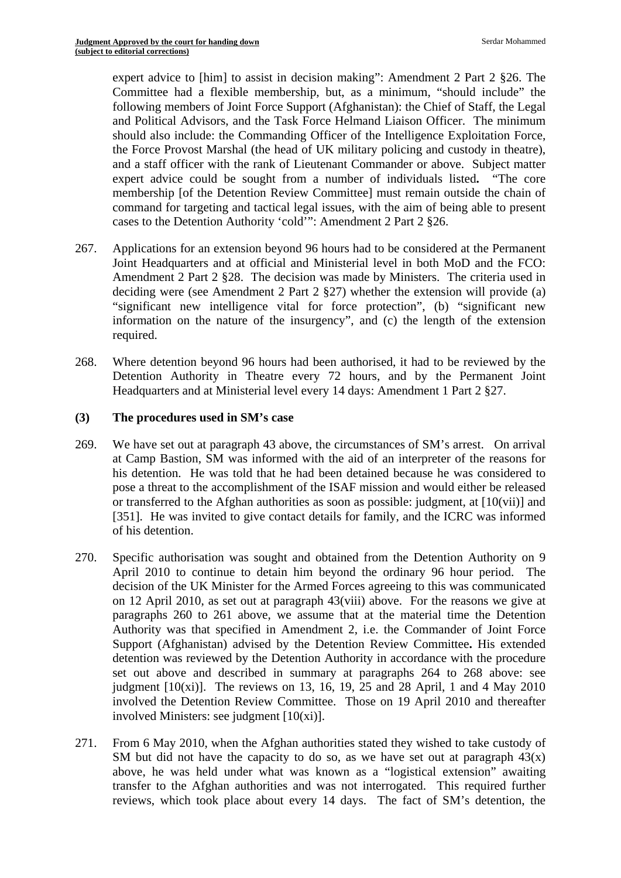expert advice to [him] to assist in decision making": Amendment 2 Part 2 §26. The Committee had a flexible membership, but, as a minimum, "should include" the following members of Joint Force Support (Afghanistan): the Chief of Staff, the Legal and Political Advisors, and the Task Force Helmand Liaison Officer. The minimum should also include: the Commanding Officer of the Intelligence Exploitation Force, the Force Provost Marshal (the head of UK military policing and custody in theatre), and a staff officer with the rank of Lieutenant Commander or above. Subject matter expert advice could be sought from a number of individuals listed. "The core membership [of the Detention Review Committee] must remain outside the chain of command for targeting and tactical legal issues, with the aim of being able to present cases to the Detention Authority 'cold'": Amendment 2 Part 2 §26.

267. Applications for an extension beyond 96 hours had to be considered at the Permanent Joint Headquarters and at official and Ministerial level in both MoD and the FCO: Amendment 2 Part 2 §28. The decision was made by Ministers. The criteria used in deciding were (see Amendment 2 Part 2 §27) whether the extension will provide (a) "significant new intelligence vital for force protection", (b) "significant new information on the nature of the insurgency", and (c) the length of the extension required.

268. Where detention beyond 96 hours had been authorised, it had to be reviewed by the Detention Authority in Theatre every 72 hours, and by the Permanent Joint Headquarters and at Ministerial level every 14 days: Amendment 1 Part 2 §27.

### (3) The procedures used in SM's case

269. We have set out at paragraph 43 above, the circumstances of SM's arrest. On arrival at Camp Bastion, SM was informed with the aid of an interpreter of the reasons for his detention. He was told that he had been detained because he was considered to pose a threat to the accomplishment of the ISAF mission and would either be released or transferred to the Afghan authorities as soon as possible: judgment, at [10(vii)] and [351]. He was invited to give contact details for family, and the ICRC was informed of his detention.

270. Specific authorisation was sought and obtained from the Detention Authority on 9 April 2010 to continue to detain him beyond the ordinary 96 hour period. The decision of the UK Minister for the Armed Forces agreeing to this was communicated on 12 April 2010, as set out at paragraph 43(viii) above. For the reasons we give at paragraphs 260 to 261 above, we assume that at the material time the Detention Authority was that specified in Amendment 2, i.e. the Commander of Joint Force Support (Afghanistan) advised by the Detention Review Committee. His extended detention was reviewed by the Detention Authority in accordance with the procedure set out above and described in summary at paragraphs 264 to 268 above: see judgment [10(xi)]. The reviews on 13, 16, 19, 25 and 28 April, 1 and 4 May 2010 involved the Detention Review Committee. Those on 19 April 2010 and thereafter involved Ministers: see judgment [10(xi)].

271. From 6 May 2010, when the Afghan authorities stated they wished to take custody of SM but did not have the capacity to do so, as we have set out at paragraph 43(x) above, he was held under what was known as a "logistical extension" awaiting transfer to the Afghan authorities and was not interrogated. This required further reviews, which took place about every 14 days. The fact of SM's detention, the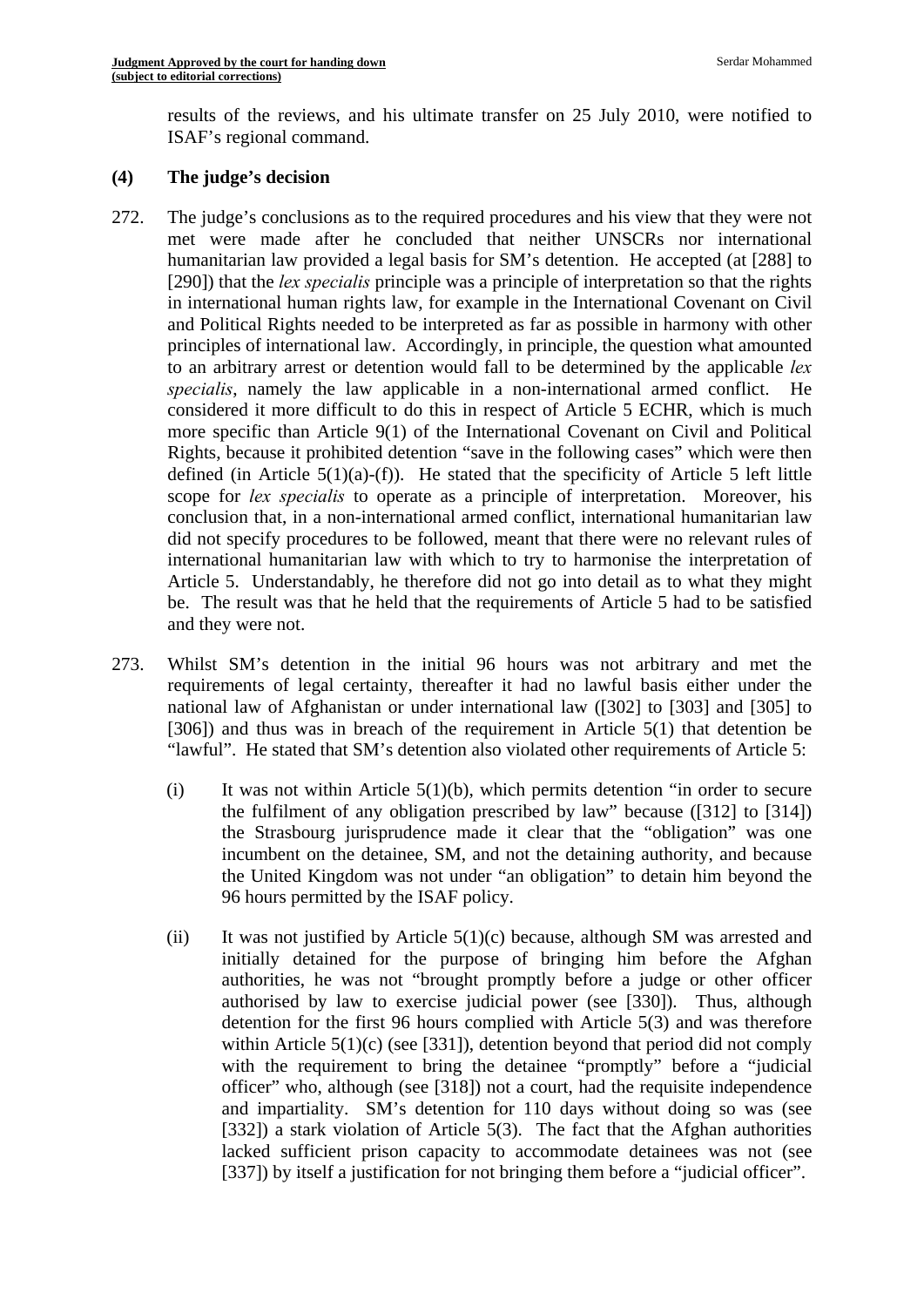results of the reviews, and his ultimate transfer on 25 July 2010, were notified to ISAF's regional command.

## (4) The judge's decision

272. The judge's conclusions as to the required procedures and his view that they were not met were made after he concluded that neither UNSCRs nor international humanitarian law provided a legal basis for SM's detention. He accepted (at [288] to [290]) that the *lex specialis* principle was a principle of interpretation so that the rights in international human rights law, for example in the International Covenant on Civil and Political Rights needed to be interpreted as far as possible in harmony with other principles of international law. Accordingly, in principle, the question what amounted to an arbitrary arrest or detention would fall to be determined by the applicable *lex specialis*, namely the law applicable in a non-international armed conflict. He considered it more difficult to do this in respect of Article 5 ECHR, which is much more specific than Article 9(1) of the International Covenant on Civil and Political Rights, because it prohibited detention "save in the following cases" which were then defined (in Article 5(1)(a)-(f)). He stated that the specificity of Article 5 left little scope for *lex specialis* to operate as a principle of interpretation. Moreover, his conclusion that, in a non-international armed conflict, international humanitarian law did not specify procedures to be followed, meant that there were no relevant rules of international humanitarian law with which to try to harmonise the interpretation of Article 5. Understandably, he therefore did not go into detail as to what they might be. The result was that he held that the requirements of Article 5 had to be satisfied and they were not.

273. Whilst SM's detention in the initial 96 hours was not arbitrary and met the requirements of legal certainty, thereafter it had no lawful basis either under the national law of Afghanistan or under international law ([302] to [303] and [305] to [306]) and thus was in breach of the requirement in Article 5(1) that detention be "lawful". He stated that SM's detention also violated other requirements of Article 5:

    (i) It was not within Article 5(1)(b), which permits detention "in order to secure the fulfilment of any obligation prescribed by law" because ([312] to [314]) the Strasbourg jurisprudence made it clear that the "obligation" was one incumbent on the detainee, SM, and not the detaining authority, and because the United Kingdom was not under "an obligation" to detain him beyond the 96 hours permitted by the ISAF policy.

    (ii) It was not justified by Article 5(1)(c) because, although SM was arrested and initially detained for the purpose of bringing him before the Afghan authorities, he was not "brought promptly before a judge or other officer authorised by law to exercise judicial power (see [330]). Thus, although detention for the first 96 hours complied with Article 5(3) and was therefore within Article 5(1)(c) (see [331]), detention beyond that period did not comply with the requirement to bring the detainee "promptly" before a "judicial officer" who, although (see [318]) not a court, had the requisite independence and impartiality. SM's detention for 110 days without doing so was (see [332]) a stark violation of Article 5(3). The fact that the Afghan authorities lacked sufficient prison capacity to accommodate detainees was not (see [337]) by itself a justification for not bringing them before a "judicial officer".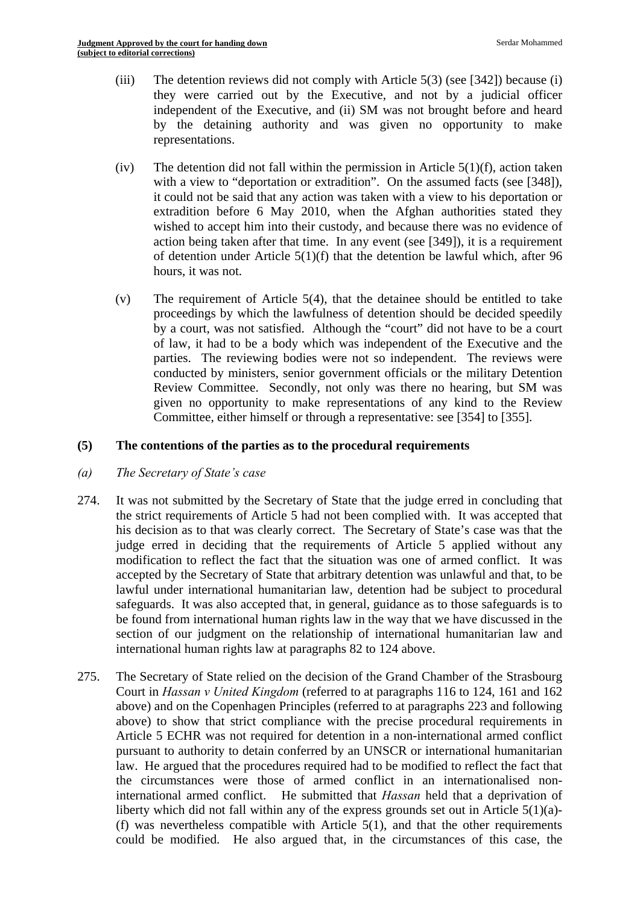(iii) The detention reviews did not comply with Article 5(3) (see [342]) because (i) they were carried out by the Executive, and not by a judicial officer independent of the Executive, and (ii) SM was not brought before and heard by the detaining authority and was given no opportunity to make representations.

(iv) The detention did not fall within the permission in Article 5(1)(f), action taken with a view to "deportation or extradition". On the assumed facts (see [348]), it could not be said that any action was taken with a view to his deportation or extradition before 6 May 2010, when the Afghan authorities stated they wished to accept him into their custody, and because there was no evidence of action being taken after that time. In any event (see [349]), it is a requirement of detention under Article 5(1)(f) that the detention be lawful which, after 96 hours, it was not.

(v) The requirement of Article 5(4), that the detainee should be entitled to take proceedings by which the lawfulness of detention should be decided speedily by a court, was not satisfied. Although the "court" did not have to be a court of law, it had to be a body which was independent of the Executive and the parties. The reviewing bodies were not so independent. The reviews were conducted by ministers, senior government officials or the military Detention Review Committee. Secondly, not only was there no hearing, but SM was given no opportunity to make representations of any kind to the Review Committee, either himself or through a representative: see [354] to [355].

### (5) The contentions of the parties as to the procedural requirements

*(a) The Secretary of State's case*

274. It was not submitted by the Secretary of State that the judge erred in concluding that the strict requirements of Article 5 had not been complied with. It was accepted that his decision as to that was clearly correct. The Secretary of State's case was that the judge erred in deciding that the requirements of Article 5 applied without any modification to reflect the fact that the situation was one of armed conflict. It was accepted by the Secretary of State that arbitrary detention was unlawful and that, to be lawful under international humanitarian law, detention had be subject to procedural safeguards. It was also accepted that, in general, guidance as to those safeguards is to be found from international human rights law in the way that we have discussed in the section of our judgment on the relationship of international humanitarian law and international human rights law at paragraphs 82 to 124 above.

275. The Secretary of State relied on the decision of the Grand Chamber of the Strasbourg Court in *Hassan v United Kingdom* (referred to at paragraphs 116 to 124, 161 and 162 above) and on the Copenhagen Principles (referred to at paragraphs 223 and following above) to show that strict compliance with the precise procedural requirements in Article 5 ECHR was not required for detention in a non-international armed conflict pursuant to authority to detain conferred by an UNSCR or international humanitarian law. He argued that the procedures required had to be modified to reflect the fact that the circumstances were those of armed conflict in an internationalised non-international armed conflict. He submitted that *Hassan* held that a deprivation of liberty which did not fall within any of the express grounds set out in Article 5(1)(a)-(f) was nevertheless compatible with Article 5(1), and that the other requirements could be modified. He also argued that, in the circumstances of this case, the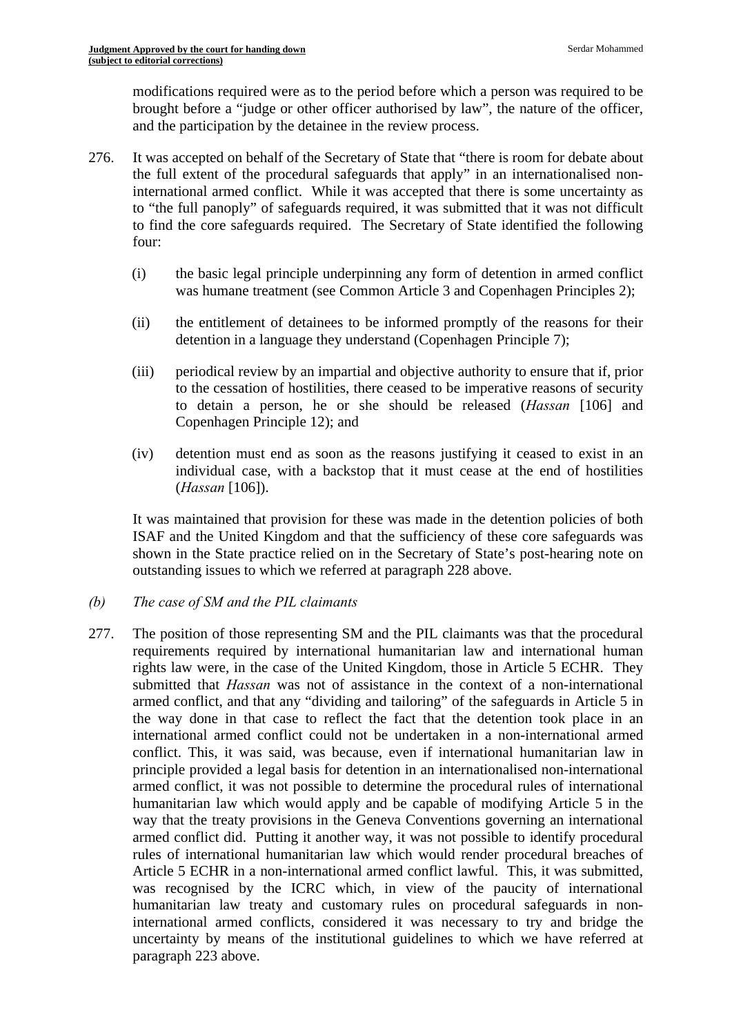modifications required were as to the period before which a person was required to be brought before a "judge or other officer authorised by law", the nature of the officer, and the participation by the detainee in the review process.

276. It was accepted on behalf of the Secretary of State that "there is room for debate about the full extent of the procedural safeguards that apply" in an internationalised non-international armed conflict. While it was accepted that there is some uncertainty as to "the full panoply" of safeguards required, it was submitted that it was not difficult to find the core safeguards required. The Secretary of State identified the following four:

    (i) the basic legal principle underpinning any form of detention in armed conflict was humane treatment (see Common Article 3 and Copenhagen Principles 2);

    (ii) the entitlement of detainees to be informed promptly of the reasons for their detention in a language they understand (Copenhagen Principle 7);

    (iii) periodical review by an impartial and objective authority to ensure that if, prior to the cessation of hostilities, there ceased to be imperative reasons of security to detain a person, he or she should be released (*Hassan* [106] and Copenhagen Principle 12); and

    (iv) detention must end as soon as the reasons justifying it ceased to exist in an individual case, with a backstop that it must cease at the end of hostilities (*Hassan* [106]).

It was maintained that provision for these was made in the detention policies of both ISAF and the United Kingdom and that the sufficiency of these core safeguards was shown in the State practice relied on in the Secretary of State's post-hearing note on outstanding issues to which we referred at paragraph 228 above.

*(b) The case of SM and the PIL claimants*

277. The position of those representing SM and the PIL claimants was that the procedural requirements required by international humanitarian law and international human rights law were, in the case of the United Kingdom, those in Article 5 ECHR. They submitted that *Hassan* was not of assistance in the context of a non-international armed conflict, and that any "dividing and tailoring" of the safeguards in Article 5 in the way done in that case to reflect the fact that the detention took place in an international armed conflict could not be undertaken in a non-international armed conflict. This, it was said, was because, even if international humanitarian law in principle provided a legal basis for detention in an internationalised non-international armed conflict, it was not possible to determine the procedural rules of international humanitarian law which would apply and be capable of modifying Article 5 in the way that the treaty provisions in the Geneva Conventions governing an international armed conflict did. Putting it another way, it was not possible to identify procedural rules of international humanitarian law which would render procedural breaches of Article 5 ECHR in a non-international armed conflict lawful. This, it was submitted, was recognised by the ICRC which, in view of the paucity of international humanitarian law treaty and customary rules on procedural safeguards in non-international armed conflicts, considered it was necessary to try and bridge the uncertainty by means of the institutional guidelines to which we have referred at paragraph 223 above.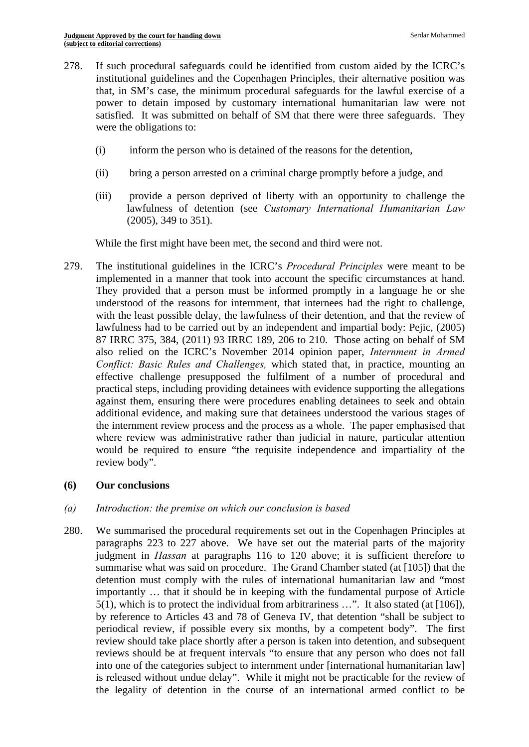278. If such procedural safeguards could be identified from custom aided by the ICRC's institutional guidelines and the Copenhagen Principles, their alternative position was that, in SM's case, the minimum procedural safeguards for the lawful exercise of a power to detain imposed by customary international humanitarian law were not satisfied. It was submitted on behalf of SM that there were three safeguards. They were the obligations to:

    (i) inform the person who is detained of the reasons for the detention,

    (ii) bring a person arrested on a criminal charge promptly before a judge, and

    (iii) provide a person deprived of liberty with an opportunity to challenge the lawfulness of detention (see *Customary International Humanitarian Law* (2005), 349 to 351).

    While the first might have been met, the second and third were not.

279. The institutional guidelines in the ICRC's *Procedural Principles* were meant to be implemented in a manner that took into account the specific circumstances at hand. They provided that a person must be informed promptly in a language he or she understood of the reasons for internment, that internees had the right to challenge, with the least possible delay, the lawfulness of their detention, and that the review of lawfulness had to be carried out by an independent and impartial body: Pejic, (2005) 87 IRRC 375, 384, (2011) 93 IRRC 189, 206 to 210. Those acting on behalf of SM also relied on the ICRC's November 2014 opinion paper, *Internment in Armed Conflict: Basic Rules and Challenges,* which stated that, in practice, mounting an effective challenge presupposed the fulfilment of a number of procedural and practical steps, including providing detainees with evidence supporting the allegations against them, ensuring there were procedures enabling detainees to seek and obtain additional evidence, and making sure that detainees understood the various stages of the internment review process and the process as a whole. The paper emphasised that where review was administrative rather than judicial in nature, particular attention would be required to ensure "the requisite independence and impartiality of the review body".

**(6) Our conclusions**

*(a) Introduction: the premise on which our conclusion is based*

280. We summarised the procedural requirements set out in the Copenhagen Principles at paragraphs 223 to 227 above. We have set out the material parts of the majority judgment in *Hassan* at paragraphs 116 to 120 above; it is sufficient therefore to summarise what was said on procedure. The Grand Chamber stated (at [105]) that the detention must comply with the rules of international humanitarian law and "most importantly … that it should be in keeping with the fundamental purpose of Article 5(1), which is to protect the individual from arbitrariness …". It also stated (at [106]), by reference to Articles 43 and 78 of Geneva IV, that detention "shall be subject to periodical review, if possible every six months, by a competent body". The first review should take place shortly after a person is taken into detention, and subsequent reviews should be at frequent intervals "to ensure that any person who does not fall into one of the categories subject to internment under [international humanitarian law] is released without undue delay". While it might not be practicable for the review of the legality of detention in the course of an international armed conflict to be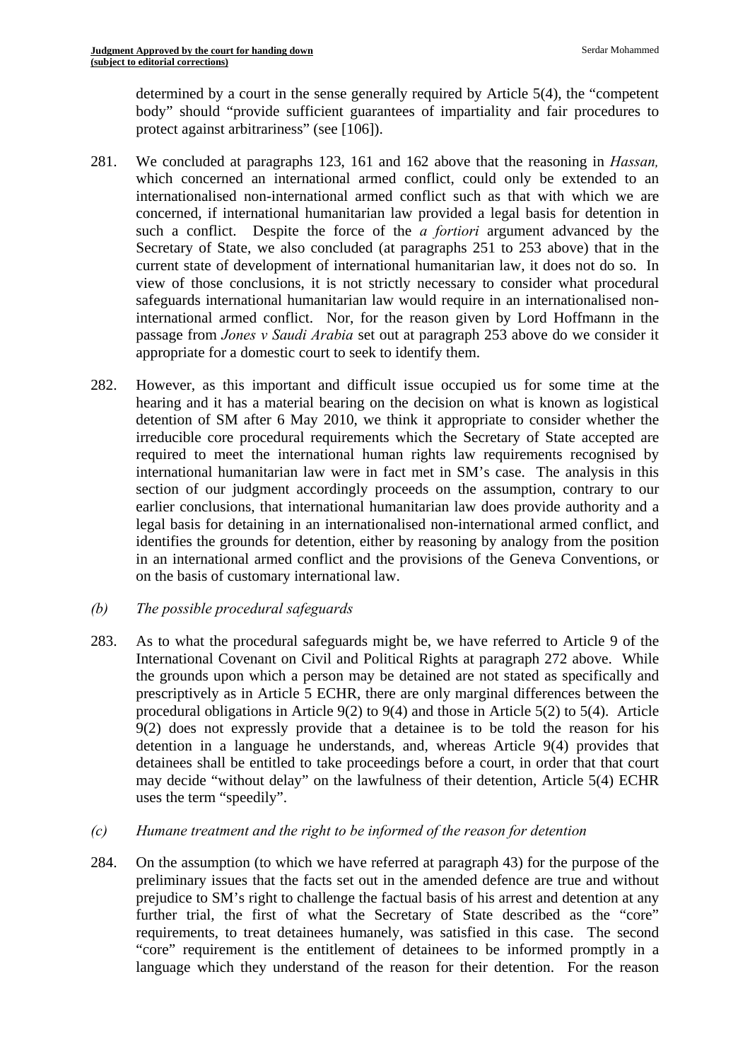determined by a court in the sense generally required by Article 5(4), the "competent body" should "provide sufficient guarantees of impartiality and fair procedures to protect against arbitrariness" (see [106]).

281. We concluded at paragraphs 123, 161 and 162 above that the reasoning in *Hassan,* which concerned an international armed conflict, could only be extended to an internationalised non-international armed conflict such as that with which we are concerned, if international humanitarian law provided a legal basis for detention in such a conflict. Despite the force of the *a fortiori* argument advanced by the Secretary of State, we also concluded (at paragraphs 251 to 253 above) that in the current state of development of international humanitarian law, it does not do so. In view of those conclusions, it is not strictly necessary to consider what procedural safeguards international humanitarian law would require in an internationalised non-international armed conflict. Nor, for the reason given by Lord Hoffmann in the passage from *Jones v Saudi Arabia* set out at paragraph 253 above do we consider it appropriate for a domestic court to seek to identify them.

282. However, as this important and difficult issue occupied us for some time at the hearing and it has a material bearing on the decision on what is known as logistical detention of SM after 6 May 2010, we think it appropriate to consider whether the irreducible core procedural requirements which the Secretary of State accepted are required to meet the international human rights law requirements recognised by international humanitarian law were in fact met in SM's case. The analysis in this section of our judgment accordingly proceeds on the assumption, contrary to our earlier conclusions, that international humanitarian law does provide authority and a legal basis for detaining in an internationalised non-international armed conflict, and identifies the grounds for detention, either by reasoning by analogy from the position in an international armed conflict and the provisions of the Geneva Conventions, or on the basis of customary international law.

*(b) The possible procedural safeguards*

283. As to what the procedural safeguards might be, we have referred to Article 9 of the International Covenant on Civil and Political Rights at paragraph 272 above. While the grounds upon which a person may be detained are not stated as specifically and prescriptively as in Article 5 ECHR, there are only marginal differences between the procedural obligations in Article 9(2) to 9(4) and those in Article 5(2) to 5(4). Article 9(2) does not expressly provide that a detainee is to be told the reason for his detention in a language he understands, and, whereas Article 9(4) provides that detainees shall be entitled to take proceedings before a court, in order that that court may decide "without delay" on the lawfulness of their detention, Article 5(4) ECHR uses the term "speedily".

*(c) Humane treatment and the right to be informed of the reason for detention*

284. On the assumption (to which we have referred at paragraph 43) for the purpose of the preliminary issues that the facts set out in the amended defence are true and without prejudice to SM's right to challenge the factual basis of his arrest and detention at any further trial, the first of what the Secretary of State described as the "core" requirements, to treat detainees humanely, was satisfied in this case. The second "core" requirement is the entitlement of detainees to be informed promptly in a language which they understand of the reason for their detention. For the reason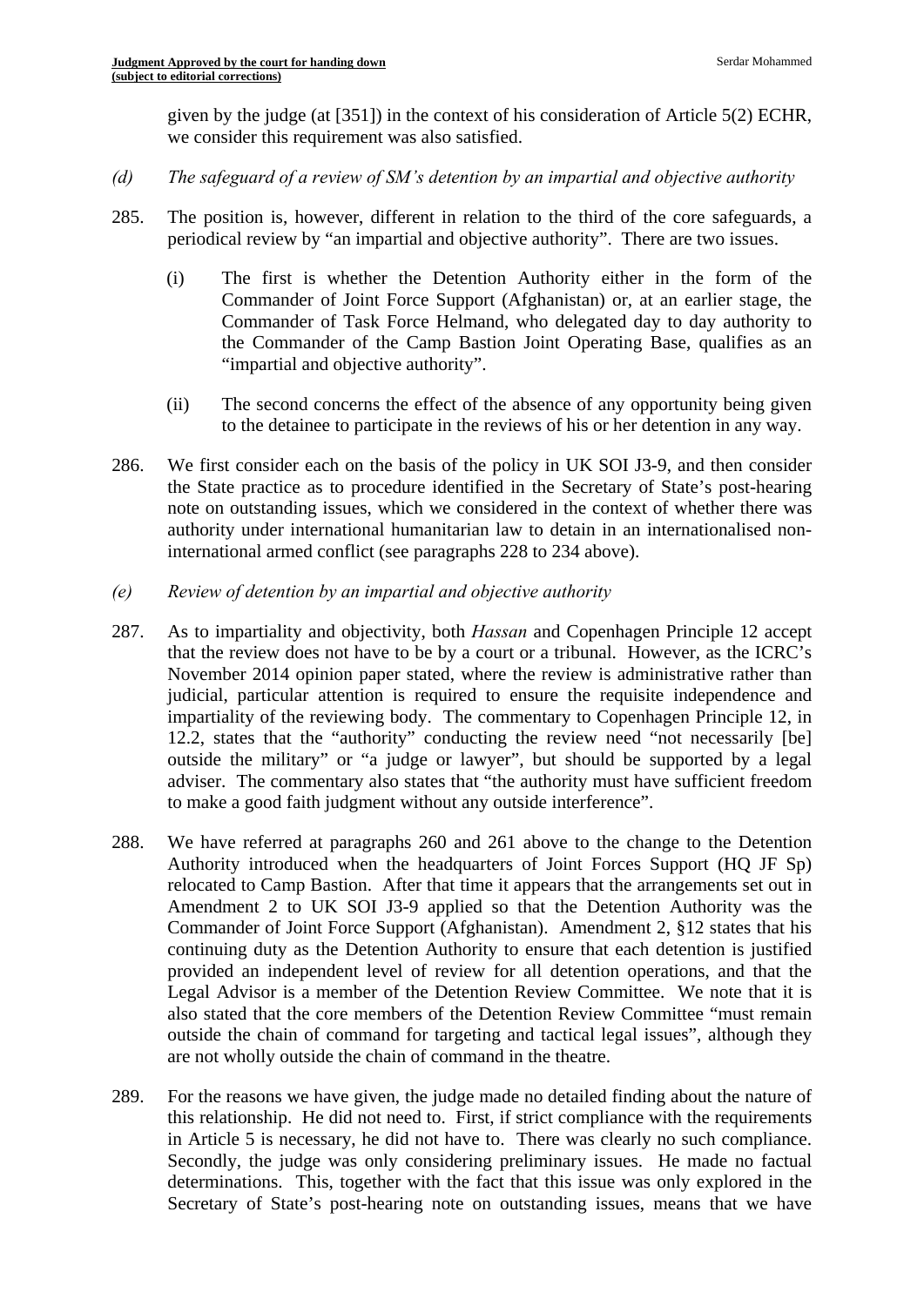given by the judge (at [351]) in the context of his consideration of Article 5(2) ECHR, we consider this requirement was also satisfied.

*(d) The safeguard of a review of SM's detention by an impartial and objective authority*

285. The position is, however, different in relation to the third of the core safeguards, a periodical review by "an impartial and objective authority". There are two issues.

   (i) The first is whether the Detention Authority either in the form of the Commander of Joint Force Support (Afghanistan) or, at an earlier stage, the Commander of Task Force Helmand, who delegated day to day authority to the Commander of the Camp Bastion Joint Operating Base, qualifies as an "impartial and objective authority".

   (ii) The second concerns the effect of the absence of any opportunity being given to the detainee to participate in the reviews of his or her detention in any way.

286. We first consider each on the basis of the policy in UK SOI J3-9, and then consider the State practice as to procedure identified in the Secretary of State's post-hearing note on outstanding issues, which we considered in the context of whether there was authority under international humanitarian law to detain in an internationalised non-international armed conflict (see paragraphs 228 to 234 above).

*(e) Review of detention by an impartial and objective authority*

287. As to impartiality and objectivity, both *Hassan* and Copenhagen Principle 12 accept that the review does not have to be by a court or a tribunal. However, as the ICRC's November 2014 opinion paper stated, where the review is administrative rather than judicial, particular attention is required to ensure the requisite independence and impartiality of the reviewing body. The commentary to Copenhagen Principle 12, in 12.2, states that the "authority" conducting the review need "not necessarily [be] outside the military" or "a judge or lawyer", but should be supported by a legal adviser. The commentary also states that "the authority must have sufficient freedom to make a good faith judgment without any outside interference".

288. We have referred at paragraphs 260 and 261 above to the change to the Detention Authority introduced when the headquarters of Joint Forces Support (HQ JF Sp) relocated to Camp Bastion. After that time it appears that the arrangements set out in Amendment 2 to UK SOI J3-9 applied so that the Detention Authority was the Commander of Joint Force Support (Afghanistan). Amendment 2, §12 states that his continuing duty as the Detention Authority to ensure that each detention is justified provided an independent level of review for all detention operations, and that the Legal Advisor is a member of the Detention Review Committee. We note that it is also stated that the core members of the Detention Review Committee "must remain outside the chain of command for targeting and tactical legal issues", although they are not wholly outside the chain of command in the theatre.

289. For the reasons we have given, the judge made no detailed finding about the nature of this relationship. He did not need to. First, if strict compliance with the requirements in Article 5 is necessary, he did not have to. There was clearly no such compliance. Secondly, the judge was only considering preliminary issues. He made no factual determinations. This, together with the fact that this issue was only explored in the Secretary of State's post-hearing note on outstanding issues, means that we have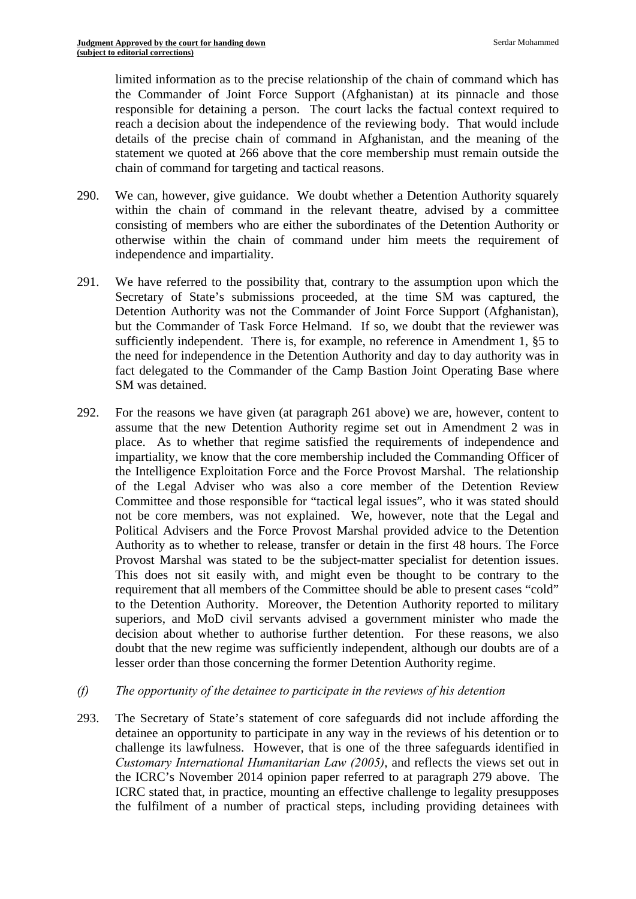limited information as to the precise relationship of the chain of command which has the Commander of Joint Force Support (Afghanistan) at its pinnacle and those responsible for detaining a person. The court lacks the factual context required to reach a decision about the independence of the reviewing body. That would include details of the precise chain of command in Afghanistan, and the meaning of the statement we quoted at 266 above that the core membership must remain outside the chain of command for targeting and tactical reasons.

290. We can, however, give guidance. We doubt whether a Detention Authority squarely within the chain of command in the relevant theatre, advised by a committee consisting of members who are either the subordinates of the Detention Authority or otherwise within the chain of command under him meets the requirement of independence and impartiality.

291. We have referred to the possibility that, contrary to the assumption upon which the Secretary of State's submissions proceeded, at the time SM was captured, the Detention Authority was not the Commander of Joint Force Support (Afghanistan), but the Commander of Task Force Helmand. If so, we doubt that the reviewer was sufficiently independent. There is, for example, no reference in Amendment 1, §5 to the need for independence in the Detention Authority and day to day authority was in fact delegated to the Commander of the Camp Bastion Joint Operating Base where SM was detained.

292. For the reasons we have given (at paragraph 261 above) we are, however, content to assume that the new Detention Authority regime set out in Amendment 2 was in place. As to whether that regime satisfied the requirements of independence and impartiality, we know that the core membership included the Commanding Officer of the Intelligence Exploitation Force and the Force Provost Marshal. The relationship of the Legal Adviser who was also a core member of the Detention Review Committee and those responsible for "tactical legal issues", who it was stated should not be core members, was not explained. We, however, note that the Legal and Political Advisers and the Force Provost Marshal provided advice to the Detention Authority as to whether to release, transfer or detain in the first 48 hours. The Force Provost Marshal was stated to be the subject-matter specialist for detention issues. This does not sit easily with, and might even be thought to be contrary to the requirement that all members of the Committee should be able to present cases "cold" to the Detention Authority. Moreover, the Detention Authority reported to military superiors, and MoD civil servants advised a government minister who made the decision about whether to authorise further detention. For these reasons, we also doubt that the new regime was sufficiently independent, although our doubts are of a lesser order than those concerning the former Detention Authority regime.

*(f) The opportunity of the detainee to participate in the reviews of his detention*

293. The Secretary of State's statement of core safeguards did not include affording the detainee an opportunity to participate in any way in the reviews of his detention or to challenge its lawfulness. However, that is one of the three safeguards identified in *Customary International Humanitarian Law (2005),* and reflects the views set out in the ICRC's November 2014 opinion paper referred to at paragraph 279 above. The ICRC stated that, in practice, mounting an effective challenge to legality presupposes the fulfilment of a number of practical steps, including providing detainees with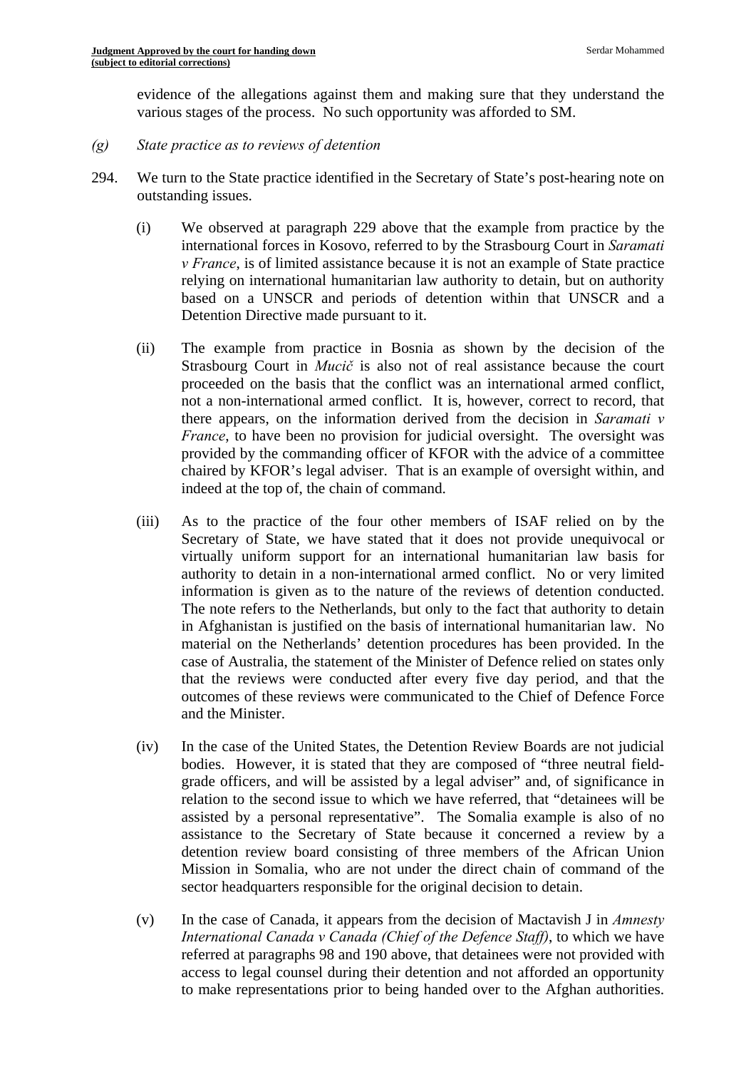evidence of the allegations against them and making sure that they understand the various stages of the process. No such opportunity was afforded to SM.

*(g) State practice as to reviews of detention*

294. We turn to the State practice identified in the Secretary of State's post-hearing note on outstanding issues.

(i) We observed at paragraph 229 above that the example from practice by the international forces in Kosovo, referred to by the Strasbourg Court in *Saramati v France*, is of limited assistance because it is not an example of State practice relying on international humanitarian law authority to detain, but on authority based on a UNSCR and periods of detention within that UNSCR and a Detention Directive made pursuant to it.

(ii) The example from practice in Bosnia as shown by the decision of the Strasbourg Court in *Mucič* is also not of real assistance because the court proceeded on the basis that the conflict was an international armed conflict, not a non-international armed conflict. It is, however, correct to record, that there appears, on the information derived from the decision in *Saramati v France*, to have been no provision for judicial oversight. The oversight was provided by the commanding officer of KFOR with the advice of a committee chaired by KFOR's legal adviser. That is an example of oversight within, and indeed at the top of, the chain of command.

(iii) As to the practice of the four other members of ISAF relied on by the Secretary of State, we have stated that it does not provide unequivocal or virtually uniform support for an international humanitarian law basis for authority to detain in a non-international armed conflict. No or very limited information is given as to the nature of the reviews of detention conducted. The note refers to the Netherlands, but only to the fact that authority to detain in Afghanistan is justified on the basis of international humanitarian law. No material on the Netherlands' detention procedures has been provided. In the case of Australia, the statement of the Minister of Defence relied on states only that the reviews were conducted after every five day period, and that the outcomes of these reviews were communicated to the Chief of Defence Force and the Minister.

(iv) In the case of the United States, the Detention Review Boards are not judicial bodies. However, it is stated that they are composed of "three neutral field-grade officers, and will be assisted by a legal adviser" and, of significance in relation to the second issue to which we have referred, that "detainees will be assisted by a personal representative". The Somalia example is also of no assistance to the Secretary of State because it concerned a review by a detention review board consisting of three members of the African Union Mission in Somalia, who are not under the direct chain of command of the sector headquarters responsible for the original decision to detain.

(v) In the case of Canada, it appears from the decision of Mactavish J in *Amnesty International Canada v Canada (Chief of the Defence Staff)*, to which we have referred at paragraphs 98 and 190 above, that detainees were not provided with access to legal counsel during their detention and not afforded an opportunity to make representations prior to being handed over to the Afghan authorities.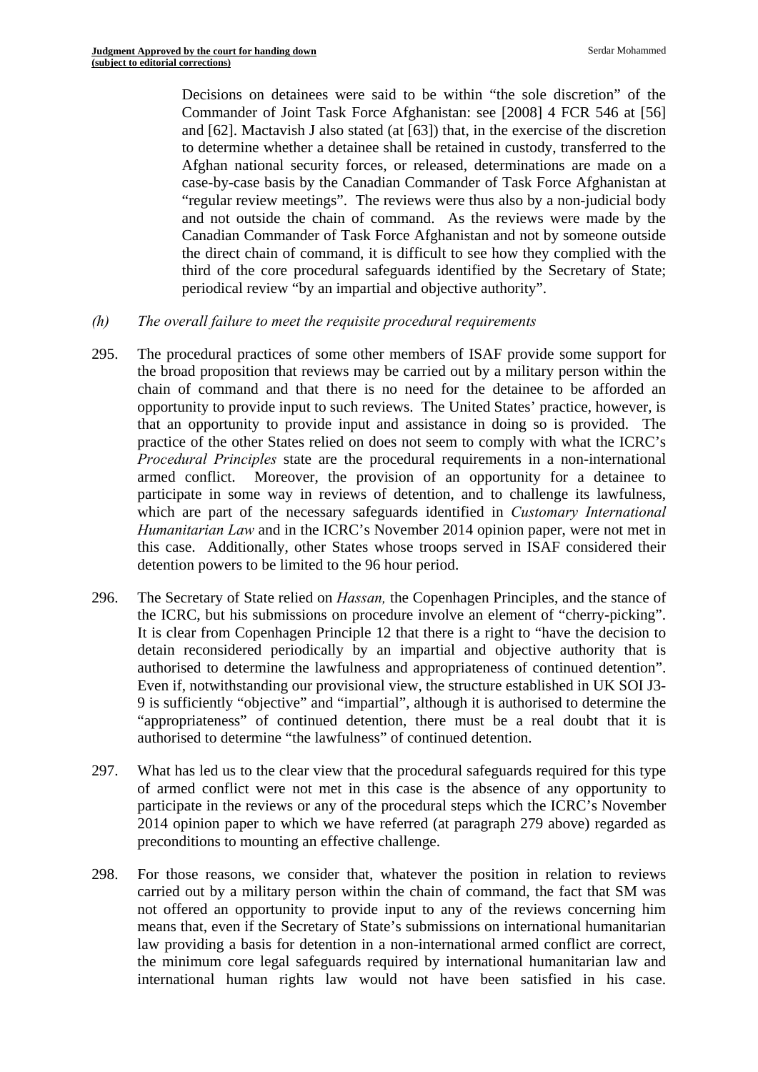Decisions on detainees were said to be within "the sole discretion" of the Commander of Joint Task Force Afghanistan: see [2008] 4 FCR 546 at [56] and [62]. Mactavish J also stated (at [63]) that, in the exercise of the discretion to determine whether a detainee shall be retained in custody, transferred to the Afghan national security forces, or released, determinations are made on a case-by-case basis by the Canadian Commander of Task Force Afghanistan at "regular review meetings". The reviews were thus also by a non-judicial body and not outside the chain of command. As the reviews were made by the Canadian Commander of Task Force Afghanistan and not by someone outside the direct chain of command, it is difficult to see how they complied with the third of the core procedural safeguards identified by the Secretary of State; periodical review "by an impartial and objective authority".

*(h) The overall failure to meet the requisite procedural requirements*

295. The procedural practices of some other members of ISAF provide some support for the broad proposition that reviews may be carried out by a military person within the chain of command and that there is no need for the detainee to be afforded an opportunity to provide input to such reviews. The United States' practice, however, is that an opportunity to provide input and assistance in doing so is provided. The practice of the other States relied on does not seem to comply with what the ICRC's *Procedural Principles* state are the procedural requirements in a non-international armed conflict. Moreover, the provision of an opportunity for a detainee to participate in some way in reviews of detention, and to challenge its lawfulness, which are part of the necessary safeguards identified in *Customary International Humanitarian Law* and in the ICRC's November 2014 opinion paper, were not met in this case. Additionally, other States whose troops served in ISAF considered their detention powers to be limited to the 96 hour period.

296. The Secretary of State relied on *Hassan,* the Copenhagen Principles, and the stance of the ICRC, but his submissions on procedure involve an element of "cherry-picking". It is clear from Copenhagen Principle 12 that there is a right to "have the decision to detain reconsidered periodically by an impartial and objective authority that is authorised to determine the lawfulness and appropriateness of continued detention". Even if, notwithstanding our provisional view, the structure established in UK SOI J3-9 is sufficiently "objective" and "impartial", although it is authorised to determine the "appropriateness" of continued detention, there must be a real doubt that it is authorised to determine "the lawfulness" of continued detention.

297. What has led us to the clear view that the procedural safeguards required for this type of armed conflict were not met in this case is the absence of any opportunity to participate in the reviews or any of the procedural steps which the ICRC's November 2014 opinion paper to which we have referred (at paragraph 279 above) regarded as preconditions to mounting an effective challenge.

298. For those reasons, we consider that, whatever the position in relation to reviews carried out by a military person within the chain of command, the fact that SM was not offered an opportunity to provide input to any of the reviews concerning him means that, even if the Secretary of State's submissions on international humanitarian law providing a basis for detention in a non-international armed conflict are correct, the minimum core legal safeguards required by international humanitarian law and international human rights law would not have been satisfied in his case.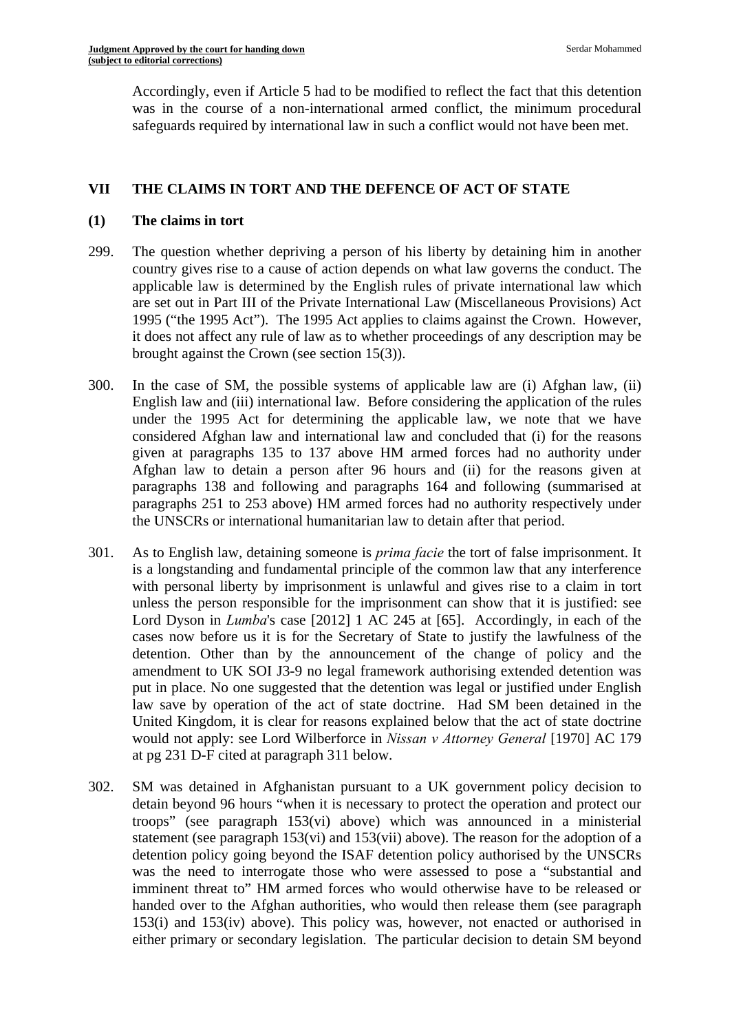Accordingly, even if Article 5 had to be modified to reflect the fact that this detention was in the course of a non-international armed conflict, the minimum procedural safeguards required by international law in such a conflict would not have been met.

## VII THE CLAIMS IN TORT AND THE DEFENCE OF ACT OF STATE

### (1) The claims in tort

299. The question whether depriving a person of his liberty by detaining him in another country gives rise to a cause of action depends on what law governs the conduct. The applicable law is determined by the English rules of private international law which are set out in Part III of the Private International Law (Miscellaneous Provisions) Act 1995 ("the 1995 Act"). The 1995 Act applies to claims against the Crown. However, it does not affect any rule of law as to whether proceedings of any description may be brought against the Crown (see section 15(3)).

300. In the case of SM, the possible systems of applicable law are (i) Afghan law, (ii) English law and (iii) international law. Before considering the application of the rules under the 1995 Act for determining the applicable law, we note that we have considered Afghan law and international law and concluded that (i) for the reasons given at paragraphs 135 to 137 above HM armed forces had no authority under Afghan law to detain a person after 96 hours and (ii) for the reasons given at paragraphs 138 and following and paragraphs 164 and following (summarised at paragraphs 251 to 253 above) HM armed forces had no authority respectively under the UNSCRs or international humanitarian law to detain after that period.

301. As to English law, detaining someone is *prima facie* the tort of false imprisonment. It is a longstanding and fundamental principle of the common law that any interference with personal liberty by imprisonment is unlawful and gives rise to a claim in tort unless the person responsible for the imprisonment can show that it is justified: see Lord Dyson in *Lumba*'s case [2012] 1 AC 245 at [65]. Accordingly, in each of the cases now before us it is for the Secretary of State to justify the lawfulness of the detention. Other than by the announcement of the change of policy and the amendment to UK SOI J3-9 no legal framework authorising extended detention was put in place. No one suggested that the detention was legal or justified under English law save by operation of the act of state doctrine. Had SM been detained in the United Kingdom, it is clear for reasons explained below that the act of state doctrine would not apply: see Lord Wilberforce in *Nissan v Attorney General* [1970] AC 179 at pg 231 D-F cited at paragraph 311 below.

302. SM was detained in Afghanistan pursuant to a UK government policy decision to detain beyond 96 hours "when it is necessary to protect the operation and protect our troops" (see paragraph 153(vi) above) which was announced in a ministerial statement (see paragraph 153(vi) and 153(vii) above). The reason for the adoption of a detention policy going beyond the ISAF detention policy authorised by the UNSCRs was the need to interrogate those who were assessed to pose a "substantial and imminent threat to" HM armed forces who would otherwise have to be released or handed over to the Afghan authorities, who would then release them (see paragraph 153(i) and 153(iv) above). This policy was, however, not enacted or authorised in either primary or secondary legislation. The particular decision to detain SM beyond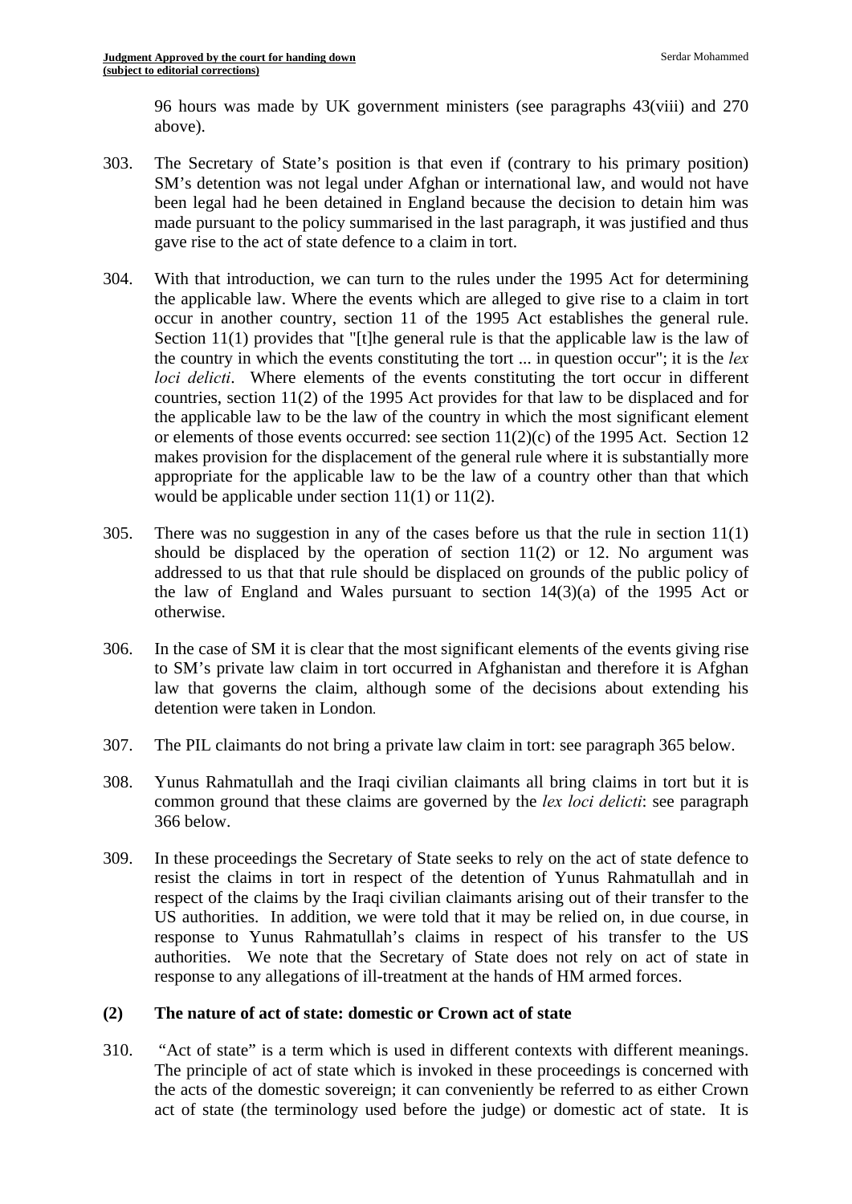96 hours was made by UK government ministers (see paragraphs 43(viii) and 270 above).

303. The Secretary of State's position is that even if (contrary to his primary position) SM's detention was not legal under Afghan or international law, and would not have been legal had he been detained in England because the decision to detain him was made pursuant to the policy summarised in the last paragraph, it was justified and thus gave rise to the act of state defence to a claim in tort.

304. With that introduction, we can turn to the rules under the 1995 Act for determining the applicable law. Where the events which are alleged to give rise to a claim in tort occur in another country, section 11 of the 1995 Act establishes the general rule. Section 11(1) provides that "[t]he general rule is that the applicable law is the law of the country in which the events constituting the tort ... in question occur"; it is the *lex loci delicti*. Where elements of the events constituting the tort occur in different countries, section 11(2) of the 1995 Act provides for that law to be displaced and for the applicable law to be the law of the country in which the most significant element or elements of those events occurred: see section 11(2)(c) of the 1995 Act. Section 12 makes provision for the displacement of the general rule where it is substantially more appropriate for the applicable law to be the law of a country other than that which would be applicable under section 11(1) or 11(2).

305. There was no suggestion in any of the cases before us that the rule in section 11(1) should be displaced by the operation of section 11(2) or 12. No argument was addressed to us that that rule should be displaced on grounds of the public policy of the law of England and Wales pursuant to section 14(3)(a) of the 1995 Act or otherwise.

306. In the case of SM it is clear that the most significant elements of the events giving rise to SM's private law claim in tort occurred in Afghanistan and therefore it is Afghan law that governs the claim, although some of the decisions about extending his detention were taken in London.

307. The PIL claimants do not bring a private law claim in tort: see paragraph 365 below.

308. Yunus Rahmatullah and the Iraqi civilian claimants all bring claims in tort but it is common ground that these claims are governed by the *lex loci delicti*: see paragraph 366 below.

309. In these proceedings the Secretary of State seeks to rely on the act of state defence to resist the claims in tort in respect of the detention of Yunus Rahmatullah and in respect of the claims by the Iraqi civilian claimants arising out of their transfer to the US authorities. In addition, we were told that it may be relied on, in due course, in response to Yunus Rahmatullah's claims in respect of his transfer to the US authorities. We note that the Secretary of State does not rely on act of state in response to any allegations of ill-treatment at the hands of HM armed forces.

## (2) The nature of act of state: domestic or Crown act of state

310. "Act of state" is a term which is used in different contexts with different meanings. The principle of act of state which is invoked in these proceedings is concerned with the acts of the domestic sovereign; it can conveniently be referred to as either Crown act of state (the terminology used before the judge) or domestic act of state. It is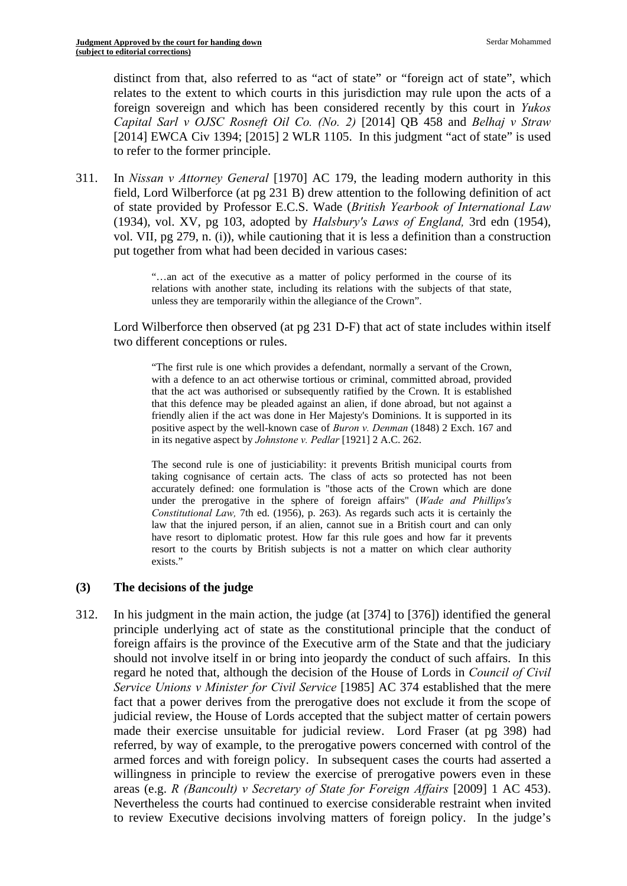distinct from that, also referred to as "act of state" or "foreign act of state", which relates to the extent to which courts in this jurisdiction may rule upon the acts of a foreign sovereign and which has been considered recently by this court in *Yukos Capital Sarl v OJSC Rosneft Oil Co. (No. 2)* [2014] QB 458 and *Belhaj v Straw* [2014] EWCA Civ 1394; [2015] 2 WLR 1105. In this judgment "act of state" is used to refer to the former principle.

311. In *Nissan v Attorney General* [1970] AC 179, the leading modern authority in this field, Lord Wilberforce (at pg 231 B) drew attention to the following definition of act of state provided by Professor E.C.S. Wade (*British Yearbook of International Law* (1934), vol. XV, pg 103, adopted by *Halsbury's Laws of England,* 3rd edn (1954), vol. VII, pg 279, n. (i)), while cautioning that it is less a definition than a construction put together from what had been decided in various cases:

> "…an act of the executive as a matter of policy performed in the course of its relations with another state, including its relations with the subjects of that state, unless they are temporarily within the allegiance of the Crown".

Lord Wilberforce then observed (at pg 231 D-F) that act of state includes within itself two different conceptions or rules.

> "The first rule is one which provides a defendant, normally a servant of the Crown, with a defence to an act otherwise tortious or criminal, committed abroad, provided that the act was authorised or subsequently ratified by the Crown. It is established that this defence may be pleaded against an alien, if done abroad, but not against a friendly alien if the act was done in Her Majesty's Dominions. It is supported in its positive aspect by the well-known case of *Buron v. Denman* (1848) 2 Exch. 167 and in its negative aspect by *Johnstone v. Pedlar* [1921] 2 A.C. 262.
>
> The second rule is one of justiciability: it prevents British municipal courts from taking cognisance of certain acts. The class of acts so protected has not been accurately defined: one formulation is "those acts of the Crown which are done under the prerogative in the sphere of foreign affairs" (*Wade and Phillips's Constitutional Law,* 7th ed. (1956), p. 263). As regards such acts it is certainly the law that the injured person, if an alien, cannot sue in a British court and can only have resort to diplomatic protest. How far this rule goes and how far it prevents resort to the courts by British subjects is not a matter on which clear authority exists."

### (3) The decisions of the judge

312. In his judgment in the main action, the judge (at [374] to [376]) identified the general principle underlying act of state as the constitutional principle that the conduct of foreign affairs is the province of the Executive arm of the State and that the judiciary should not involve itself in or bring into jeopardy the conduct of such affairs. In this regard he noted that, although the decision of the House of Lords in *Council of Civil Service Unions v Minister for Civil Service* [1985] AC 374 established that the mere fact that a power derives from the prerogative does not exclude it from the scope of judicial review, the House of Lords accepted that the subject matter of certain powers made their exercise unsuitable for judicial review. Lord Fraser (at pg 398) had referred, by way of example, to the prerogative powers concerned with control of the armed forces and with foreign policy. In subsequent cases the courts had asserted a willingness in principle to review the exercise of prerogative powers even in these areas (e.g. *R (Bancoult) v Secretary of State for Foreign Affairs* [2009] 1 AC 453). Nevertheless the courts had continued to exercise considerable restraint when invited to review Executive decisions involving matters of foreign policy. In the judge's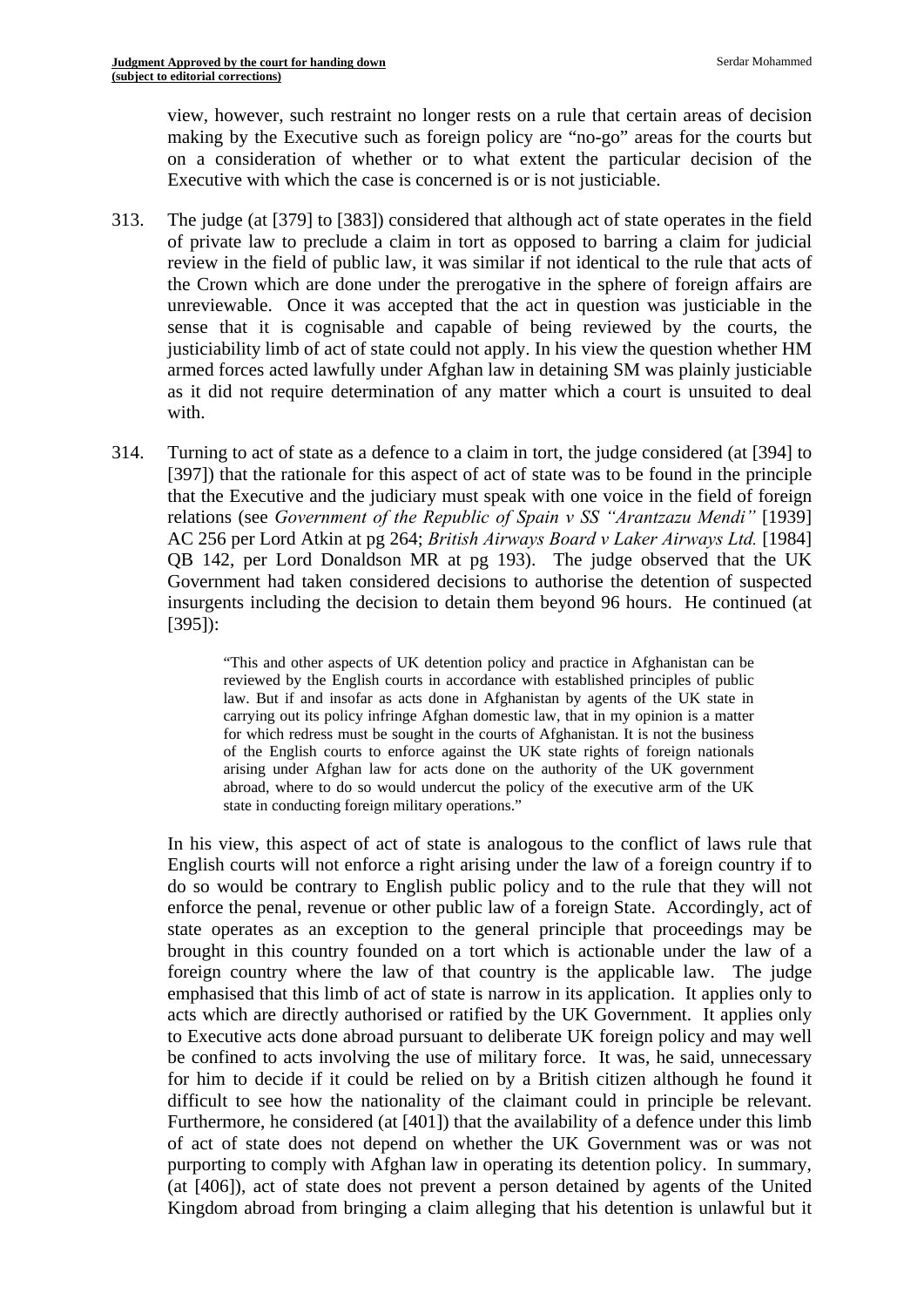view, however, such restraint no longer rests on a rule that certain areas of decision making by the Executive such as foreign policy are "no-go" areas for the courts but on a consideration of whether or to what extent the particular decision of the Executive with which the case is concerned is or is not justiciable.

313. The judge (at [379] to [383]) considered that although act of state operates in the field of private law to preclude a claim in tort as opposed to barring a claim for judicial review in the field of public law, it was similar if not identical to the rule that acts of the Crown which are done under the prerogative in the sphere of foreign affairs are unreviewable. Once it was accepted that the act in question was justiciable in the sense that it is cognisable and capable of being reviewed by the courts, the justiciability limb of act of state could not apply. In his view the question whether HM armed forces acted lawfully under Afghan law in detaining SM was plainly justiciable as it did not require determination of any matter which a court is unsuited to deal with.

314. Turning to act of state as a defence to a claim in tort, the judge considered (at [394] to [397]) that the rationale for this aspect of act of state was to be found in the principle that the Executive and the judiciary must speak with one voice in the field of foreign relations (see *Government of the Republic of Spain v SS "Arantzazu Mendi"* [1939] AC 256 per Lord Atkin at pg 264; *British Airways Board v Laker Airways Ltd.* [1984] QB 142, per Lord Donaldson MR at pg 193). The judge observed that the UK Government had taken considered decisions to authorise the detention of suspected insurgents including the decision to detain them beyond 96 hours. He continued (at [395]):

> "This and other aspects of UK detention policy and practice in Afghanistan can be reviewed by the English courts in accordance with established principles of public law. But if and insofar as acts done in Afghanistan by agents of the UK state in carrying out its policy infringe Afghan domestic law, that in my opinion is a matter for which redress must be sought in the courts of Afghanistan. It is not the business of the English courts to enforce against the UK state rights of foreign nationals arising under Afghan law for acts done on the authority of the UK government abroad, where to do so would undercut the policy of the executive arm of the UK state in conducting foreign military operations."

In his view, this aspect of act of state is analogous to the conflict of laws rule that English courts will not enforce a right arising under the law of a foreign country if to do so would be contrary to English public policy and to the rule that they will not enforce the penal, revenue or other public law of a foreign State. Accordingly, act of state operates as an exception to the general principle that proceedings may be brought in this country founded on a tort which is actionable under the law of a foreign country where the law of that country is the applicable law. The judge emphasised that this limb of act of state is narrow in its application. It applies only to acts which are directly authorised or ratified by the UK Government. It applies only to Executive acts done abroad pursuant to deliberate UK foreign policy and may well be confined to acts involving the use of military force. It was, he said, unnecessary for him to decide if it could be relied on by a British citizen although he found it difficult to see how the nationality of the claimant could in principle be relevant. Furthermore, he considered (at [401]) that the availability of a defence under this limb of act of state does not depend on whether the UK Government was or was not purporting to comply with Afghan law in operating its detention policy. In summary, (at [406]), act of state does not prevent a person detained by agents of the United Kingdom abroad from bringing a claim alleging that his detention is unlawful but it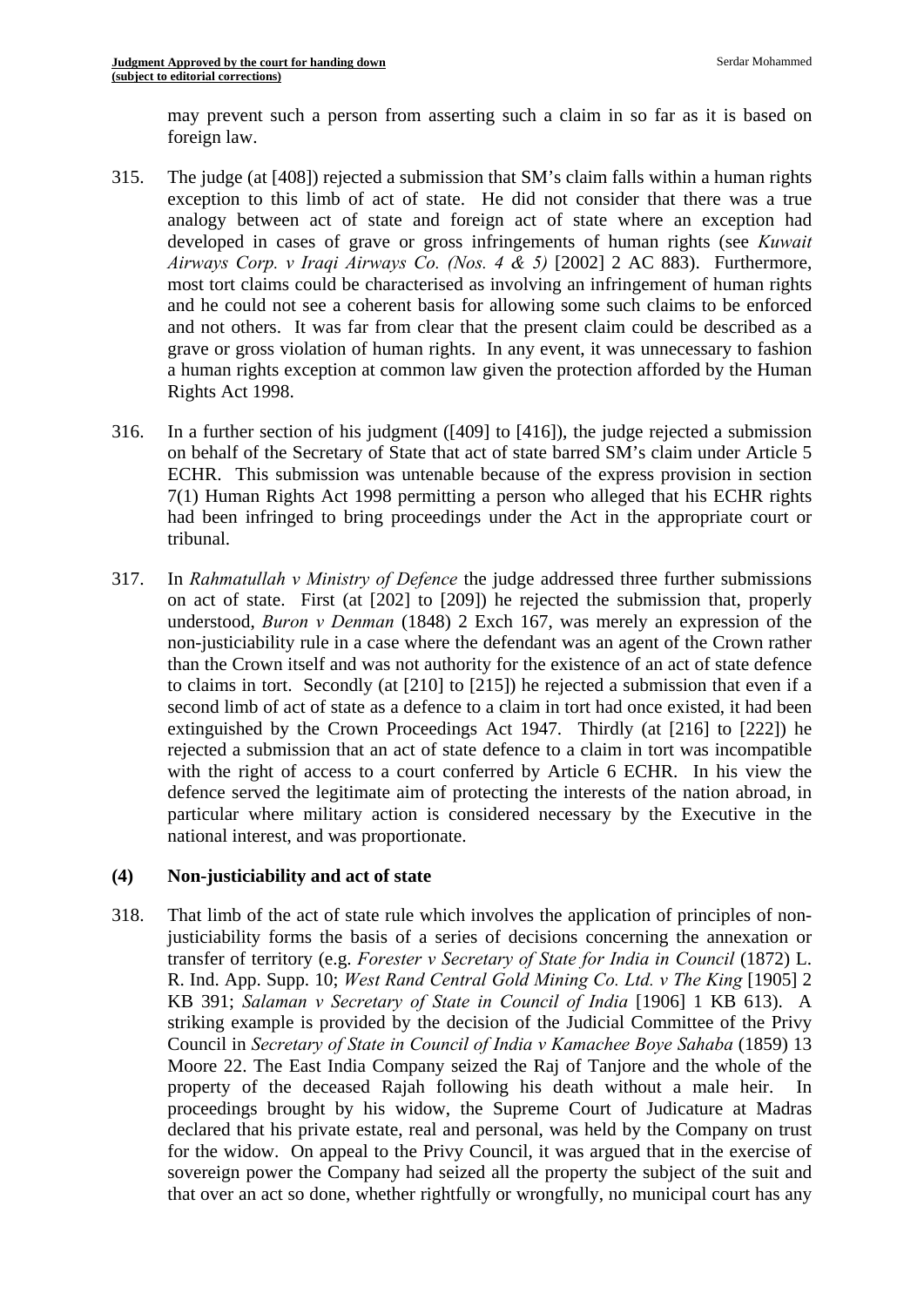may prevent such a person from asserting such a claim in so far as it is based on foreign law.

315. The judge (at [408]) rejected a submission that SM's claim falls within a human rights exception to this limb of act of state. He did not consider that there was a true analogy between act of state and foreign act of state where an exception had developed in cases of grave or gross infringements of human rights (see *Kuwait Airways Corp. v Iraqi Airways Co. (Nos. 4 & 5)* [2002] 2 AC 883). Furthermore, most tort claims could be characterised as involving an infringement of human rights and he could not see a coherent basis for allowing some such claims to be enforced and not others. It was far from clear that the present claim could be described as a grave or gross violation of human rights. In any event, it was unnecessary to fashion a human rights exception at common law given the protection afforded by the Human Rights Act 1998.

316. In a further section of his judgment ([409] to [416]), the judge rejected a submission on behalf of the Secretary of State that act of state barred SM's claim under Article 5 ECHR. This submission was untenable because of the express provision in section 7(1) Human Rights Act 1998 permitting a person who alleged that his ECHR rights had been infringed to bring proceedings under the Act in the appropriate court or tribunal.

317. In *Rahmatullah v Ministry of Defence* the judge addressed three further submissions on act of state. First (at [202] to [209]) he rejected the submission that, properly understood, *Buron v Denman* (1848) 2 Exch 167, was merely an expression of the non-justiciability rule in a case where the defendant was an agent of the Crown rather than the Crown itself and was not authority for the existence of an act of state defence to claims in tort. Secondly (at [210] to [215]) he rejected a submission that even if a second limb of act of state as a defence to a claim in tort had once existed, it had been extinguished by the Crown Proceedings Act 1947. Thirdly (at [216] to [222]) he rejected a submission that an act of state defence to a claim in tort was incompatible with the right of access to a court conferred by Article 6 ECHR. In his view the defence served the legitimate aim of protecting the interests of the nation abroad, in particular where military action is considered necessary by the Executive in the national interest, and was proportionate.

### (4) Non-justiciability and act of state

318. That limb of the act of state rule which involves the application of principles of non-justiciability forms the basis of a series of decisions concerning the annexation or transfer of territory (e.g. *Forester v Secretary of State for India in Council* (1872) L. R. Ind. App. Supp. 10; *West Rand Central Gold Mining Co. Ltd. v The King* [1905] 2 KB 391; *Salaman v Secretary of State in Council of India* [1906] 1 KB 613). A striking example is provided by the decision of the Judicial Committee of the Privy Council in *Secretary of State in Council of India v Kamachee Boye Sahaba* (1859) 13 Moore 22. The East India Company seized the Raj of Tanjore and the whole of the property of the deceased Rajah following his death without a male heir. In proceedings brought by his widow, the Supreme Court of Judicature at Madras declared that his private estate, real and personal, was held by the Company on trust for the widow. On appeal to the Privy Council, it was argued that in the exercise of sovereign power the Company had seized all the property the subject of the suit and that over an act so done, whether rightfully or wrongfully, no municipal court has any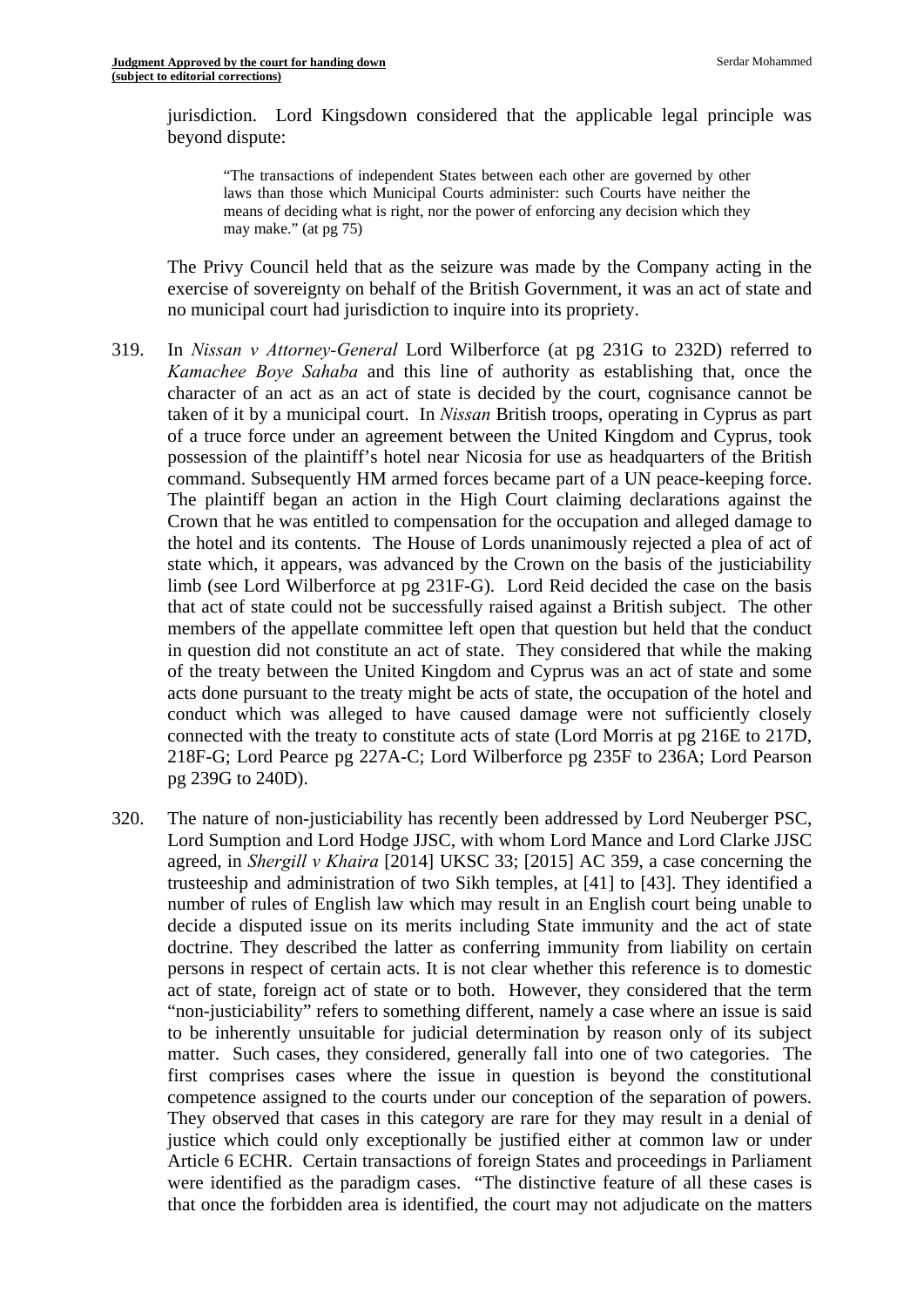jurisdiction. Lord Kingsdown considered that the applicable legal principle was beyond dispute:

> "The transactions of independent States between each other are governed by other laws than those which Municipal Courts administer: such Courts have neither the means of deciding what is right, nor the power of enforcing any decision which they may make." (at pg 75)

The Privy Council held that as the seizure was made by the Company acting in the exercise of sovereignty on behalf of the British Government, it was an act of state and no municipal court had jurisdiction to inquire into its propriety.

319. In *Nissan v Attorney-General* Lord Wilberforce (at pg 231G to 232D) referred to *Kamachee Boye Sahaba* and this line of authority as establishing that, once the character of an act as an act of state is decided by the court, cognisance cannot be taken of it by a municipal court. In *Nissan* British troops, operating in Cyprus as part of a truce force under an agreement between the United Kingdom and Cyprus, took possession of the plaintiff's hotel near Nicosia for use as headquarters of the British command. Subsequently HM armed forces became part of a UN peace-keeping force. The plaintiff began an action in the High Court claiming declarations against the Crown that he was entitled to compensation for the occupation and alleged damage to the hotel and its contents. The House of Lords unanimously rejected a plea of act of state which, it appears, was advanced by the Crown on the basis of the justiciability limb (see Lord Wilberforce at pg 231F-G). Lord Reid decided the case on the basis that act of state could not be successfully raised against a British subject. The other members of the appellate committee left open that question but held that the conduct in question did not constitute an act of state. They considered that while the making of the treaty between the United Kingdom and Cyprus was an act of state and some acts done pursuant to the treaty might be acts of state, the occupation of the hotel and conduct which was alleged to have caused damage were not sufficiently closely connected with the treaty to constitute acts of state (Lord Morris at pg 216E to 217D, 218F-G; Lord Pearce pg 227A-C; Lord Wilberforce pg 235F to 236A; Lord Pearson pg 239G to 240D).

320. The nature of non-justiciability has recently been addressed by Lord Neuberger PSC, Lord Sumption and Lord Hodge JJSC, with whom Lord Mance and Lord Clarke JJSC agreed, in *Shergill v Khaira* [2014] UKSC 33; [2015] AC 359, a case concerning the trusteeship and administration of two Sikh temples, at [41] to [43]. They identified a number of rules of English law which may result in an English court being unable to decide a disputed issue on its merits including State immunity and the act of state doctrine. They described the latter as conferring immunity from liability on certain persons in respect of certain acts. It is not clear whether this reference is to domestic act of state, foreign act of state or to both. However, they considered that the term "non-justiciability" refers to something different, namely a case where an issue is said to be inherently unsuitable for judicial determination by reason only of its subject matter. Such cases, they considered, generally fall into one of two categories. The first comprises cases where the issue in question is beyond the constitutional competence assigned to the courts under our conception of the separation of powers. They observed that cases in this category are rare for they may result in a denial of justice which could only exceptionally be justified either at common law or under Article 6 ECHR. Certain transactions of foreign States and proceedings in Parliament were identified as the paradigm cases. "The distinctive feature of all these cases is that once the forbidden area is identified, the court may not adjudicate on the matters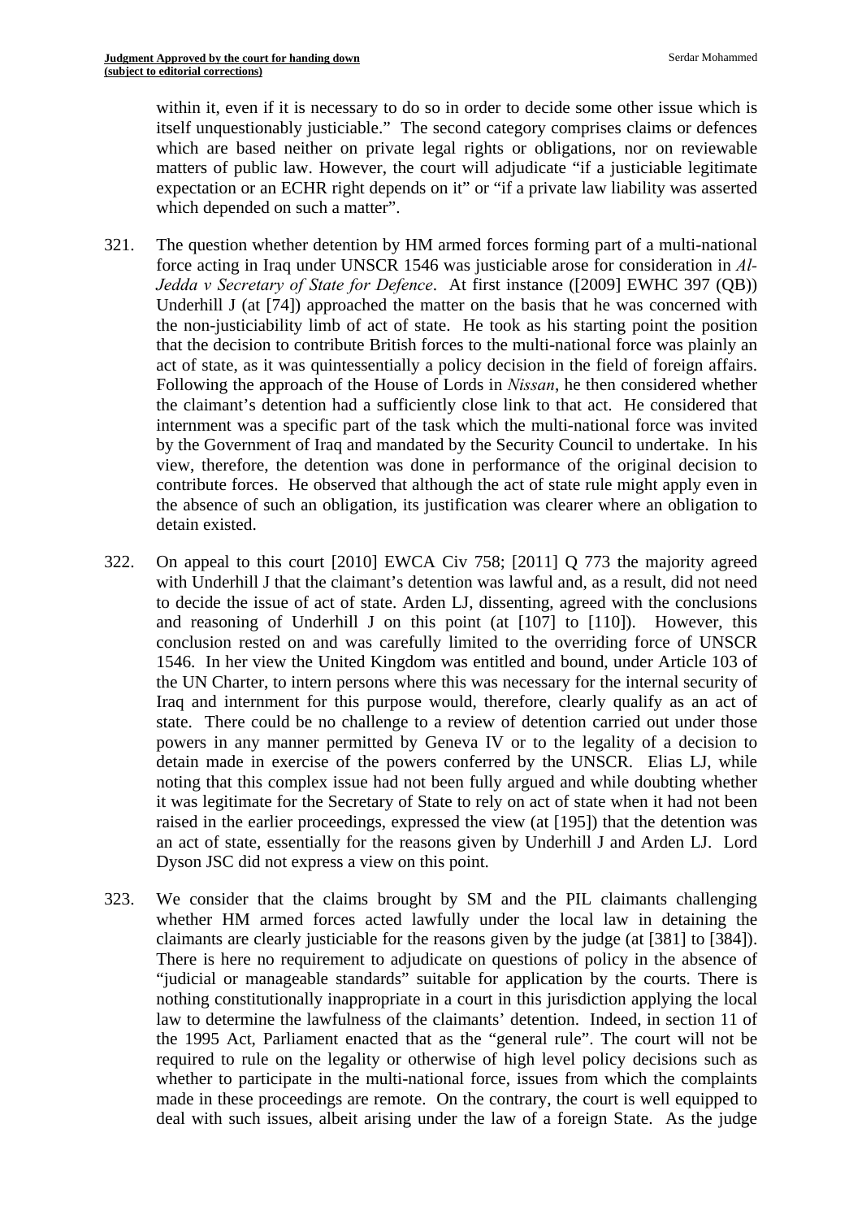within it, even if it is necessary to do so in order to decide some other issue which is itself unquestionably justiciable." The second category comprises claims or defences which are based neither on private legal rights or obligations, nor on reviewable matters of public law. However, the court will adjudicate "if a justiciable legitimate expectation or an ECHR right depends on it" or "if a private law liability was asserted which depended on such a matter".

321. The question whether detention by HM armed forces forming part of a multi-national force acting in Iraq under UNSCR 1546 was justiciable arose for consideration in *Al-Jedda v Secretary of State for Defence*. At first instance ([2009] EWHC 397 (QB)) Underhill J (at [74]) approached the matter on the basis that he was concerned with the non-justiciability limb of act of state. He took as his starting point the position that the decision to contribute British forces to the multi-national force was plainly an act of state, as it was quintessentially a policy decision in the field of foreign affairs. Following the approach of the House of Lords in *Nissan*, he then considered whether the claimant's detention had a sufficiently close link to that act. He considered that internment was a specific part of the task which the multi-national force was invited by the Government of Iraq and mandated by the Security Council to undertake. In his view, therefore, the detention was done in performance of the original decision to contribute forces. He observed that although the act of state rule might apply even in the absence of such an obligation, its justification was clearer where an obligation to detain existed.

322. On appeal to this court [2010] EWCA Civ 758; [2011] Q 773 the majority agreed with Underhill J that the claimant's detention was lawful and, as a result, did not need to decide the issue of act of state. Arden LJ, dissenting, agreed with the conclusions and reasoning of Underhill J on this point (at [107] to [110]). However, this conclusion rested on and was carefully limited to the overriding force of UNSCR 1546. In her view the United Kingdom was entitled and bound, under Article 103 of the UN Charter, to intern persons where this was necessary for the internal security of Iraq and internment for this purpose would, therefore, clearly qualify as an act of state. There could be no challenge to a review of detention carried out under those powers in any manner permitted by Geneva IV or to the legality of a decision to detain made in exercise of the powers conferred by the UNSCR. Elias LJ, while noting that this complex issue had not been fully argued and while doubting whether it was legitimate for the Secretary of State to rely on act of state when it had not been raised in the earlier proceedings, expressed the view (at [195]) that the detention was an act of state, essentially for the reasons given by Underhill J and Arden LJ. Lord Dyson JSC did not express a view on this point.

323. We consider that the claims brought by SM and the PIL claimants challenging whether HM armed forces acted lawfully under the local law in detaining the claimants are clearly justiciable for the reasons given by the judge (at [381] to [384]). There is here no requirement to adjudicate on questions of policy in the absence of "judicial or manageable standards" suitable for application by the courts. There is nothing constitutionally inappropriate in a court in this jurisdiction applying the local law to determine the lawfulness of the claimants' detention. Indeed, in section 11 of the 1995 Act, Parliament enacted that as the "general rule". The court will not be required to rule on the legality or otherwise of high level policy decisions such as whether to participate in the multi-national force, issues from which the complaints made in these proceedings are remote. On the contrary, the court is well equipped to deal with such issues, albeit arising under the law of a foreign State. As the judge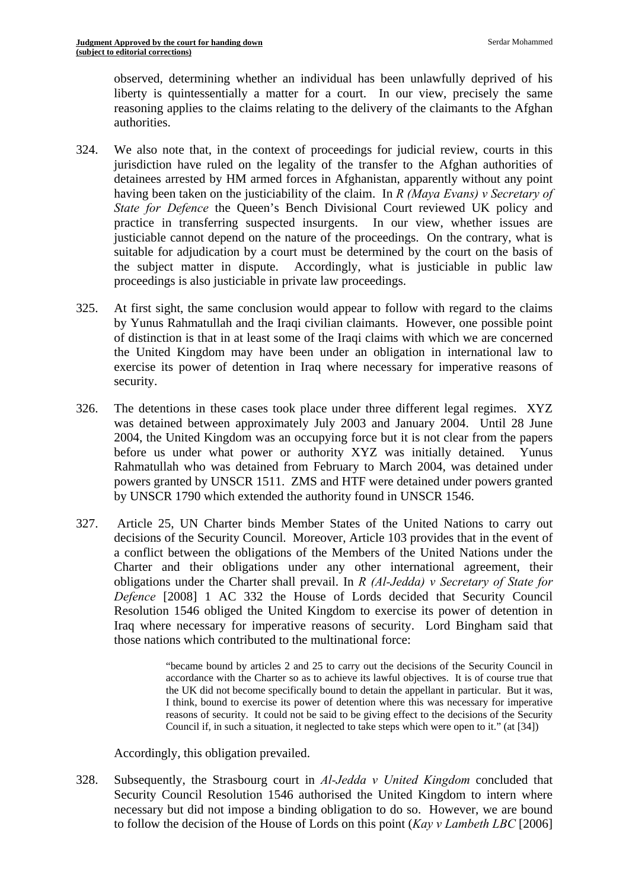observed, determining whether an individual has been unlawfully deprived of his liberty is quintessentially a matter for a court. In our view, precisely the same reasoning applies to the claims relating to the delivery of the claimants to the Afghan authorities.

324. We also note that, in the context of proceedings for judicial review, courts in this jurisdiction have ruled on the legality of the transfer to the Afghan authorities of detainees arrested by HM armed forces in Afghanistan, apparently without any point having been taken on the justiciability of the claim. In *R (Maya Evans) v Secretary of State for Defence* the Queen's Bench Divisional Court reviewed UK policy and practice in transferring suspected insurgents. In our view, whether issues are justiciable cannot depend on the nature of the proceedings. On the contrary, what is suitable for adjudication by a court must be determined by the court on the basis of the subject matter in dispute. Accordingly, what is justiciable in public law proceedings is also justiciable in private law proceedings.

325. At first sight, the same conclusion would appear to follow with regard to the claims by Yunus Rahmatullah and the Iraqi civilian claimants. However, one possible point of distinction is that in at least some of the Iraqi claims with which we are concerned the United Kingdom may have been under an obligation in international law to exercise its power of detention in Iraq where necessary for imperative reasons of security.

326. The detentions in these cases took place under three different legal regimes. XYZ was detained between approximately July 2003 and January 2004. Until 28 June 2004, the United Kingdom was an occupying force but it is not clear from the papers before us under what power or authority XYZ was initially detained. Yunus Rahmatullah who was detained from February to March 2004, was detained under powers granted by UNSCR 1511. ZMS and HTF were detained under powers granted by UNSCR 1790 which extended the authority found in UNSCR 1546.

327. Article 25, UN Charter binds Member States of the United Nations to carry out decisions of the Security Council. Moreover, Article 103 provides that in the event of a conflict between the obligations of the Members of the United Nations under the Charter and their obligations under any other international agreement, their obligations under the Charter shall prevail. In *R (Al-Jedda) v Secretary of State for Defence* [2008] 1 AC 332 the House of Lords decided that Security Council Resolution 1546 obliged the United Kingdom to exercise its power of detention in Iraq where necessary for imperative reasons of security. Lord Bingham said that those nations which contributed to the multinational force:

> "became bound by articles 2 and 25 to carry out the decisions of the Security Council in accordance with the Charter so as to achieve its lawful objectives. It is of course true that the UK did not become specifically bound to detain the appellant in particular. But it was, I think, bound to exercise its power of detention where this was necessary for imperative reasons of security. It could not be said to be giving effect to the decisions of the Security Council if, in such a situation, it neglected to take steps which were open to it." (at [34])

Accordingly, this obligation prevailed.

328. Subsequently, the Strasbourg court in *Al-Jedda v United Kingdom* concluded that Security Council Resolution 1546 authorised the United Kingdom to intern where necessary but did not impose a binding obligation to do so. However, we are bound to follow the decision of the House of Lords on this point (*Kay v Lambeth LBC* [2006]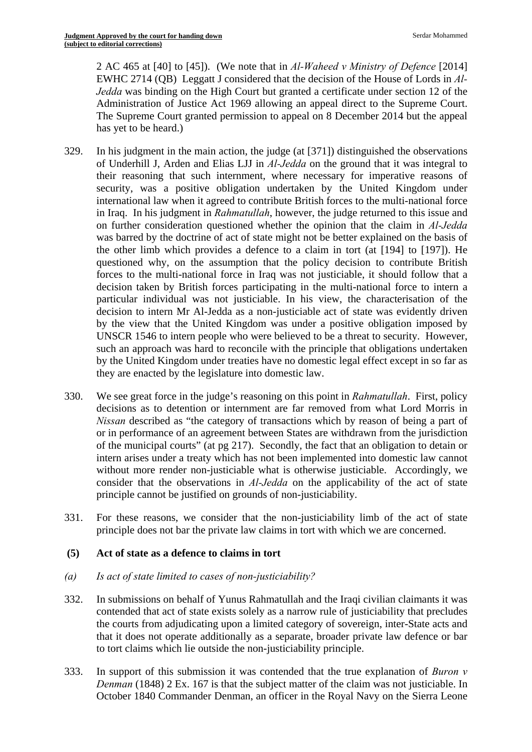2 AC 465 at [40] to [45]). (We note that in *Al-Waheed v Ministry of Defence* [2014] EWHC 2714 (QB) Leggatt J considered that the decision of the House of Lords in *Al-Jedda* was binding on the High Court but granted a certificate under section 12 of the Administration of Justice Act 1969 allowing an appeal direct to the Supreme Court. The Supreme Court granted permission to appeal on 8 December 2014 but the appeal has yet to be heard.)

329. In his judgment in the main action, the judge (at [371]) distinguished the observations of Underhill J, Arden and Elias LJJ in *Al-Jedda* on the ground that it was integral to their reasoning that such internment, where necessary for imperative reasons of security, was a positive obligation undertaken by the United Kingdom under international law when it agreed to contribute British forces to the multi-national force in Iraq. In his judgment in *Rahmatullah*, however, the judge returned to this issue and on further consideration questioned whether the opinion that the claim in *Al-Jedda* was barred by the doctrine of act of state might not be better explained on the basis of the other limb which provides a defence to a claim in tort (at [194] to [197]). He questioned why, on the assumption that the policy decision to contribute British forces to the multi-national force in Iraq was not justiciable, it should follow that a decision taken by British forces participating in the multi-national force to intern a particular individual was not justiciable. In his view, the characterisation of the decision to intern Mr Al-Jedda as a non-justiciable act of state was evidently driven by the view that the United Kingdom was under a positive obligation imposed by UNSCR 1546 to intern people who were believed to be a threat to security. However, such an approach was hard to reconcile with the principle that obligations undertaken by the United Kingdom under treaties have no domestic legal effect except in so far as they are enacted by the legislature into domestic law.

330. We see great force in the judge's reasoning on this point in *Rahmatullah*. First, policy decisions as to detention or internment are far removed from what Lord Morris in *Nissan* described as "the category of transactions which by reason of being a part of or in performance of an agreement between States are withdrawn from the jurisdiction of the municipal courts" (at pg 217). Secondly, the fact that an obligation to detain or intern arises under a treaty which has not been implemented into domestic law cannot without more render non-justiciable what is otherwise justiciable. Accordingly, we consider that the observations in *Al-Jedda* on the applicability of the act of state principle cannot be justified on grounds of non-justiciability.

331. For these reasons, we consider that the non-justiciability limb of the act of state principle does not bar the private law claims in tort with which we are concerned.

### (5) Act of state as a defence to claims in tort

*(a) Is act of state limited to cases of non-justiciability?*

332. In submissions on behalf of Yunus Rahmatullah and the Iraqi civilian claimants it was contended that act of state exists solely as a narrow rule of justiciability that precludes the courts from adjudicating upon a limited category of sovereign, inter-State acts and that it does not operate additionally as a separate, broader private law defence or bar to tort claims which lie outside the non-justiciability principle.

333. In support of this submission it was contended that the true explanation of *Buron v Denman* (1848) 2 Ex. 167 is that the subject matter of the claim was not justiciable. In October 1840 Commander Denman, an officer in the Royal Navy on the Sierra Leone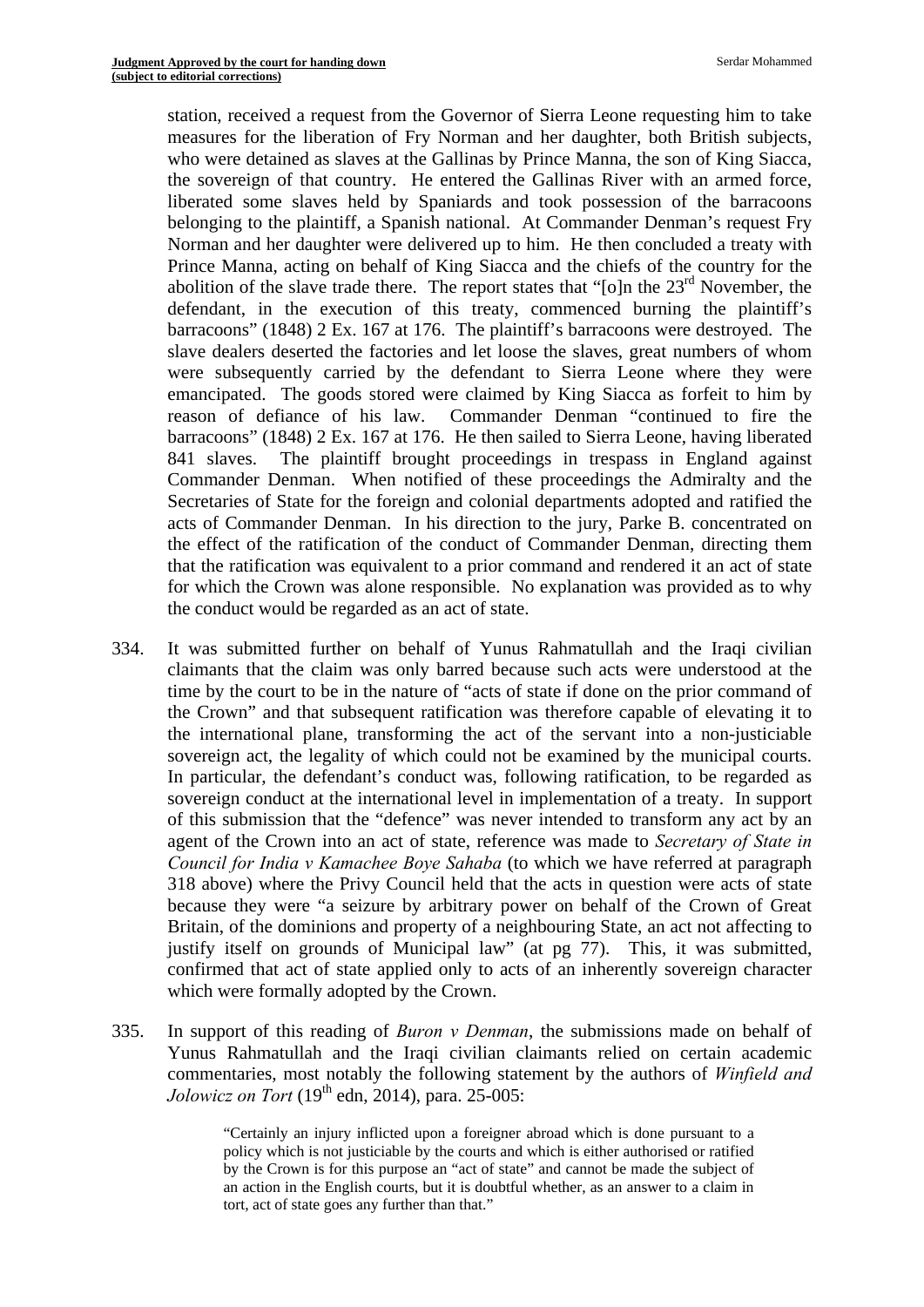station, received a request from the Governor of Sierra Leone requesting him to take measures for the liberation of Fry Norman and her daughter, both British subjects, who were detained as slaves at the Gallinas by Prince Manna, the son of King Siacca, the sovereign of that country. He entered the Gallinas River with an armed force, liberated some slaves held by Spaniards and took possession of the barracoons belonging to the plaintiff, a Spanish national. At Commander Denman's request Fry Norman and her daughter were delivered up to him. He then concluded a treaty with Prince Manna, acting on behalf of King Siacca and the chiefs of the country for the abolition of the slave trade there. The report states that "[o]n the 23rd November, the defendant, in the execution of this treaty, commenced burning the plaintiff's barracoons" (1848) 2 Ex. 167 at 176. The plaintiff's barracoons were destroyed. The slave dealers deserted the factories and let loose the slaves, great numbers of whom were subsequently carried by the defendant to Sierra Leone where they were emancipated. The goods stored were claimed by King Siacca as forfeit to him by reason of defiance of his law. Commander Denman "continued to fire the barracoons" (1848) 2 Ex. 167 at 176. He then sailed to Sierra Leone, having liberated 841 slaves. The plaintiff brought proceedings in trespass in England against Commander Denman. When notified of these proceedings the Admiralty and the Secretaries of State for the foreign and colonial departments adopted and ratified the acts of Commander Denman. In his direction to the jury, Parke B. concentrated on the effect of the ratification of the conduct of Commander Denman, directing them that the ratification was equivalent to a prior command and rendered it an act of state for which the Crown was alone responsible. No explanation was provided as to why the conduct would be regarded as an act of state.

334. It was submitted further on behalf of Yunus Rahmatullah and the Iraqi civilian claimants that the claim was only barred because such acts were understood at the time by the court to be in the nature of "acts of state if done on the prior command of the Crown" and that subsequent ratification was therefore capable of elevating it to the international plane, transforming the act of the servant into a non-justiciable sovereign act, the legality of which could not be examined by the municipal courts. In particular, the defendant's conduct was, following ratification, to be regarded as sovereign conduct at the international level in implementation of a treaty. In support of this submission that the "defence" was never intended to transform any act by an agent of the Crown into an act of state, reference was made to *Secretary of State in Council for India v Kamachee Boye Sahaba* (to which we have referred at paragraph 318 above) where the Privy Council held that the acts in question were acts of state because they were "a seizure by arbitrary power on behalf of the Crown of Great Britain, of the dominions and property of a neighbouring State, an act not affecting to justify itself on grounds of Municipal law" (at pg 77). This, it was submitted, confirmed that act of state applied only to acts of an inherently sovereign character which were formally adopted by the Crown.

335. In support of this reading of *Buron v Denman*, the submissions made on behalf of Yunus Rahmatullah and the Iraqi civilian claimants relied on certain academic commentaries, most notably the following statement by the authors of *Winfield and Jolowicz on Tort* (19th edn, 2014), para. 25-005:

> "Certainly an injury inflicted upon a foreigner abroad which is done pursuant to a policy which is not justiciable by the courts and which is either authorised or ratified by the Crown is for this purpose an "act of state" and cannot be made the subject of an action in the English courts, but it is doubtful whether, as an answer to a claim in tort, act of state goes any further than that."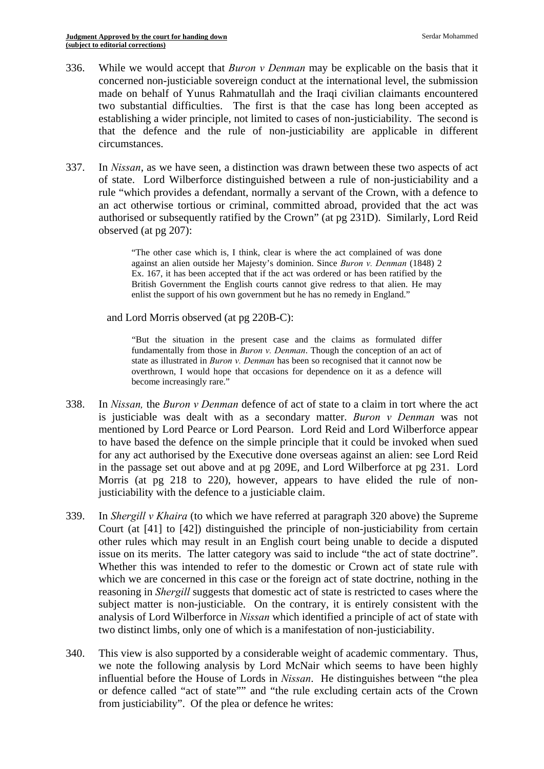336. While we would accept that *Buron v Denman* may be explicable on the basis that it concerned non-justiciable sovereign conduct at the international level, the submission made on behalf of Yunus Rahmatullah and the Iraqi civilian claimants encountered two substantial difficulties. The first is that the case has long been accepted as establishing a wider principle, not limited to cases of non-justiciability. The second is that the defence and the rule of non-justiciability are applicable in different circumstances.

337. In *Nissan*, as we have seen, a distinction was drawn between these two aspects of act of state. Lord Wilberforce distinguished between a rule of non-justiciability and a rule "which provides a defendant, normally a servant of the Crown, with a defence to an act otherwise tortious or criminal, committed abroad, provided that the act was authorised or subsequently ratified by the Crown" (at pg 231D). Similarly, Lord Reid observed (at pg 207):

> "The other case which is, I think, clear is where the act complained of was done against an alien outside her Majesty's dominion. Since *Buron v. Denman* (1848) 2 Ex. 167, it has been accepted that if the act was ordered or has been ratified by the British Government the English courts cannot give redress to that alien. He may enlist the support of his own government but he has no remedy in England."

and Lord Morris observed (at pg 220B-C):

> "But the situation in the present case and the claims as formulated differ fundamentally from those in *Buron v. Denman*. Though the conception of an act of state as illustrated in *Buron v. Denman* has been so recognised that it cannot now be overthrown, I would hope that occasions for dependence on it as a defence will become increasingly rare."

338. In *Nissan,* the *Buron v Denman* defence of act of state to a claim in tort where the act is justiciable was dealt with as a secondary matter. *Buron v Denman* was not mentioned by Lord Pearce or Lord Pearson. Lord Reid and Lord Wilberforce appear to have based the defence on the simple principle that it could be invoked when sued for any act authorised by the Executive done overseas against an alien: see Lord Reid in the passage set out above and at pg 209E, and Lord Wilberforce at pg 231. Lord Morris (at pg 218 to 220), however, appears to have elided the rule of non-justiciability with the defence to a justiciable claim.

339. In *Shergill v Khaira* (to which we have referred at paragraph 320 above) the Supreme Court (at [41] to [42]) distinguished the principle of non-justiciability from certain other rules which may result in an English court being unable to decide a disputed issue on its merits. The latter category was said to include "the act of state doctrine". Whether this was intended to refer to the domestic or Crown act of state rule with which we are concerned in this case or the foreign act of state doctrine, nothing in the reasoning in *Shergill* suggests that domestic act of state is restricted to cases where the subject matter is non-justiciable. On the contrary, it is entirely consistent with the analysis of Lord Wilberforce in *Nissan* which identified a principle of act of state with two distinct limbs, only one of which is a manifestation of non-justiciability.

340. This view is also supported by a considerable weight of academic commentary. Thus, we note the following analysis by Lord McNair which seems to have been highly influential before the House of Lords in *Nissan*. He distinguishes between "the plea or defence called "act of state"" and "the rule excluding certain acts of the Crown from justiciability". Of the plea or defence he writes: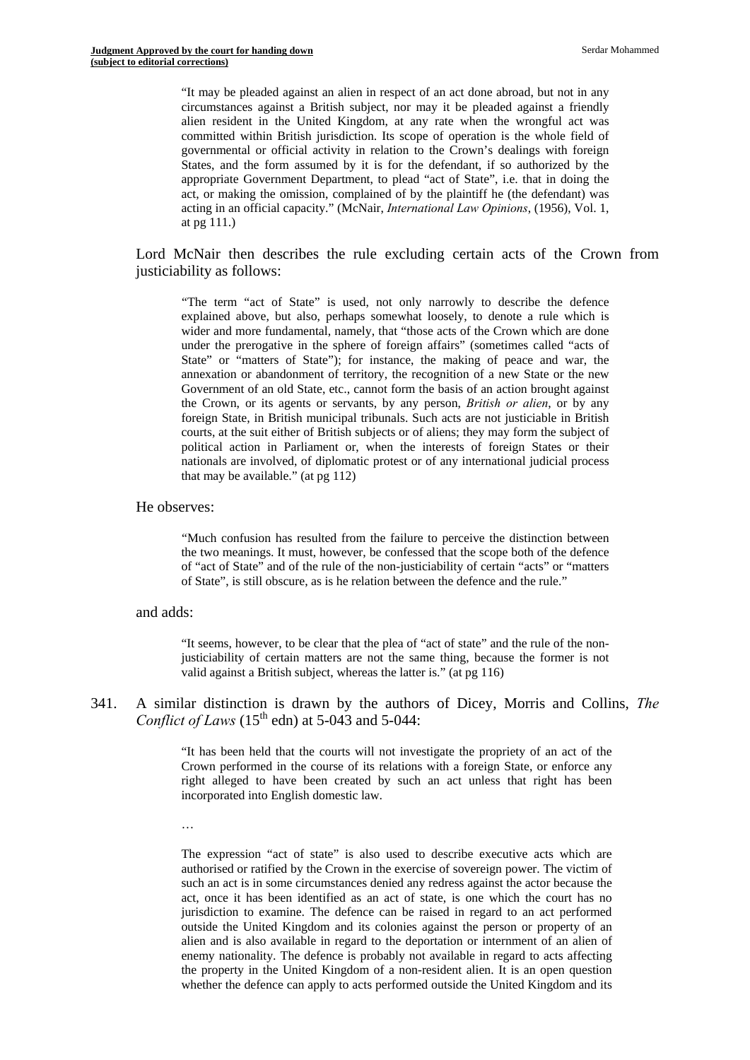> "It may be pleaded against an alien in respect of an act done abroad, but not in any circumstances against a British subject, nor may it be pleaded against a friendly alien resident in the United Kingdom, at any rate when the wrongful act was committed within British jurisdiction. Its scope of operation is the whole field of governmental or official activity in relation to the Crown's dealings with foreign States, and the form assumed by it is for the defendant, if so authorized by the appropriate Government Department, to plead "act of State", i.e. that in doing the act, or making the omission, complained of by the plaintiff he (the defendant) was acting in an official capacity." (McNair, *International Law Opinions*, (1956), Vol. 1, at pg 111.)

Lord McNair then describes the rule excluding certain acts of the Crown from justiciability as follows:

> "The term "act of State" is used, not only narrowly to describe the defence explained above, but also, perhaps somewhat loosely, to denote a rule which is wider and more fundamental, namely, that "those acts of the Crown which are done under the prerogative in the sphere of foreign affairs" (sometimes called "acts of State" or "matters of State"); for instance, the making of peace and war, the annexation or abandonment of territory, the recognition of a new State or the new Government of an old State, etc., cannot form the basis of an action brought against the Crown, or its agents or servants, by any person, *British or alien*, or by any foreign State, in British municipal tribunals. Such acts are not justiciable in British courts, at the suit either of British subjects or of aliens; they may form the subject of political action in Parliament or, when the interests of foreign States or their nationals are involved, of diplomatic protest or of any international judicial process that may be available." (at pg 112)

He observes:

> "Much confusion has resulted from the failure to perceive the distinction between the two meanings. It must, however, be confessed that the scope both of the defence of "act of State" and of the rule of the non-justiciability of certain "acts" or "matters of State", is still obscure, as is he relation between the defence and the rule."

and adds:

> "It seems, however, to be clear that the plea of "act of state" and the rule of the non-justiciability of certain matters are not the same thing, because the former is not valid against a British subject, whereas the latter is." (at pg 116)

341. A similar distinction is drawn by the authors of Dicey, Morris and Collins, *The Conflict of Laws* (15th edn) at 5-043 and 5-044:

> "It has been held that the courts will not investigate the propriety of an act of the Crown performed in the course of its relations with a foreign State, or enforce any right alleged to have been created by such an act unless that right has been incorporated into English domestic law.
>
> …
>
> The expression "act of state" is also used to describe executive acts which are authorised or ratified by the Crown in the exercise of sovereign power. The victim of such an act is in some circumstances denied any redress against the actor because the act, once it has been identified as an act of state, is one which the court has no jurisdiction to examine. The defence can be raised in regard to an act performed outside the United Kingdom and its colonies against the person or property of an alien and is also available in regard to the deportation or internment of an alien of enemy nationality. The defence is probably not available in regard to acts affecting the property in the United Kingdom of a non-resident alien. It is an open question whether the defence can apply to acts performed outside the United Kingdom and its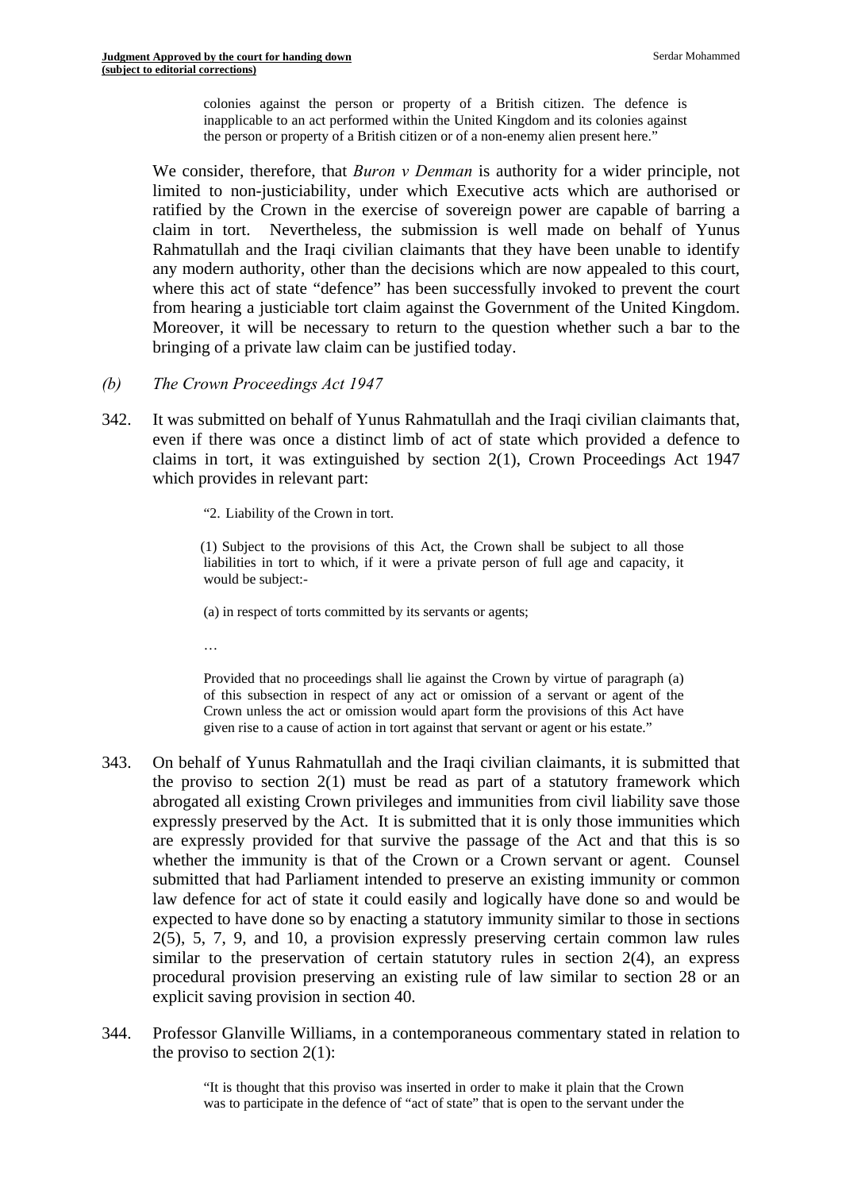> colonies against the person or property of a British citizen. The defence is inapplicable to an act performed within the United Kingdom and its colonies against the person or property of a British citizen or of a non-enemy alien present here."

We consider, therefore, that *Buron v Denman* is authority for a wider principle, not limited to non-justiciability, under which Executive acts which are authorised or ratified by the Crown in the exercise of sovereign power are capable of barring a claim in tort. Nevertheless, the submission is well made on behalf of Yunus Rahmatullah and the Iraqi civilian claimants that they have been unable to identify any modern authority, other than the decisions which are now appealed to this court, where this act of state "defence" has been successfully invoked to prevent the court from hearing a justiciable tort claim against the Government of the United Kingdom. Moreover, it will be necessary to return to the question whether such a bar to the bringing of a private law claim can be justified today.

*(b) The Crown Proceedings Act 1947*

342. It was submitted on behalf of Yunus Rahmatullah and the Iraqi civilian claimants that, even if there was once a distinct limb of act of state which provided a defence to claims in tort, it was extinguished by section 2(1), Crown Proceedings Act 1947 which provides in relevant part:

> "2. Liability of the Crown in tort.
>
> (1) Subject to the provisions of this Act, the Crown shall be subject to all those liabilities in tort to which, if it were a private person of full age and capacity, it would be subject:-
>
> (a) in respect of torts committed by its servants or agents;
>
> …
>
> Provided that no proceedings shall lie against the Crown by virtue of paragraph (a) of this subsection in respect of any act or omission of a servant or agent of the Crown unless the act or omission would apart form the provisions of this Act have given rise to a cause of action in tort against that servant or agent or his estate."

343. On behalf of Yunus Rahmatullah and the Iraqi civilian claimants, it is submitted that the proviso to section 2(1) must be read as part of a statutory framework which abrogated all existing Crown privileges and immunities from civil liability save those expressly preserved by the Act. It is submitted that it is only those immunities which are expressly provided for that survive the passage of the Act and that this is so whether the immunity is that of the Crown or a Crown servant or agent. Counsel submitted that had Parliament intended to preserve an existing immunity or common law defence for act of state it could easily and logically have done so and would be expected to have done so by enacting a statutory immunity similar to those in sections 2(5), 5, 7, 9, and 10, a provision expressly preserving certain common law rules similar to the preservation of certain statutory rules in section 2(4), an express procedural provision preserving an existing rule of law similar to section 28 or an explicit saving provision in section 40.

344. Professor Glanville Williams, in a contemporaneous commentary stated in relation to the proviso to section 2(1):

> "It is thought that this proviso was inserted in order to make it plain that the Crown was to participate in the defence of "act of state" that is open to the servant under the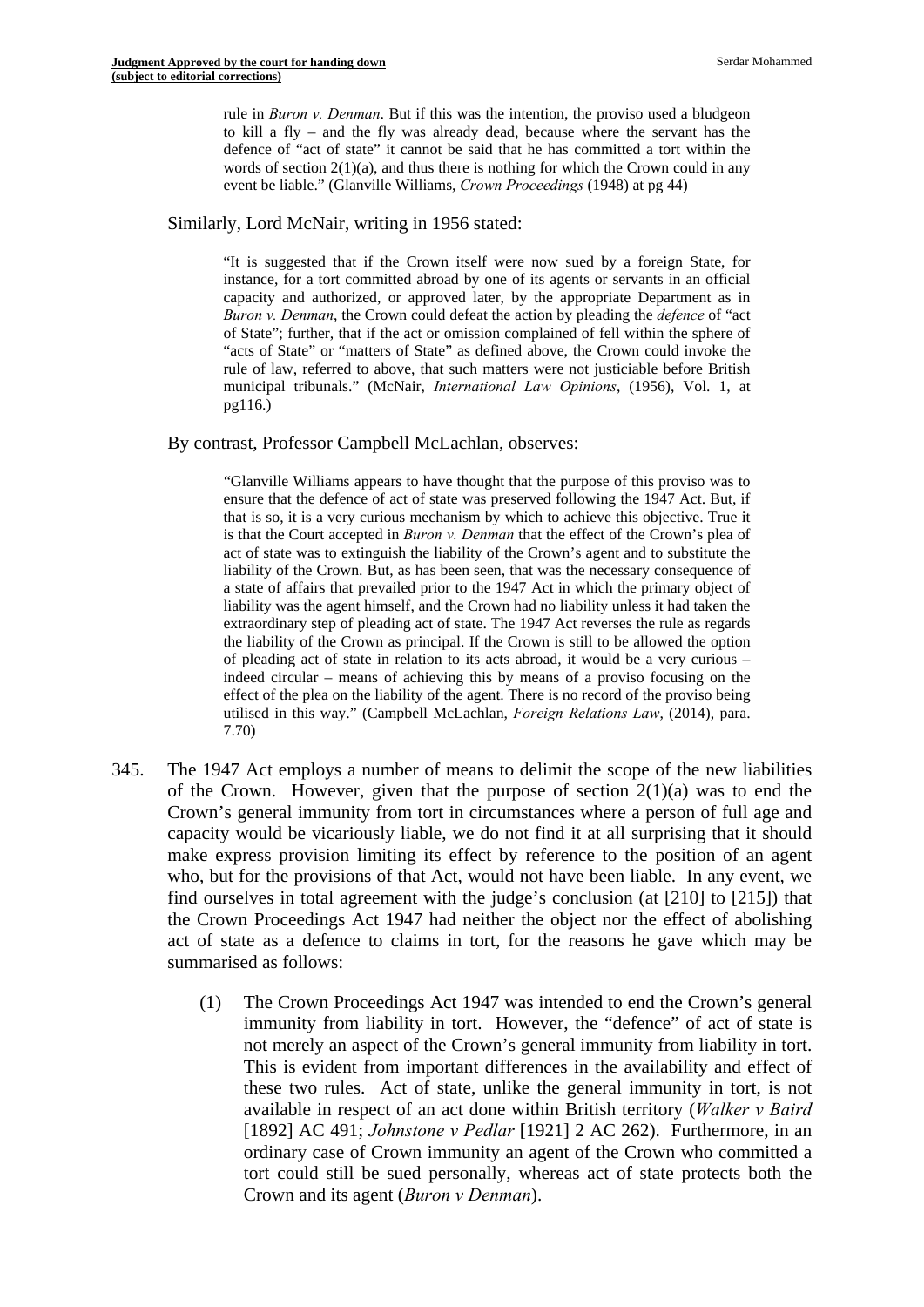rule in *Buron v. Denman*. But if this was the intention, the proviso used a bludgeon to kill a fly – and the fly was already dead, because where the servant has the defence of "act of state" it cannot be said that he has committed a tort within the words of section 2(1)(a), and thus there is nothing for which the Crown could in any event be liable." (Glanville Williams, *Crown Proceedings* (1948) at pg 44)

Similarly, Lord McNair, writing in 1956 stated:

> "It is suggested that if the Crown itself were now sued by a foreign State, for instance, for a tort committed abroad by one of its agents or servants in an official capacity and authorized, or approved later, by the appropriate Department as in *Buron v. Denman*, the Crown could defeat the action by pleading the *defence* of "act of State"; further, that if the act or omission complained of fell within the sphere of "acts of State" or "matters of State" as defined above, the Crown could invoke the rule of law, referred to above, that such matters were not justiciable before British municipal tribunals." (McNair, *International Law Opinions*, (1956), Vol. 1, at pg116.)

By contrast, Professor Campbell McLachlan, observes:

> "Glanville Williams appears to have thought that the purpose of this proviso was to ensure that the defence of act of state was preserved following the 1947 Act. But, if that is so, it is a very curious mechanism by which to achieve this objective. True it is that the Court accepted in *Buron v. Denman* that the effect of the Crown's plea of act of state was to extinguish the liability of the Crown's agent and to substitute the liability of the Crown. But, as has been seen, that was the necessary consequence of a state of affairs that prevailed prior to the 1947 Act in which the primary object of liability was the agent himself, and the Crown had no liability unless it had taken the extraordinary step of pleading act of state. The 1947 Act reverses the rule as regards the liability of the Crown as principal. If the Crown is still to be allowed the option of pleading act of state in relation to its acts abroad, it would be a very curious – indeed circular – means of achieving this by means of a proviso focusing on the effect of the plea on the liability of the agent. There is no record of the proviso being utilised in this way." (Campbell McLachlan, *Foreign Relations Law*, (2014), para. 7.70)

345. The 1947 Act employs a number of means to delimit the scope of the new liabilities of the Crown. However, given that the purpose of section 2(1)(a) was to end the Crown's general immunity from tort in circumstances where a person of full age and capacity would be vicariously liable, we do not find it at all surprising that it should make express provision limiting its effect by reference to the position of an agent who, but for the provisions of that Act, would not have been liable. In any event, we find ourselves in total agreement with the judge's conclusion (at [210] to [215]) that the Crown Proceedings Act 1947 had neither the object nor the effect of abolishing act of state as a defence to claims in tort, for the reasons he gave which may be summarised as follows:

    (1) The Crown Proceedings Act 1947 was intended to end the Crown's general immunity from liability in tort. However, the "defence" of act of state is not merely an aspect of the Crown's general immunity from liability in tort. This is evident from important differences in the availability and effect of these two rules. Act of state, unlike the general immunity in tort, is not available in respect of an act done within British territory (*Walker v Baird* [1892] AC 491; *Johnstone v Pedlar* [1921] 2 AC 262). Furthermore, in an ordinary case of Crown immunity an agent of the Crown who committed a tort could still be sued personally, whereas act of state protects both the Crown and its agent (*Buron v Denman*).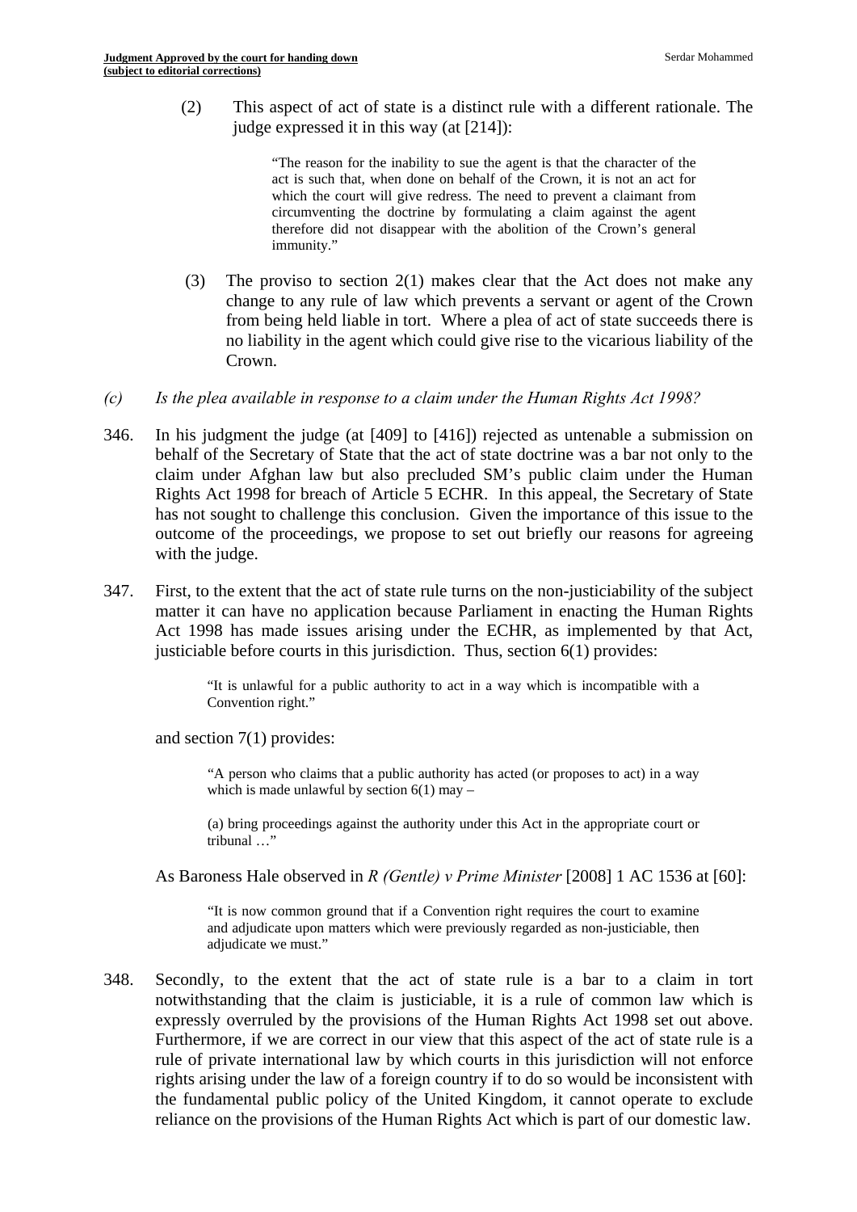(2) This aspect of act of state is a distinct rule with a different rationale. The judge expressed it in this way (at [214]):

> "The reason for the inability to sue the agent is that the character of the act is such that, when done on behalf of the Crown, it is not an act for which the court will give redress. The need to prevent a claimant from circumventing the doctrine by formulating a claim against the agent therefore did not disappear with the abolition of the Crown's general immunity."

(3) The proviso to section 2(1) makes clear that the Act does not make any change to any rule of law which prevents a servant or agent of the Crown from being held liable in tort. Where a plea of act of state succeeds there is no liability in the agent which could give rise to the vicarious liability of the Crown.

*(c) Is the plea available in response to a claim under the Human Rights Act 1998?*

346. In his judgment the judge (at [409] to [416]) rejected as untenable a submission on behalf of the Secretary of State that the act of state doctrine was a bar not only to the claim under Afghan law but also precluded SM's public claim under the Human Rights Act 1998 for breach of Article 5 ECHR. In this appeal, the Secretary of State has not sought to challenge this conclusion. Given the importance of this issue to the outcome of the proceedings, we propose to set out briefly our reasons for agreeing with the judge.

347. First, to the extent that the act of state rule turns on the non-justiciability of the subject matter it can have no application because Parliament in enacting the Human Rights Act 1998 has made issues arising under the ECHR, as implemented by that Act, justiciable before courts in this jurisdiction. Thus, section 6(1) provides:

> "It is unlawful for a public authority to act in a way which is incompatible with a Convention right."

and section 7(1) provides:

> "A person who claims that a public authority has acted (or proposes to act) in a way which is made unlawful by section 6(1) may –
>
> (a) bring proceedings against the authority under this Act in the appropriate court or tribunal …"

As Baroness Hale observed in *R (Gentle) v Prime Minister* [2008] 1 AC 1536 at [60]:

> "It is now common ground that if a Convention right requires the court to examine and adjudicate upon matters which were previously regarded as non-justiciable, then adjudicate we must."

348. Secondly, to the extent that the act of state rule is a bar to a claim in tort notwithstanding that the claim is justiciable, it is a rule of common law which is expressly overruled by the provisions of the Human Rights Act 1998 set out above. Furthermore, if we are correct in our view that this aspect of the act of state rule is a rule of private international law by which courts in this jurisdiction will not enforce rights arising under the law of a foreign country if to do so would be inconsistent with the fundamental public policy of the United Kingdom, it cannot operate to exclude reliance on the provisions of the Human Rights Act which is part of our domestic law.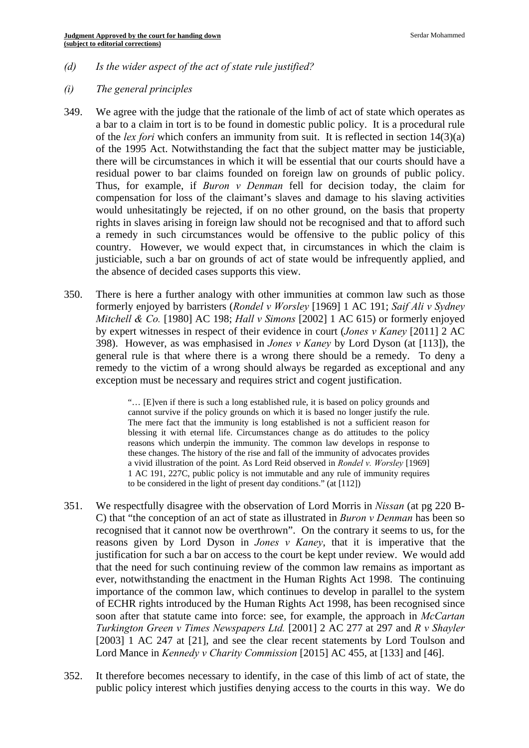*(d) Is the wider aspect of the act of state rule justified?*

*(i) The general principles*

349. We agree with the judge that the rationale of the limb of act of state which operates as a bar to a claim in tort is to be found in domestic public policy. It is a procedural rule of the *lex fori* which confers an immunity from suit. It is reflected in section 14(3)(a) of the 1995 Act. Notwithstanding the fact that the subject matter may be justiciable, there will be circumstances in which it will be essential that our courts should have a residual power to bar claims founded on foreign law on grounds of public policy. Thus, for example, if *Buron v Denman* fell for decision today, the claim for compensation for loss of the claimant's slaves and damage to his slaving activities would unhesitatingly be rejected, if on no other ground, on the basis that property rights in slaves arising in foreign law should not be recognised and that to afford such a remedy in such circumstances would be offensive to the public policy of this country. However, we would expect that, in circumstances in which the claim is justiciable, such a bar on grounds of act of state would be infrequently applied, and the absence of decided cases supports this view.

350. There is here a further analogy with other immunities at common law such as those formerly enjoyed by barristers (*Rondel v Worsley* [1969] 1 AC 191; *Saif Ali v Sydney Mitchell & Co.* [1980] AC 198; *Hall v Simons* [2002] 1 AC 615) or formerly enjoyed by expert witnesses in respect of their evidence in court (*Jones v Kaney* [2011] 2 AC 398). However, as was emphasised in *Jones v Kaney* by Lord Dyson (at [113]), the general rule is that where there is a wrong there should be a remedy. To deny a remedy to the victim of a wrong should always be regarded as exceptional and any exception must be necessary and requires strict and cogent justification.

> "… [E]ven if there is such a long established rule, it is based on policy grounds and cannot survive if the policy grounds on which it is based no longer justify the rule. The mere fact that the immunity is long established is not a sufficient reason for blessing it with eternal life. Circumstances change as do attitudes to the policy reasons which underpin the immunity. The common law develops in response to these changes. The history of the rise and fall of the immunity of advocates provides a vivid illustration of the point. As Lord Reid observed in *Rondel v. Worsley* [1969] 1 AC 191, 227C, public policy is not immutable and any rule of immunity requires to be considered in the light of present day conditions." (at [112])

351. We respectfully disagree with the observation of Lord Morris in *Nissan* (at pg 220 B-C) that "the conception of an act of state as illustrated in *Buron v Denman* has been so recognised that it cannot now be overthrown". On the contrary it seems to us, for the reasons given by Lord Dyson in *Jones v Kaney*, that it is imperative that the justification for such a bar on access to the court be kept under review. We would add that the need for such continuing review of the common law remains as important as ever, notwithstanding the enactment in the Human Rights Act 1998. The continuing importance of the common law, which continues to develop in parallel to the system of ECHR rights introduced by the Human Rights Act 1998, has been recognised since soon after that statute came into force: see, for example, the approach in *McCartan Turkington Green v Times Newspapers Ltd.* [2001] 2 AC 277 at 297 and *R v Shayler* [2003] 1 AC 247 at [21], and see the clear recent statements by Lord Toulson and Lord Mance in *Kennedy v Charity Commission* [2015] AC 455, at [133] and [46].

352. It therefore becomes necessary to identify, in the case of this limb of act of state, the public policy interest which justifies denying access to the courts in this way. We do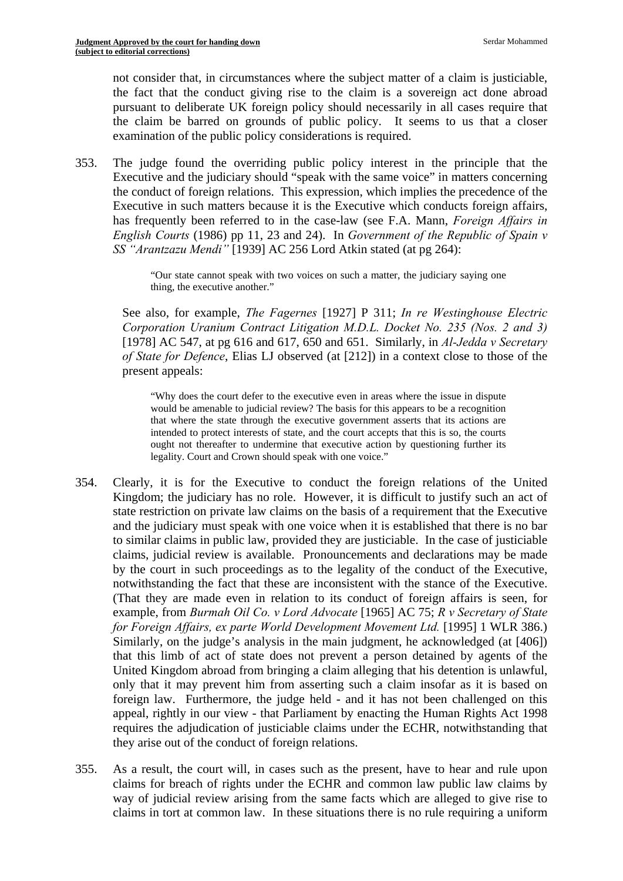not consider that, in circumstances where the subject matter of a claim is justiciable, the fact that the conduct giving rise to the claim is a sovereign act done abroad pursuant to deliberate UK foreign policy should necessarily in all cases require that the claim be barred on grounds of public policy. It seems to us that a closer examination of the public policy considerations is required.

353. The judge found the overriding public policy interest in the principle that the Executive and the judiciary should "speak with the same voice" in matters concerning the conduct of foreign relations. This expression, which implies the precedence of the Executive in such matters because it is the Executive which conducts foreign affairs, has frequently been referred to in the case-law (see F.A. Mann, *Foreign Affairs in English Courts* (1986) pp 11, 23 and 24). In *Government of the Republic of Spain v SS "Arantzazu Mendi"* [1939] AC 256 Lord Atkin stated (at pg 264):

> "Our state cannot speak with two voices on such a matter, the judiciary saying one thing, the executive another."

See also, for example, *The Fagernes* [1927] P 311; *In re Westinghouse Electric Corporation Uranium Contract Litigation M.D.L. Docket No. 235 (Nos. 2 and 3)* [1978] AC 547, at pg 616 and 617, 650 and 651. Similarly, in *Al-Jedda v Secretary of State for Defence*, Elias LJ observed (at [212]) in a context close to those of the present appeals:

> "Why does the court defer to the executive even in areas where the issue in dispute would be amenable to judicial review? The basis for this appears to be a recognition that where the state through the executive government asserts that its actions are intended to protect interests of state, and the court accepts that this is so, the courts ought not thereafter to undermine that executive action by questioning further its legality. Court and Crown should speak with one voice."

354. Clearly, it is for the Executive to conduct the foreign relations of the United Kingdom; the judiciary has no role. However, it is difficult to justify such an act of state restriction on private law claims on the basis of a requirement that the Executive and the judiciary must speak with one voice when it is established that there is no bar to similar claims in public law, provided they are justiciable. In the case of justiciable claims, judicial review is available. Pronouncements and declarations may be made by the court in such proceedings as to the legality of the conduct of the Executive, notwithstanding the fact that these are inconsistent with the stance of the Executive. (That they are made even in relation to its conduct of foreign affairs is seen, for example, from *Burmah Oil Co. v Lord Advocate* [1965] AC 75; *R v Secretary of State for Foreign Affairs, ex parte World Development Movement Ltd.* [1995] 1 WLR 386.) Similarly, on the judge's analysis in the main judgment, he acknowledged (at [406]) that this limb of act of state does not prevent a person detained by agents of the United Kingdom abroad from bringing a claim alleging that his detention is unlawful, only that it may prevent him from asserting such a claim insofar as it is based on foreign law. Furthermore, the judge held - and it has not been challenged on this appeal, rightly in our view - that Parliament by enacting the Human Rights Act 1998 requires the adjudication of justiciable claims under the ECHR, notwithstanding that they arise out of the conduct of foreign relations.

355. As a result, the court will, in cases such as the present, have to hear and rule upon claims for breach of rights under the ECHR and common law public law claims by way of judicial review arising from the same facts which are alleged to give rise to claims in tort at common law. In these situations there is no rule requiring a uniform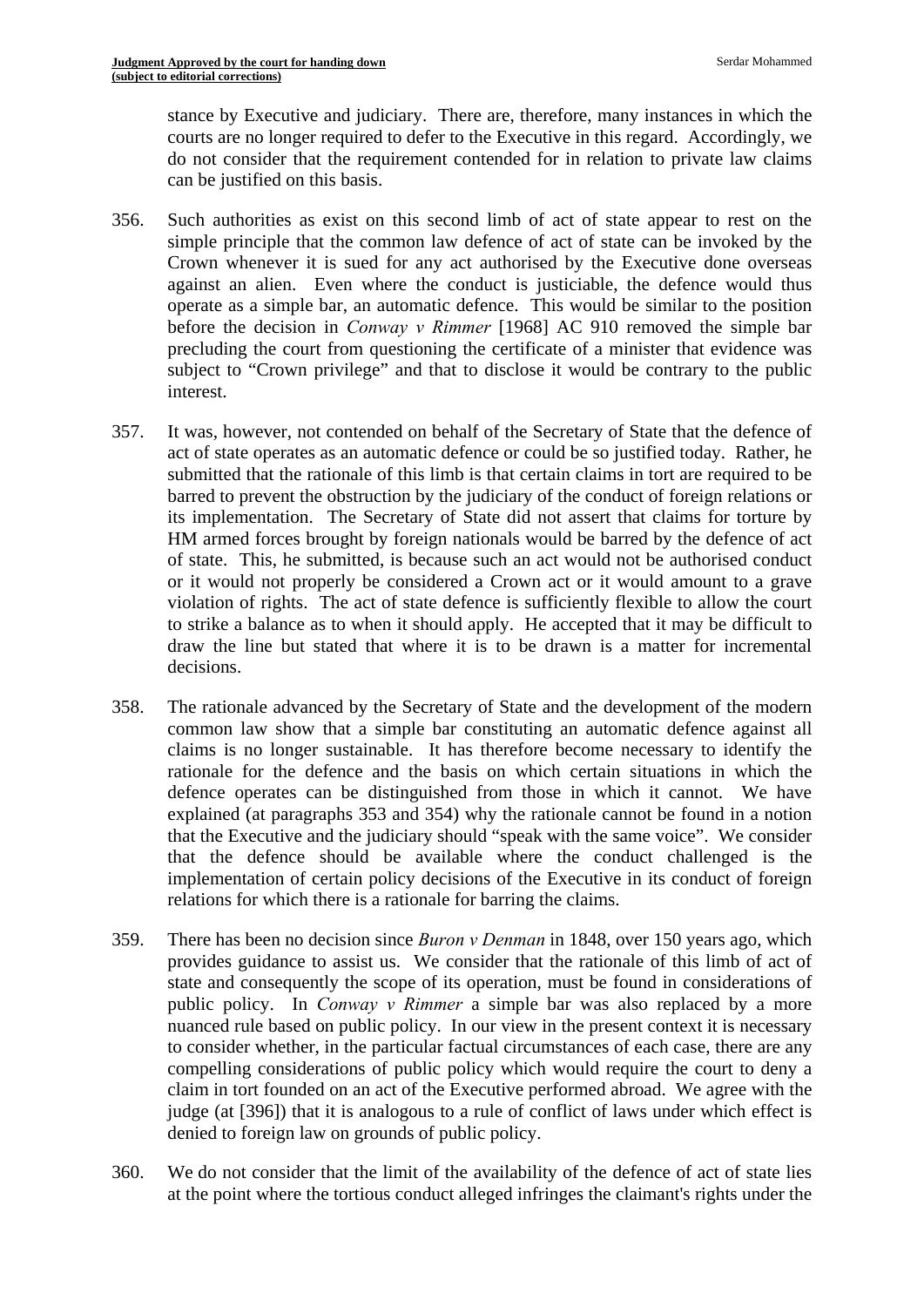stance by Executive and judiciary. There are, therefore, many instances in which the courts are no longer required to defer to the Executive in this regard. Accordingly, we do not consider that the requirement contended for in relation to private law claims can be justified on this basis.

356. Such authorities as exist on this second limb of act of state appear to rest on the simple principle that the common law defence of act of state can be invoked by the Crown whenever it is sued for any act authorised by the Executive done overseas against an alien. Even where the conduct is justiciable, the defence would thus operate as a simple bar, an automatic defence. This would be similar to the position before the decision in *Conway v Rimmer* [1968] AC 910 removed the simple bar precluding the court from questioning the certificate of a minister that evidence was subject to "Crown privilege" and that to disclose it would be contrary to the public interest.

357. It was, however, not contended on behalf of the Secretary of State that the defence of act of state operates as an automatic defence or could be so justified today. Rather, he submitted that the rationale of this limb is that certain claims in tort are required to be barred to prevent the obstruction by the judiciary of the conduct of foreign relations or its implementation. The Secretary of State did not assert that claims for torture by HM armed forces brought by foreign nationals would be barred by the defence of act of state. This, he submitted, is because such an act would not be authorised conduct or it would not properly be considered a Crown act or it would amount to a grave violation of rights. The act of state defence is sufficiently flexible to allow the court to strike a balance as to when it should apply. He accepted that it may be difficult to draw the line but stated that where it is to be drawn is a matter for incremental decisions.

358. The rationale advanced by the Secretary of State and the development of the modern common law show that a simple bar constituting an automatic defence against all claims is no longer sustainable. It has therefore become necessary to identify the rationale for the defence and the basis on which certain situations in which the defence operates can be distinguished from those in which it cannot. We have explained (at paragraphs 353 and 354) why the rationale cannot be found in a notion that the Executive and the judiciary should "speak with the same voice". We consider that the defence should be available where the conduct challenged is the implementation of certain policy decisions of the Executive in its conduct of foreign relations for which there is a rationale for barring the claims.

359. There has been no decision since *Buron v Denman* in 1848, over 150 years ago, which provides guidance to assist us. We consider that the rationale of this limb of act of state and consequently the scope of its operation, must be found in considerations of public policy. In *Conway v Rimmer* a simple bar was also replaced by a more nuanced rule based on public policy. In our view in the present context it is necessary to consider whether, in the particular factual circumstances of each case, there are any compelling considerations of public policy which would require the court to deny a claim in tort founded on an act of the Executive performed abroad. We agree with the judge (at [396]) that it is analogous to a rule of conflict of laws under which effect is denied to foreign law on grounds of public policy.

360. We do not consider that the limit of the availability of the defence of act of state lies at the point where the tortious conduct alleged infringes the claimant's rights under the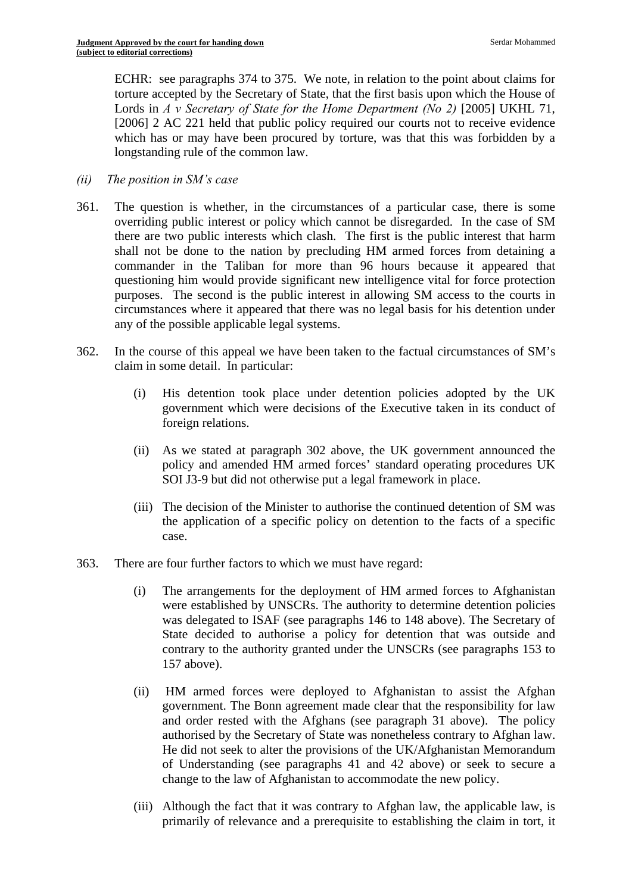ECHR: see paragraphs 374 to 375. We note, in relation to the point about claims for torture accepted by the Secretary of State, that the first basis upon which the House of Lords in *A v Secretary of State for the Home Department (No 2)* [2005] UKHL 71, [2006] 2 AC 221 held that public policy required our courts not to receive evidence which has or may have been procured by torture, was that this was forbidden by a longstanding rule of the common law.

*(ii) The position in SM's case*

361. The question is whether, in the circumstances of a particular case, there is some overriding public interest or policy which cannot be disregarded. In the case of SM there are two public interests which clash. The first is the public interest that harm shall not be done to the nation by precluding HM armed forces from detaining a commander in the Taliban for more than 96 hours because it appeared that questioning him would provide significant new intelligence vital for force protection purposes. The second is the public interest in allowing SM access to the courts in circumstances where it appeared that there was no legal basis for his detention under any of the possible applicable legal systems.

362. In the course of this appeal we have been taken to the factual circumstances of SM's claim in some detail. In particular:

(i) His detention took place under detention policies adopted by the UK government which were decisions of the Executive taken in its conduct of foreign relations.

(ii) As we stated at paragraph 302 above, the UK government announced the policy and amended HM armed forces' standard operating procedures UK SOI J3-9 but did not otherwise put a legal framework in place.

(iii) The decision of the Minister to authorise the continued detention of SM was the application of a specific policy on detention to the facts of a specific case.

363. There are four further factors to which we must have regard:

(i) The arrangements for the deployment of HM armed forces to Afghanistan were established by UNSCRs. The authority to determine detention policies was delegated to ISAF (see paragraphs 146 to 148 above). The Secretary of State decided to authorise a policy for detention that was outside and contrary to the authority granted under the UNSCRs (see paragraphs 153 to 157 above).

(ii) HM armed forces were deployed to Afghanistan to assist the Afghan government. The Bonn agreement made clear that the responsibility for law and order rested with the Afghans (see paragraph 31 above). The policy authorised by the Secretary of State was nonetheless contrary to Afghan law. He did not seek to alter the provisions of the UK/Afghanistan Memorandum of Understanding (see paragraphs 41 and 42 above) or seek to secure a change to the law of Afghanistan to accommodate the new policy.

(iii) Although the fact that it was contrary to Afghan law, the applicable law, is primarily of relevance and a prerequisite to establishing the claim in tort, it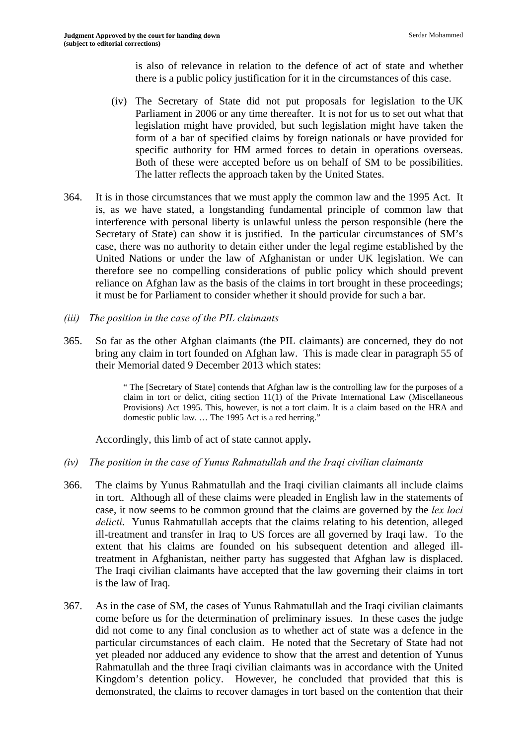is also of relevance in relation to the defence of act of state and whether there is a public policy justification for it in the circumstances of this case.

(iv) The Secretary of State did not put proposals for legislation to the UK Parliament in 2006 or any time thereafter. It is not for us to set out what that legislation might have provided, but such legislation might have taken the form of a bar of specified claims by foreign nationals or have provided for specific authority for HM armed forces to detain in operations overseas. Both of these were accepted before us on behalf of SM to be possibilities. The latter reflects the approach taken by the United States.

364. It is in those circumstances that we must apply the common law and the 1995 Act. It is, as we have stated, a longstanding fundamental principle of common law that interference with personal liberty is unlawful unless the person responsible (here the Secretary of State) can show it is justified. In the particular circumstances of SM's case, there was no authority to detain either under the legal regime established by the United Nations or under the law of Afghanistan or under UK legislation. We can therefore see no compelling considerations of public policy which should prevent reliance on Afghan law as the basis of the claims in tort brought in these proceedings; it must be for Parliament to consider whether it should provide for such a bar.

*(iii) The position in the case of the PIL claimants*

365. So far as the other Afghan claimants (the PIL claimants) are concerned, they do not bring any claim in tort founded on Afghan law. This is made clear in paragraph 55 of their Memorial dated 9 December 2013 which states:

> " The [Secretary of State] contends that Afghan law is the controlling law for the purposes of a claim in tort or delict, citing section 11(1) of the Private International Law (Miscellaneous Provisions) Act 1995. This, however, is not a tort claim. It is a claim based on the HRA and domestic public law. … The 1995 Act is a red herring."

Accordingly, this limb of act of state cannot apply**.**

*(iv) The position in the case of Yunus Rahmatullah and the Iraqi civilian claimants*

366. The claims by Yunus Rahmatullah and the Iraqi civilian claimants all include claims in tort. Although all of these claims were pleaded in English law in the statements of case, it now seems to be common ground that the claims are governed by the *lex loci delicti*. Yunus Rahmatullah accepts that the claims relating to his detention, alleged ill-treatment and transfer in Iraq to US forces are all governed by Iraqi law. To the extent that his claims are founded on his subsequent detention and alleged ill-treatment in Afghanistan, neither party has suggested that Afghan law is displaced. The Iraqi civilian claimants have accepted that the law governing their claims in tort is the law of Iraq.

367. As in the case of SM, the cases of Yunus Rahmatullah and the Iraqi civilian claimants come before us for the determination of preliminary issues. In these cases the judge did not come to any final conclusion as to whether act of state was a defence in the particular circumstances of each claim. He noted that the Secretary of State had not yet pleaded nor adduced any evidence to show that the arrest and detention of Yunus Rahmatullah and the three Iraqi civilian claimants was in accordance with the United Kingdom's detention policy. However, he concluded that provided that this is demonstrated, the claims to recover damages in tort based on the contention that their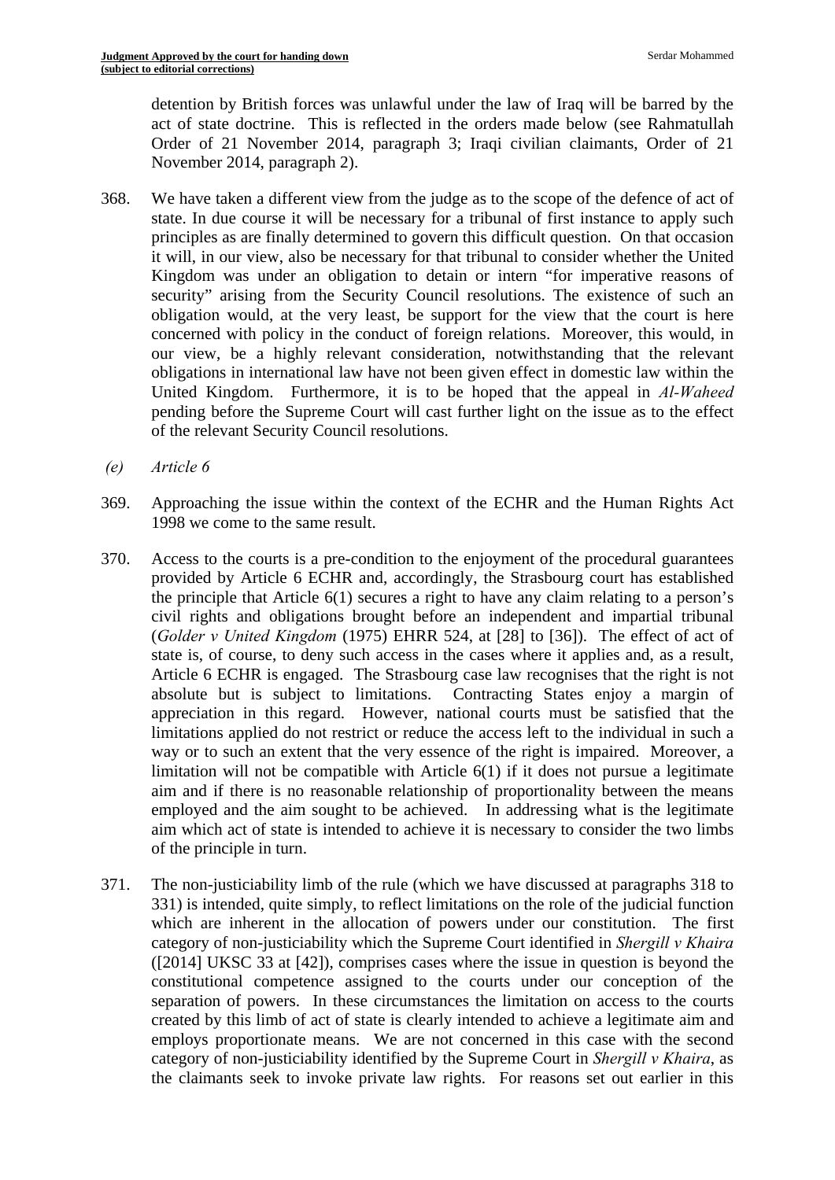detention by British forces was unlawful under the law of Iraq will be barred by the act of state doctrine. This is reflected in the orders made below (see Rahmatullah Order of 21 November 2014, paragraph 3; Iraqi civilian claimants, Order of 21 November 2014, paragraph 2).

368. We have taken a different view from the judge as to the scope of the defence of act of state. In due course it will be necessary for a tribunal of first instance to apply such principles as are finally determined to govern this difficult question. On that occasion it will, in our view, also be necessary for that tribunal to consider whether the United Kingdom was under an obligation to detain or intern "for imperative reasons of security" arising from the Security Council resolutions. The existence of such an obligation would, at the very least, be support for the view that the court is here concerned with policy in the conduct of foreign relations. Moreover, this would, in our view, be a highly relevant consideration, notwithstanding that the relevant obligations in international law have not been given effect in domestic law within the United Kingdom. Furthermore, it is to be hoped that the appeal in *Al-Waheed* pending before the Supreme Court will cast further light on the issue as to the effect of the relevant Security Council resolutions.

*(e) Article 6*

369. Approaching the issue within the context of the ECHR and the Human Rights Act 1998 we come to the same result.

370. Access to the courts is a pre-condition to the enjoyment of the procedural guarantees provided by Article 6 ECHR and, accordingly, the Strasbourg court has established the principle that Article 6(1) secures a right to have any claim relating to a person's civil rights and obligations brought before an independent and impartial tribunal (*Golder v United Kingdom* (1975) EHRR 524, at [28] to [36]). The effect of act of state is, of course, to deny such access in the cases where it applies and, as a result, Article 6 ECHR is engaged. The Strasbourg case law recognises that the right is not absolute but is subject to limitations. Contracting States enjoy a margin of appreciation in this regard. However, national courts must be satisfied that the limitations applied do not restrict or reduce the access left to the individual in such a way or to such an extent that the very essence of the right is impaired. Moreover, a limitation will not be compatible with Article 6(1) if it does not pursue a legitimate aim and if there is no reasonable relationship of proportionality between the means employed and the aim sought to be achieved. In addressing what is the legitimate aim which act of state is intended to achieve it is necessary to consider the two limbs of the principle in turn.

371. The non-justiciability limb of the rule (which we have discussed at paragraphs 318 to 331) is intended, quite simply, to reflect limitations on the role of the judicial function which are inherent in the allocation of powers under our constitution. The first category of non-justiciability which the Supreme Court identified in *Shergill v Khaira* ([2014] UKSC 33 at [42]), comprises cases where the issue in question is beyond the constitutional competence assigned to the courts under our conception of the separation of powers. In these circumstances the limitation on access to the courts created by this limb of act of state is clearly intended to achieve a legitimate aim and employs proportionate means. We are not concerned in this case with the second category of non-justiciability identified by the Supreme Court in *Shergill v Khaira*, as the claimants seek to invoke private law rights. For reasons set out earlier in this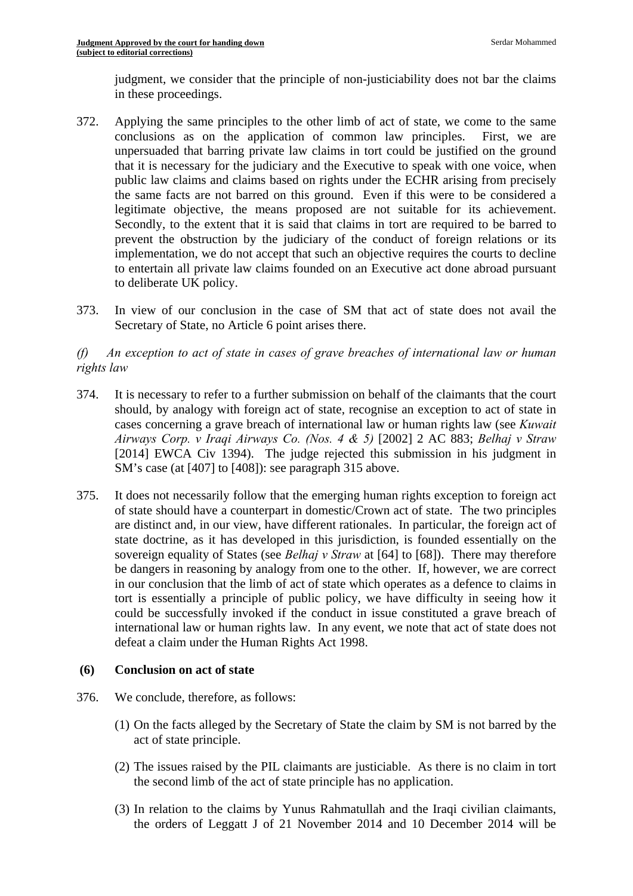judgment, we consider that the principle of non-justiciability does not bar the claims in these proceedings.

372. Applying the same principles to the other limb of act of state, we come to the same conclusions as on the application of common law principles. First, we are unpersuaded that barring private law claims in tort could be justified on the ground that it is necessary for the judiciary and the Executive to speak with one voice, when public law claims and claims based on rights under the ECHR arising from precisely the same facts are not barred on this ground. Even if this were to be considered a legitimate objective, the means proposed are not suitable for its achievement. Secondly, to the extent that it is said that claims in tort are required to be barred to prevent the obstruction by the judiciary of the conduct of foreign relations or its implementation, we do not accept that such an objective requires the courts to decline to entertain all private law claims founded on an Executive act done abroad pursuant to deliberate UK policy.

373. In view of our conclusion in the case of SM that act of state does not avail the Secretary of State, no Article 6 point arises there.

*(f) An exception to act of state in cases of grave breaches of international law or human rights law*

374. It is necessary to refer to a further submission on behalf of the claimants that the court should, by analogy with foreign act of state, recognise an exception to act of state in cases concerning a grave breach of international law or human rights law (see *Kuwait Airways Corp. v Iraqi Airways Co. (Nos. 4 & 5)* [2002] 2 AC 883; *Belhaj v Straw* [2014] EWCA Civ 1394). The judge rejected this submission in his judgment in SM's case (at [407] to [408]): see paragraph 315 above.

375. It does not necessarily follow that the emerging human rights exception to foreign act of state should have a counterpart in domestic/Crown act of state. The two principles are distinct and, in our view, have different rationales. In particular, the foreign act of state doctrine, as it has developed in this jurisdiction, is founded essentially on the sovereign equality of States (see *Belhaj v Straw* at [64] to [68]). There may therefore be dangers in reasoning by analogy from one to the other. If, however, we are correct in our conclusion that the limb of act of state which operates as a defence to claims in tort is essentially a principle of public policy, we have difficulty in seeing how it could be successfully invoked if the conduct in issue constituted a grave breach of international law or human rights law. In any event, we note that act of state does not defeat a claim under the Human Rights Act 1998.

### (6) Conclusion on act of state

376. We conclude, therefore, as follows:

(1) On the facts alleged by the Secretary of State the claim by SM is not barred by the act of state principle.

(2) The issues raised by the PIL claimants are justiciable. As there is no claim in tort the second limb of the act of state principle has no application.

(3) In relation to the claims by Yunus Rahmatullah and the Iraqi civilian claimants, the orders of Leggatt J of 21 November 2014 and 10 December 2014 will be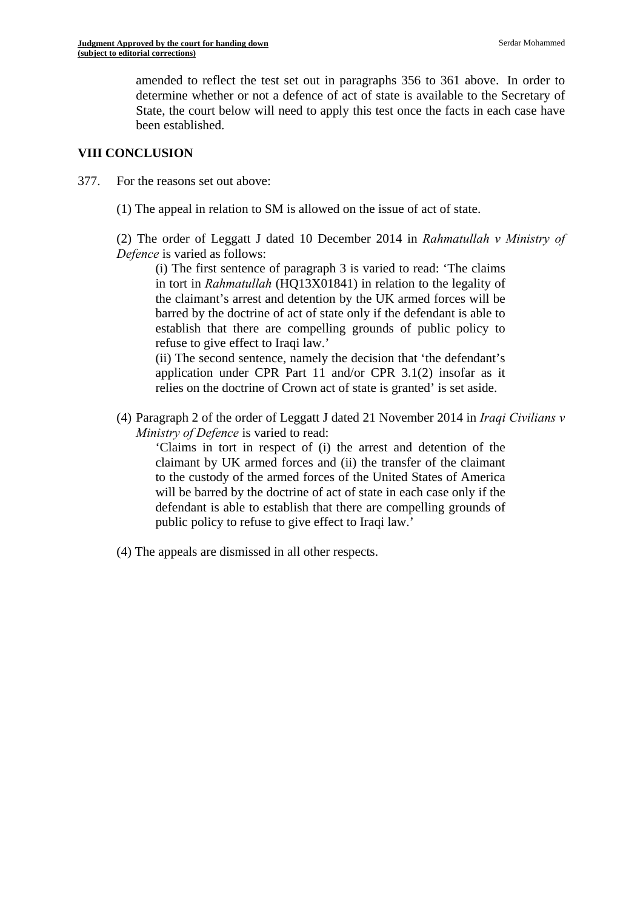amended to reflect the test set out in paragraphs 356 to 361 above. In order to determine whether or not a defence of act of state is available to the Secretary of State, the court below will need to apply this test once the facts in each case have been established.

## VIII CONCLUSION

377. For the reasons set out above:

(1) The appeal in relation to SM is allowed on the issue of act of state.

(2) The order of Leggatt J dated 10 December 2014 in *Rahmatullah v Ministry of Defence* is varied as follows:

> (i) The first sentence of paragraph 3 is varied to read: 'The claims in tort in *Rahmatullah* (HQ13X01841) in relation to the legality of the claimant's arrest and detention by the UK armed forces will be barred by the doctrine of act of state only if the defendant is able to establish that there are compelling grounds of public policy to refuse to give effect to Iraqi law.'
>
> (ii) The second sentence, namely the decision that 'the defendant's application under CPR Part 11 and/or CPR 3.1(2) insofar as it relies on the doctrine of Crown act of state is granted' is set aside.

(4) Paragraph 2 of the order of Leggatt J dated 21 November 2014 in *Iraqi Civilians v Ministry of Defence* is varied to read:

> 'Claims in tort in respect of (i) the arrest and detention of the claimant by UK armed forces and (ii) the transfer of the claimant to the custody of the armed forces of the United States of America will be barred by the doctrine of act of state in each case only if the defendant is able to establish that there are compelling grounds of public policy to refuse to give effect to Iraqi law.'

(4) The appeals are dismissed in all other respects.